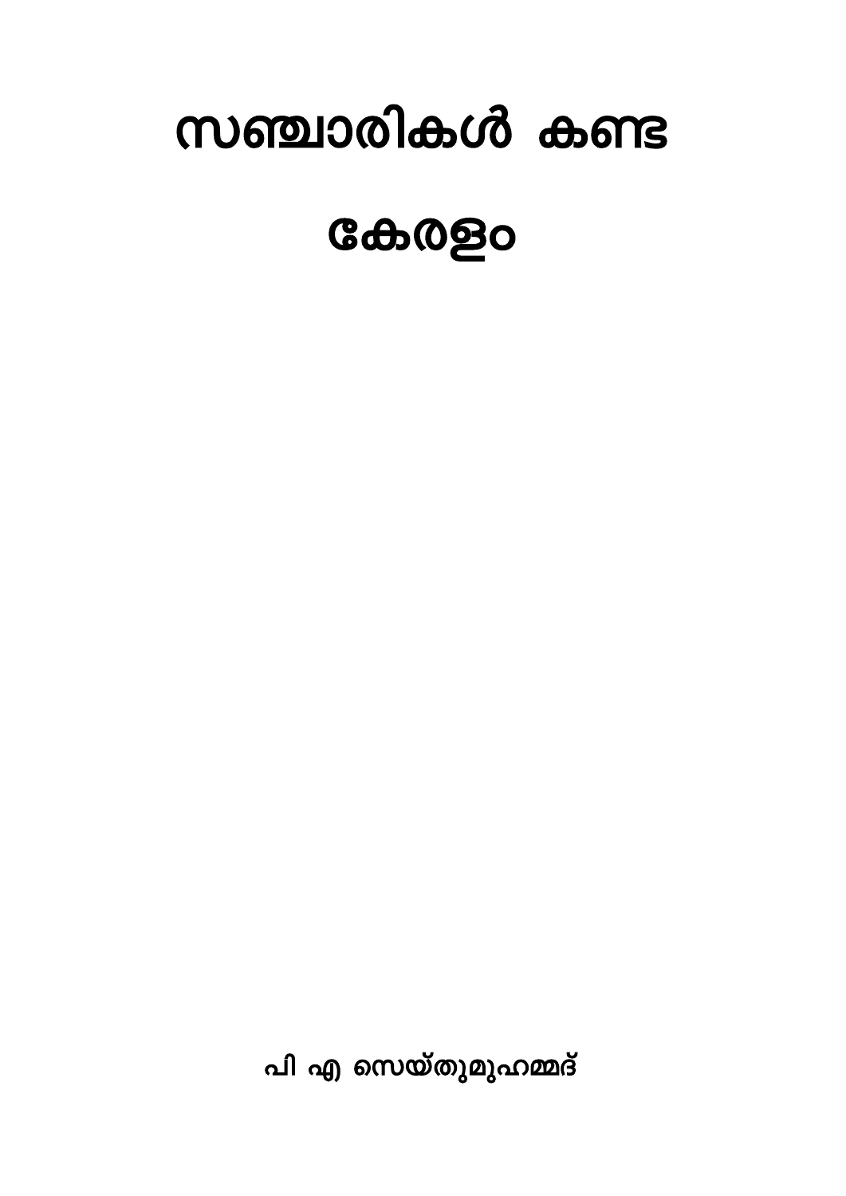# സഞ്ചാരികൾ കണ്ട കേരളം

പി എ സെയ്തുമുഹമ്മദ്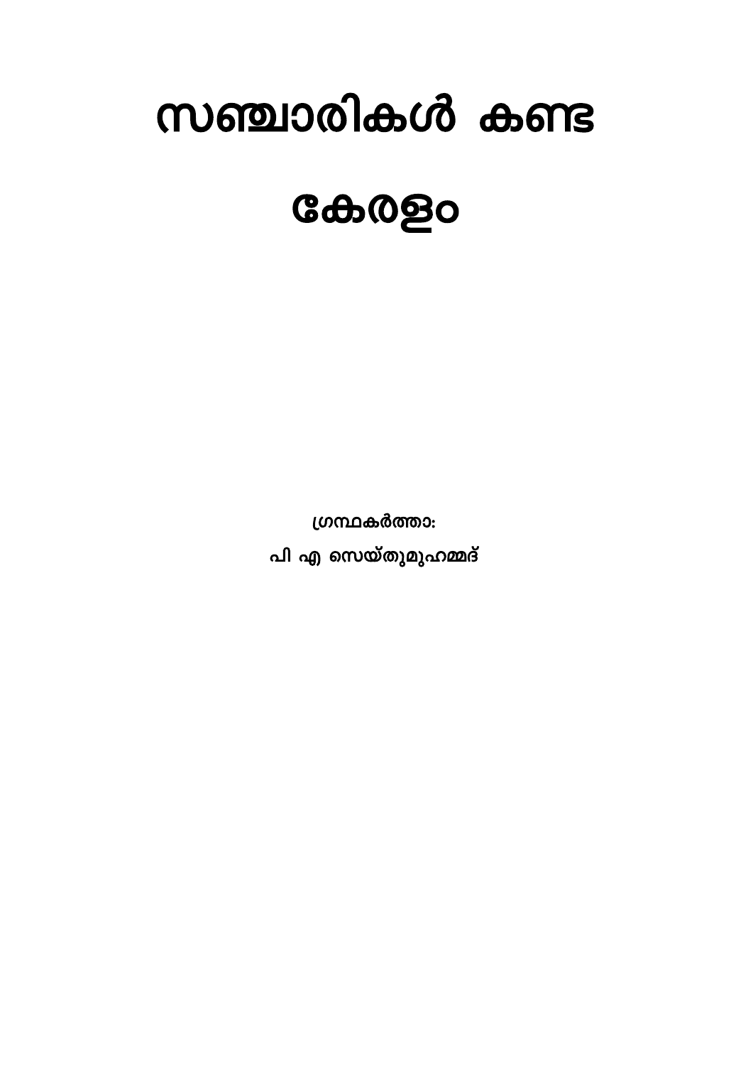# സഞ്ചാരികൾ കണ്ട കേരളം

ഗ്രന്ഥകർത്താ:

പി എ സെയ്തുമുഹമ്മദ്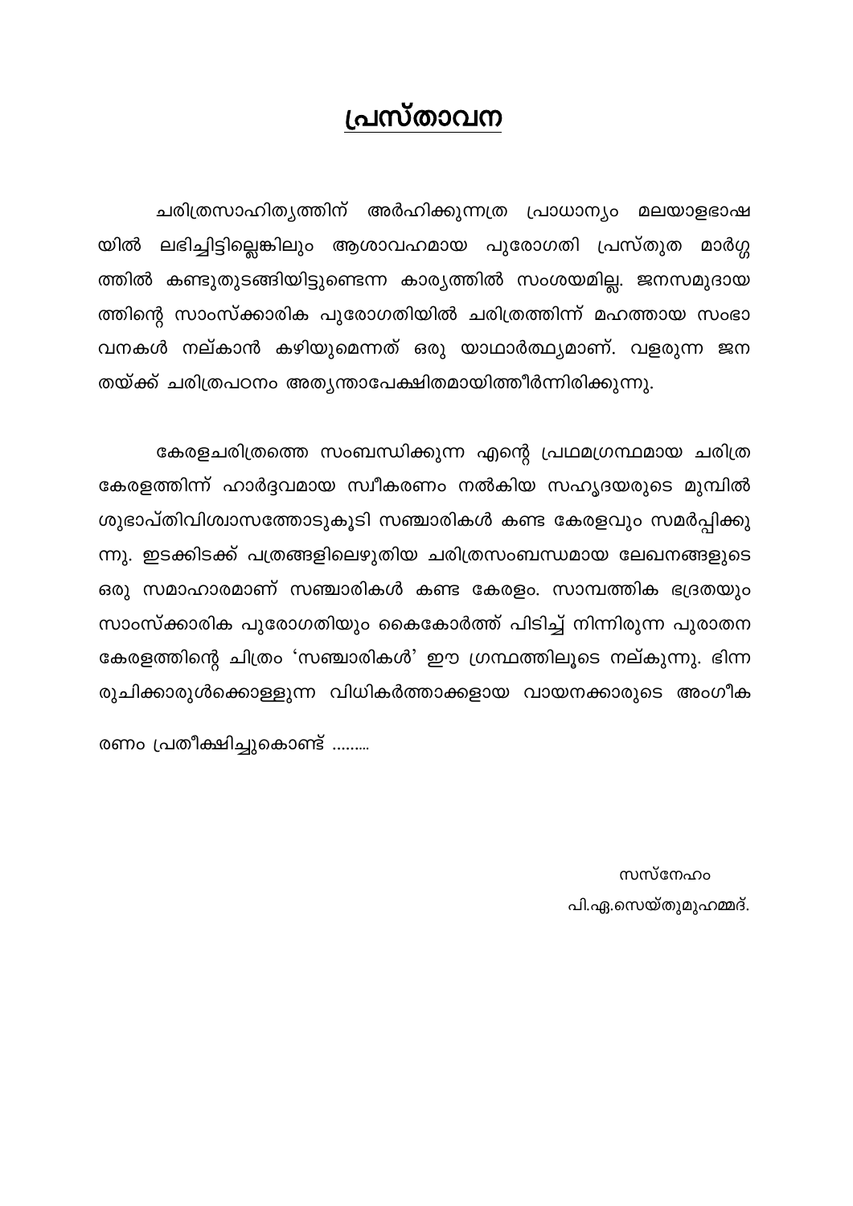# പ്രസ്താവന

ചരിത്രസാഹിത്യത്തിന് അർഹിക്കുന്നത്ര പ്രാധാന്യം മലയാളഭാഷയിൽ ലഭിച്ചിട്ടില്ലെങ്കിലും ആശാവഹമായ പുരോഗതി പ്രസ്തുത മാർഗ്ഗത്തിൽ കണ്ടുതുടങ്ങിയിട്ടുണ്ടെന്ന കാര്യത്തിൽ സംശയമില്ല. ജനസമുദായത്തിന്റെ സാംസ്ക്കാരിക പുരോഗതിയിൽ ചരിത്രത്തിന്ന് മഹത്തായ സംഭാവനകൾ നല്കാൻ കഴിയുമെന്നത് ഒരു യാഥാർത്ഥ്യമാണ്. വളരുന്ന ജനതയ്ക്ക് ചരിത്രപഠനം അത്യന്താപേക്ഷിതമായിത്തീർന്നിരിക്കുന്നു.

കേരളചരിത്രത്തെ സംബന്ധിക്കുന്ന എന്റെ പ്രഥമഗ്രന്ഥമായ ചരിത്രകേരളത്തിന്ന് ഹാർദ്ദവമായ സ്വീകരണം നൽകിയ സഹൃദയരുടെ മുമ്പിൽ ശുഭാപ്തിവിശ്വാസത്തോടുകൂടി സഞ്ചാരികൾ കണ്ട കേരളവും സമർപ്പിക്കുന്നു. ഇടക്കിടക്ക് പത്രങ്ങളിലെഴുതിയ ചരിത്രസംബന്ധമായ ലേഖനങ്ങളുടെ ഒരു സമാഹാരമാണ് സഞ്ചാരികൾ കണ്ട കേരളം. സാമ്പത്തിക ഭദ്രതയും സാംസ്ക്കാരിക പുരോഗതിയും കൈകോർത്ത് പിടിച്ച് നിന്നിരുന്ന പുരാതന കേരളത്തിന്റെ ചിത്രം 'സഞ്ചാരികൾ' ഈ ഗ്രന്ഥത്തിലൂടെ നല്കുന്നു. ഭിന്നരുചിക്കാരുൾക്കൊള്ളുന്ന വിധികർത്താക്കളായ വായനക്കാരുടെ അംഗീകരണം പ്രതീക്ഷിച്ചുകൊണ്ട് ........

സസ്നേഹം

പി.ഏ.സെയ്തുമുഹമ്മദ്.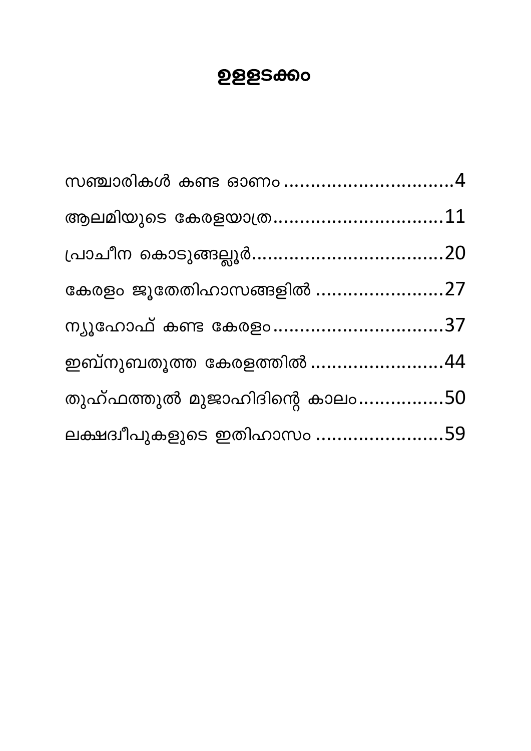# ഉള്ളടക്കം

സഞ്ചാരികൾ കണ്ട ഓണം ..............................4

ആലമിയുടെ കേരളയാത്ര..............................11

പ്രാചീന കൊടുങ്ങല്ലൂർ..................................20

കേരളം ജൂതേതിഹാസങ്ങളിൽ .......................27

ന്യൂഹോഫ് കണ്ട കേരളം...............................37

ഇബ്നുബതൂത്ത കേരളത്തിൽ ........................44

തുഹ്ഫത്തുൽ മുജാഹിദിന്റെ കാലം................50

ലക്ഷദ്വീപുകളുടെ ഇതിഹാസം .......................59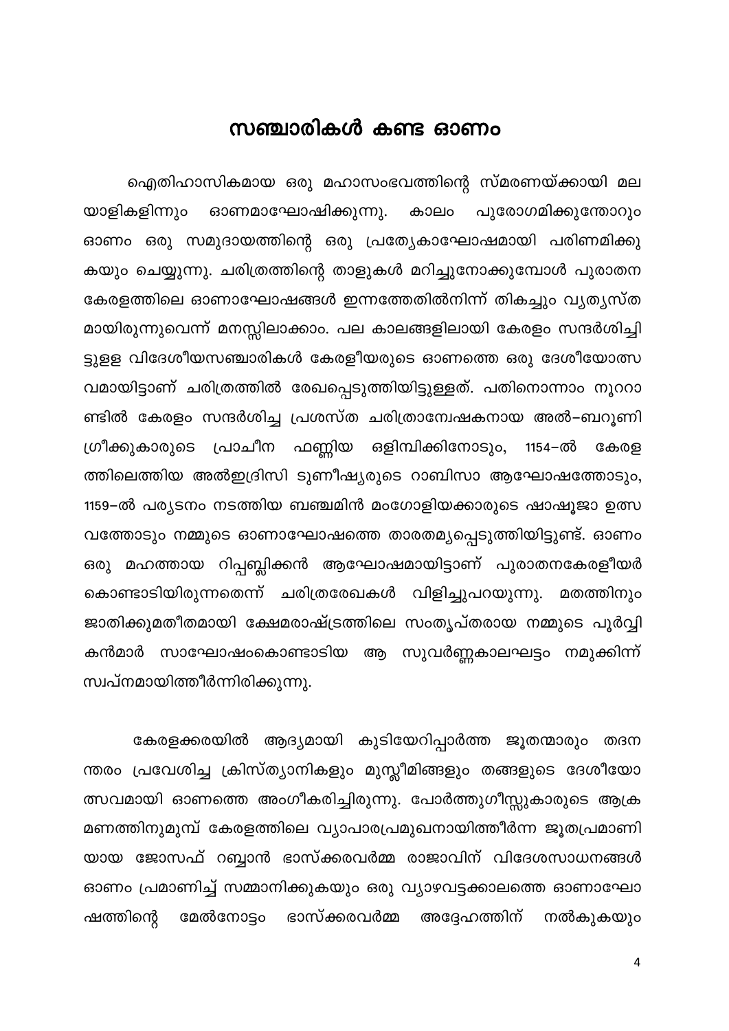# സഞ്ചാരികൾ കണ്ട ഓണം

ഐതിഹാസികമായ ഒരു മഹാസംഭവത്തിന്റെ സ്മരണയ്ക്കായി മലയാളികളിന്നും ഓണമാഘോഷിക്കുന്നു. കാലം പുരോഗമിക്കുന്തോറും ഓണം ഒരു സമുദായത്തിന്റെ ഒരു പ്രത്യേകാഘോഷമായി പരിണമിക്കുകയും ചെയ്യുന്നു. ചരിത്രത്തിന്റെ താളുകൾ മറിച്ചുനോക്കുമ്പോൾ പുരാതന കേരളത്തിലെ ഓണാഘോഷങ്ങൾ ഇന്നത്തേതിൽനിന്ന് തികച്ചും വ്യത്യസ്തമായിരുന്നുവെന്ന് മനസ്സിലാക്കാം. പല കാലങ്ങളിലായി കേരളം സന്ദർശിച്ചിട്ടുളള വിദേശീയസഞ്ചാരികൾ കേരളീയരുടെ ഓണത്തെ ഒരു ദേശീയോത്സവമായിട്ടാണ് ചരിത്രത്തിൽ രേഖപ്പെടുത്തിയിട്ടുള്ളത്. പതിനൊന്നാം നൂററാണ്ടിൽ കേരളം സന്ദർശിച്ച പ്രശസ്ത ചരിത്രാന്വേഷകനായ അൽ–ബറൂണി ഗ്രീക്കുകാരുടെ പ്രാചീന ഫണ്ണിയ ഒളിമ്പിക്കിനോടും, 1154–ൽ കേരളത്തിലെത്തിയ അൽഇദ്രിസി ടുണീഷ്യരുടെ റാബിസാ ആഘോഷത്തോടും, 1159–ൽ പര്യടനം നടത്തിയ ബഞ്ചമിൻ മംഗോളിയക്കാരുടെ ഷാഷൂജാ ഉത്സവത്തോടും നമ്മുടെ ഓണാഘോഷത്തെ താരതമ്യപ്പെടുത്തിയിട്ടുണ്ട്. ഓണം ഒരു മഹത്തായ റിപ്പബ്ലിക്കൻ ആഘോഷമായിട്ടാണ് പുരാതനകേരളീയർ കൊണ്ടാടിയിരുന്നതെന്ന് ചരിത്രരേഖകൾ വിളിച്ചുപറയുന്നു. മതത്തിനും ജാതിക്കുമതീതമായി ക്ഷേമരാഷ്ട്രത്തിലെ സംതൃപ്തരായ നമ്മുടെ പൂർവ്വികൻമാർ സാഘോഷംകൊണ്ടാടിയ ആ സുവർണ്ണകാലഘട്ടം നമുക്കിന്ന് സ്വപ്നമായിത്തീർന്നിരിക്കുന്നു.

കേരളക്കരയിൽ ആദ്യമായി കുടിയേറിപ്പാർത്ത ജൂതന്മാരും തദനന്തരം പ്രവേശിച്ച ക്രിസ്ത്യാനികളും മുസ്ലീമിങ്ങളും തങ്ങളുടെ ദേശീയോത്സവമായി ഓണത്തെ അംഗീകരിച്ചിരുന്നു. പോർത്തുഗീസ്സുകാരുടെ ആക്രമണത്തിനുമുമ്പ് കേരളത്തിലെ വ്യാപാരപ്രമുഖനായിത്തീർന്ന ജൂതപ്രമാണിയായ ജോസഫ് റബ്ബാൻ ഭാസ്ക്കരവർമ്മ രാജാവിന് വിദേശസാധനങ്ങൾ ഓണം പ്രമാണിച്ച് സമ്മാനിക്കുകയും ഒരു വ്യാഴവട്ടക്കാലത്തെ ഓണാഘോഷത്തിന്റെ മേൽനോട്ടം ഭാസ്ക്കരവർമ്മ അദ്ദേഹത്തിന് നൽകുകയും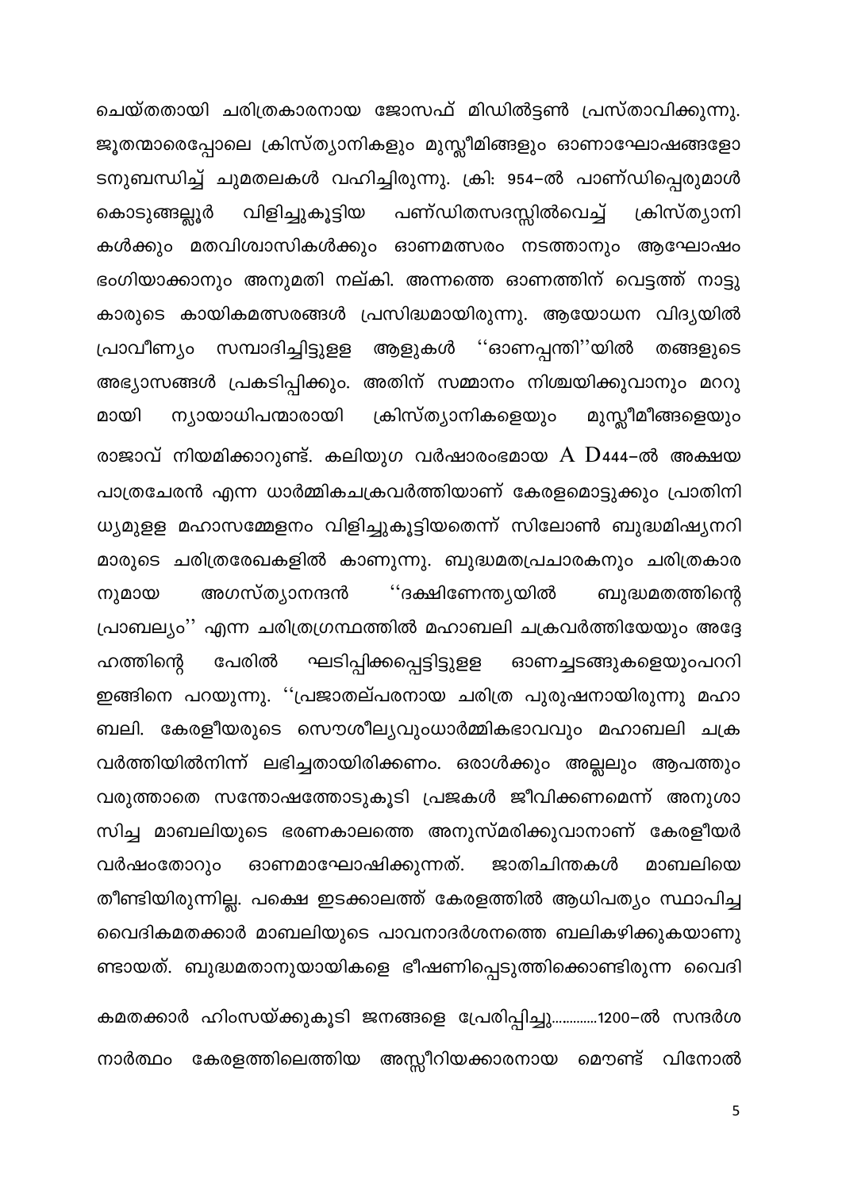ചെയ്തതായി ചരിത്രകാരനായ ജോസഫ് മിഡിൽട്ടൺ പ്രസ്താവിക്കുന്നു. ജൂതന്മാരെപ്പോലെ ക്രിസ്ത്യാനികളും മുസ്ലീമിങ്ങളും ഓണാഘോഷങ്ങളോ ടനുബന്ധിച്ച് ചുമതലകൾ വഹിച്ചിരുന്നു. ക്രി: 954–ൽ പാണ്ഡിപ്പെരുമാൾ കൊടുങ്ങല്ലൂർ വിളിച്ചുകൂട്ടിയ പണ്ഡിതസദസ്സിൽവെച്ച് ക്രിസ്ത്യാനി കൾക്കും മതവിശ്വാസികൾക്കും ഓണമത്സരം നടത്താനും ആഘോഷം ഭംഗിയാക്കാനും അനുമതി നല്കി. അന്നത്തെ ഓണത്തിന് വെട്ടത്ത് നാട്ടു കാരുടെ കായികമത്സരങ്ങൾ പ്രസിദ്ധമായിരുന്നു. ആയോധന വിദ്യയിൽ പ്രാവീണ്യം സമ്പാദിച്ചിട്ടുള്ള ആളുകൾ ''ഓണപ്പന്തി''യിൽ തങ്ങളുടെ അഭ്യാസങ്ങൾ പ്രകടിപ്പിക്കും. അതിന് സമ്മാനം നിശ്ചയിക്കുവാനും മററു മായി ന്യായാധിപന്മാരായി ക്രിസ്ത്യാനികളെയും മുസ്ലീമീങ്ങളെയും രാജാവ് നിയമിക്കാറുണ്ട്. കലിയുഗ വർഷാരംഭമായ A D444–ൽ അക്ഷയ പാത്രചേരൻ എന്ന ധാർമ്മികചക്രവർത്തിയാണ് കേരളമൊട്ടുക്കും പ്രാതിനി ധ്യമുള്ള മഹാസമ്മേളനം വിളിച്ചുകൂട്ടിയതെന്ന് സിലോൺ ബുദ്ധമിഷ്യനറി മാരുടെ ചരിത്രരേഖകളിൽ കാണുന്നു. ബുദ്ധമതപ്രചാരകനും ചരിത്രകാര നുമായ അഗസ്ത്യാനന്ദൻ ''ദക്ഷിണേന്ത്യയിൽ ബുദ്ധമതത്തിന്റെ പ്രാബല്യം'' എന്ന ചരിത്രഗ്രന്ഥത്തിൽ മഹാബലി ചക്രവർത്തിയേയും അദ്ദേ ഹത്തിന്റെ പേരിൽ ഘടിപ്പിക്കപ്പെട്ടിട്ടുള്ള ഓണച്ചടങ്ങുകളെയുംപററി ഇങ്ങിനെ പറയുന്നു. ''പ്രജാതല്പരനായ ചരിത്ര പുരുഷനായിരുന്നു മഹാ ബലി. കേരളീയരുടെ സൌശീല്യവുംധാർമ്മികഭാവവും മഹാബലി ചക്ര വർത്തിയിൽനിന്ന് ലഭിച്ചതായിരിക്കണം. ഒരാൾക്കും അല്ലലും ആപത്തും വരുത്താതെ സന്തോഷത്തോടുകൂടി പ്രജകൾ ജീവിക്കണമെന്ന് അനുശാ സിച്ച മാബലിയുടെ ഭരണകാലത്തെ അനുസ്മരിക്കുവാനാണ് കേരളീയർ വർഷംതോറും ഓണമാഘോഷിക്കുന്നത്. ജാതിചിന്തകൾ മാബലിയെ തീണ്ടിയിരുന്നില്ല. പക്ഷെ ഇടക്കാലത്ത് കേരളത്തിൽ ആധിപത്യം സ്ഥാപിച്ച വൈദികമതക്കാർ മാബലിയുടെ പാവനാദർശനത്തെ ബലികഴിക്കുകയാണു ണ്ടായത്. ബുദ്ധമതാനുയായികളെ ഭീഷണിപ്പെടുത്തിക്കൊണ്ടിരുന്ന വൈദി കമതക്കാർ ഹിംസയ്ക്കുകൂടി ജനങ്ങളെ പ്രേരിപ്പിച്ചു............1200–ൽ സന്ദർശ നാർത്ഥം കേരളത്തിലെത്തിയ അസ്സീറിയക്കാരനായ മൌണ്ട് വിനോൽ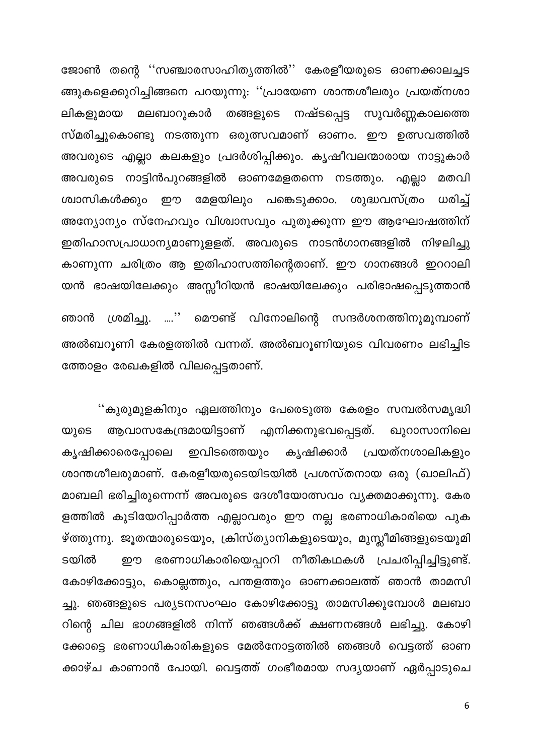ജോൺ തന്റെ ''സഞ്ചാരസാഹിത്യത്തിൽ'' കേരളീയരുടെ ഓണക്കാലച്ചട ങ്ങുകളെക്കുറിച്ചിങ്ങനെ പറയുന്നു: ''പ്രായേണ ശാന്തശീലരും പ്രയത്നശാ ലികളുമായ മലബാറുകാർ തങ്ങളുടെ നഷ്ടപ്പെട്ട സുവർണ്ണകാലത്തെ സ്മരിച്ചുകൊണ്ടു നടത്തുന്ന ഒരുത്സവമാണ് ഓണം. ഈ ഉത്സവത്തിൽ അവരുടെ എല്ലാ കലകളും പ്രദർശിപ്പിക്കും. കൃഷീവലന്മാരായ നാട്ടുകാർ അവരുടെ നാട്ടിൻപുറങ്ങളിൽ ഓണമേളതന്നെ നടത്തും. എല്ലാ മതവി ശ്വാസികൾക്കും ഈ മേളയിലും പങ്കെടുക്കാം. ശുദ്ധവസ്ത്രം ധരിച്ച് അന്യോന്യം സ്നേഹവും വിശ്വാസവും പുതുക്കുന്ന ഈ ആഘോഷത്തിന് ഇതിഹാസപ്രാധാന്യമാണുളളത്. അവരുടെ നാടൻഗാനങ്ങളിൽ നിഴലിച്ചു കാണുന്ന ചരിത്രം ആ ഇതിഹാസത്തിന്റെതാണ്. ഈ ഗാനങ്ങൾ ഇററാലി യൻ ഭാഷയിലേക്കും അസ്സീറിയൻ ഭാഷയിലേക്കും പരിഭാഷപ്പെടുത്താൻ ഞാൻ ശ്രമിച്ചു. ....'' മൌണ്ട് വിനോലിന്റെ സന്ദർശനത്തിനുമുമ്പാണ് അൽബറൂണി കേരളത്തിൽ വന്നത്. അൽബറൂണിയുടെ വിവരണം ലഭിച്ചിട ത്തോളം രേഖകളിൽ വിലപ്പെട്ടതാണ്.

''കുരുമുളകിനും ഏലത്തിനും പേരെടുത്ത കേരളം സമ്പൽസമൃദ്ധി യുടെ ആവാസകേന്ദ്രമായിട്ടാണ് എനിക്കനുഭവപ്പെട്ടത്. ഖുറാസാനിലെ കൃഷിക്കാരെപ്പോലെ ഇവിടത്തെയും കൃഷിക്കാർ പ്രയത്നശാലികളും ശാന്തശീലരുമാണ്. കേരളീയരുടെയിടയിൽ പ്രശസ്തനായ ഒരു (ഖാലിഫ്) മാബലി ഭരിച്ചിരുന്നെന്ന് അവരുടെ ദേശീയോത്സവം വ്യക്തമാക്കുന്നു. കേര ളത്തിൽ കുടിയേറിപ്പാർത്ത എല്ലാവരും ഈ നല്ല ഭരണാധികാരിയെ പുക ഴ്ത്തുന്നു. ജൂതന്മാരുടെയും, ക്രിസ്ത്യാനികളുടെയും, മുസ്ലീമിങ്ങളുടെയുമി ടയിൽ ഈ ഭരണാധികാരിയെപ്പററി നീതികഥകൾ പ്രചരിപ്പിച്ചിട്ടുണ്ട്. കോഴിക്കോട്ടും, കൊല്ലത്തും, പന്തളത്തും ഓണക്കാലത്ത് ഞാൻ താമസി ച്ചു. ഞങ്ങളുടെ പര്യടനസംഘം കോഴിക്കോട്ടു താമസിക്കുമ്പോൾ മലബാ റിന്റെ ചില ഭാഗങ്ങളിൽ നിന്ന് ഞങ്ങൾക്ക് ക്ഷണനങ്ങൾ ലഭിച്ചു. കോഴി ക്കോട്ടെ ഭരണാധികാരികളുടെ മേൽനോട്ടത്തിൽ ഞങ്ങൾ വെട്ടത്ത് ഓണ ക്കാഴ്ച കാണാൻ പോയി. വെട്ടത്ത് ഗംഭീരമായ സദ്യയാണ് ഏർപ്പാടുചെ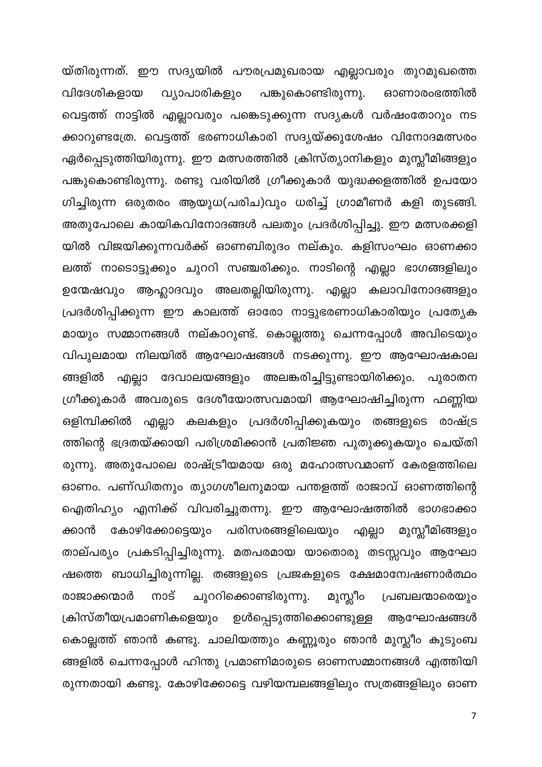യ്തിരുന്നത്. ഈ സദ്യയിൽ പൗരപ്രമുഖരായ എല്ലാവരും തുറമുഖത്തെ വിദേശികളായ വ്യാപാരികളും പങ്കുകൊണ്ടിരുന്നു. ഓണാരംഭത്തിൽ വെട്ടത്ത് നാട്ടിൽ എല്ലാവരും പങ്കെടുക്കുന്ന സദ്യകൾ വർഷംതോറും നടക്കാറുണ്ടത്രേ. വെട്ടത്ത് ഭരണാധികാരി സദ്യയ്ക്കുശേഷം വിനോദമത്സരം ഏർപ്പെടുത്തിയിരുന്നു. ഈ മത്സരത്തിൽ ക്രിസ്ത്യാനികളും മുസ്ലീമിങ്ങളും പങ്കുകൊണ്ടിരുന്നു. രണ്ടു വരിയിൽ ഗ്രീക്കുകാർ യുദ്ധക്കളത്തിൽ ഉപയോഗിച്ചിരുന്ന ഒരുതരം ആയുധ(പരിച)വും ധരിച്ച് ഗ്രാമീണർ കളി തുടങ്ങി. അതുപോലെ കായികവിനോദങ്ങൾ പലതും പ്രദർശിപ്പിച്ചു. ഈ മത്സരക്കളിയിൽ വിജയിക്കുന്നവർക്ക് ഓണബിരുദം നല്കും. കളിസംഘം ഓണക്കാലത്ത് നാടൊട്ടുക്കും ചുററി സഞ്ചരിക്കും. നാടിന്റെ എല്ലാ ഭാഗങ്ങളിലും ഉന്മേഷവും ആഹ്ലാദവും അലതല്ലിയിരുന്നു. എല്ലാ കലാവിനോദങ്ങളും പ്രദർശിപ്പിക്കുന്ന ഈ കാലത്ത് ഓരോ നാട്ടുഭരണാധികാരിയും പ്രത്യേകമായും സമ്മാനങ്ങൾ നല്കാറുണ്ട്. കൊല്ലത്തു ചെന്നപ്പോൾ അവിടെയും വിപുലമായ നിലയിൽ ആഘോഷങ്ങൾ നടക്കുന്നു. ഈ ആഘോഷകാലങ്ങളിൽ എല്ലാ ദേവാലയങ്ങളും അലങ്കരിച്ചിട്ടുണ്ടായിരിക്കും. പുരാതന ഗ്രീക്കുകാർ അവരുടെ ദേശീയോത്സവമായി ആഘോഷിച്ചിരുന്ന ഫണ്ണിയ ഒളിമ്പിക്കിൽ എല്ലാ കലകളും പ്രദർശിപ്പിക്കുകയും തങ്ങളുടെ രാഷ്ട്രത്തിന്റെ ഭദ്രതയ്ക്കായി പരിശ്രമിക്കാൻ പ്രതിജ്ഞ പുതുക്കുകയും ചെയ്തിരുന്നു. അതുപോലെ രാഷ്ട്രീയമായ ഒരു മഹോത്സവമാണ് കേരളത്തിലെ ഓണം. പണ്ഡിതനും ത്യാഗശീലനുമായ പന്തളത്ത് രാജാവ് ഓണത്തിന്റെ ഐതിഹ്യം എനിക്ക് വിവരിച്ചുതന്നു. ഈ ആഘോഷത്തിൽ ഭാഗഭാക്കാക്കാൻ കോഴിക്കോട്ടെയും പരിസരങ്ങളിലെയും എല്ലാ മുസ്ലീമിങ്ങളും താല്പര്യം പ്രകടിപ്പിച്ചിരുന്നു. മതപരമായ യാതൊരു തടസ്സവും ആഘോഷത്തെ ബാധിച്ചിരുന്നില്ല. തങ്ങളുടെ പ്രജകളുടെ ക്ഷേമാന്വേഷണാർത്ഥം രാജാക്കന്മാർ നാട് ചുററിക്കൊണ്ടിരുന്നു. മുസ്ലീം പ്രബലന്മാരെയും ക്രിസ്തീയപ്രമാണികളെയും ഉൾപ്പെടുത്തിക്കൊണ്ടുള്ള ആഘോഷങ്ങൾ കൊല്ലത്ത് ഞാൻ കണ്ടു. ചാലിയത്തും കണ്ണൂരും ഞാൻ മുസ്ലീം കുടുംബങ്ങളിൽ ചെന്നപ്പോൾ ഹിന്ദു പ്രമാണിമാരുടെ ഓണസമ്മാനങ്ങൾ എത്തിയിരുന്നതായി കണ്ടു. കോഴിക്കോട്ടെ വഴിയമ്പലങ്ങളിലും സത്രങ്ങളിലും ഓണ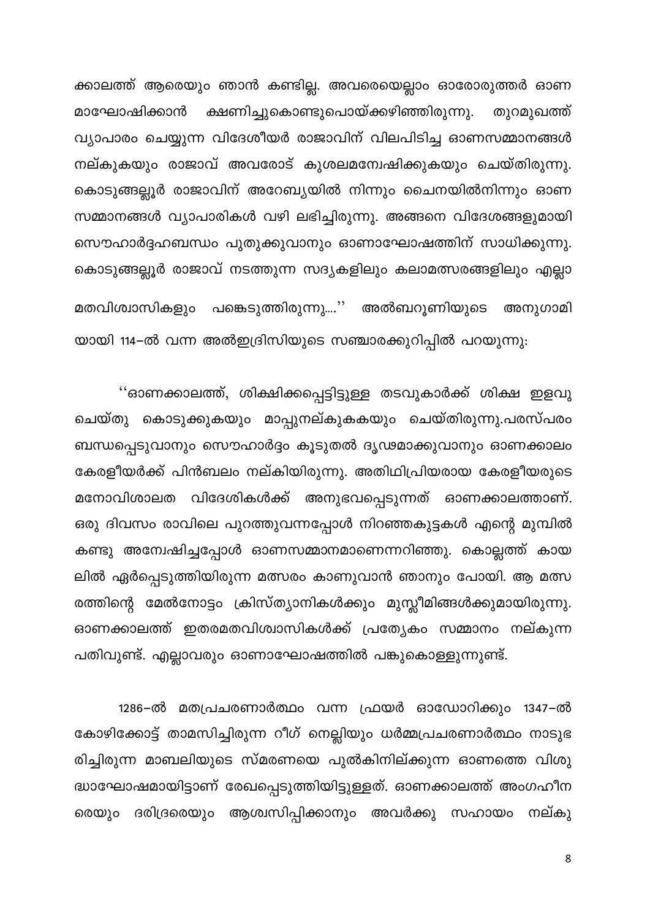ക്കാലത്ത് ആരെയും ഞാൻ കണ്ടില്ല. അവരെയെല്ലാം ഓരോരുത്തർ ഓണ മാഘോഷിക്കാൻ ക്ഷണിച്ചുകൊണ്ടുപൊയ്ക്കഴിഞ്ഞിരുന്നു. തുറമുഖത്ത് വ്യാപാരം ചെയ്യുന്ന വിദേശീയർ രാജാവിന് വിലപിടിച്ച ഓണസമ്മാനങ്ങൾ നല്കുകയും രാജാവ് അവരോട് കുശലമന്വേഷിക്കുകയും ചെയ്തിരുന്നു. കൊടുങ്ങല്ലൂർ രാജാവിന് അറേബ്യയിൽ നിന്നും ചൈനയിൽനിന്നും ഓണ സമ്മാനങ്ങൾ വ്യാപാരികൾ വഴി ലഭിച്ചിരുന്നു. അങ്ങനെ വിദേശങ്ങളുമായി സൌഹാർദ്ദഹബന്ധം പുതുക്കുവാനും ഓണാഘോഷത്തിന് സാധിക്കുന്നു. കൊടുങ്ങല്ലൂർ രാജാവ് നടത്തുന്ന സദ്യകളിലും കലാമത്സരങ്ങളിലും എല്ലാ മതവിശ്വാസികളും പങ്കെടുത്തിരുന്നു....'' അൽബറൂണിയുടെ അനുഗാമി യായി 114–ൽ വന്ന അൽഇദ്രിസിയുടെ സഞ്ചാരക്കുറിപ്പിൽ പറയുന്നു:

''ഓണക്കാലത്ത്, ശിക്ഷിക്കപ്പെട്ടിട്ടുള്ള തടവുകാർക്ക് ശിക്ഷ ഇളവു ചെയ്തു കൊടുക്കുകയും മാപ്പുനല്കുകകയും ചെയ്തിരുന്നു.പരസ്പരം ബന്ധപ്പെടുവാനും സൌഹാർദ്ദം കൂടുതൽ ദൃഢമാക്കുവാനും ഓണക്കാലം കേരളീയർക്ക് പിൻബലം നല്കിയിരുന്നു. അതിഥിപ്രിയരായ കേരളീയരുടെ മനോവിശാലത വിദേശികൾക്ക് അനുഭവപ്പെടുന്നത് ഓണക്കാലത്താണ്. ഒരു ദിവസം രാവിലെ പുറത്തുവന്നപ്പോൾ നിറഞ്ഞകുട്ടകൾ എന്റെ മുമ്പിൽ കണ്ടു അന്വേഷിച്ചപ്പോൾ ഓണസമ്മാനമാണെന്നറിഞ്ഞു. കൊല്ലത്ത് കായ ലിൽ ഏർപ്പെടുത്തിയിരുന്ന മത്സരം കാണുവാൻ ഞാനും പോയി. ആ മത്സ രത്തിന്റെ മേൽനോട്ടം ക്രിസ്ത്യാനികൾക്കും മുസ്ലീമിങ്ങൾക്കുമായിരുന്നു. ഓണക്കാലത്ത് ഇതരമതവിശ്വാസികൾക്ക് പ്രത്യേകം സമ്മാനം നല്കുന്ന പതിവുണ്ട്. എല്ലാവരും ഓണാഘോഷത്തിൽ പങ്കുകൊള്ളുന്നുണ്ട്.

1286–ൽ മതപ്രചരണാർത്ഥം വന്ന ഫ്രയർ ഓഡോറിക്കും 1347–ൽ കോഴിക്കോട്ട് താമസിച്ചിരുന്ന റീഗ് നെല്ലിയും ധർമ്മപ്രചരണാർത്ഥം നാടുഭ രിച്ചിരുന്ന മാബലിയുടെ സ്മരണയെ പുൽകിനില്ക്കുന്ന ഓണത്തെ വിശു ദ്ധാഘോഷമായിട്ടാണ് രേഖപ്പെടുത്തിയിട്ടുള്ളത്. ഓണക്കാലത്ത് അംഗഹീന രെയും ദരിദ്രരെയും ആശ്വസിപ്പിക്കാനും അവർക്കു സഹായം നല്കു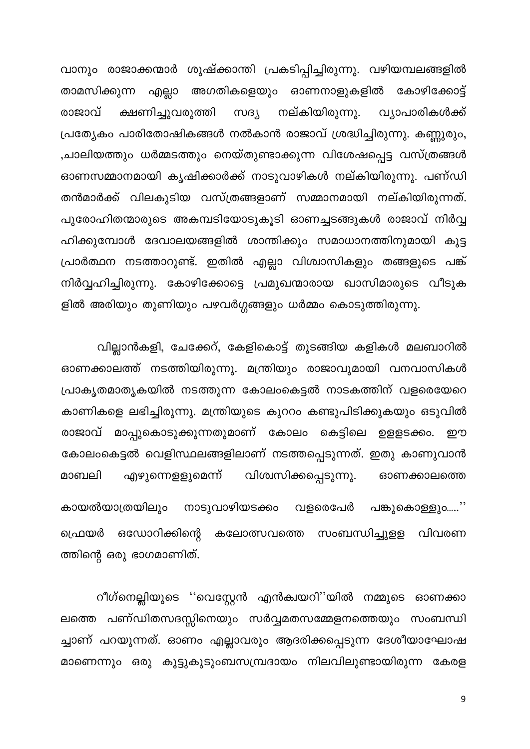വാനും രാജാക്കന്മാർ ശുഷ്ക്കാന്തി പ്രകടിപ്പിച്ചിരുന്നു. വഴിയമ്പലങ്ങളിൽ താമസിക്കുന്ന എല്ലാ അഗതികളെയും ഓണനാളുകളിൽ കോഴിക്കോട്ട് രാജാവ് ക്ഷണിച്ചുവരുത്തി സദ്യ നല്കിയിരുന്നു. വ്യാപാരികൾക്ക് പ്രത്യേകം പാരിതോഷികങ്ങൾ നൽകാൻ രാജാവ് ശ്രദ്ധിച്ചിരുന്നു. കണ്ണൂരും, ,ചാലിയത്തും ധർമ്മടത്തും നെയ്തുണ്ടാക്കുന്ന വിശേഷപ്പെട്ട വസ്ത്രങ്ങൾ ഓണസമ്മാനമായി കൃഷിക്കാർക്ക് നാടുവാഴികൾ നല്കിയിരുന്നു. പണ്ഡിതൻമാർക്ക് വിലകൂടിയ വസ്ത്രങ്ങളാണ് സമ്മാനമായി നല്കിയിരുന്നത്. പുരോഹിതന്മാരുടെ അകമ്പടിയോടുകൂടി ഓണച്ചടങ്ങുകൾ രാജാവ് നിർവ്വഹിക്കുമ്പോൾ ദേവാലയങ്ങളിൽ ശാന്തിക്കും സമാധാനത്തിനുമായി കൂട്ട പ്രാർത്ഥന നടത്താറുണ്ട്. ഇതിൽ എല്ലാ വിശ്വാസികളും തങ്ങളുടെ പങ്ക് നിർവ്വഹിച്ചിരുന്നു. കോഴിക്കോട്ടെ പ്രമുഖന്മാരായ ഖാസിമാരുടെ വീടുകളിൽ അരിയും തുണിയും പഴവർഗ്ഗങ്ങളും ധർമ്മം കൊടുത്തിരുന്നു.

വില്ലാൻകളി, ചേക്കേറ്, കേളികൊട്ട് തുടങ്ങിയ കളികൾ മലബാറിൽ ഓണക്കാലത്ത് നടത്തിയിരുന്നു. മന്ത്രിയും രാജാവുമായി വനവാസികൾ പ്രാകൃതമാതൃകയിൽ നടത്തുന്ന കോലംകെട്ടൽ നാടകത്തിന് വളരെയേറെ കാണികളെ ലഭിച്ചിരുന്നു. മന്ത്രിയുടെ കുററം കണ്ടുപിടിക്കുകയും ഒടുവിൽ രാജാവ് മാപ്പുകൊടുക്കുന്നതുമാണ് കോലം കെട്ടിലെ ഉള്ളടക്കം. ഈ കോലംകെട്ടൽ വെളിസ്ഥലങ്ങളിലാണ് നടത്തപ്പെടുന്നത്. ഇതു കാണുവാൻ മാബലി എഴുന്നെള്ളുമെന്ന് വിശ്വസിക്കപ്പെടുന്നു. ഓണക്കാലത്തെ കായൽയാത്രയിലും നാടുവാഴിയടക്കം വളരെപേർ പങ്കുകൊള്ളും.....'' ഫ്രെയർ ഒഡോറിക്കിന്റെ കലോത്സവത്തെ സംബന്ധിച്ചുള്ള വിവരണത്തിന്റെ ഒരു ഭാഗമാണിത്.

റീഗ്നെല്ലിയുടെ ''വെസ്റ്റേൻ എൻക്വയറി''യിൽ നമ്മുടെ ഓണക്കാലത്തെ പണ്ഡിതസദസ്സിനെയും സർവ്വമതസമ്മേളനത്തെയും സംബന്ധിച്ചാണ് പറയുന്നത്. ഓണം എല്ലാവരും ആദരിക്കപ്പെടുന്ന ദേശീയാഘോഷമാണെന്നും ഒരു കൂട്ടുകുടുംബസമ്പ്രദായം നിലവിലുണ്ടായിരുന്ന കേരള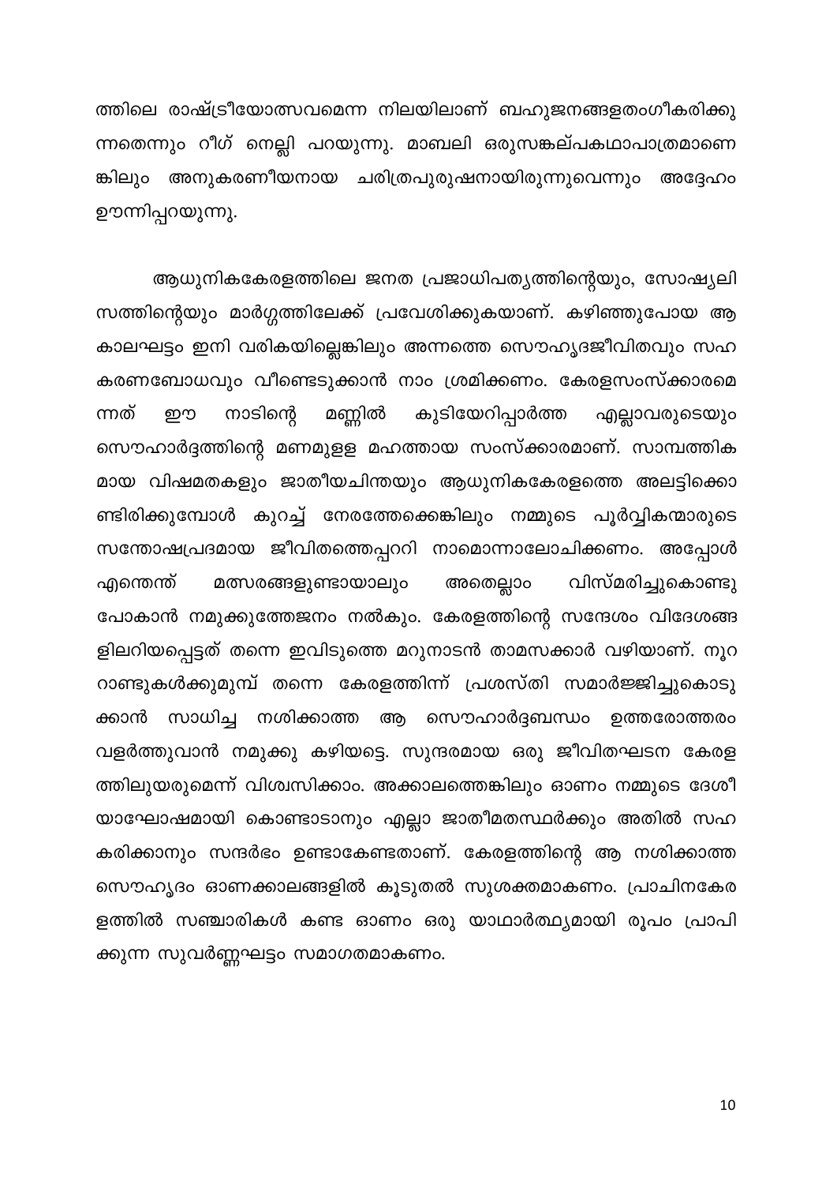ത്തിലെ രാഷ്ട്രീയോത്സവമെന്ന നിലയിലാണ് ബഹുജനങ്ങളതംഗീകരിക്കുന്നതെന്നും റീഗ് നെല്ലി പറയുന്നു. മാബലി ഒരുസങ്കല്പകഥാപാത്രമാണെങ്കിലും അനുകരണീയനായ ചരിത്രപുരുഷനായിരുന്നുവെന്നും അദ്ദേഹം ഊന്നിപ്പറയുന്നു.

ആധുനികകേരളത്തിലെ ജനത പ്രജാധിപത്യത്തിന്റെയും, സോഷ്യലിസത്തിന്റെയും മാർഗ്ഗത്തിലേക്ക് പ്രവേശിക്കുകയാണ്. കഴിഞ്ഞുപോയ ആ കാലഘട്ടം ഇനി വരികയില്ലെങ്കിലും അന്നത്തെ സൌഹൃദജീവിതവും സഹകരണബോധവും വീണ്ടെടുക്കാൻ നാം ശ്രമിക്കണം. കേരളസംസ്ക്കാരമെന്നത് ഈ നാടിന്റെ മണ്ണിൽ കുടിയേറിപ്പാർത്ത എല്ലാവരുടെയും സൌഹാർദ്ദത്തിന്റെ മണമുളള മഹത്തായ സംസ്ക്കാരമാണ്. സാമ്പത്തികമായ വിഷമതകളും ജാതീയചിന്തയും ആധുനികകേരളത്തെ അലട്ടിക്കൊണ്ടിരിക്കുമ്പോൾ കുറച്ച് നേരത്തേക്കെങ്കിലും നമ്മുടെ പൂർവ്വികന്മാരുടെ സന്തോഷപ്രദമായ ജീവിതത്തെപ്പററി നാമൊന്നാലോചിക്കണം. അപ്പോൾ എന്തെന്ത് മത്സരങ്ങളുണ്ടായാലും അതെല്ലാം വിസ്മരിച്ചുകൊണ്ടു പോകാൻ നമുക്കുത്തേജനം നൽകും. കേരളത്തിന്റെ സന്ദേശം വിദേശങ്ങളിലറിയപ്പെട്ടത് തന്നെ ഇവിടുത്തെ മറുനാടൻ താമസക്കാർ വഴിയാണ്. നൂററാണ്ടുകൾക്കുമുമ്പ് തന്നെ കേരളത്തിന്ന് പ്രശസ്തി സമാർജ്ജിച്ചുകൊടുക്കാൻ സാധിച്ച നശിക്കാത്ത ആ സൌഹാർദ്ദബന്ധം ഉത്തരോത്തരം വളർത്തുവാൻ നമുക്കു കഴിയട്ടെ. സുന്ദരമായ ഒരു ജീവിതഘടന കേരളത്തിലുയരുമെന്ന് വിശ്വസിക്കാം. അക്കാലത്തെങ്കിലും ഓണം നമ്മുടെ ദേശീയാഘോഷമായി കൊണ്ടാടാനും എല്ലാ ജാതിമതസ്ഥർക്കും അതിൽ സഹകരിക്കാനും സന്ദർഭം ഉണ്ടാകേണ്ടതാണ്. കേരളത്തിന്റെ ആ നശിക്കാത്ത സൌഹൃദം ഓണക്കാലങ്ങളിൽ കൂടുതൽ സുശക്തമാകണം. പ്രാചിനകേരളത്തിൽ സഞ്ചാരികൾ കണ്ട ഓണം ഒരു യാഥാർത്ഥ്യമായി രൂപം പ്രാപിക്കുന്ന സുവർണ്ണഘട്ടം സമാഗതമാകണം.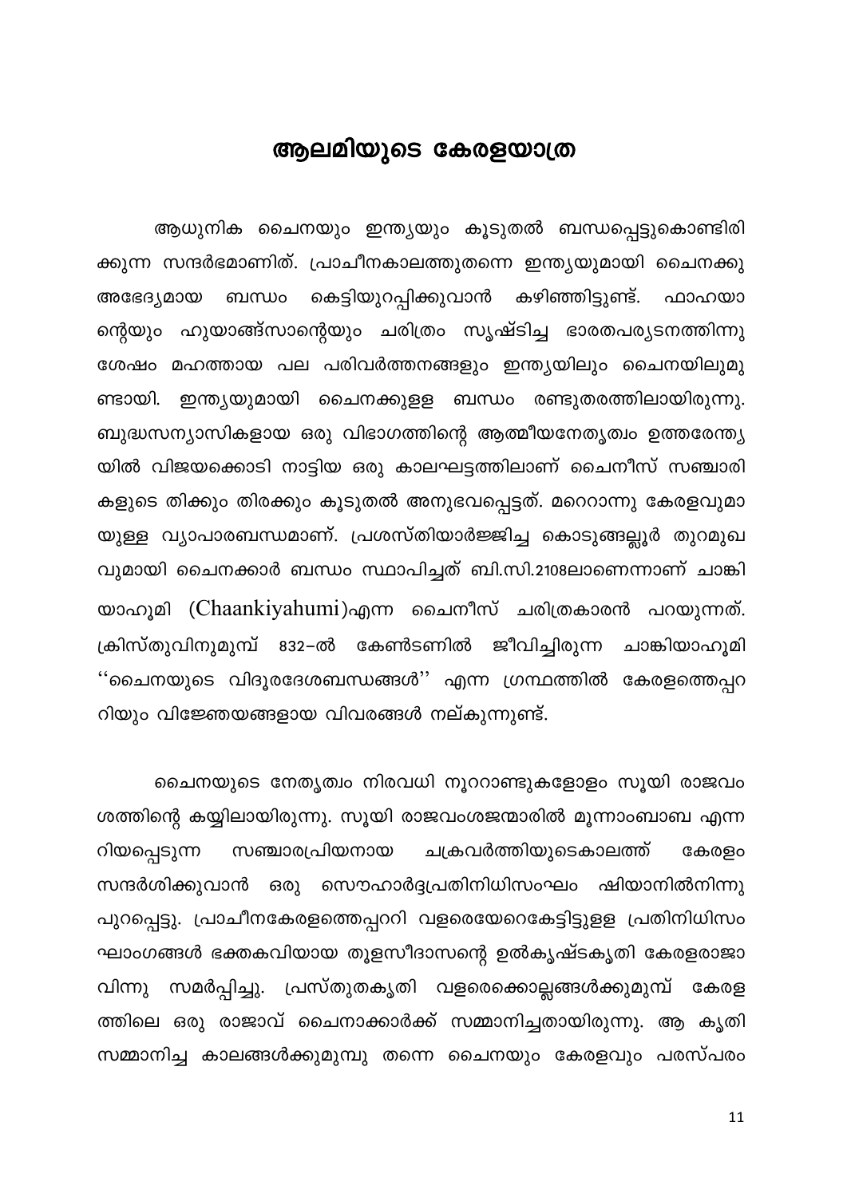# ആലമിയുടെ കേരളയാത്ര

ആധുനിക ചൈനയും ഇന്ത്യയും കൂടുതൽ ബന്ധപ്പെട്ടുകൊണ്ടിരിക്കുന്ന സന്ദർഭമാണിത്. പ്രാചീനകാലത്തുതന്നെ ഇന്ത്യയുമായി ചൈനക്കു അഭേദ്യമായ ബന്ധം കെട്ടിയുറപ്പിക്കുവാൻ കഴിഞ്ഞിട്ടുണ്ട്. ഫാഹയാന്റെയും ഹുയാങ്ങ്സാന്റെയും ചരിത്രം സൃഷ്ടിച്ച ഭാരതപര്യടനത്തിന്നു ശേഷം മഹത്തായ പല പരിവർത്തനങ്ങളും ഇന്ത്യയിലും ചൈനയിലുമുണ്ടായി. ഇന്ത്യയുമായി ചൈനക്കുളള ബന്ധം രണ്ടുതരത്തിലായിരുന്നു. ബുദ്ധസന്യാസികളായ ഒരു വിഭാഗത്തിന്റെ ആത്മീയനേതൃത്വം ഉത്തരേന്ത്യയിൽ വിജയക്കൊടി നാട്ടിയ ഒരു കാലഘട്ടത്തിലാണ് ചൈനീസ് സഞ്ചാരികളുടെ തിക്കും തിരക്കും കൂടുതൽ അനുഭവപ്പെട്ടത്. മററൊന്നു കേരളവുമായുള്ള വ്യാപാരബന്ധമാണ്. പ്രശസ്തിയാർജ്ജിച്ച കൊടുങ്ങല്ലൂർ തുറമുഖവുമായി ചൈനക്കാർ ബന്ധം സ്ഥാപിച്ചത് ബി.സി.2108ലാണെന്നാണ് ചാങ്കിയാഹൂമി (Chaankiyahumi)എന്ന ചൈനീസ് ചരിത്രകാരൻ പറയുന്നത്. ക്രിസ്തുവിനുമുമ്പ് 832–ൽ കേൺടണിൽ ജീവിച്ചിരുന്ന ചാങ്കിയാഹൂമി ''ചൈനയുടെ വിദൂരദേശബന്ധങ്ങൾ'' എന്ന ഗ്രന്ഥത്തിൽ കേരളത്തെപ്പററിയും വിജ്ഞേയങ്ങളായ വിവരങ്ങൾ നല്കുന്നുണ്ട്.

ചൈനയുടെ നേതൃത്വം നിരവധി നൂററാണ്ടുകളോളം സൂയി രാജവംശത്തിന്റെ കയ്യിലായിരുന്നു. സൂയി രാജവംശജന്മാരിൽ മൂന്നാംബാബ എന്നറിയപ്പെടുന്ന സഞ്ചാരപ്രിയനായ ചക്രവർത്തിയുടെകാലത്ത് കേരളം സന്ദർശിക്കുവാൻ ഒരു സൌഹാർദ്ദപ്രതിനിധിസംഘം ഷിയാനിൽനിന്നു പുറപ്പെട്ടു. പ്രാചീനകേരളത്തെപ്പററി വളരെയേറെകേട്ടിട്ടുളള പ്രതിനിധിസംഘാംഗങ്ങൾ ഭക്തകവിയായ തുളസീദാസന്റെ ഉൽകൃഷ്ടകൃതി കേരളരാജാവിന്നു സമർപ്പിച്ചു. പ്രസ്തുതകൃതി വളരെക്കൊല്ലങ്ങൾക്കുമുമ്പ് കേരളത്തിലെ ഒരു രാജാവ് ചൈനാക്കാർക്ക് സമ്മാനിച്ചതായിരുന്നു. ആ കൃതി സമ്മാനിച്ച കാലങ്ങൾക്കുമുമ്പു തന്നെ ചൈനയും കേരളവും പരസ്പരം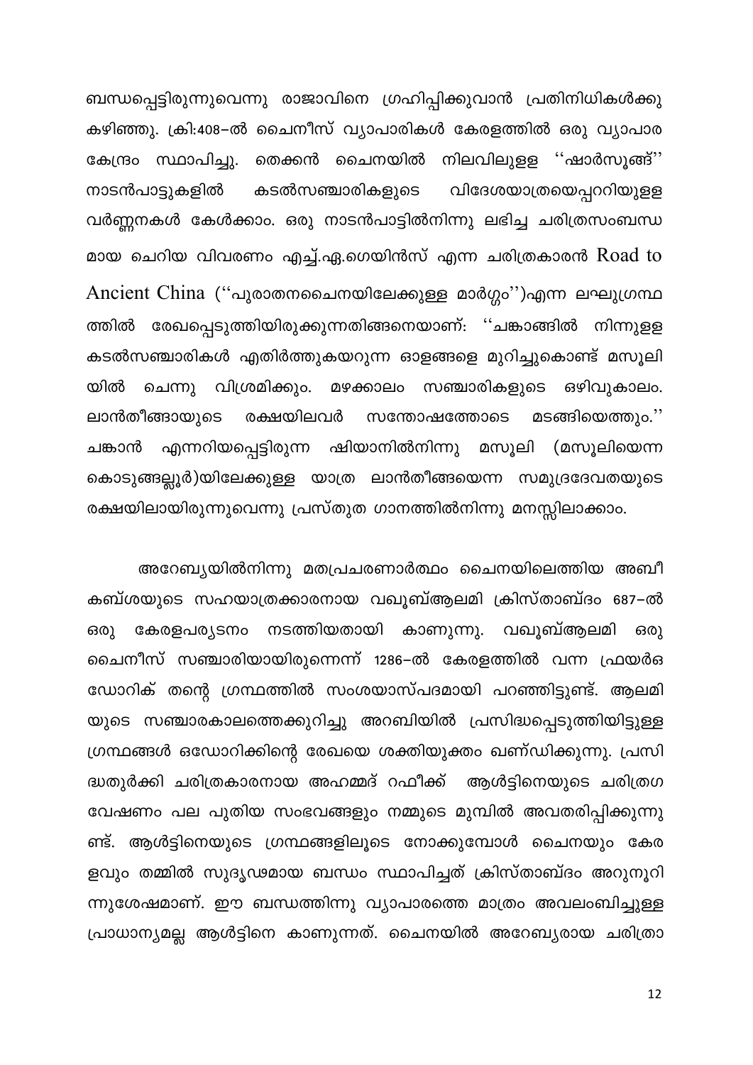ബന്ധപ്പെട്ടിരുന്നുവെന്നു രാജാവിനെ ഗ്രഹിപ്പിക്കുവാൻ പ്രതിനിധികൾക്കു കഴിഞ്ഞു. ക്രി:408–ൽ ചൈനീസ് വ്യാപാരികൾ കേരളത്തിൽ ഒരു വ്യാപാര കേന്ദ്രം സ്ഥാപിച്ചു. തെക്കൻ ചൈനയിൽ നിലവിലുള്ള ''ഷാർസൂങ്ങ്'' നാടൻപാട്ടുകളിൽ കടൽസഞ്ചാരികളുടെ വിദേശയാത്രയെപ്പററിയുള്ള വർണ്ണനകൾ കേൾക്കാം. ഒരു നാടൻപാട്ടിൽനിന്നു ലഭിച്ച ചരിത്രസംബന്ധ മായ ചെറിയ വിവരണം എച്ച്.ഏ.ഗെയിൻസ് എന്ന ചരിത്രകാരൻ Road to Ancient China (''പുരാതനചൈനയിലേക്കുള്ള മാർഗ്ഗം'')എന്ന ലഘുഗ്രന്ഥ ത്തിൽ രേഖപ്പെടുത്തിയിരുക്കുന്നതിങ്ങനെയാണ്: ''ചങ്കാങ്ങിൽ നിന്നുള്ള കടൽസഞ്ചാരികൾ എതിർത്തുകയറുന്ന ഓളങ്ങളെ മുറിച്ചുകൊണ്ട് മസൂലി യിൽ ചെന്നു വിശ്രമിക്കും. മഴക്കാലം സഞ്ചാരികളുടെ ഒഴിവുകാലം. ലാൻതീങ്ങായുടെ രക്ഷയിലവർ സന്തോഷത്തോടെ മടങ്ങിയെത്തും.'' ചങ്കാൻ എന്നറിയപ്പെട്ടിരുന്ന ഷിയാനിൽനിന്നു മസൂലി (മസൂലിയെന്ന കൊടുങ്ങല്ലൂർ)യിലേക്കുള്ള യാത്ര ലാൻതീങ്ങയെന്ന സമുദ്രദേവതയുടെ രക്ഷയിലായിരുന്നുവെന്നു പ്രസ്തുത ഗാനത്തിൽനിന്നു മനസ്സിലാക്കാം.

അറേബ്യയിൽനിന്നു മതപ്രചരണാർത്ഥം ചൈനയിലെത്തിയ അബീ കബ്ശയുടെ സഹയാത്രക്കാരനായ വഹൂബ്ആലമി ക്രിസ്താബ്ദം 687–ൽ ഒരു കേരളപര്യടനം നടത്തിയതായി കാണുന്നു. വഹൂബ്ആലമി ഒരു ചൈനീസ് സഞ്ചാരിയായിരുന്നെന്ന് 1286–ൽ കേരളത്തിൽ വന്ന ഫ്രയർഒ ഡോറിക് തന്റെ ഗ്രന്ഥത്തിൽ സംശയാസ്പദമായി പറഞ്ഞിട്ടുണ്ട്. ആലമി യുടെ സഞ്ചാരകാലത്തെക്കുറിച്ചു അറബിയിൽ പ്രസിദ്ധപ്പെടുത്തിയിട്ടുള്ള ഗ്രന്ഥങ്ങൾ ഒഡോറിക്കിന്റെ രേഖയെ ശക്തിയുക്തം ഖണ്ഡിക്കുന്നു. പ്രസി ദ്ധതുർക്കി ചരിത്രകാരനായ അഹമ്മദ് റഫീക്ക് ആൾട്ടിനെയുടെ ചരിത്രഗ വേഷണം പല പുതിയ സംഭവങ്ങളും നമ്മുടെ മുമ്പിൽ അവതരിപ്പിക്കുന്നു ണ്ട്. ആൾട്ടിനെയുടെ ഗ്രന്ഥങ്ങളിലൂടെ നോക്കുമ്പോൾ ചൈനയും കേര ളവും തമ്മിൽ സുദൃഢമായ ബന്ധം സ്ഥാപിച്ചത് ക്രിസ്താബ്ദം അറുനൂറി ന്നുശേഷമാണ്. ഈ ബന്ധത്തിന്നു വ്യാപാരത്തെ മാത്രം അവലംബിച്ചുള്ള പ്രാധാന്യമല്ല ആൾട്ടിനെ കാണുന്നത്. ചൈനയിൽ അറേബ്യരായ ചരിത്രാ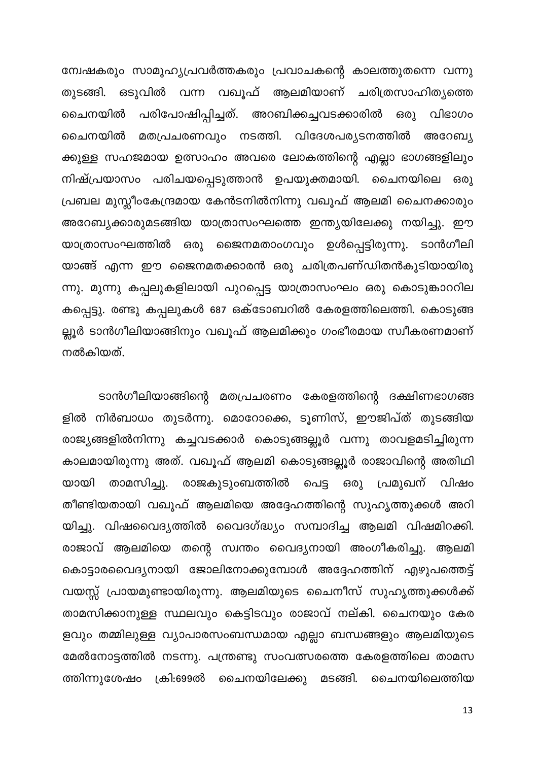ന്വേഷകരും സാമൂഹ്യപ്രവർത്തകരും പ്രവാചകന്റെ കാലത്തുതന്നെ വന്നു തുടങ്ങി. ഒടുവിൽ വന്ന വഖൂഫ് ആലമിയാണ് ചരിത്രസാഹിത്യത്തെ ചൈനയിൽ പരിപോഷിപ്പിച്ചത്. അറബിക്കച്ചവടക്കാരിൽ ഒരു വിഭാഗം ചൈനയിൽ മതപ്രചരണവും നടത്തി. വിദേശപര്യടനത്തിൽ അറേബ്യക്കുള്ള സഹജമായ ഉത്സാഹം അവരെ ലോകത്തിന്റെ എല്ലാ ഭാഗങ്ങളിലും നിഷ്പ്രയാസം പരിചയപ്പെടുത്താൻ ഉപയുക്തമായി. ചൈനയിലെ ഒരു പ്രബല മുസ്ലീംകേന്ദ്രമായ കേൻടനിൽനിന്നു വഖൂഫ് ആലമി ചൈനക്കാരും അറേബ്യക്കാരുമടങ്ങിയ യാത്രാസംഘത്തെ ഇന്ത്യയിലേക്കു നയിച്ചു. ഈ യാത്രാസംഘത്തിൽ ഒരു ജൈനമതാംഗവും ഉൾപ്പെട്ടിരുന്നു. ടാൻഗീലിയാങ്ങ് എന്ന ഈ ജൈനമതക്കാരൻ ഒരു ചരിത്രപണ്ഡിതൻകൂടിയായിരുന്നു. മൂന്നു കപ്പലുകളിലായി പുറപ്പെട്ട യാത്രാസംഘം ഒരു കൊടുങ്കാററിലകപ്പെട്ടു. രണ്ടു കപ്പലുകൾ 687 ഒക്ടോബറിൽ കേരളത്തിലെത്തി. കൊടുങ്ങല്ലൂർ ടാൻഗീലിയാങ്ങിനും വഖൂഫ് ആലമിക്കും ഗംഭീരമായ സ്വീകരണമാണ് നൽകിയത്.

ടാൻഗീലിയാങ്ങിന്റെ മതപ്രചരണം കേരളത്തിന്റെ ദക്ഷിണഭാഗങ്ങളിൽ നിർബാധം തുടർന്നു. മൊറോക്കൊ, ടൂണിസ്, ഈജിപ്ത് തുടങ്ങിയ രാജ്യങ്ങളിൽനിന്നു കച്ചവടക്കാർ കൊടുങ്ങല്ലൂർ വന്നു താവളമടിച്ചിരുന്ന കാലമായിരുന്നു അത്. വഖൂഫ് ആലമി കൊടുങ്ങല്ലൂർ രാജാവിന്റെ അതിഥിയായി താമസിച്ചു. രാജകുടുംബത്തിൽ പെട്ട ഒരു പ്രമുഖന് വിഷം തീണ്ടിയതായി വഖൂഫ് ആലമിയെ അദ്ദേഹത്തിന്റെ സുഹൃത്തുക്കൾ അറിയിച്ചു. വിഷവൈദ്യത്തിൽ വൈദഗ്ദ്ധ്യം സമ്പാദിച്ച ആലമി വിഷമിറക്കി. രാജാവ് ആലമിയെ തന്റെ സ്വന്തം വൈദ്യനായി അംഗീകരിച്ചു. ആലമി കൊട്ടാരവൈദ്യനായി ജോലിനോക്കുമ്പോൾ അദ്ദേഹത്തിന് എഴുപത്തെട്ട് വയസ്സ് പ്രായമുണ്ടായിരുന്നു. ആലമിയുടെ ചൈനീസ് സുഹൃത്തുക്കൾക്ക് താമസിക്കാനുള്ള സ്ഥലവും കെട്ടിടവും രാജാവ് നല്കി. ചൈനയും കേരളവും തമ്മിലുള്ള വ്യാപാരസംബന്ധമായ എല്ലാ ബന്ധങ്ങളും ആലമിയുടെ മേൽനോട്ടത്തിൽ നടന്നു. പന്ത്രണ്ടു സംവത്സരത്തെ കേരളത്തിലെ താമസത്തിന്നുശേഷം ക്രി:699ൽ ചൈനയിലേക്കു മടങ്ങി. ചൈനയിലെത്തിയ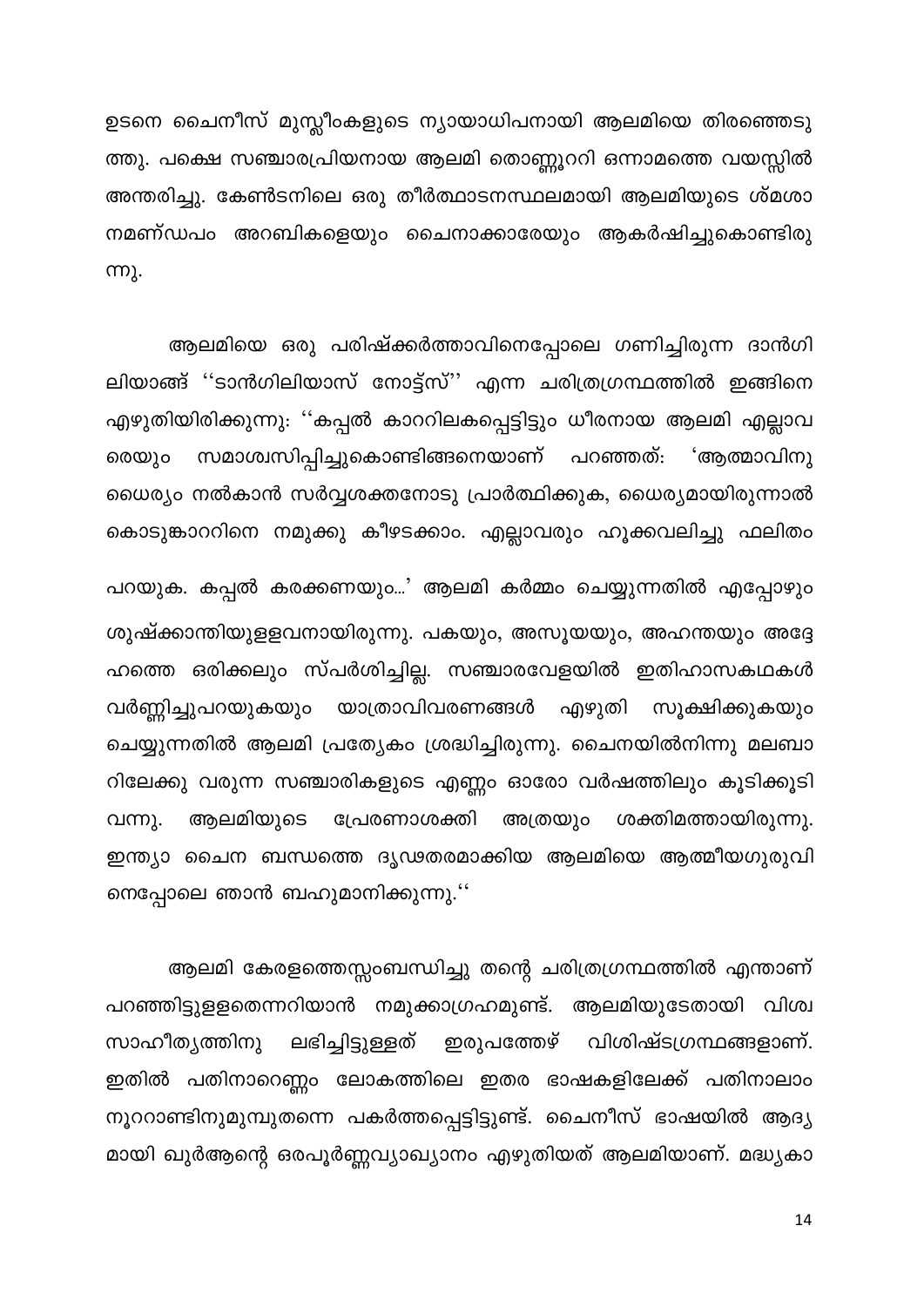ഉടനെ ചൈനീസ് മുസ്ലീംകളുടെ ന്യായാധിപനായി ആലമിയെ തിരഞ്ഞെടുത്തു. പക്ഷെ സഞ്ചാരപ്രിയനായ ആലമി തൊണ്ണൂററി ഒന്നാമത്തെ വയസ്സിൽ അന്തരിച്ചു. കേൺടനിലെ ഒരു തീർത്ഥാടനസ്ഥലമായി ആലമിയുടെ ശ്മശാനമണ്ഡപം അറബികളെയും ചൈനാക്കാരേയും ആകർഷിച്ചുകൊണ്ടിരുന്നു.

ആലമിയെ ഒരു പരിഷ്ക്കർത്താവിനെപ്പോലെ ഗണിച്ചിരുന്ന ദാൻഗിലിയാങ്ങ് ''ടാൻഗിലിയാസ് നോട്ട്സ്'' എന്ന ചരിത്രഗ്രന്ഥത്തിൽ ഇങ്ങിനെ എഴുതിയിരിക്കുന്നു: ''കപ്പൽ കാററിലകപ്പെട്ടിട്ടും ധീരനായ ആലമി എല്ലാവരെയും സമാശ്വസിപ്പിച്ചുകൊണ്ടിങ്ങനെയാണ് പറഞ്ഞത്: 'ആത്മാവിനു ധൈര്യം നൽകാൻ സർവ്വശക്തനോടു പ്രാർത്ഥിക്കുക, ധൈര്യമായിരുന്നാൽ കൊടുങ്കാററിനെ നമുക്കു കീഴടക്കാം. എല്ലാവരും ഹൂക്കവലിച്ചു ഫലിതം പറയുക. കപ്പൽ കരക്കണയും...' ആലമി കർമ്മം ചെയ്യുന്നതിൽ എപ്പോഴും ശുഷ്ക്കാന്തിയുള്ളവനായിരുന്നു. പകയും, അസൂയയും, അഹന്തയും അദ്ദേഹത്തെ ഒരിക്കലും സ്പർശിച്ചില്ല. സഞ്ചാരവേളയിൽ ഇതിഹാസകഥകൾ വർണ്ണിച്ചുപറയുകയും യാത്രാവിവരണങ്ങൾ എഴുതി സൂക്ഷിക്കുകയും ചെയ്യുന്നതിൽ ആലമി പ്രത്യേകം ശ്രദ്ധിച്ചിരുന്നു. ചൈനയിൽനിന്നു മലബാറിലേക്കു വരുന്ന സഞ്ചാരികളുടെ എണ്ണം ഓരോ വർഷത്തിലും കൂടിക്കൂടി വന്നു. ആലമിയുടെ പ്രേരണാശക്തി അത്രയും ശക്തിമത്തായിരുന്നു. ഇന്ത്യാ ചൈന ബന്ധത്തെ ദൃഢതരമാക്കിയ ആലമിയെ ആത്മീയഗുരുവിനെപ്പോലെ ഞാൻ ബഹുമാനിക്കുന്നു.''

ആലമി കേരളത്തെസ്സംബന്ധിച്ചു തന്റെ ചരിത്രഗ്രന്ഥത്തിൽ എന്താണ് പറഞ്ഞിട്ടുള്ളതെന്നറിയാൻ നമുക്കാഗ്രഹമുണ്ട്. ആലമിയുടേതായി വിശ്വസാഹീത്യത്തിനു ലഭിച്ചിട്ടുള്ളത് ഇരുപത്തേഴ് വിശിഷ്ടഗ്രന്ഥങ്ങളാണ്. ഇതിൽ പതിനാറെണ്ണം ലോകത്തിലെ ഇതര ഭാഷകളിലേക്ക് പതിനാലാം നൂററാണ്ടിനുമുമ്പുതന്നെ പകർത്തപ്പെട്ടിട്ടുണ്ട്. ചൈനീസ് ഭാഷയിൽ ആദ്യമായി ഖുർആന്റെ ഒരപൂർണ്ണവ്യാഖ്യാനം എഴുതിയത് ആലമിയാണ്. മദ്ധ്യകാ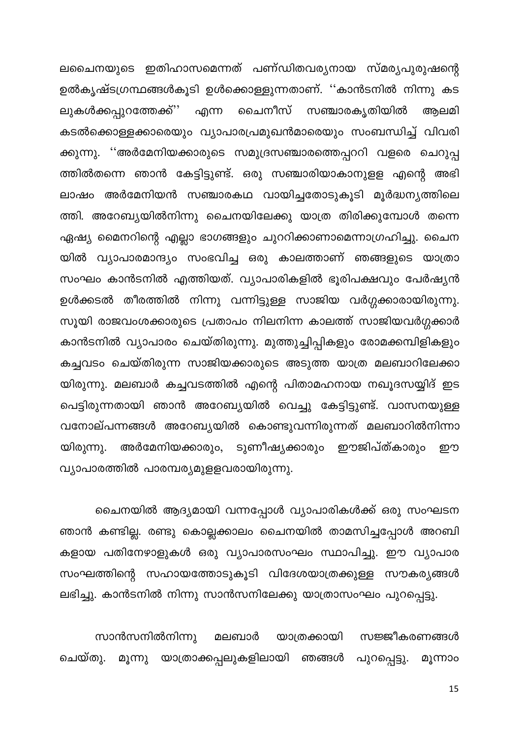ലചൈനയുടെ ഇതിഹാസമെന്നത് പണ്ഡിതവര്യനായ സ്മര്യപുരുഷന്റെ ഉൽകൃഷ്ടഗ്രന്ഥങ്ങൾകൂടി ഉൾക്കൊള്ളുന്നതാണ്. ''കാൻടനിൽ നിന്നു കടലുകൾക്കപ്പുറത്തേക്ക്'' എന്ന ചൈനീസ് സഞ്ചാരകൃതിയിൽ ആലമി കടൽക്കൊള്ളക്കാരെയും വ്യാപാരപ്രമുഖൻമാരെയും സംബന്ധിച്ച് വിവരിക്കുന്നു. ''അർമേനിയക്കാരുടെ സമുദ്രസഞ്ചാരത്തെപ്പററി വളരെ ചെറുപ്പത്തിൽതന്നെ ഞാൻ കേട്ടിട്ടുണ്ട്. ഒരു സഞ്ചാരിയാകാനുളള എന്റെ അഭിലാഷം അർമേനിയൻ സഞ്ചാരകഥ വായിച്ചതോടുകൂടി മൂർദ്ധന്യത്തിലെത്തി. അറേബ്യയിൽനിന്നു ചൈനയിലേക്കു യാത്ര തിരിക്കുമ്പോൾ തന്നെ ഏഷ്യ മൈനറിന്റെ എല്ലാ ഭാഗങ്ങളും ചുററിക്കാണാമെന്നാഗ്രഹിച്ചു. ചൈനയിൽ വ്യാപാരമാന്ദ്യം സംഭവിച്ച ഒരു കാലത്താണ് ഞങ്ങളുടെ യാത്രാസംഘം കാൻടനിൽ എത്തിയത്. വ്യാപാരികളിൽ ഭൂരിപക്ഷവും പേർഷ്യൻ ഉൾക്കടൽ തീരത്തിൽ നിന്നു വന്നിട്ടുള്ള സാജിയ വർഗ്ഗക്കാരായിരുന്നു. സൂയി രാജവംശക്കാരുടെ പ്രതാപം നിലനിന്ന കാലത്ത് സാജിയവർഗ്ഗക്കാർ കാൻടനിൽ വ്യാപാരം ചെയ്തിരുന്നു. മുത്തുച്ചിപ്പികളും രോമക്കമ്പിളികളും കച്ചവടം ചെയ്തിരുന്ന സാജിയക്കാരുടെ അടുത്ത യാത്ര മലബാറിലേക്കായിരുന്നു. മലബാർ കച്ചവടത്തിൽ എന്റെ പിതാമഹനായ നഖൂദസയ്യിദ് ഇടപെട്ടിരുന്നതായി ഞാൻ അറേബ്യയിൽ വെച്ചു കേട്ടിട്ടുണ്ട്. വാസനയുള്ള വനോല്പന്നങ്ങൾ അറേബ്യയിൽ കൊണ്ടുവന്നിരുന്നത് മലബാറിൽനിന്നായിരുന്നു. അർമേനിയക്കാരും, ടുണീഷ്യക്കാരും ഈജിപ്ത്കാരും ഈ വ്യാപാരത്തിൽ പാരമ്പര്യമുളളവരായിരുന്നു.

ചൈനയിൽ ആദ്യമായി വന്നപ്പോൾ വ്യാപാരികൾക്ക് ഒരു സംഘടന ഞാൻ കണ്ടില്ല. രണ്ടു കൊല്ലക്കാലം ചൈനയിൽ താമസിച്ചപ്പോൾ അറബികളായ പതിനേഴാളുകൾ ഒരു വ്യാപാരസംഘം സ്ഥാപിച്ചു. ഈ വ്യാപാരസംഘത്തിന്റെ സഹായത്തോടുകൂടി വിദേശയാത്രക്കുള്ള സൗകര്യങ്ങൾ ലഭിച്ചു. കാൻടനിൽ നിന്നു സാൻസനിലേക്കു യാത്രാസംഘം പുറപ്പെട്ടു.

സാൻസനിൽനിന്നു മലബാർ യാത്രക്കായി സജ്ജീകരണങ്ങൾ ചെയ്തു. മൂന്നു യാത്രാക്കപ്പലുകളിലായി ഞങ്ങൾ പുറപ്പെട്ടു. മൂന്നാം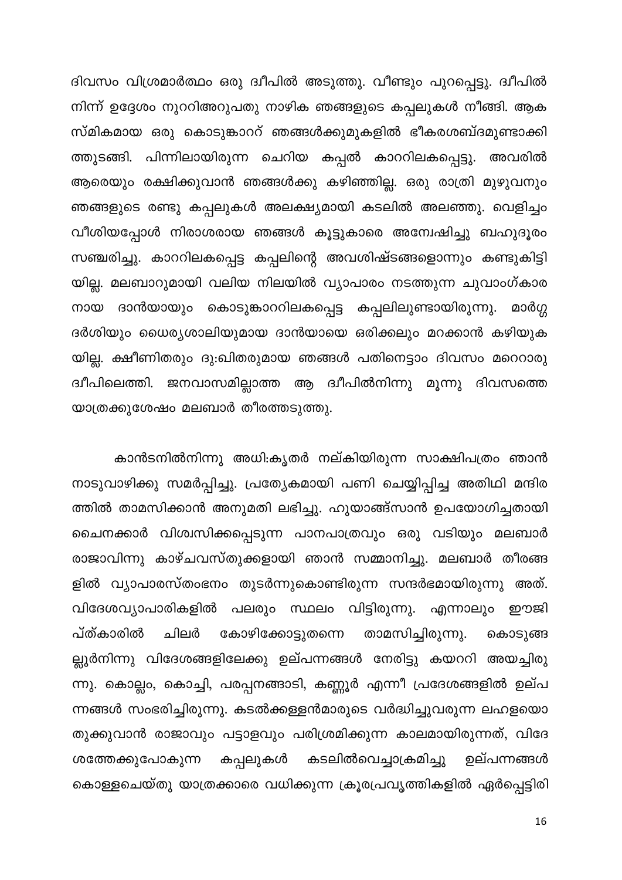ദിവസം വിശ്രമാർത്ഥം ഒരു ദ്വീപിൽ അടുത്തു. വീണ്ടും പുറപ്പെട്ടു. ദ്വീപിൽ നിന്ന് ഉദ്ദേശം നൂററിഅറുപതു നാഴിക ഞങ്ങളുടെ കപ്പലുകൾ നീങ്ങി. ആകസ്മികമായ ഒരു കൊടുങ്കാററ് ഞങ്ങൾക്കുമുകളിൽ ഭീകരശബ്ദമുണ്ടാക്കിത്തുടങ്ങി. പിന്നിലായിരുന്ന ചെറിയ കപ്പൽ കാററിലകപ്പെട്ടു. അവരിൽ ആരെയും രക്ഷിക്കുവാൻ ഞങ്ങൾക്കു കഴിഞ്ഞില്ല. ഒരു രാത്രി മുഴുവനും ഞങ്ങളുടെ രണ്ടു കപ്പലുകൾ അലക്ഷ്യമായി കടലിൽ അലഞ്ഞു. വെളിച്ചം വീശിയപ്പോൾ നിരാശരായ ഞങ്ങൾ കൂട്ടുകാരെ അന്വേഷിച്ചു ബഹുദൂരം സഞ്ചരിച്ചു. കാററിലകപ്പെട്ട കപ്പലിന്റെ അവശിഷ്ടങ്ങളൊന്നും കണ്ടുകിട്ടിയില്ല. മലബാറുമായി വലിയ നിലയിൽ വ്യാപാരം നടത്തുന്ന ചുവാംഗ്കാരനായ ദാൻയായും കൊടുങ്കാററിലകപ്പെട്ട കപ്പലിലുണ്ടായിരുന്നു. മാർഗ്ഗദർശിയും ധൈര്യശാലിയുമായ ദാൻയായെ ഒരിക്കലും മറക്കാൻ കഴിയുകയില്ല. ക്ഷീണിതരും ദു:ഖിതരുമായ ഞങ്ങൾ പതിനെട്ടാം ദിവസം മററൊരു ദ്വീപിലെത്തി. ജനവാസമില്ലാത്ത ആ ദ്വീപിൽനിന്നു മൂന്നു ദിവസത്തെ യാത്രക്കുശേഷം മലബാർ തീരത്തടുത്തു.

കാൻടനിൽനിന്നു അധി:കൃതർ നല്കിയിരുന്ന സാക്ഷിപത്രം ഞാൻ നാടുവാഴിക്കു സമർപ്പിച്ചു. പ്രത്യേകമായി പണി ചെയ്യിപ്പിച്ച അതിഥി മന്ദിരത്തിൽ താമസിക്കാൻ അനുമതി ലഭിച്ചു. ഹുയാങ്സാൻ ഉപയോഗിച്ചതായി ചൈനക്കാർ വിശ്വസിക്കപ്പെടുന്ന പാനപാത്രവും ഒരു വടിയും മലബാർ രാജാവിന്നു കാഴ്ചവസ്തുക്കളായി ഞാൻ സമ്മാനിച്ചു. മലബാർ തീരങ്ങളിൽ വ്യാപാരസ്തംഭനം തുടർന്നുകൊണ്ടിരുന്ന സന്ദർഭമായിരുന്നു അത്. വിദേശവ്യാപാരികളിൽ പലരും സ്ഥലം വിട്ടിരുന്നു. എന്നാലും ഈജിപ്ത്കാരിൽ ചിലർ കോഴിക്കോട്ടുതന്നെ താമസിച്ചിരുന്നു. കൊടുങ്ങല്ലൂർനിന്നു വിദേശങ്ങളിലേക്കു ഉല്പന്നങ്ങൾ നേരിട്ടു കയററി അയച്ചിരുന്നു. കൊല്ലം, കൊച്ചി, പരപ്പനങ്ങാടി, കണ്ണൂർ എന്നീ പ്രദേശങ്ങളിൽ ഉല്പന്നങ്ങൾ സംഭരിച്ചിരുന്നു. കടൽക്കള്ളൻമാരുടെ വർദ്ധിച്ചുവരുന്ന ലഹളയൊതുക്കുവാൻ രാജാവും പട്ടാളവും പരിശ്രമിക്കുന്ന കാലമായിരുന്നത്, വിദേശത്തേക്കുപോകുന്ന കപ്പലുകൾ കടലിൽവെച്ചാക്രമിച്ചു ഉല്പന്നങ്ങൾ കൊള്ളചെയ്തു യാത്രക്കാരെ വധിക്കുന്ന ക്രൂരപ്രവൃത്തികളിൽ ഏർപ്പെട്ടിരി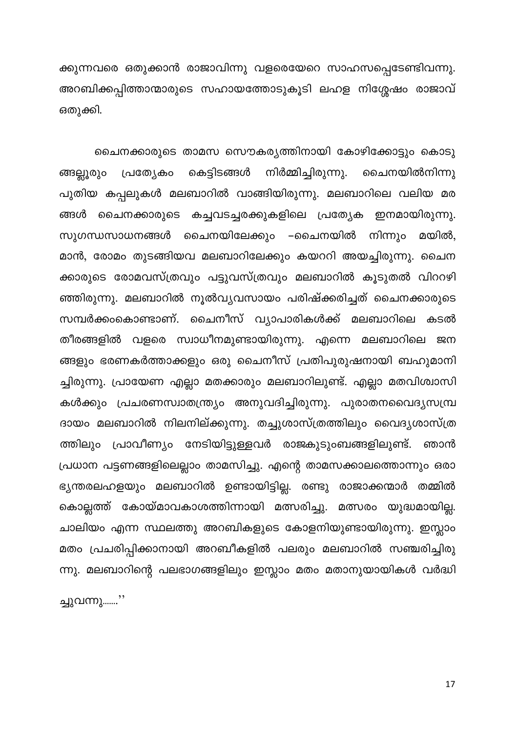ക്കുന്നവരെ ഒതുക്കാൻ രാജാവിന്നു വളരെയേറെ സാഹസപ്പെടേണ്ടിവന്നു. അറബിക്കപ്പിത്താന്മാരുടെ സഹായത്തോടുകൂടി ലഹള നിശ്ശേഷം രാജാവ് ഒതുക്കി.

ചൈനക്കാരുടെ താമസ സൌകര്യത്തിനായി കോഴിക്കോട്ടും കൊടുങ്ങല്ലൂരും പ്രത്യേകം കെട്ടിടങ്ങൾ നിർമ്മിച്ചിരുന്നു. ചൈനയിൽനിന്നു പുതിയ കപ്പലുകൾ മലബാറിൽ വാങ്ങിയിരുന്നു. മലബാറിലെ വലിയ മരങ്ങൾ ചൈനക്കാരുടെ കച്ചവടച്ചരക്കുകളിലെ പ്രത്യേക ഇനമായിരുന്നു. സുഗന്ധസാധനങ്ങൾ ചൈനയിലേക്കും –ചൈനയിൽ നിന്നും മയിൽ, മാൻ, രോമം തുടങ്ങിയവ മലബാറിലേക്കും കയററി അയച്ചിരുന്നു. ചൈനക്കാരുടെ രോമവസ്ത്രവും പട്ടുവസ്ത്രവും മലബാറിൽ കൂടുതൽ വിററഴിഞ്ഞിരുന്നു. മലബാറിൽ നൂൽവ്യവസായം പരിഷ്ക്കരിച്ചത് ചൈനക്കാരുടെ സമ്പർക്കംകൊണ്ടാണ്. ചൈനീസ് വ്യാപാരികൾക്ക് മലബാറിലെ കടൽ തീരങ്ങളിൽ വളരെ സ്വാധീനമുണ്ടായിരുന്നു. എന്നെ മലബാറിലെ ജനങ്ങളും ഭരണകർത്താക്കളും ഒരു ചൈനീസ് പ്രതിപുരുഷനായി ബഹുമാനിച്ചിരുന്നു. പ്രായേണ എല്ലാ മതക്കാരും മലബാറിലുണ്ട്. എല്ലാ മതവിശ്വാസികൾക്കും പ്രചരണസ്വാതന്ത്ര്യം അനുവദിച്ചിരുന്നു. പുരാതനവൈദ്യസമ്പ്രദായം മലബാറിൽ നിലനില്ക്കുന്നു. തച്ചുശാസ്ത്രത്തിലും വൈദ്യശാസ്ത്രത്തിലും പ്രാവീണ്യം നേടിയിട്ടുള്ളവർ രാജകുടുംബങ്ങളിലുണ്ട്. ഞാൻ പ്രധാന പട്ടണങ്ങളിലെല്ലാം താമസിച്ചു. എന്റെ താമസക്കാലത്തൊന്നും ഒരാഭ്യന്തരലഹളയും മലബാറിൽ ഉണ്ടായിട്ടില്ല. രണ്ടു രാജാക്കന്മാർ തമ്മിൽ കൊല്ലത്ത് കോയ്മാവകാശത്തിന്നായി മത്സരിച്ചു. മത്സരം യുദ്ധമായില്ല. ചാലിയം എന്ന സ്ഥലത്തു അറബികളുടെ കോളനിയുണ്ടായിരുന്നു. ഇസ്ലാം മതം പ്രചരിപ്പിക്കാനായി അറബീകളിൽ പലരും മലബാറിൽ സഞ്ചരിച്ചിരുന്നു. മലബാറിന്റെ പലഭാഗങ്ങളിലും ഇസ്ലാം മതം മതാനുയായികൾ വർദ്ധിച്ചുവന്നു……''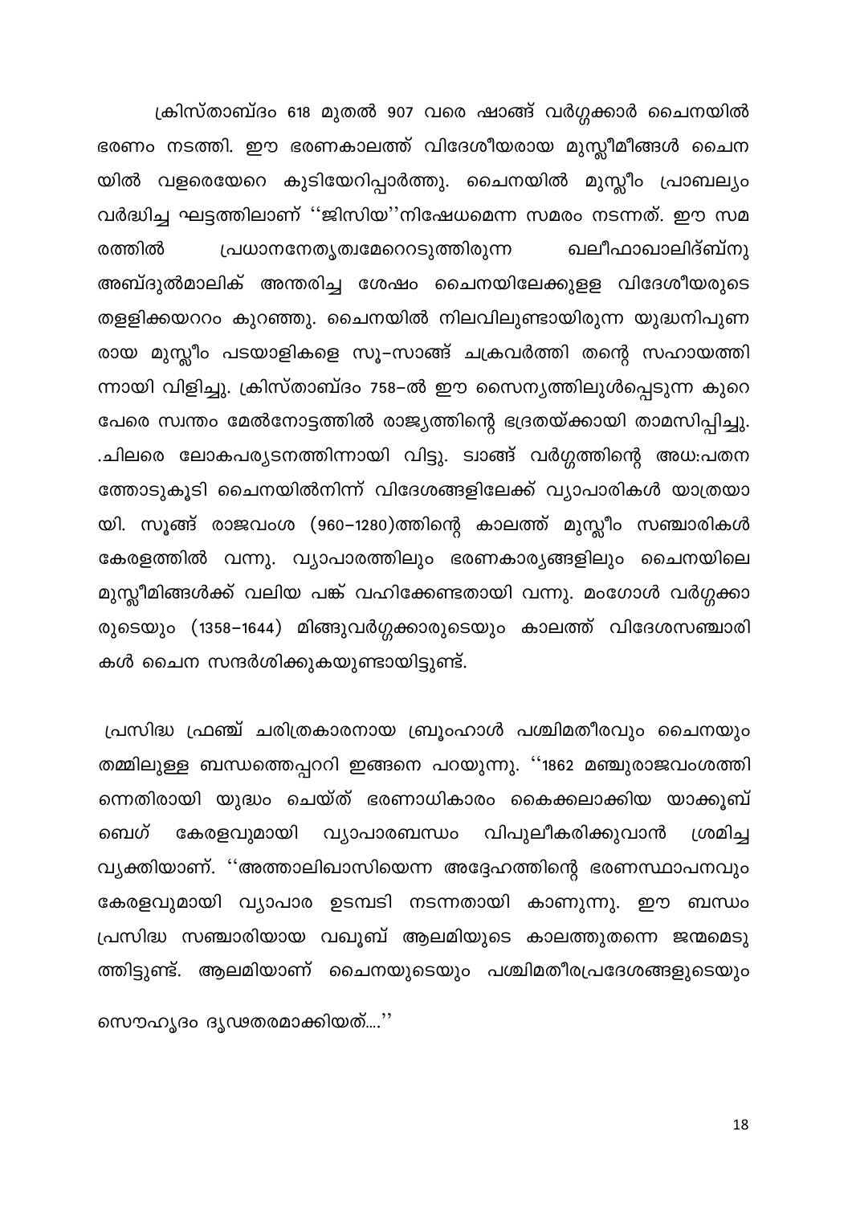ക്രിസ്താബ്ദം 618 മുതൽ 907 വരെ ഷാങ്ങ് വർഗ്ഗക്കാർ ചൈനയിൽ ഭരണം നടത്തി. ഈ ഭരണകാലത്ത് വിദേശീയരായ മുസ്ലീമീങ്ങൾ ചൈനയിൽ വളരെയേറെ കുടിയേറിപ്പാർത്തു. ചൈനയിൽ മുസ്ലീം പ്രാബല്യം വർദ്ധിച്ച ഘട്ടത്തിലാണ് ''ജിസിയ''നിഷേധമെന്ന സമരം നടന്നത്. ഈ സമരത്തിൽ പ്രധാനനേതൃത്വമേററെടുത്തിരുന്ന ഖലീഫാഖാലിദ്ബ്നു അബ്ദുൽമാലിക് അന്തരിച്ച ശേഷം ചൈനയിലേക്കുളള വിദേശീയരുടെ തളളിക്കയററം കുറഞ്ഞു. ചൈനയിൽ നിലവിലുണ്ടായിരുന്ന യുദ്ധനിപുണരായ മുസ്ലീം പടയാളികളെ സൂ–സാങ്ങ് ചക്രവർത്തി തന്റെ സഹായത്തിന്നായി വിളിച്ചു. ക്രിസ്താബ്ദം 758–ൽ ഈ സൈന്യത്തിലുൾപ്പെടുന്ന കുറെ പേരെ സ്വന്തം മേൽനോട്ടത്തിൽ രാജ്യത്തിന്റെ ഭദ്രതയ്ക്കായി താമസിപ്പിച്ചു. .ചിലരെ ലോകപര്യടനത്തിന്നായി വിട്ടു. ടാങ്ങ് വർഗ്ഗത്തിന്റെ അധ:പതനത്തോടുകൂടി ചൈനയിൽനിന്ന് വിദേശങ്ങളിലേക്ക് വ്യാപാരികൾ യാത്രയായി. സൂങ്ങ് രാജവംശ (960–1280)ത്തിന്റെ കാലത്ത് മുസ്ലീം സഞ്ചാരികൾ കേരളത്തിൽ വന്നു. വ്യാപാരത്തിലും ഭരണകാര്യങ്ങളിലും ചൈനയിലെ മുസ്ലീമിങ്ങൾക്ക് വലിയ പങ്ക് വഹിക്കേണ്ടതായി വന്നു. മംഗോൾ വർഗ്ഗക്കാരുടെയും (1358–1644) മിങ്ങുവർഗ്ഗക്കാരുടെയും കാലത്ത് വിദേശസഞ്ചാരികൾ ചൈന സന്ദർശിക്കുകയുണ്ടായിട്ടുണ്ട്.

പ്രസിദ്ധ ഫ്രഞ്ച് ചരിത്രകാരനായ ബ്രൂംഹാൾ പശ്ചിമതീരവും ചൈനയും തമ്മിലുള്ള ബന്ധത്തെപ്പററി ഇങ്ങനെ പറയുന്നു. ''1862 മഞ്ചുരാജവംശത്തിന്നെതിരായി യുദ്ധം ചെയ്ത് ഭരണാധികാരം കൈക്കലാക്കിയ യാക്കൂബ് ബെഗ് കേരളവുമായി വ്യാപാരബന്ധം വിപുലീകരിക്കുവാൻ ശ്രമിച്ച വ്യക്തിയാണ്. ''അത്താലിഖാസിയെന്ന അദ്ദേഹത്തിന്റെ ഭരണസ്ഥാപനവും കേരളവുമായി വ്യാപാര ഉടമ്പടി നടന്നതായി കാണുന്നു. ഈ ബന്ധം പ്രസിദ്ധ സഞ്ചാരിയായ വഖൂബ് ആലമിയുടെ കാലത്തുതന്നെ ജന്മമെടുത്തിട്ടുണ്ട്. ആലമിയാണ് ചൈനയുടെയും പശ്ചിമതീരപ്രദേശങ്ങളുടെയും സൌഹൃദം ദൃഢതരമാക്കിയത്....''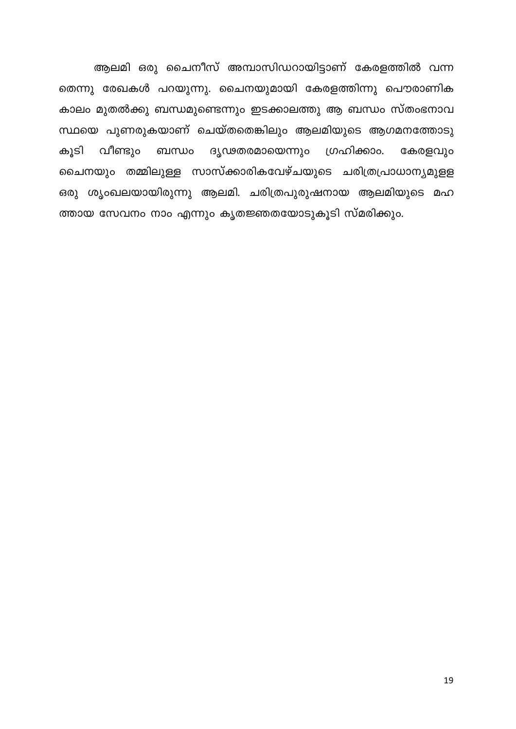ആലമി ഒരു ചൈനീസ് അമ്പാസിഡറായിട്ടാണ് കേരളത്തിൽ വന്ന തെന്നു രേഖകൾ പറയുന്നു. ചൈനയുമായി കേരളത്തിന്നു പൌരാണിക കാലം മുതൽക്കു ബന്ധമുണ്ടെന്നും ഇടക്കാലത്തു ആ ബന്ധം സ്തംഭനാവ സ്ഥയെ പുണരുകയാണ് ചെയ്തതെങ്കിലും ആലമിയുടെ ആഗമനത്തോടു കൂടി വീണ്ടും ബന്ധം ദൃഢതരമായെന്നും ഗ്രഹിക്കാം. കേരളവും ചൈനയും തമ്മിലുള്ള സാസ്ക്കാരികവേഴ്ചയുടെ ചരിത്രപ്രാധാന്യമുള്ള ഒരു ശൃംഖലയായിരുന്നു ആലമി. ചരിത്രപുരുഷനായ ആലമിയുടെ മഹ ത്തായ സേവനം നാം എന്നും കൃതജ്ഞതയോടുകൂടി സ്മരിക്കും.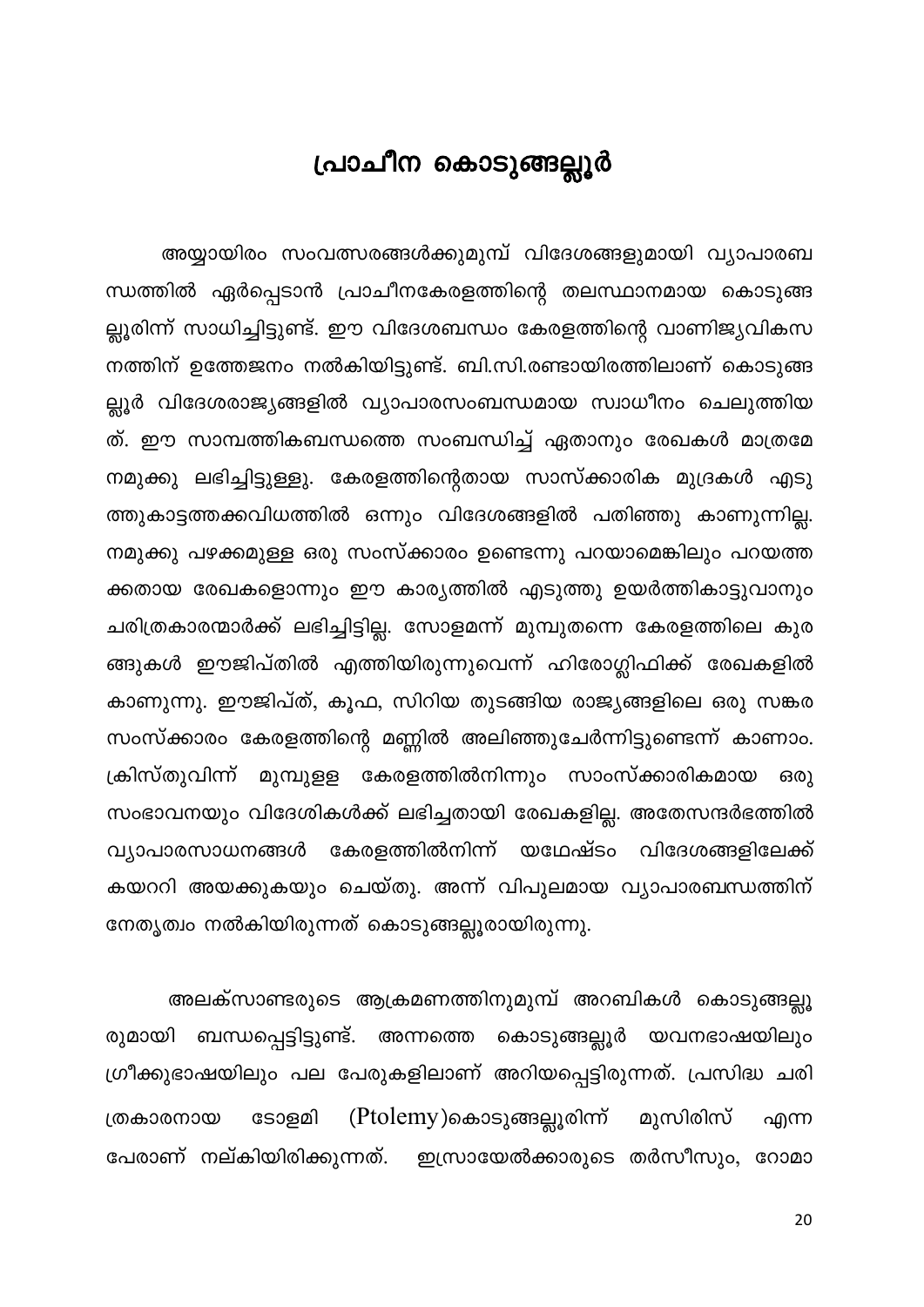# പ്രാചീന കൊടുങ്ങല്ലൂർ

അയ്യായിരം സംവത്സരങ്ങൾക്കുമുമ്പ് വിദേശങ്ങളുമായി വ്യാപാരബന്ധത്തിൽ ഏർപ്പെടാൻ പ്രാചീനകേരളത്തിന്റെ തലസ്ഥാനമായ കൊടുങ്ങല്ലൂരിന് സാധിച്ചിട്ടുണ്ട്. ഈ വിദേശബന്ധം കേരളത്തിന്റെ വാണിജ്യവികസനത്തിന് ഉത്തേജനം നൽകിയിട്ടുണ്ട്. ബി.സി.രണ്ടായിരത്തിലാണ് കൊടുങ്ങല്ലൂർ വിദേശരാജ്യങ്ങളിൽ വ്യാപാരസംബന്ധമായ സ്വാധീനം ചെലുത്തിയത്. ഈ സാമ്പത്തികബന്ധത്തെ സംബന്ധിച്ച് ഏതാനും രേഖകൾ മാത്രമേ നമുക്കു ലഭിച്ചിട്ടുള്ളു. കേരളത്തിന്റേതായ സാസ്ക്കാരിക മുദ്രകൾ എടുത്തുകാട്ടത്തക്കവിധത്തിൽ ഒന്നും വിദേശങ്ങളിൽ പതിഞ്ഞു കാണുന്നില്ല. നമുക്കു പഴക്കമുള്ള ഒരു സംസ്ക്കാരം ഉണ്ടെന്നു പറയാമെങ്കിലും പറയത്തക്കതായ രേഖകളൊന്നും ഈ കാര്യത്തിൽ എടുത്തു ഉയർത്തികാട്ടുവാനും ചരിത്രകാരന്മാർക്ക് ലഭിച്ചിട്ടില്ല. സോളമന്ന് മുമ്പുതന്നെ കേരളത്തിലെ കുരങ്ങുകൾ ഈജിപ്തിൽ എത്തിയിരുന്നുവെന്ന് ഹിരോഗ്ലിഫിക്ക് രേഖകളിൽ കാണുന്നു. ഈജിപ്ത്, കൂഫ, സിറിയ തുടങ്ങിയ രാജ്യങ്ങളിലെ ഒരു സങ്കര സംസ്ക്കാരം കേരളത്തിന്റെ മണ്ണിൽ അലിഞ്ഞുചേർന്നിട്ടുണ്ടെന്ന് കാണാം. ക്രിസ്തുവിന്ന് മുമ്പുള്ള കേരളത്തിൽനിന്നും സാംസ്ക്കാരികമായ ഒരു സംഭാവനയും വിദേശികൾക്ക് ലഭിച്ചതായി രേഖകളില്ല. അതേസന്ദർഭത്തിൽ വ്യാപാരസാധനങ്ങൾ കേരളത്തിൽനിന്ന് യഥേഷ്ടം വിദേശങ്ങളിലേക്ക് കയററി അയക്കുകയും ചെയ്തു. അന്ന് വിപുലമായ വ്യാപാരബന്ധത്തിന് നേതൃത്വം നൽകിയിരുന്നത് കൊടുങ്ങല്ലൂരായിരുന്നു.

അലക്സാണ്ടരുടെ ആക്രമണത്തിനുമുമ്പ് അറബികൾ കൊടുങ്ങല്ലൂരുമായി ബന്ധപ്പെട്ടിട്ടുണ്ട്. അന്നത്തെ കൊടുങ്ങല്ലൂർ യവനഭാഷയിലും ഗ്രീക്കുഭാഷയിലും പല പേരുകളിലാണ് അറിയപ്പെട്ടിരുന്നത്. പ്രസിദ്ധ ചരിത്രകാരനായ ടോളമി (Ptolemy)കൊടുങ്ങല്ലൂരിന്ന് മുസിരിസ് എന്ന പേരാണ് നല്കിയിരിക്കുന്നത്. ഇസ്രായേൽക്കാരുടെ തർസീസും, റോമാ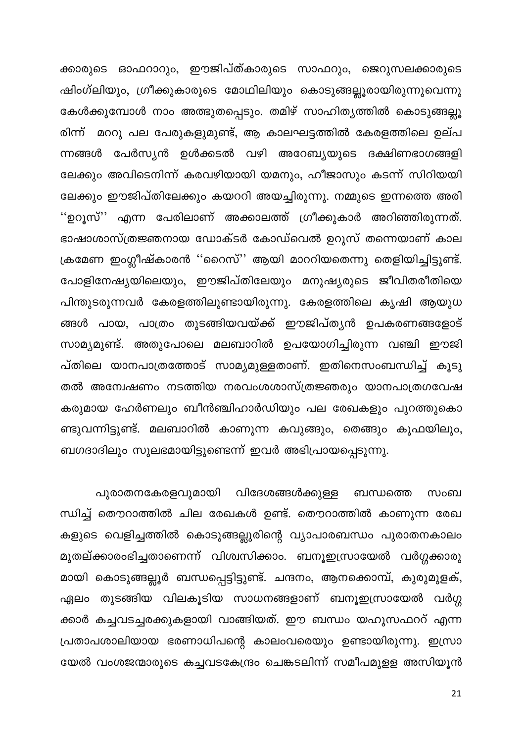ക്കാരുടെ ഓഫറാറും, ഈജിപ്ത്കാരുടെ സാഫറും, ജെറുസലക്കാരുടെ ഷിംഗ്ലിയും, ഗ്രീക്കുകാരുടെ മോഥിലിയും കൊടുങ്ങല്ലൂരായിരുന്നുവെന്നു കേൾക്കുമ്പോൾ നാം അത്ഭുതപ്പെടും. തമിഴ് സാഹിത്യത്തിൽ കൊടുങ്ങല്ലൂരിന്ന് മററു പല പേരുകളുമുണ്ട്, ആ കാലഘട്ടത്തിൽ കേരളത്തിലെ ഉല്പന്നങ്ങൾ പേർസ്യൻ ഉൾക്കടൽ വഴി അറേബ്യയുടെ ദക്ഷിണഭാഗങ്ങളിലേക്കും അവിടെനിന്ന് കരവഴിയായി യമനും, ഹീജാസും കടന്ന് സിറിയയിലേക്കും ഈജിപ്തിലേക്കും കയററി അയച്ചിരുന്നു. നമ്മുടെ ഇന്നത്തെ അരി ''ഉറൂസ്'' എന്ന പേരിലാണ് അക്കാലത്ത് ഗ്രീക്കുകാർ അറിഞ്ഞിരുന്നത്. ഭാഷാശാസ്ത്രജ്ഞനായ ഡോക്ടർ കോഡ്വെൽ ഉറൂസ് തന്നെയാണ് കാലക്രമേണ ഇംഗ്ലീഷ്കാരൻ ''റൈസ്'' ആയി മാററിയതെന്നു തെളിയിച്ചിട്ടുണ്ട്. പോളിനേഷ്യയിലെയും, ഈജിപ്തിലേയും മനുഷ്യരുടെ ജീവിതരീതിയെ പിന്തുടരുന്നവർ കേരളത്തിലുണ്ടായിരുന്നു. കേരളത്തിലെ കൃഷി ആയുധങ്ങൾ പായ, പാത്രം തുടങ്ങിയവയ്ക്ക് ഈജിപ്ത്യൻ ഉപകരണങ്ങളോട് സാമ്യമുണ്ട്. അതുപോലെ മലബാറിൽ ഉപയോഗിച്ചിരുന്ന വഞ്ചി ഈജിപ്തിലെ യാനപാത്രത്തോട് സാമ്യമുള്ളതാണ്. ഇതിനെസംബന്ധിച്ച് കൂടുതൽ അന്വേഷണം നടത്തിയ നരവംശശാസ്ത്രജ്ഞരും യാനപാത്രഗവേഷകരുമായ ഹേർണലും ബീൻഞ്ചിഹാർഡിയും പല രേഖകളും പുറത്തുകൊണ്ടുവന്നിട്ടുണ്ട്. മലബാറിൽ കാണുന്ന കവുങ്ങും, തെങ്ങും കൂഫയിലും, ബഗദാദിലും സുലഭമായിട്ടുണ്ടെന്ന് ഇവർ അഭിപ്രായപ്പെടുന്നു.

പുരാതനകേരളവുമായി വിദേശങ്ങൾക്കുള്ള ബന്ധത്തെ സംബന്ധിച്ച് തൌറാത്തിൽ ചില രേഖകൾ ഉണ്ട്. തൌറാത്തിൽ കാണുന്ന രേഖകളുടെ വെളിച്ചത്തിൽ കൊടുങ്ങല്ലൂരിന്റെ വ്യാപാരബന്ധം പുരാതനകാലം മുതല്ക്കാരംഭിച്ചതാണെന്ന് വിശ്വസിക്കാം. ബനൂഇസ്രായേൽ വർഗ്ഗക്കാരുമായി കൊടുങ്ങല്ലൂർ ബന്ധപ്പെട്ടിട്ടുണ്ട്. ചന്ദനം, ആനക്കൊമ്പ്, കുരുമുളക്, ഏലം തുടങ്ങിയ വിലകൂടിയ സാധനങ്ങളാണ് ബനൂഇസ്രായേൽ വർഗ്ഗക്കാർ കച്ചവടച്ചരക്കുകളായി വാങ്ങിയത്. ഈ ബന്ധം യഹൂസഫററ് എന്ന പ്രതാപശാലിയായ ഭരണാധിപന്റെ കാലംവരെയും ഉണ്ടായിരുന്നു. ഇസ്രായേൽ വംശജന്മാരുടെ കച്ചവടകേന്ദ്രം ചെങ്കടലിന്ന് സമീപമുള്ള അസിയൂൻ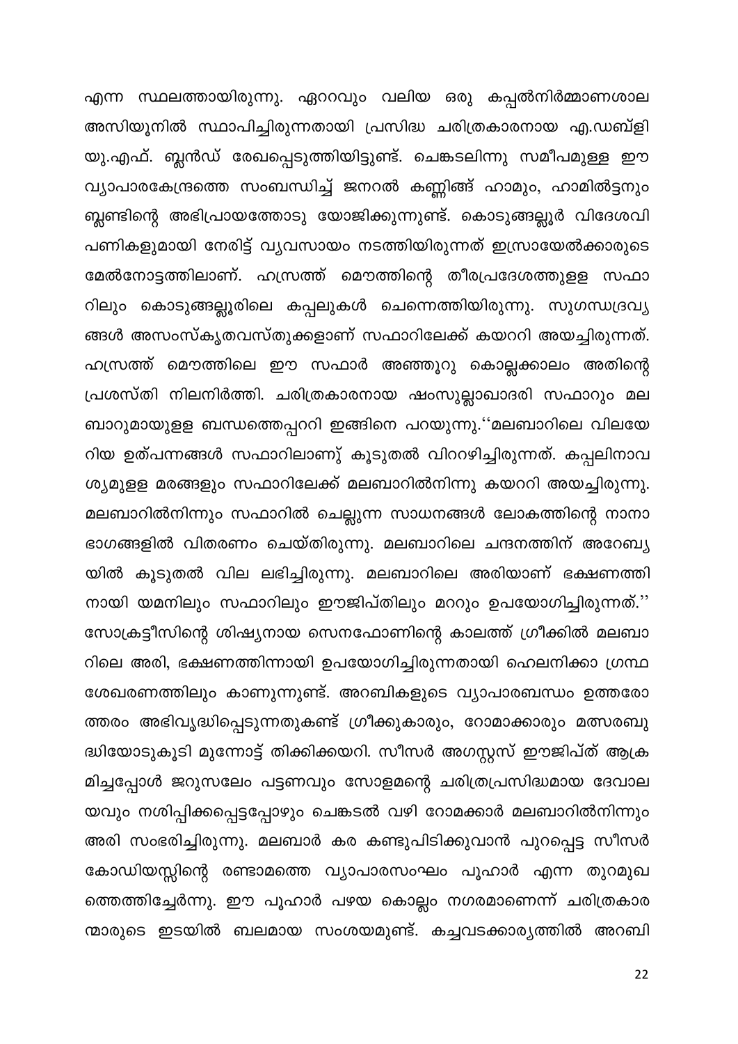എന്ന സ്ഥലത്തായിരുന്നു. ഏററവും വലിയ ഒരു കപ്പൽനിർമ്മാണശാല അസിയൂനിൽ സ്ഥാപിച്ചിരുന്നതായി പ്രസിദ്ധ ചരിത്രകാരനായ എ.ഡബ്ളിയു.എഫ്. ബ്ലൻഡ് രേഖപ്പെടുത്തിയിട്ടുണ്ട്. ചെങ്കടലിന്നു സമീപമുള്ള ഈ വ്യാപാരകേന്ദ്രത്തെ സംബന്ധിച്ച് ജനറൽ കണ്ണിങ്ങ് ഹാമും, ഹാമിൽട്ടനും ബ്ലണ്ടിന്റെ അഭിപ്രായത്തോടു യോജിക്കുന്നുണ്ട്. കൊടുങ്ങല്ലൂർ വിദേശവിപണികളുമായി നേരിട്ട് വ്യവസായം നടത്തിയിരുന്നത് ഇസ്രായേൽക്കാരുടെ മേൽനോട്ടത്തിലാണ്. ഹസ്രത്ത് മൌത്തിന്റെ തീരപ്രദേശത്തുള്ള സഫാറിലും കൊടുങ്ങല്ലൂരിലെ കപ്പലുകൾ ചെന്നെത്തിയിരുന്നു. സുഗന്ധദ്രവ്യങ്ങൾ അസംസ്കൃതവസ്തുക്കളാണ് സഫാറിലേക്ക് കയററി അയച്ചിരുന്നത്. ഹസ്രത്ത് മൌത്തിലെ ഈ സഫാർ അഞ്ഞൂറു കൊല്ലക്കാലം അതിന്റെ പ്രശസ്തി നിലനിർത്തി. ചരിത്രകാരനായ ഷംസുല്ലാഖാദരി സഫാറും മലബാറുമായുള്ള ബന്ധത്തെപ്പററി ഇങ്ങിനെ പറയുന്നു.''മലബാറിലെ വിലയേറിയ ഉത്പന്നങ്ങൾ സഫാറിലാണു് കൂടുതൽ വിററഴിച്ചിരുന്നത്. കപ്പലിനാവശ്യമുള്ള മരങ്ങളും സഫാറിലേക്ക് മലബാറിൽനിന്നു കയററി അയച്ചിരുന്നു. മലബാറിൽനിന്നും സഫാറിൽ ചെല്ലുന്ന സാധനങ്ങൾ ലോകത്തിന്റെ നാനാഭാഗങ്ങളിൽ വിതരണം ചെയ്തിരുന്നു. മലബാറിലെ ചന്ദനത്തിന് അറേബ്യയിൽ കൂടുതൽ വില ലഭിച്ചിരുന്നു. മലബാറിലെ അരിയാണ് ഭക്ഷണത്തിനായി യമനിലും സഫാറിലും ഈജിപ്തിലും മററും ഉപയോഗിച്ചിരുന്നത്.'' സോക്രട്ടീസിന്റെ ശിഷ്യനായ സെനഫോണിന്റെ കാലത്ത് ഗ്രീക്കിൽ മലബാറിലെ അരി, ഭക്ഷണത്തിന്നായി ഉപയോഗിച്ചിരുന്നതായി ഹെലനിക്കാ ഗ്രന്ഥശേഖരണത്തിലും കാണുന്നുണ്ട്. അറബികളുടെ വ്യാപാരബന്ധം ഉത്തരോത്തരം അഭിവൃദ്ധിപ്പെടുന്നതുകണ്ട് ഗ്രീക്കുകാരും, റോമാക്കാരും മത്സരബുദ്ധിയോടുകൂടി മുന്നോട്ട് തിക്കിക്കയറി. സീസർ അഗസ്റ്റസ് ഈജിപ്ത് ആക്രമിച്ചപ്പോൾ ജറുസലേം പട്ടണവും സോളമന്റെ ചരിത്രപ്രസിദ്ധമായ ദേവാലയവും നശിപ്പിക്കപ്പെട്ടപ്പോഴും ചെങ്കടൽ വഴി റോമക്കാർ മലബാറിൽനിന്നും അരി സംഭരിച്ചിരുന്നു. മലബാർ കര കണ്ടുപിടിക്കുവാൻ പുറപ്പെട്ട സീസർ കോഡിയസ്സിന്റെ രണ്ടാമത്തെ വ്യാപാരസംഘം പൂഹാർ എന്ന തുറമുഖത്തെത്തിച്ചേർന്നു. ഈ പൂഹാർ പഴയ കൊല്ലം നഗരമാണെന്ന് ചരിത്രകാരന്മാരുടെ ഇടയിൽ ബലമായ സംശയമുണ്ട്. കച്ചവടക്കാര്യത്തിൽ അറബി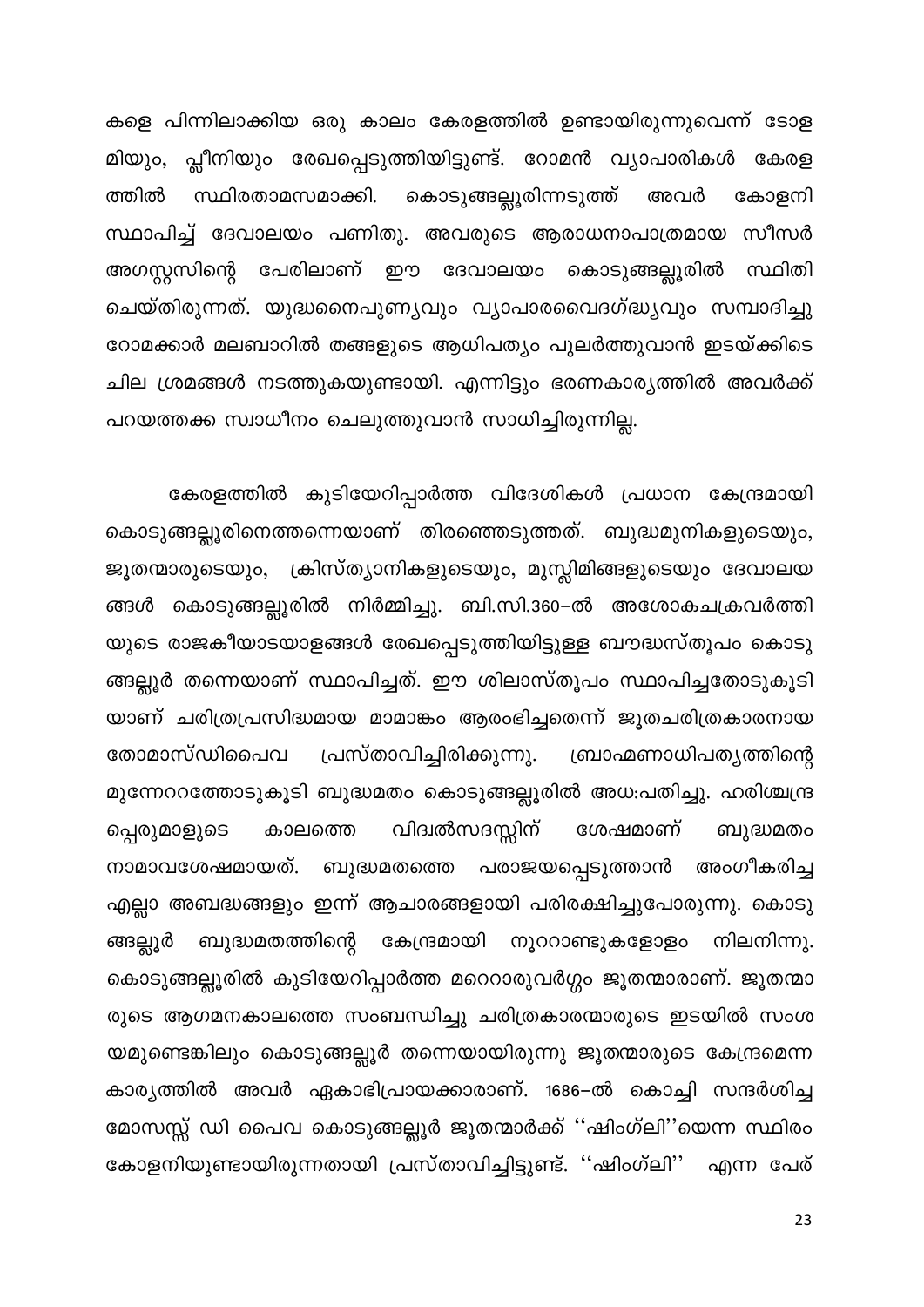കളെ പിന്നിലാക്കിയ ഒരു കാലം കേരളത്തിൽ ഉണ്ടായിരുന്നുവെന്ന് ടോള മിയും, പ്ലീനിയും രേഖപ്പെടുത്തിയിട്ടുണ്ട്. റോമൻ വ്യാപാരികൾ കേരള ത്തിൽ സ്ഥിരതാമസമാക്കി. കൊടുങ്ങല്ലൂരിന്നടുത്ത് അവർ കോളനി സ്ഥാപിച്ച് ദേവാലയം പണിതു. അവരുടെ ആരാധനാപാത്രമായ സീസർ അഗസ്റ്റസിന്റെ പേരിലാണ് ഈ ദേവാലയം കൊടുങ്ങല്ലൂരിൽ സ്ഥിതി ചെയ്തിരുന്നത്. യുദ്ധനൈപുണ്യവും വ്യാപാരവൈദഗ്ദ്ധ്യവും സമ്പാദിച്ചു റോമക്കാർ മലബാറിൽ തങ്ങളുടെ ആധിപത്യം പുലർത്തുവാൻ ഇടയ്ക്കിടെ ചില ശ്രമങ്ങൾ നടത്തുകയുണ്ടായി. എന്നിട്ടും ഭരണകാര്യത്തിൽ അവർക്ക് പറയത്തക്ക സ്വാധീനം ചെലുത്തുവാൻ സാധിച്ചിരുന്നില്ല.

കേരളത്തിൽ കുടിയേറിപ്പാർത്ത വിദേശികൾ പ്രധാന കേന്ദ്രമായി കൊടുങ്ങല്ലൂരിനെത്തന്നെയാണ് തിരഞ്ഞെടുത്തത്. ബുദ്ധമുനികളുടെയും, ജൂതന്മാരുടെയും, ക്രിസ്ത്യാനികളുടെയും, മുസ്ലിമിങ്ങളുടെയും ദേവാലയ ങ്ങൾ കൊടുങ്ങല്ലൂരിൽ നിർമ്മിച്ചു. ബി.സി.360–ൽ അശോകചക്രവർത്തി യുടെ രാജകീയാടയാളങ്ങൾ രേഖപ്പെടുത്തിയിട്ടുള്ള ബൗദ്ധസ്തൂപം കൊടു ങ്ങല്ലൂർ തന്നെയാണ് സ്ഥാപിച്ചത്. ഈ ശിലാസ്തൂപം സ്ഥാപിച്ചതോടുകൂടി യാണ് ചരിത്രപ്രസിദ്ധമായ മാമാങ്കം ആരംഭിച്ചതെന്ന് ജൂതചരിത്രകാരനായ തോമാസ്ഡിപൈവ പ്രസ്താവിച്ചിരിക്കുന്നു. ബ്രാഹ്മണാധിപത്യത്തിന്റെ മുന്നേററത്തോടുകൂടി ബുദ്ധമതം കൊടുങ്ങല്ലൂരിൽ അധ:പതിച്ചു. ഹരിശ്ചന്ദ്ര പ്പെരുമാളുടെ കാലത്തെ വിദ്വൽസദസ്സിന് ശേഷമാണ് ബുദ്ധമതം നാമാവശേഷമായത്. ബുദ്ധമതത്തെ പരാജയപ്പെടുത്താൻ അംഗീകരിച്ച എല്ലാ അബദ്ധങ്ങളും ഇന്ന് ആചാരങ്ങളായി പരിരക്ഷിച്ചുപോരുന്നു. കൊടു ങ്ങല്ലൂർ ബുദ്ധമതത്തിന്റെ കേന്ദ്രമായി നൂററാണ്ടുകളോളം നിലനിന്നു. കൊടുങ്ങല്ലൂരിൽ കുടിയേറിപ്പാർത്ത മറെറാരുവർഗ്ഗം ജൂതന്മാരാണ്. ജൂതന്മാ രുടെ ആഗമനകാലത്തെ സംബന്ധിച്ചു ചരിത്രകാരന്മാരുടെ ഇടയിൽ സംശ യമുണ്ടെങ്കിലും കൊടുങ്ങല്ലൂർ തന്നെയായിരുന്നു ജൂതന്മാരുടെ കേന്ദ്രമെന്ന കാര്യത്തിൽ അവർ ഏകാഭിപ്രായക്കാരാണ്. 1686–ൽ കൊച്ചി സന്ദർശിച്ച മോസസ്സ് ഡി പൈവ കൊടുങ്ങല്ലൂർ ജൂതന്മാർക്ക് ''ഷിംഗ്ലി''യെന്ന സ്ഥിരം കോളനിയുണ്ടായിരുന്നതായി പ്രസ്താവിച്ചിട്ടുണ്ട്. ''ഷിംഗ്ലി'' എന്ന പേര്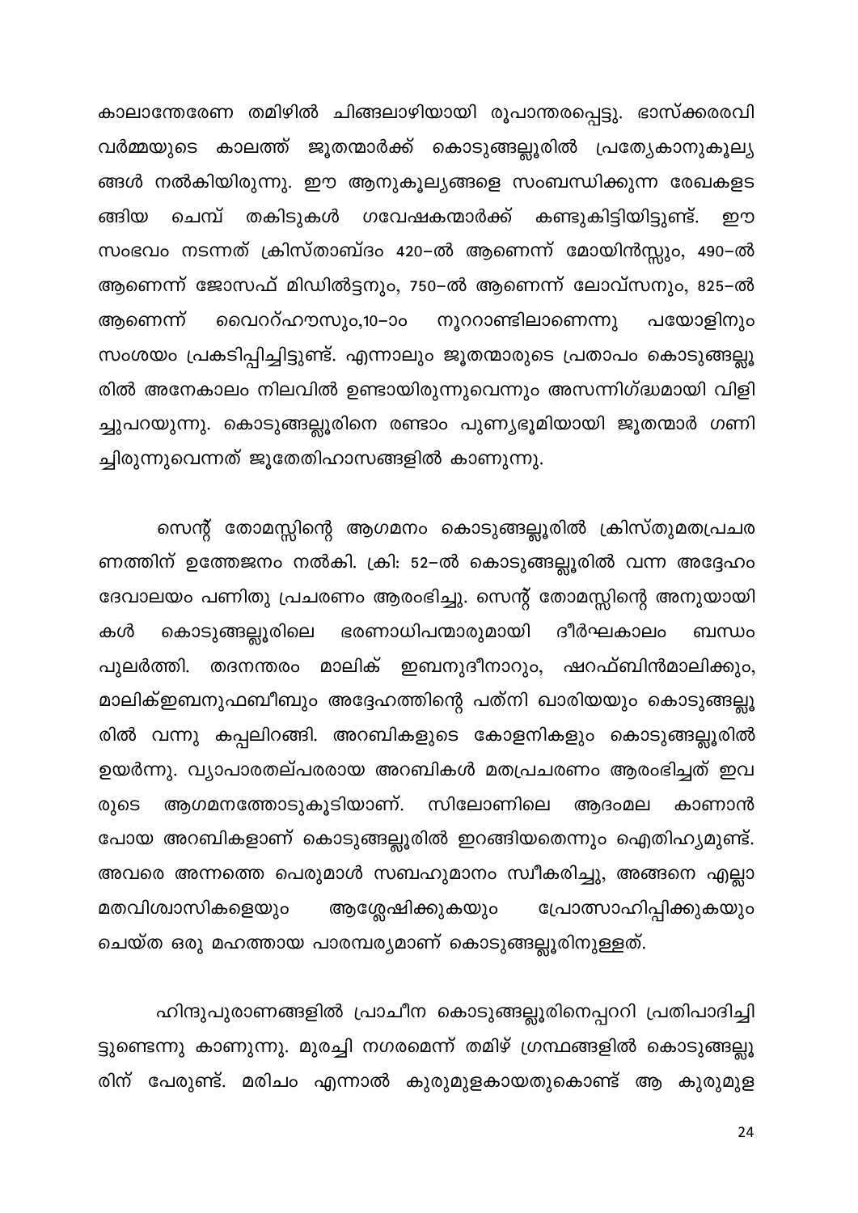കാലാന്തേരണ തമിഴിൽ ചിങ്ങലാഴിയായി രൂപാന്തരപ്പെട്ടു. ഭാസ്ക്കരരവി വർമ്മയുടെ കാലത്ത് ജൂതന്മാർക്ക് കൊടുങ്ങല്ലൂരിൽ പ്രത്യേകാനുകൂല്യ ങ്ങൾ നൽകിയിരുന്നു. ഈ ആനുകൂല്യങ്ങളെ സംബന്ധിക്കുന്ന രേഖകളട ങ്ങിയ ചെമ്പ് തകിടുകൾ ഗവേഷകന്മാർക്ക് കണ്ടുകിട്ടിയിട്ടുണ്ട്. ഈ സംഭവം നടന്നത് ക്രിസ്താബ്ദം 420–ൽ ആണെന്ന് മോയിൻസ്സും, 490–ൽ ആണെന്ന് ജോസഫ് മിഡിൽട്ടനും, 750–ൽ ആണെന്ന് ലോവ്സനും, 825–ൽ ആണെന്ന് വൈററ്ഹൗസും,10–ാം നൂററാണ്ടിലാണെന്നു പയോളിനും സംശയം പ്രകടിപ്പിച്ചിട്ടുണ്ട്. എന്നാലും ജൂതന്മാരുടെ പ്രതാപം കൊടുങ്ങല്ലൂ രിൽ അനേകാലം നിലവിൽ ഉണ്ടായിരുന്നുവെന്നും അസന്നിഗ്ദ്ധമായി വിളി ച്ചുപറയുന്നു. കൊടുങ്ങല്ലൂരിനെ രണ്ടാം പുണ്യഭൂമിയായി ജൂതന്മാർ ഗണി ച്ചിരുന്നുവെന്നത് ജൂതേതിഹാസങ്ങളിൽ കാണുന്നു.

സെന്റ് തോമസ്സിന്റെ ആഗമനം കൊടുങ്ങല്ലൂരിൽ ക്രിസ്തുമതപ്രചര ണത്തിന് ഉത്തേജനം നൽകി. ക്രി: 52–ൽ കൊടുങ്ങല്ലൂരിൽ വന്ന അദ്ദേഹം ദേവാലയം പണിതു പ്രചരണം ആരംഭിച്ചു. സെന്റ് തോമസ്സിന്റെ അനുയായി കൾ കൊടുങ്ങല്ലൂരിലെ ഭരണാധിപന്മാരുമായി ദീർഘകാലം ബന്ധം പുലർത്തി. തദനന്തരം മാലിക് ഇബനുദീനാറും, ഷറഫ്ബിൻമാലിക്കും, മാലിക്ഇബനുഫബീബും അദ്ദേഹത്തിന്റെ പത്നി ഖാരിയയും കൊടുങ്ങല്ലൂ രിൽ വന്നു കപ്പലിറങ്ങി. അറബികളുടെ കോളനികളും കൊടുങ്ങല്ലൂരിൽ ഉയർന്നു. വ്യാപാരതല്പരരായ അറബികൾ മതപ്രചരണം ആരംഭിച്ചത് ഇവ രുടെ ആഗമനത്തോടുകൂടിയാണ്. സിലോണിലെ ആദംമല കാണാൻ പോയ അറബികളാണ് കൊടുങ്ങല്ലൂരിൽ ഇറങ്ങിയതെന്നും ഐതിഹ്യമുണ്ട്. അവരെ അന്നത്തെ പെരുമാൾ സബഹുമാനം സ്വീകരിച്ചു, അങ്ങനെ എല്ലാ മതവിശ്വാസികളെയും ആശ്ലേഷിക്കുകയും പ്രോത്സാഹിപ്പിക്കുകയും ചെയ്ത ഒരു മഹത്തായ പാരമ്പര്യമാണ് കൊടുങ്ങല്ലൂരിനുള്ളത്.

ഹിന്ദുപുരാണങ്ങളിൽ പ്രാചീന കൊടുങ്ങല്ലൂരിനെപ്പററി പ്രതിപാദിച്ചി ട്ടുണ്ടെന്നു കാണുന്നു. മുരച്ചി നഗരമെന്ന് തമിഴ് ഗ്രന്ഥങ്ങളിൽ കൊടുങ്ങല്ലൂ രിന് പേരുണ്ട്. മരിചം എന്നാൽ കുരുമുളകായതുകൊണ്ട് ആ കുരുമുള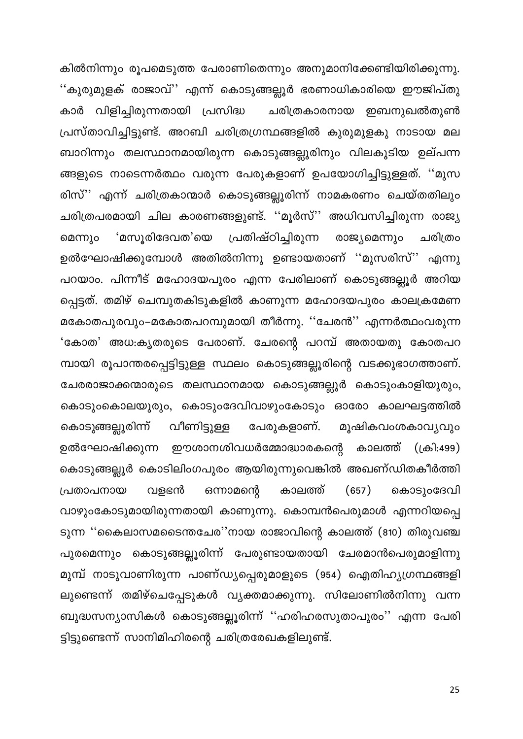കിൽനിന്നും രൂപമെടുത്ത പേരാണിതെന്നും അനുമാനിക്കേണ്ടിയിരിക്കുന്നു. ''കുരുമുളക് രാജാവ്'' എന്ന് കൊടുങ്ങല്ലൂർ ഭരണാധികാരിയെ ഈജിപ്തുകാർ വിളിച്ചിരുന്നതായി പ്രസിദ്ധ ചരിത്രകാരനായ ഇബനുഖൽതൂൺ പ്രസ്താവിച്ചിട്ടുണ്ട്. അറബി ചരിത്രഗ്രന്ഥങ്ങളിൽ കുരുമുളകു നാടായ മലബാറിന്നും തലസ്ഥാനമായിരുന്ന കൊടുങ്ങല്ലൂരിനും വിലകൂടിയ ഉല്പന്നങ്ങളുടെ നാടെന്നർത്ഥം വരുന്ന പേരുകളാണ് ഉപയോഗിച്ചിട്ടുള്ളത്. ''മുസരിസ്'' എന്ന് ചരിത്രകാന്മാർ കൊടുങ്ങല്ലൂരിന്ന് നാമകരണം ചെയ്തതിലും ചരിത്രപരമായി ചില കാരണങ്ങളുണ്ട്. ''മൂർസ്'' അധിവസിച്ചിരുന്ന രാജ്യമെന്നും 'മസൂരിദേവത'യെ പ്രതിഷ്ഠിച്ചിരുന്ന രാജ്യമെന്നും ചരിത്രം ഉൽഘോഷിക്കുമ്പോൾ അതിൽനിന്നു ഉണ്ടായതാണ് ''മുസരിസ്'' എന്നു പറയാം. പിന്നീട് മഹോദയപുരം എന്ന പേരിലാണ് കൊടുങ്ങല്ലൂർ അറിയപ്പെട്ടത്. തമിഴ് ചെമ്പുതകിടുകളിൽ കാണുന്ന മഹോദയപുരം കാലക്രമേണ മകോതപുരവും–മകോതപറമ്പുമായി തീർന്നു. ''ചേരൻ'' എന്നർത്ഥംവരുന്ന 'കോത' അധഃകൃതരുടെ പേരാണ്. ചേരന്റെ പറമ്പ് അതായതു കോതപറമ്പായി രൂപാന്തരപ്പെട്ടിട്ടുള്ള സ്ഥലം കൊടുങ്ങല്ലൂരിന്റെ വടക്കുഭാഗത്താണ്. ചേരരാജാക്കന്മാരുടെ തലസ്ഥാനമായ കൊടുങ്ങല്ലൂർ കൊടുംകാളിയൂരും, കൊടുംകൊലയൂരും, കൊടുംദേവിവാഴുംകോടും ഓരോ കാലഘട്ടത്തിൽ കൊടുങ്ങല്ലൂരിന്ന് വീണിട്ടുള്ള പേരുകളാണ്. മൂഷികവംശകാവ്യവും ഉൽഘോഷിക്കുന്ന ഈശാനശിവധർമ്മോദ്ധാരകന്റെ കാലത്ത് (ക്രി:499) കൊടുങ്ങല്ലൂർ കൊടിലിംഗപുരം ആയിരുന്നുവെങ്കിൽ അഖണ്ഡിതകീർത്തി പ്രതാപനായ വളഭൻ ഒന്നാമന്റെ കാലത്ത് (657) കൊടുംദേവി വാഴുംകോടുമായിരുന്നതായി കാണുന്നു. കൊമ്പൻപെരുമാൾ എന്നറിയപ്പെടുന്ന ''കൈലാസമടൈന്തചേര''നായ രാജാവിന്റെ കാലത്ത് (810) തിരുവഞ്ചപുരമെന്നും കൊടുങ്ങല്ലൂരിന്ന് പേരുണ്ടായതായി ചേരമാൻപെരുമാളിന്നു മുമ്പ് നാടുവാണിരുന്ന പാണ്ഡ്യപ്പെരുമാളുടെ (954) ഐതിഹ്യഗ്രന്ഥങ്ങളിലുണ്ടെന്ന് തമിഴ്ചെപ്പേടുകൾ വ്യക്തമാക്കുന്നു. സിലോണിൽനിന്നു വന്ന ബുദ്ധസന്യാസികൾ കൊടുങ്ങല്ലൂരിന്ന് ''ഹരിഹരസുതാപുരം'' എന്ന പേരിട്ടിട്ടുണ്ടെന്ന് സാനിമിഹിരന്റെ ചരിത്രരേഖകളിലുണ്ട്.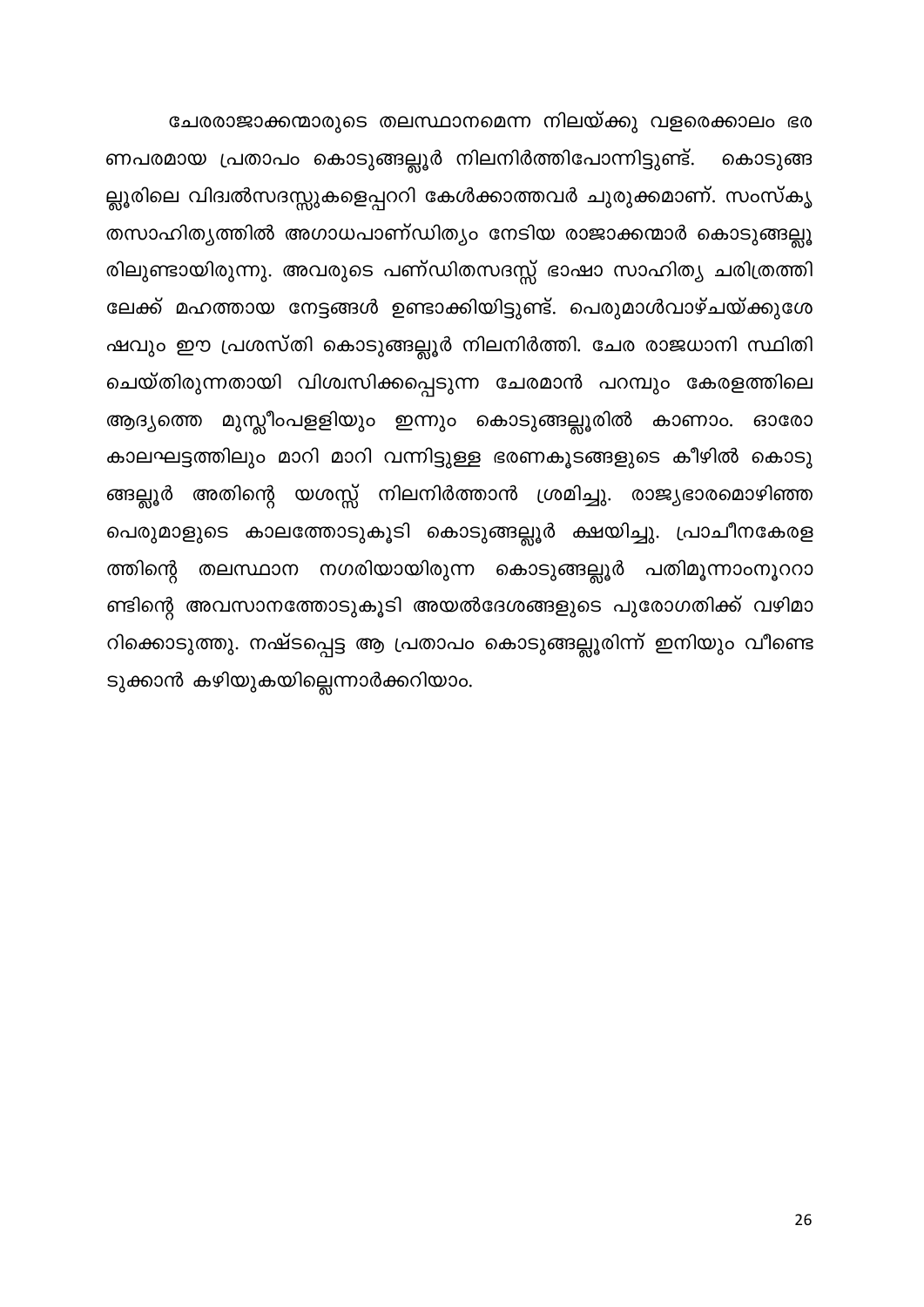ചേരരാജാക്കന്മാരുടെ തലസ്ഥാനമെന്ന നിലയ്ക്കു വളരെക്കാലം ഭരണപരമായ പ്രതാപം കൊടുങ്ങല്ലൂർ നിലനിർത്തിപോന്നിട്ടുണ്ട്. കൊടുങ്ങല്ലൂരിലെ വിദ്വൽസദസ്സുകളെപ്പററി കേൾക്കാത്തവർ ചുരുക്കമാണ്. സംസ്കൃതസാഹിത്യത്തിൽ അഗാധപാണ്ഡിത്യം നേടിയ രാജാക്കന്മാർ കൊടുങ്ങല്ലൂരിലുണ്ടായിരുന്നു. അവരുടെ പണ്ഡിതസദസ്സ് ഭാഷാ സാഹിത്യ ചരിത്രത്തിലേക്ക് മഹത്തായ നേട്ടങ്ങൾ ഉണ്ടാക്കിയിട്ടുണ്ട്. പെരുമാൾവാഴ്ചയ്ക്കുശേഷവും ഈ പ്രശസ്തി കൊടുങ്ങല്ലൂർ നിലനിർത്തി. ചേര രാജധാനി സ്ഥിതി ചെയ്തിരുന്നതായി വിശ്വസിക്കപ്പെടുന്ന ചേരമാൻ പറമ്പും കേരളത്തിലെ ആദ്യത്തെ മുസ്ലീംപള്ളിയും ഇന്നും കൊടുങ്ങല്ലൂരിൽ കാണാം. ഓരോ കാലഘട്ടത്തിലും മാറി മാറി വന്നിട്ടുള്ള ഭരണകൂടങ്ങളുടെ കീഴിൽ കൊടുങ്ങല്ലൂർ അതിന്റെ യശസ്സ് നിലനിർത്താൻ ശ്രമിച്ചു. രാജ്യഭാരമൊഴിഞ്ഞ പെരുമാളുടെ കാലത്തോടുകൂടി കൊടുങ്ങല്ലൂർ ക്ഷയിച്ചു. പ്രാചീനകേരളത്തിന്റെ തലസ്ഥാന നഗരിയായിരുന്ന കൊടുങ്ങല്ലൂർ പതിമൂന്നാംനൂററാണ്ടിന്റെ അവസാനത്തോടുകൂടി അയൽദേശങ്ങളുടെ പുരോഗതിക്ക് വഴിമാറിക്കൊടുത്തു. നഷ്ടപ്പെട്ട ആ പ്രതാപം കൊടുങ്ങല്ലൂരിന്ന് ഇനിയും വീണ്ടെടുക്കാൻ കഴിയുകയില്ലെന്നാർക്കറിയാം.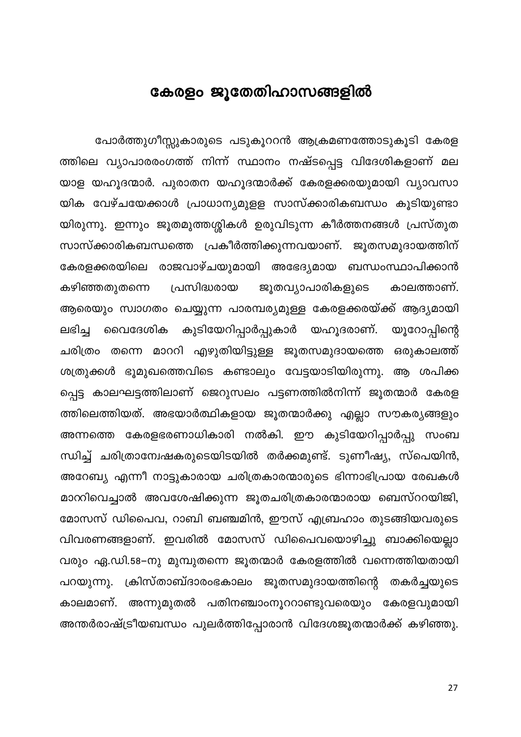# കേരളം ജൂതേതിഹാസങ്ങളിൽ

പോർത്തുഗീസ്സുകാരുടെ പടുകൂററൻ ആക്രമണത്തോടുകൂടി കേരളത്തിലെ വ്യാപാരരംഗത്ത് നിന്ന് സ്ഥാനം നഷ്ടപ്പെട്ട വിദേശികളാണ് മലയാള യഹൂദന്മാർ. പുരാതന യഹൂദന്മാർക്ക് കേരളക്കരയുമായി വ്യാവസായിക വേഴ്ചയേക്കാൾ പ്രാധാന്യമുള്ള സാസ്ക്കാരികബന്ധം കൂടിയുണ്ടായിരുന്നു. ഇന്നും ജൂതമുത്തശ്ശികൾ ഉരുവിടുന്ന കീർത്തനങ്ങൾ പ്രസ്തുത സാസ്ക്കാരികബന്ധത്തെ പ്രകീർത്തിക്കുന്നവയാണ്. ജൂതസമുദായത്തിന് കേരളക്കരയിലെ രാജവാഴ്ചയുമായി അഭേദ്യമായ ബന്ധംസ്ഥാപിക്കാൻ കഴിഞ്ഞതുതന്നെ പ്രസിദ്ധരായ ജൂതവ്യാപാരികളുടെ കാലത്താണ്. ആരെയും സ്വാഗതം ചെയ്യുന്ന പാരമ്പര്യമുള്ള കേരളക്കരയ്ക്ക് ആദ്യമായി ലഭിച്ച വൈദേശിക കുടിയേറിപ്പാർപ്പുകാർ യഹൂദരാണ്. യൂറോപ്പിന്റെ ചരിത്രം തന്നെ മാററി എഴുതിയിട്ടുള്ള ജൂതസമുദായത്തെ ഒരുകാലത്ത് ശത്രുക്കൾ ഭൂമുഖത്തെവിടെ കണ്ടാലും വേട്ടയാടിയിരുന്നു. ആ ശപിക്കപ്പെട്ട കാലഘട്ടത്തിലാണ് ജെറുസലം പട്ടണത്തിൽനിന്ന് ജൂതന്മാർ കേരളത്തിലെത്തിയത്. അഭയാർത്ഥികളായ ജൂതന്മാർക്കു എല്ലാ സൗകര്യങ്ങളും അന്നത്തെ കേരളഭരണാധികാരി നൽകി. ഈ കുടിയേറിപ്പാർപ്പു സംബന്ധിച്ച് ചരിത്രാന്വേഷകരുടെയിടയിൽ തർക്കമുണ്ട്. ടുണീഷ്യ, സ്പെയിൻ, അറേബ്യ എന്നീ നാട്ടുകാരായ ചരിത്രകാരന്മാരുടെ ഭിന്നാഭിപ്രായ രേഖകൾ മാററിവെച്ചാൽ അവശേഷിക്കുന്ന ജൂതചരിത്രകാരന്മാരായ ബെസ്ററയിജി, മോസസ് ഡിപൈവ, റാബി ബഞ്ചമിൻ, ഈസ് എബ്രഹാം തുടങ്ങിയവരുടെ വിവരണങ്ങളാണ്. ഇവരിൽ മോസസ് ഡിപൈവയൊഴിച്ചു ബാക്കിയെല്ലാവരും എ.ഡി.58–നു മുമ്പുതന്നെ ജൂതന്മാർ കേരളത്തിൽ വന്നെത്തിയതായി പറയുന്നു. ക്രിസ്താബ്ദാരംഭകാലം ജൂതസമുദായത്തിന്റെ തകർച്ചയുടെ കാലമാണ്. അന്നുമുതൽ പതിനഞ്ചാംനൂററാണ്ടുവരെയും കേരളവുമായി അന്തർരാഷ്ട്രീയബന്ധം പുലർത്തിപ്പോരാൻ വിദേശജൂതന്മാർക്ക് കഴിഞ്ഞു.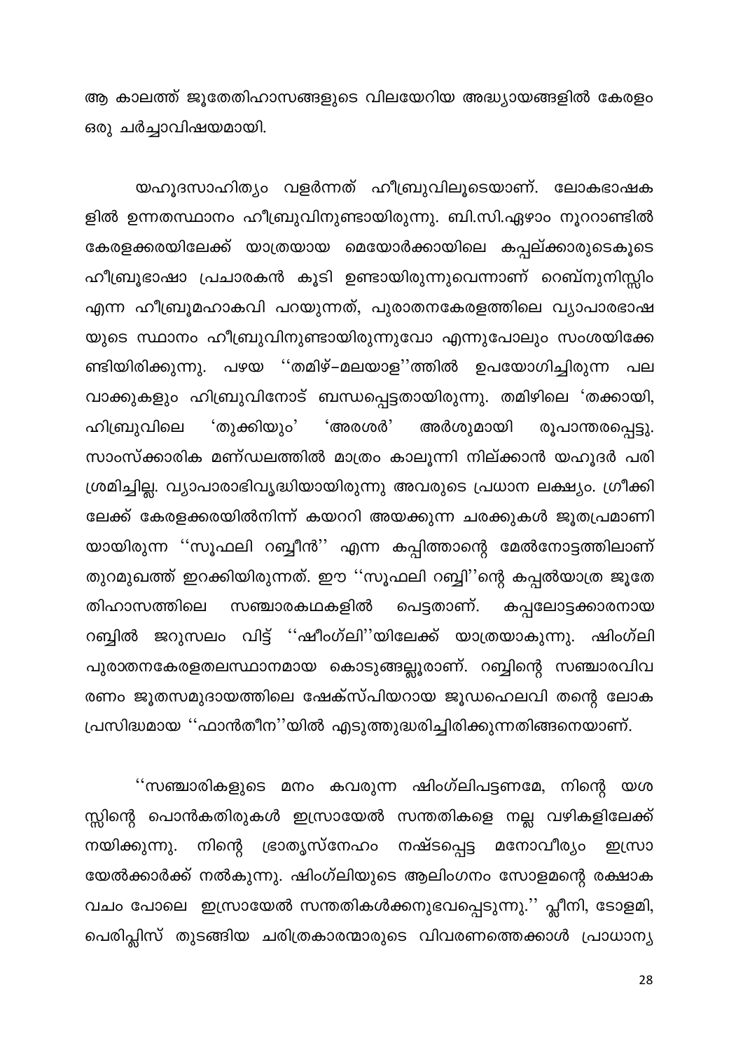ആ കാലത്ത് ജൂതേതിഹാസങ്ങളുടെ വിലയേറിയ അദ്ധ്യായങ്ങളിൽ കേരളം ഒരു ചർച്ചാവിഷയമായി.

യഹൂദസാഹിത്യം വളർന്നത് ഹീബ്രുവിലൂടെയാണ്. ലോകഭാഷകളിൽ ഉന്നതസ്ഥാനം ഹീബ്രുവിനുണ്ടായിരുന്നു. ബി.സി.ഏഴാം നൂററാണ്ടിൽ കേരളക്കരയിലേക്ക് യാത്രയായ മെയോർക്കായിലെ കപ്പല്ക്കാരുടെകൂടെ ഹീബ്രൂഭാഷാ പ്രചാരകൻ കൂടി ഉണ്ടായിരുന്നുവെന്നാണ് റെബ്നുനിസ്സിം എന്ന ഹീബ്രൂമഹാകവി പറയുന്നത്, പുരാതനകേരളത്തിലെ വ്യാപാരഭാഷയുടെ സ്ഥാനം ഹീബ്രുവിനുണ്ടായിരുന്നുവോ എന്നുപോലും സംശയിക്കേണ്ടിയിരിക്കുന്നു. പഴയ ''തമിഴ്-മലയാള''ത്തിൽ ഉപയോഗിച്ചിരുന്ന പല വാക്കുകളും ഹിബ്രുവിനോട് ബന്ധപ്പെട്ടതായിരുന്നു. തമിഴിലെ 'തക്കായി, ഹിബ്രുവിലെ 'തുക്കിയും' 'അരശർ' അർശുമായി രൂപാന്തരപ്പെട്ടു. സാംസ്ക്കാരിക മണ്ഡലത്തിൽ മാത്രം കാലൂന്നി നില്ക്കാൻ യഹൂദർ പരിശ്രമിച്ചില്ല. വ്യാപാരാഭിവൃദ്ധിയായിരുന്നു അവരുടെ പ്രധാന ലക്ഷ്യം. ഗ്രീക്കിലേക്ക് കേരളക്കരയിൽനിന്ന് കയററി അയക്കുന്ന ചരക്കുകൾ ജൂതപ്രമാണിയായിരുന്ന ''സൂഫലി റബ്ബീൻ'' എന്ന കപ്പിത്താന്റെ മേൽനോട്ടത്തിലാണ് തുറമുഖത്ത് ഇറക്കിയിരുന്നത്. ഈ ''സൂഫലി റബ്ബി''ന്റെ കപ്പൽയാത്ര ജൂതേതിഹാസത്തിലെ സഞ്ചാരകഥകളിൽ പെട്ടതാണ്. കപ്പലോട്ടക്കാരനായ റബ്ബിൽ ജറുസലം വിട്ട് ''ഷീംഗ്ലി''യിലേക്ക് യാത്രയാകുന്നു. ഷിംഗ്ലി പുരാതനകേരളതലസ്ഥാനമായ കൊടുങ്ങല്ലൂരാണ്. റബ്ബിന്റെ സഞ്ചാരവിവരണം ജൂതസമുദായത്തിലെ ഷേക്സ്പിയറായ ജൂഡഹെലവി തന്റെ ലോകപ്രസിദ്ധമായ ''ഫാൻതീന''യിൽ എടുത്തുദ്ധരിച്ചിരിക്കുന്നതിങ്ങനെയാണ്.

''സഞ്ചാരികളുടെ മനം കവരുന്ന ഷിംഗ്ലിപട്ടണമേ, നിന്റെ യശസ്സിന്റെ പൊൻകതിരുകൾ ഇസ്രായേൽ സന്തതികളെ നല്ല വഴികളിലേക്ക് നയിക്കുന്നു. നിന്റെ ഭ്രാതൃസ്നേഹം നഷ്ടപ്പെട്ട മനോവീര്യം ഇസ്രായേൽക്കാർക്ക് നൽകുന്നു. ഷിംഗ്ലിയുടെ ആലിംഗനം സോളമന്റെ രക്ഷാകവചം പോലെ ഇസ്രായേൽ സന്തതികൾക്കനുഭവപ്പെടുന്നു.'' പ്ലീനി, ടോളമി, പെരിപ്ലിസ് തുടങ്ങിയ ചരിത്രകാരന്മാരുടെ വിവരണത്തെക്കാൾ പ്രാധാന്യ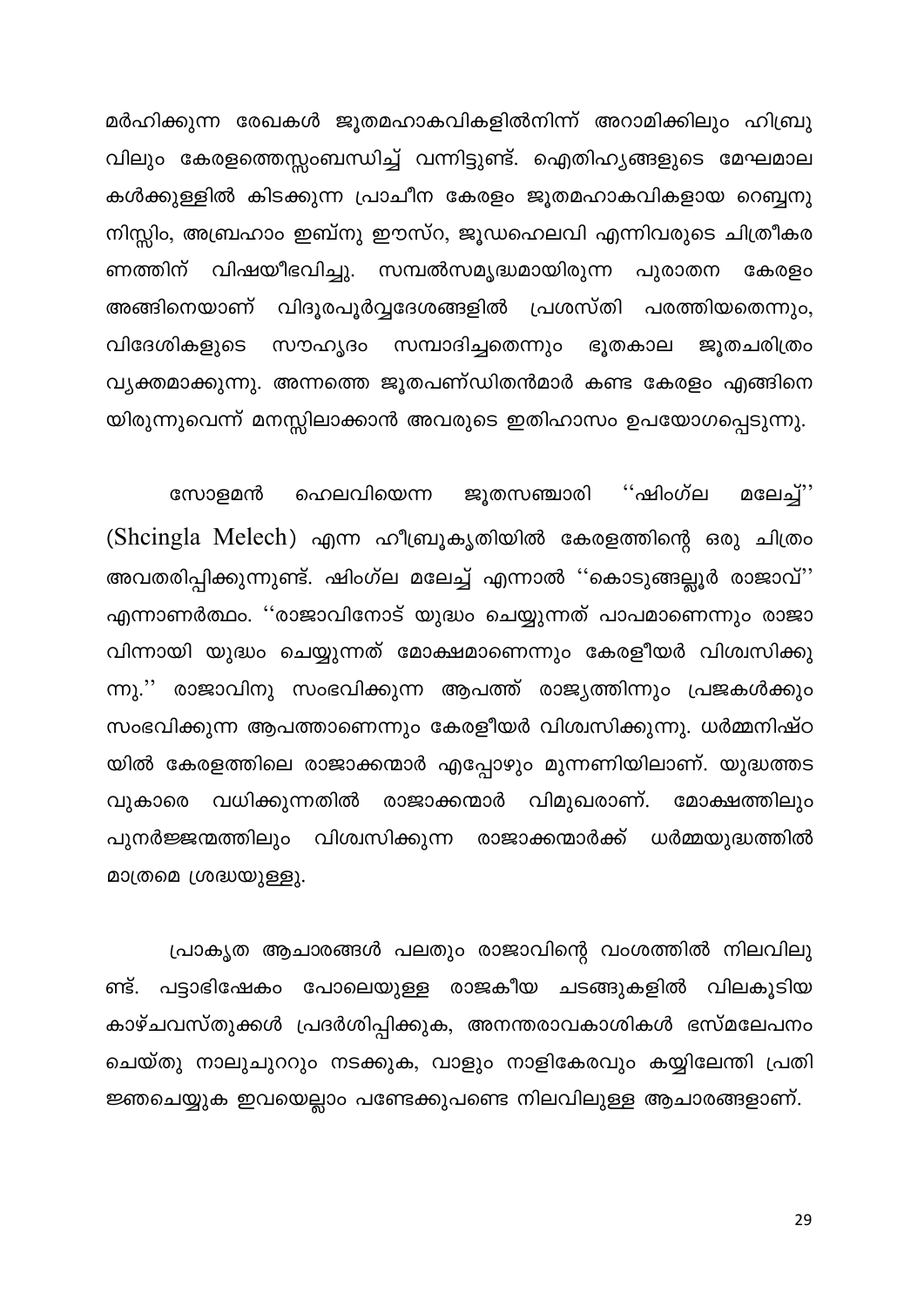മർഹിക്കുന്ന രേഖകൾ ജൂതമഹാകവികളിൽനിന്ന് അറാമിക്കിലും ഹിബ്രുവിലും കേരളത്തെസ്സംബന്ധിച്ച് വന്നിട്ടുണ്ട്. ഐതിഹ്യങ്ങളുടെ മേഘമാലകൾക്കുള്ളിൽ കിടക്കുന്ന പ്രാചീന കേരളം ജൂതമഹാകവികളായ റെബ്ബനു നിസ്സിം, അബ്രഹാം ഇബ്നു ഈസ്റ, ജൂഡഹെലവി എന്നിവരുടെ ചിത്രീകരണത്തിന് വിഷയീഭവിച്ചു. സമ്പൽസമൃദ്ധമായിരുന്ന പുരാതന കേരളം അങ്ങിനെയാണ് വിദൂരപൂർവ്വദേശങ്ങളിൽ പ്രശസ്തി പരത്തിയതെന്നും, വിദേശികളുടെ സൗഹൃദം സമ്പാദിച്ചതെന്നും ഭൂതകാല ജൂതചരിത്രം വ്യക്തമാക്കുന്നു. അന്നത്തെ ജൂതപണ്ഡിതൻമാർ കണ്ട കേരളം എങ്ങിനെയിരുന്നുവെന്ന് മനസ്സിലാക്കാൻ അവരുടെ ഇതിഹാസം ഉപയോഗപ്പെടുന്നു.

സോളമൻ ഹെലവിയെന്ന ജൂതസഞ്ചാരി ''ഷിംഗ്ല മലേച്ച്'' (Shcingla Melech) എന്ന ഹീബ്രൂകൃതിയിൽ കേരളത്തിന്റെ ഒരു ചിത്രം അവതരിപ്പിക്കുന്നുണ്ട്. ഷിംഗ്ല മലേച്ച് എന്നാൽ ''കൊടുങ്ങല്ലൂർ രാജാവ്'' എന്നാണർത്ഥം. ''രാജാവിനോട് യുദ്ധം ചെയ്യുന്നത് പാപമാണെന്നും രാജാവിന്നായി യുദ്ധം ചെയ്യുന്നത് മോക്ഷമാണെന്നും കേരളീയർ വിശ്വസിക്കുന്നു.'' രാജാവിനു സംഭവിക്കുന്ന ആപത്ത് രാജ്യത്തിന്നും പ്രജകൾക്കും സംഭവിക്കുന്ന ആപത്താണെന്നും കേരളീയർ വിശ്വസിക്കുന്നു. ധർമ്മനിഷ്ഠയിൽ കേരളത്തിലെ രാജാക്കന്മാർ എപ്പോഴും മുന്നണിയിലാണ്. യുദ്ധത്തടവുകാരെ വധിക്കുന്നതിൽ രാജാക്കന്മാർ വിമുഖരാണ്. മോക്ഷത്തിലും പുനർജ്ജന്മത്തിലും വിശ്വസിക്കുന്ന രാജാക്കന്മാർക്ക് ധർമ്മയുദ്ധത്തിൽ മാത്രമെ ശ്രദ്ധയുള്ളു.

പ്രാകൃത ആചാരങ്ങൾ പലതും രാജാവിന്റെ വംശത്തിൽ നിലവിലുണ്ട്. പട്ടാഭിഷേകം പോലെയുള്ള രാജകീയ ചടങ്ങുകളിൽ വിലകൂടിയ കാഴ്ചവസ്തുക്കൾ പ്രദർശിപ്പിക്കുക, അനന്തരാവകാശികൾ ഭസ്മലേപനം ചെയ്തു നാലുചുററും നടക്കുക, വാളും നാളികേരവും കയ്യിലേന്തി പ്രതിജ്ഞചെയ്യുക ഇവയെല്ലാം പണ്ടേക്കുപണ്ടെ നിലവിലുള്ള ആചാരങ്ങളാണ്.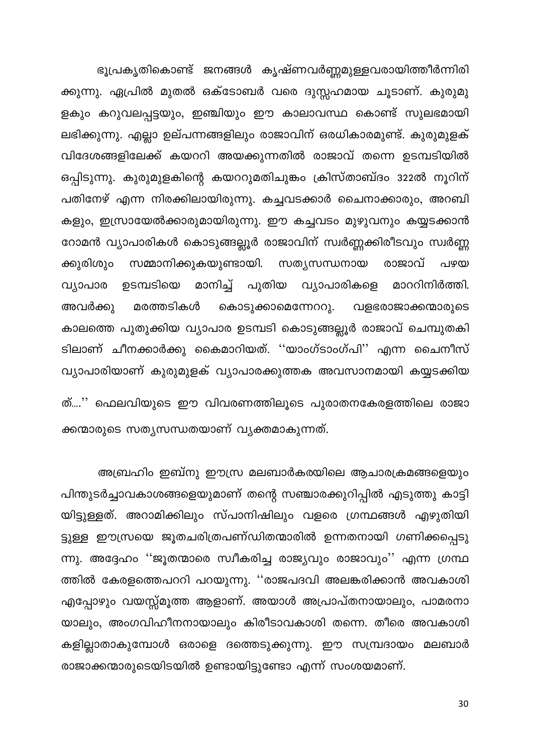ഭൂപ്രകൃതികൊണ്ട് ജനങ്ങൾ കൃഷ്ണവർണ്ണമുള്ളവരായിത്തീർന്നിരിക്കുന്നു. ഏപ്രിൽ മുതൽ ഒക്ടോബർ വരെ ദുസ്സഹമായ ചൂടാണ്. കുരുമുളകും കറുവലപ്പട്ടയും, ഇഞ്ചിയും ഈ കാലാവസ്ഥ കൊണ്ട് സുലഭമായി ലഭിക്കുന്നു. എല്ലാ ഉല്പന്നങ്ങളിലും രാജാവിന് ഒരധികാരമുണ്ട്. കുരുമുളക് വിദേശങ്ങളിലേക്ക് കയററി അയക്കുന്നതിൽ രാജാവ് തന്നെ ഉടമ്പടിയിൽ ഒപ്പിടുന്നു. കുരുമുളകിന്റെ കയററുമതിചുങ്കം ക്രിസ്താബ്ദം 322ൽ നൂറിന് പതിനേഴ് എന്ന നിരക്കിലായിരുന്നു. കച്ചവടക്കാർ ചൈനാക്കാരും, അറബികളും, ഇസ്രായേൽക്കാരുമായിരുന്നു. ഈ കച്ചവടം മുഴുവനും കയ്യടക്കാൻ റോമൻ വ്യാപാരികൾ കൊടുങ്ങല്ലൂർ രാജാവിന് സ്വർണ്ണക്കിരീടവും സ്വർണ്ണക്കുരിശും സമ്മാനിക്കുകയുണ്ടായി. സത്യസന്ധനായ രാജാവ് പഴയ വ്യാപാര ഉടമ്പടിയെ മാനിച്ച് പുതിയ വ്യാപാരികളെ മാററിനിർത്തി. അവർക്കു മരത്തടികൾ കൊടുക്കാമെന്നേററു. വളഭരാജാക്കന്മാരുടെ കാലത്തെ പുതുക്കിയ വ്യാപാര ഉടമ്പടി കൊടുങ്ങല്ലൂർ രാജാവ് ചെമ്പുതകിടിലാണ് ചീനക്കാർക്കു കൈമാറിയത്. ''യാംഗ്ടാംഗ്പി'' എന്ന ചൈനീസ് വ്യാപാരിയാണ് കുരുമുളക് വ്യാപാരക്കുത്തക അവസാനമായി കയ്യടക്കിയത്....'' ഫെലവിയുടെ ഈ വിവരണത്തിലൂടെ പുരാതനകേരളത്തിലെ രാജാക്കന്മാരുടെ സത്യസന്ധതയാണ് വ്യക്തമാകുന്നത്.

അബ്രഹിം ഇബ്നു ഈസ്രസ മലബാർകരയിലെ ആചാരക്രമങ്ങളെയും പിന്തുടർച്ചാവകാശങ്ങളെയുമാണ് തന്റെ സഞ്ചാരക്കുറിപ്പിൽ എടുത്തു കാട്ടിയിട്ടുള്ളത്. അറാമിക്കിലും സ്പാനിഷിലും വളരെ ഗ്രന്ഥങ്ങൾ എഴുതിയിട്ടുള്ള ഈസ്രയെ ജൂതചരിത്രപണ്ഡിതന്മാരിൽ ഉന്നതനായി ഗണിക്കപ്പെടുന്നു. അദ്ദേഹം ''ജൂതന്മാരെ സ്വീകരിച്ച രാജ്യവും രാജാവും'' എന്ന ഗ്രന്ഥത്തിൽ കേരളത്തെപററി പറയുന്നു. ''രാജപദവി അലങ്കരിക്കാൻ അവകാശി എപ്പോഴും വയസ്സുമൂത്ത ആളാണ്. അയാൾ അപ്രാപ്തനായാലും, പാമരനായാലും, അംഗവിഹീനനായാലും കിരീടാവകാശി തന്നെ. തീരെ അവകാശികളില്ലാതാകുമ്പോൾ ഒരാളെ ദത്തെടുക്കുന്നു. ഈ സമ്പ്രദായം മലബാർ രാജാക്കന്മാരുടെയിടയിൽ ഉണ്ടായിട്ടുണ്ടോ എന്ന് സംശയമാണ്.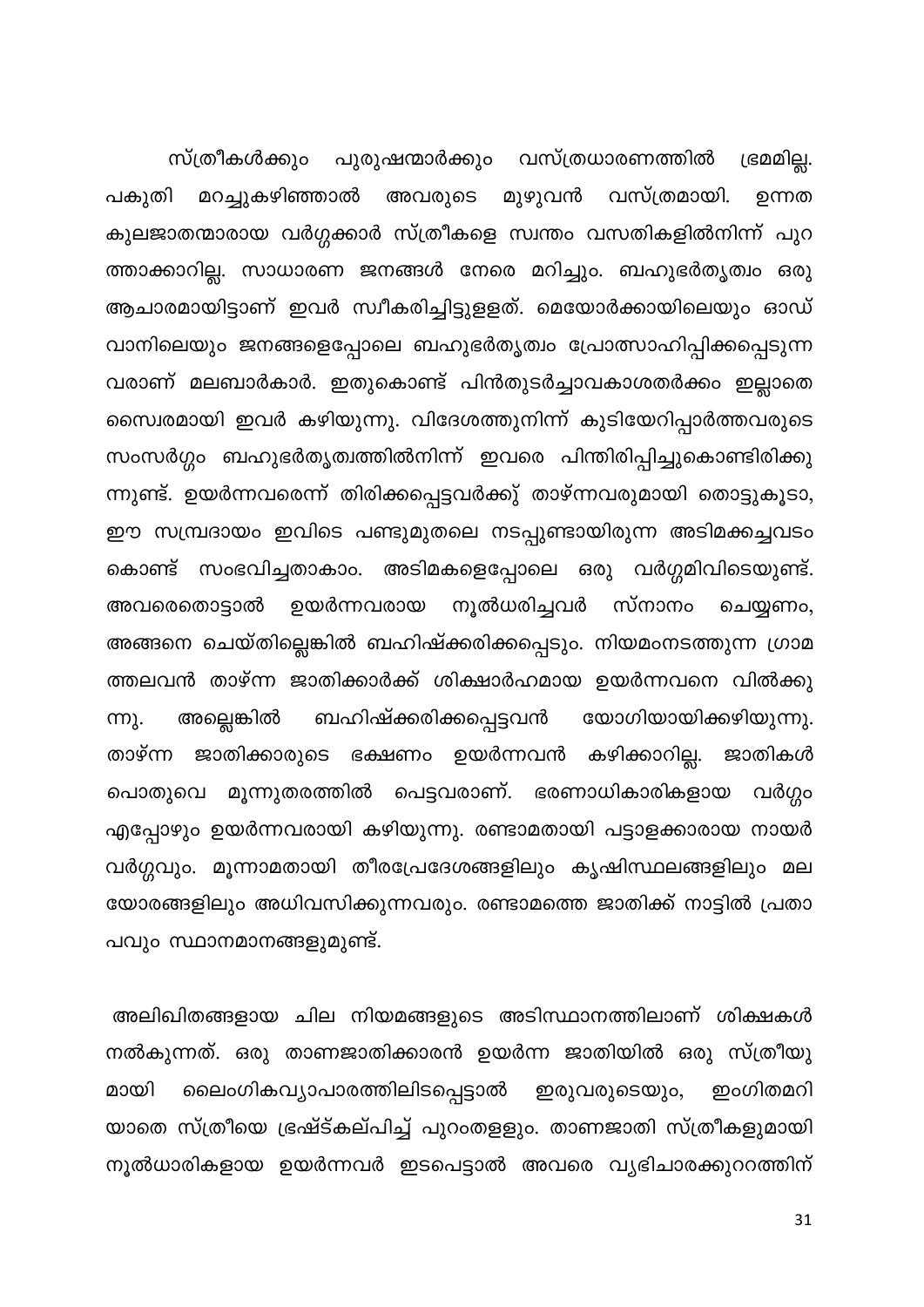സ്ത്രീകൾക്കും പുരുഷന്മാർക്കും വസ്ത്രധാരണത്തിൽ ഭ്രമമില്ല. പകുതി മറച്ചുകഴിഞ്ഞാൽ അവരുടെ മുഴുവൻ വസ്ത്രമായി. ഉന്നത കുലജാതന്മാരായ വർഗ്ഗക്കാർ സ്ത്രീകളെ സ്വന്തം വസതികളിൽനിന്ന് പുറത്താക്കാറില്ല. സാധാരണ ജനങ്ങൾ നേരെ മറിച്ചും. ബഹുഭർതൃത്വം ഒരു ആചാരമായിട്ടാണ് ഇവർ സ്വീകരിച്ചിട്ടുള്ളത്. മെയോർക്കായിലെയും ഓഡ്വാനിലെയും ജനങ്ങളെപ്പോലെ ബഹുഭർതൃത്വം പ്രോത്സാഹിപ്പിക്കപ്പെടുന്നവരാണ് മലബാർകാർ. ഇതുകൊണ്ട് പിൻതുടർച്ചാവകാശതർക്കം ഇല്ലാതെ സ്വൈരമായി ഇവർ കഴിയുന്നു. വിദേശത്തുനിന്ന് കുടിയേറിപ്പാർത്തവരുടെ സംസർഗ്ഗം ബഹുഭർതൃത്വത്തിൽനിന്ന് ഇവരെ പിന്തിരിപ്പിച്ചുകൊണ്ടിരിക്കുന്നുണ്ട്. ഉയർന്നവരെന്ന് തിരിക്കപ്പെട്ടവർക്ക് താഴ്ന്നവരുമായി തൊട്ടുകൂടാ, ഈ സമ്പ്രദായം ഇവിടെ പണ്ടുമുതലെ നടപ്പുണ്ടായിരുന്ന അടിമക്കച്ചവടം കൊണ്ട് സംഭവിച്ചതാകാം. അടിമകളെപ്പോലെ ഒരു വർഗ്ഗമിവിടെയുണ്ട്. അവരെതൊട്ടാൽ ഉയർന്നവരായ നൂൽധരിച്ചവർ സ്നാനം ചെയ്യണം, അങ്ങനെ ചെയ്തില്ലെങ്കിൽ ബഹിഷ്ക്കരിക്കപ്പെടും. നിയമംനടത്തുന്ന ഗ്രാമത്തലവൻ താഴ്ന്ന ജാതിക്കാർക്ക് ശിക്ഷാർഹമായ ഉയർന്നവനെ വിൽക്കുന്നു. അല്ലെങ്കിൽ ബഹിഷ്ക്കരിക്കപ്പെട്ടവൻ യോഗിയായിക്കഴിയുന്നു. താഴ്ന്ന ജാതിക്കാരുടെ ഭക്ഷണം ഉയർന്നവൻ കഴിക്കാറില്ല. ജാതികൾ പൊതുവെ മൂന്നുതരത്തിൽ പെട്ടവരാണ്. ഭരണാധികാരികളായ വർഗ്ഗം എപ്പോഴും ഉയർന്നവരായി കഴിയുന്നു. രണ്ടാമതായി പട്ടാളക്കാരായ നായർ വർഗ്ഗവും. മൂന്നാമതായി തീരപ്രദേശങ്ങളിലും കൃഷിസ്ഥലങ്ങളിലും മലയോരങ്ങളിലും അധിവസിക്കുന്നവരും. രണ്ടാമത്തെ ജാതിക്ക് നാട്ടിൽ പ്രതാപവും സ്ഥാനമാനങ്ങളുമുണ്ട്.

അലിഖിതങ്ങളായ ചില നിയമങ്ങളുടെ അടിസ്ഥാനത്തിലാണ് ശിക്ഷകൾ നൽകുന്നത്. ഒരു താണജാതിക്കാരൻ ഉയർന്ന ജാതിയിൽ ഒരു സ്ത്രീയുമായി ലൈംഗികവ്യാപാരത്തിലിടപ്പെട്ടാൽ ഇരുവരുടെയും, ഇംഗിതമറിയാതെ സ്ത്രീയെ ഭ്രഷ്ട്കല്പിച്ച് പുറംതള്ളും. താണജാതി സ്ത്രീകളുമായി നൂൽധാരികളായ ഉയർന്നവർ ഇടപെട്ടാൽ അവരെ വ്യഭിചാരക്കുററത്തിന്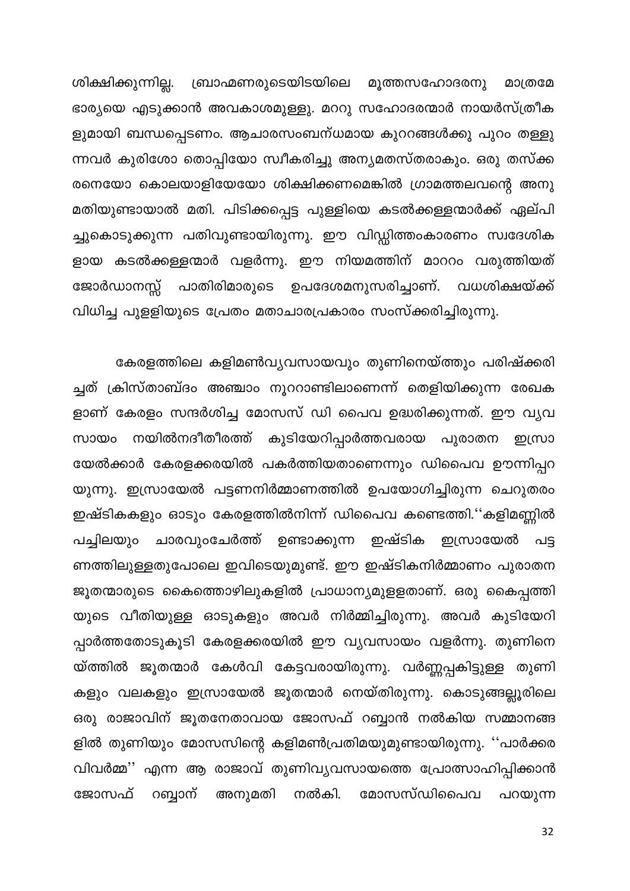ശിക്ഷിക്കുന്നില്ല. ബ്രാഹ്മണരുടെയിടയിലെ മൂത്തസഹോദരനു മാത്രമേ ഭാര്യയെ എടുക്കാൻ അവകാശമുള്ളു. മററു സഹോദരന്മാർ നായർസ്ത്രീക ളുമായി ബന്ധപ്പെടണം. ആചാരസംബന്ധമായ കുററങ്ങൾക്കു പുറം തള്ളു ന്നവർ കുരിശോ തൊപ്പിയോ സ്വീകരിച്ചു അന്യമതസ്തരാകും. ഒരു തസ്ക്ക രനെയോ കൊലയാളിയേയോ ശിക്ഷിക്കണമെങ്കിൽ ഗ്രാമത്തലവന്റെ അനു മതിയുണ്ടായാൽ മതി. പിടിക്കപ്പെട്ട പുള്ളിയെ കടൽക്കള്ളന്മാർക്ക് ഏല്പി ച്ചുകൊടുക്കുന്ന പതിവുണ്ടായിരുന്നു. ഈ വിഡ്ഢിത്തംകാരണം സ്വദേശിക ളായ കടൽക്കള്ളന്മാർ വളർന്നു. ഈ നിയമത്തിന് മാററം വരുത്തിയത് ജോർഡാനസ്സ് പാതിരിമാരുടെ ഉപദേശമനുസരിച്ചാണ്. വധശിക്ഷയ്ക്ക് വിധിച്ച പുളളിയുടെ പ്രേതം മതാചാരപ്രകാരം സംസ്ക്കരിച്ചിരുന്നു.

കേരളത്തിലെ കളിമൺവ്യവസായവും തുണിനെയ്ത്തും പരിഷ്ക്കരി ച്ചത് ക്രിസ്താബ്ദം അഞ്ചാം നൂററാണ്ടിലാണെന്ന് തെളിയിക്കുന്ന രേഖക ളാണ് കേരളം സന്ദർശിച്ച മോസസ് ഡി പൈവ ഉദ്ധരിക്കുന്നത്. ഈ വ്യവ സായം നയിൽനദീതീരത്ത് കുടിയേറിപ്പാർത്തവരായ പുരാതന ഇസ്രാ യേൽക്കാർ കേരളക്കരയിൽ പകർത്തിയതാണെന്നും ഡിപൈവ ഊന്നിപ്പറ യുന്നു. ഇസ്രായേൽ പട്ടണനിർമ്മാണത്തിൽ ഉപയോഗിച്ചിരുന്ന ചെറുതരം ഇഷ്ടികകളും ഓടും കേരളത്തിൽനിന്ന് ഡിപൈവ കണ്ടെത്തി.''കളിമണ്ണിൽ പച്ചിലയും ചാരവുംചേർത്ത് ഉണ്ടാക്കുന്ന ഇഷ്ടിക ഇസ്രായേൽ പട്ട ണത്തിലുള്ളതുപോലെ ഇവിടെയുമുണ്ട്. ഈ ഇഷ്ടികനിർമ്മാണം പുരാതന ജൂതന്മാരുടെ കൈത്തൊഴിലുകളിൽ പ്രാധാന്യമുള്ളതാണ്. ഒരു കൈപ്പത്തി യുടെ വീതിയുള്ള ഓടുകളും അവർ നിർമ്മിച്ചിരുന്നു. അവർ കുടിയേറി പ്പാർത്തതോടുകൂടി കേരളക്കരയിൽ ഈ വ്യവസായം വളർന്നു. തുണിനെ യ്ത്തിൽ ജൂതന്മാർ കേൾവി കേട്ടവരായിരുന്നു. വർണ്ണപ്പകിട്ടുള്ള തുണി കളും വലകളും ഇസ്രായേൽ ജൂതന്മാർ നെയ്തിരുന്നു. കൊടുങ്ങല്ലൂരിലെ ഒരു രാജാവിന് ജൂതനേതാവായ ജോസഫ് റബ്ബാൻ നൽകിയ സമ്മാനങ്ങ ളിൽ തുണിയും മോസസിന്റെ കളിമൺപ്രതിമയുമുണ്ടായിരുന്നു. ''പാർക്കര വിവർമ്മ'' എന്ന ആ രാജാവ് തുണിവ്യവസായത്തെ പ്രോത്സാഹിപ്പിക്കാൻ ജോസഫ് റബ്ബാന് അനുമതി നൽകി. മോസസ്ഡിപൈവ പറയുന്ന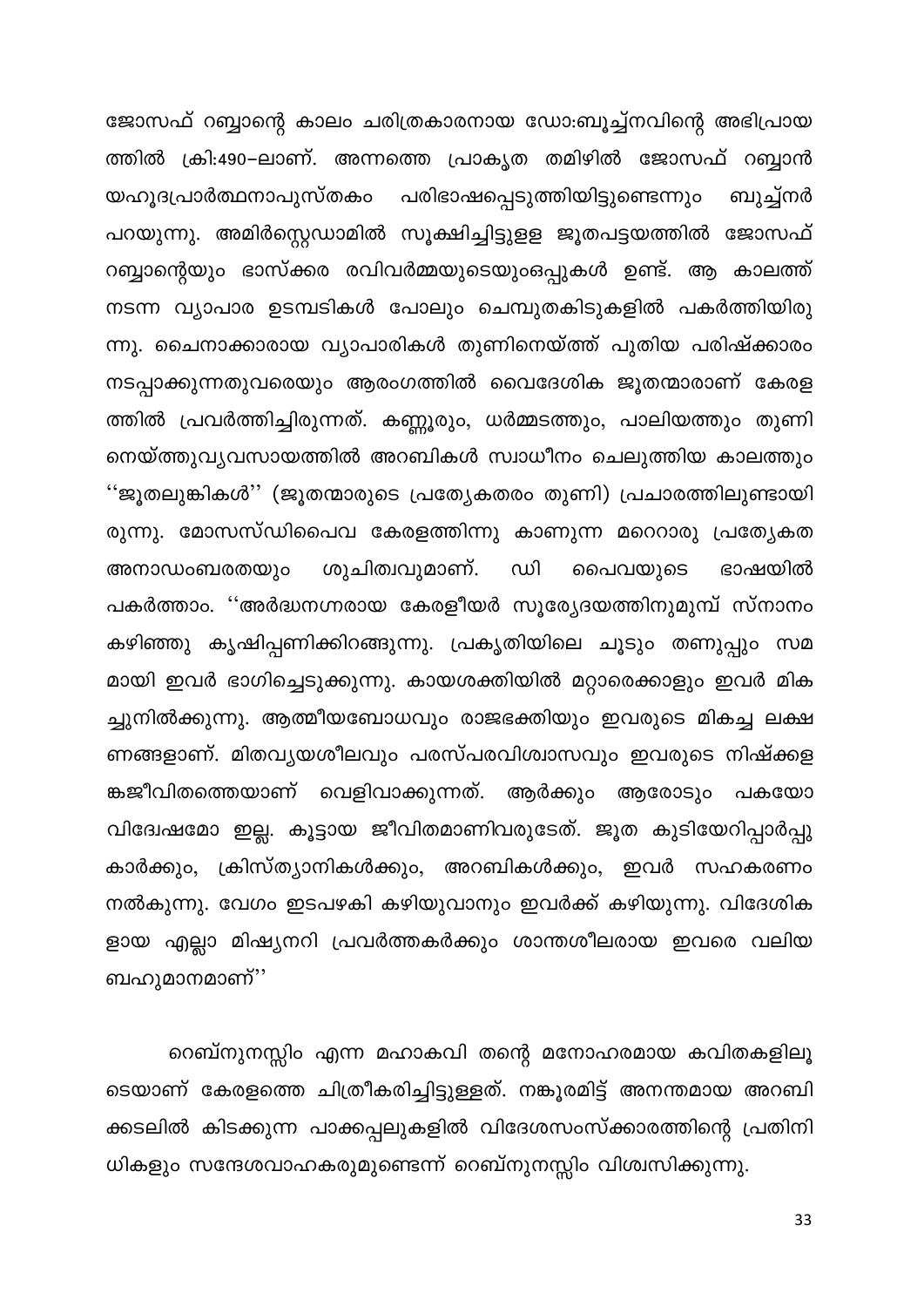ജോസഫ് റബ്ബാന്റെ കാലം ചരിത്രകാരനായ ഡോ:ബൂച്ച്നവിന്റെ അഭിപ്രായത്തിൽ ക്രി:490–ലാണ്. അന്നത്തെ പ്രാകൃത തമിഴിൽ ജോസഫ് റബ്ബാൻ യഹൂദപ്രാർത്ഥനാപുസ്തകം പരിഭാഷപ്പെടുത്തിയിട്ടുണ്ടെന്നും ബുച്ച്നർ പറയുന്നു. അമിർസ്റ്റെഡാമിൽ സൂക്ഷിച്ചിട്ടുളള ജൂതപട്ടയത്തിൽ ജോസഫ് റബ്ബാന്റെയും ഭാസ്ക്കര രവിവർമ്മയുടെയുംഒപ്പുകൾ ഉണ്ട്. ആ കാലത്ത് നടന്ന വ്യാപാര ഉടമ്പടികൾ പോലും ചെമ്പുതകിടുകളിൽ പകർത്തിയിരുന്നു. ചൈനാക്കാരായ വ്യാപാരികൾ തുണിനെയ്ത്ത് പുതിയ പരിഷ്ക്കാരം നടപ്പാക്കുന്നതുവരെയും ആരംഗത്തിൽ വൈദേശിക ജൂതന്മാരാണ് കേരളത്തിൽ പ്രവർത്തിച്ചിരുന്നത്. കണ്ണൂരും, ധർമ്മടത്തും, പാലിയത്തും തുണിനെയ്ത്തുവ്യവസായത്തിൽ അറബികൾ സ്വാധീനം ചെലുത്തിയ കാലത്തും ''ജൂതലുങ്കികൾ'' (ജൂതന്മാരുടെ പ്രത്യേകതരം തുണി) പ്രചാരത്തിലുണ്ടായിരുന്നു. മോസസ്ഡിപൈവ കേരളത്തിന്നു കാണുന്ന മറെറാരു പ്രത്യേകത അനാഡംബരതയും ശുചിത്വവുമാണ്. ഡി പൈവയുടെ ഭാഷയിൽ പകർത്താം. ''അർദ്ധനഗ്നരായ കേരളീയർ സൂര്യോദയത്തിനുമുമ്പ് സ്നാനം കഴിഞ്ഞു കൃഷിപ്പണിക്കിറങ്ങുന്നു. പ്രകൃതിയിലെ ചൂടും തണുപ്പും സമമായി ഇവർ ഭാഗിച്ചെടുക്കുന്നു. കായശക്തിയിൽ മറ്റാരെക്കാളും ഇവർ മികച്ചുനിൽക്കുന്നു. ആത്മീയബോധവും രാജഭക്തിയും ഇവരുടെ മികച്ച ലക്ഷണങ്ങളാണ്. മിതവ്യയശീലവും പരസ്പരവിശ്വാസവും ഇവരുടെ നിഷ്ക്കളങ്കജീവിതത്തെയാണ് വെളിവാക്കുന്നത്. ആർക്കും ആരോടും പകയോ വിദ്വേഷമോ ഇല്ല. കൂട്ടായ ജീവിതമാണിവരുടേത്. ജൂത കുടിയേറിപ്പാർപ്പുകാർക്കും, ക്രിസ്ത്യാനികൾക്കും, അറബികൾക്കും, ഇവർ സഹകരണം നൽകുന്നു. വേഗം ഇടപഴകി കഴിയുവാനും ഇവർക്ക് കഴിയുന്നു. വിദേശികളായ എല്ലാ മിഷ്യനറി പ്രവർത്തകർക്കും ശാന്തശീലരായ ഇവരെ വലിയ ബഹുമാനമാണ്''

റെബ്നുനസ്സിം എന്ന മഹാകവി തന്റെ മനോഹരമായ കവിതകളിലൂടെയാണ് കേരളത്തെ ചിത്രീകരിച്ചിട്ടുള്ളത്. നങ്കൂരമിട്ട് അനന്തമായ അറബിക്കടലിൽ കിടക്കുന്ന പാക്കപ്പലുകളിൽ വിദേശസംസ്ക്കാരത്തിന്റെ പ്രതിനിധികളും സന്ദേശവാഹകരുമുണ്ടെന്ന് റെബ്നുനസ്സിം വിശ്വസിക്കുന്നു.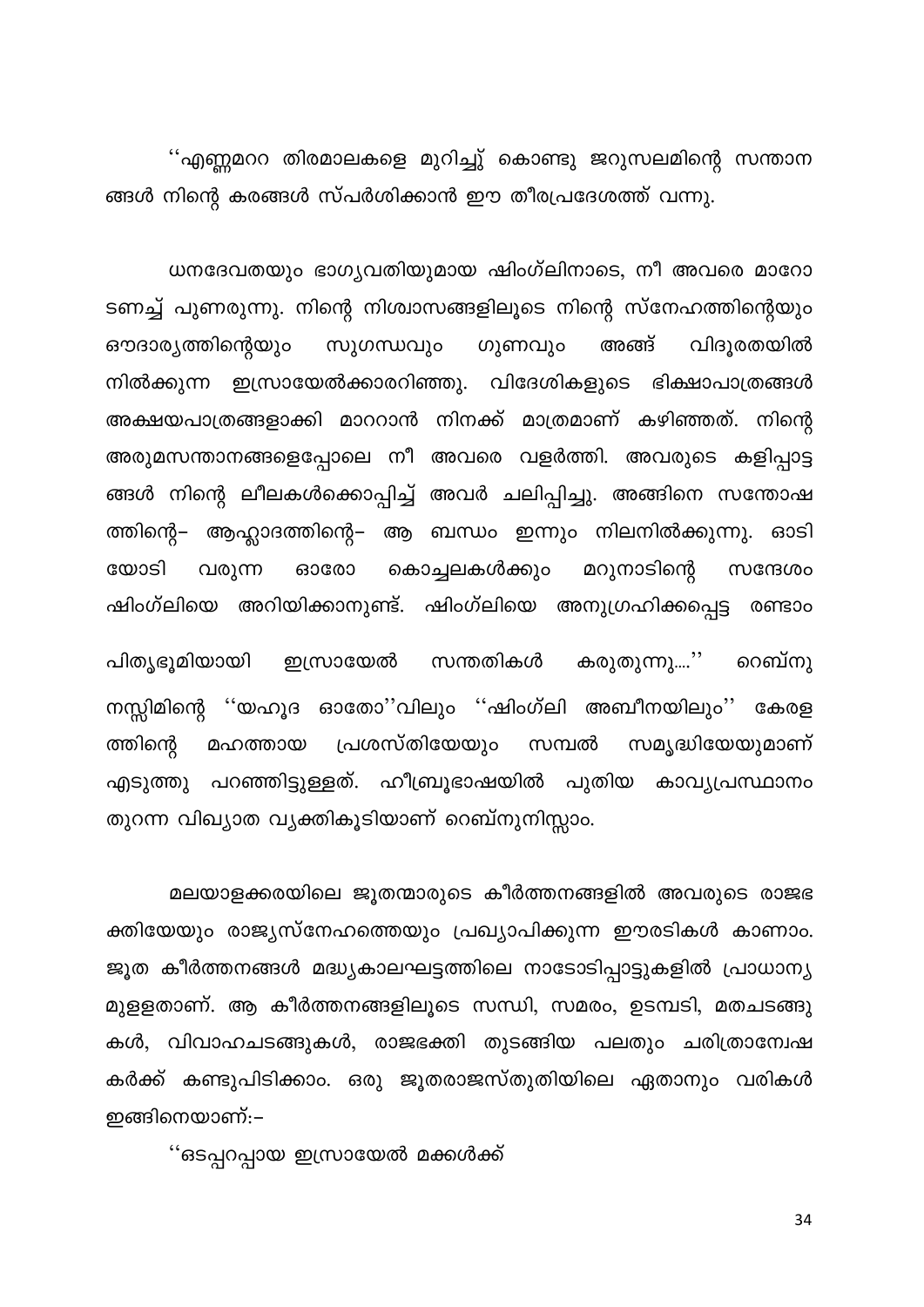''എണ്ണമററ തിരമാലകളെ മുറിച്ച് കൊണ്ടു ജറുസലമിന്റെ സന്താനങ്ങൾ നിന്റെ കരങ്ങൾ സ്പർശിക്കാൻ ഈ തീരപ്രദേശത്ത് വന്നു.

ധനദേവതയും ഭാഗ്യവതിയുമായ ഷിംഗ്ലിനാടെ, നീ അവരെ മാറോടണച്ച് പുണരുന്നു. നിന്റെ നിശ്വാസങ്ങളിലൂടെ നിന്റെ സ്നേഹത്തിന്റെയും ഔദാര്യത്തിന്റെയും സുഗന്ധവും ഗുണവും അങ്ങ് വിദൂരതയിൽ നിൽക്കുന്ന ഇസ്രായേൽക്കാരറിഞ്ഞു. വിദേശികളുടെ ഭിക്ഷാപാത്രങ്ങൾ അക്ഷയപാത്രങ്ങളാക്കി മാററാൻ നിനക്ക് മാത്രമാണ് കഴിഞ്ഞത്. നിന്റെ അരുമസന്താനങ്ങളെപ്പോലെ നീ അവരെ വളർത്തി. അവരുടെ കളിപ്പാട്ടങ്ങൾ നിന്റെ ലീലകൾക്കൊപ്പിച്ച് അവർ ചലിപ്പിച്ചു. അങ്ങിനെ സന്തോഷത്തിന്റെ– ആഹ്ലാദത്തിന്റെ– ആ ബന്ധം ഇന്നും നിലനിൽക്കുന്നു. ഓടിയോടി വരുന്ന ഓരോ കൊച്ചലകൾക്കും മറുനാടിന്റെ സന്ദേശം ഷിംഗ്ലിയെ അറിയിക്കാനുണ്ട്. ഷിംഗ്ലിയെ അനുഗ്രഹിക്കപ്പെട്ട രണ്ടാം പിതൃഭൂമിയായി ഇസ്രായേൽ സന്തതികൾ കരുതുന്നു....'' റെബ്നു നസ്സിമിന്റെ ''യഹൂദ ഓതോ''വിലും ''ഷിംഗ്ലി അബീനയിലും'' കേരളത്തിന്റെ മഹത്തായ പ്രശസ്തിയേയും സമ്പൽ സമൃദ്ധിയേയുമാണ് എടുത്തു പറഞ്ഞിട്ടുള്ളത്. ഹീബ്രൂഭാഷയിൽ പുതിയ കാവ്യപ്രസ്ഥാനം തുറന്ന വിഖ്യാത വ്യക്തികൂടിയാണ് റെബ്നുനിസ്സാം.

മലയാളക്കരയിലെ ജൂതന്മാരുടെ കീർത്തനങ്ങളിൽ അവരുടെ രാജഭക്തിയേയും രാജ്യസ്നേഹത്തെയും പ്രഖ്യാപിക്കുന്ന ഈരടികൾ കാണാം. ജൂത കീർത്തനങ്ങൾ മദ്ധ്യകാലഘട്ടത്തിലെ നാടോടിപ്പാട്ടുകളിൽ പ്രാധാന്യമുളളതാണ്. ആ കീർത്തനങ്ങളിലൂടെ സന്ധി, സമരം, ഉടമ്പടി, മതചടങ്ങുകൾ, വിവാഹചടങ്ങുകൾ, രാജഭക്തി തുടങ്ങിയ പലതും ചരിത്രാന്വേഷകർക്ക് കണ്ടുപിടിക്കാം. ഒരു ജൂതരാജസ്തുതിയിലെ ഏതാനും വരികൾ ഇങ്ങിനെയാണ്:–

''ഒടപ്പറപ്പായ ഇസ്രായേൽ മക്കൾക്ക്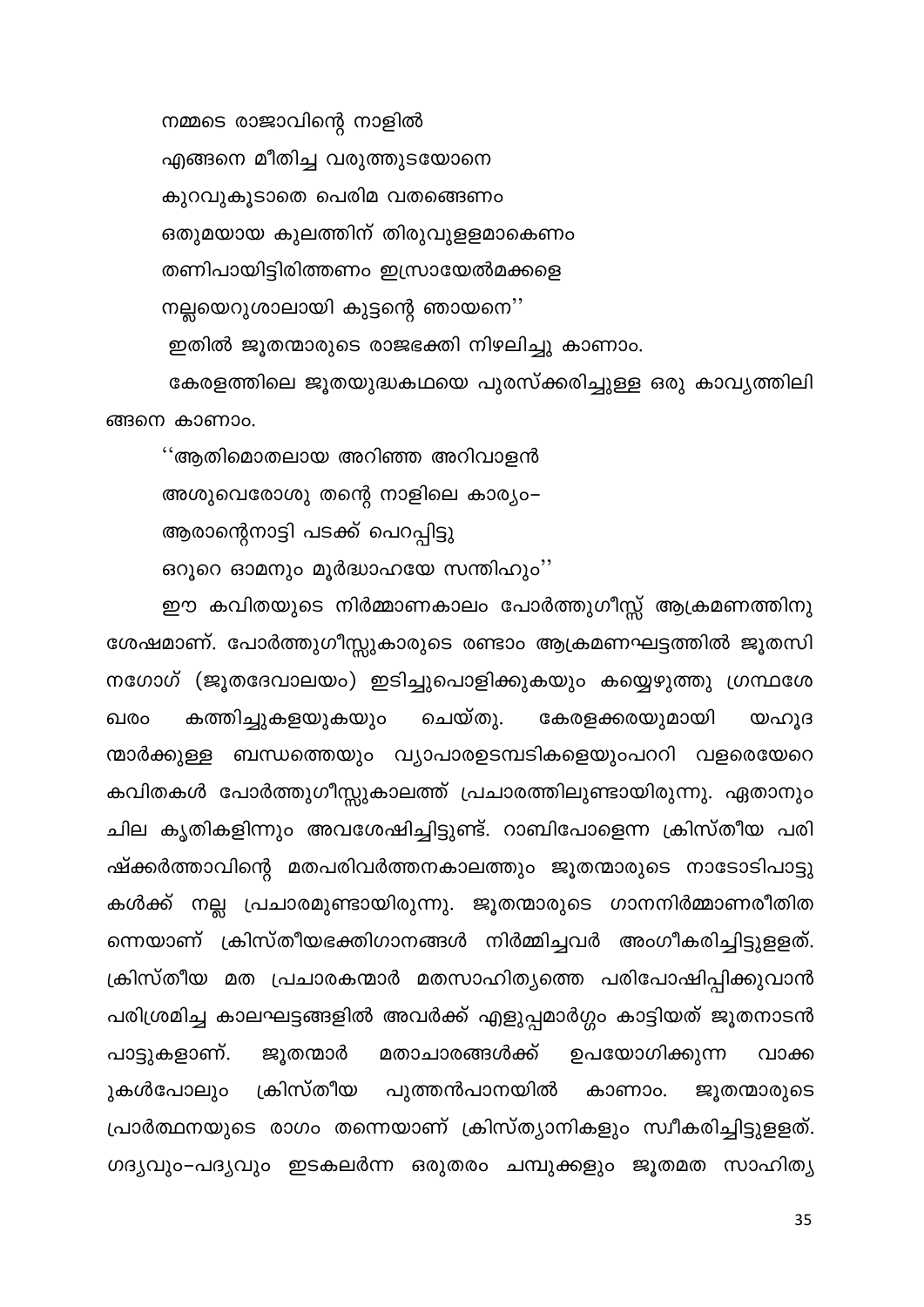നമ്മടെ രാജാവിന്റെ നാളിൽ

എങ്ങനെ മീതിച്ച വരുത്തുടയോനെ

കുറവുകൂടാതെ പെരിമ വതങ്ങെണം

ഒതുമയായ കുലത്തിന് തിരുവുള്ളമാകെണം

തണിപായിട്ടിരിത്തണം ഇസ്രായേൽമക്കളെ

നല്ലയെറുശാലായി കുട്ടന്റെ ഞായനെ''

ഇതിൽ ജൂതന്മാരുടെ രാജഭക്തി നിഴലിച്ചു കാണാം.

കേരളത്തിലെ ജൂതയുദ്ധകഥയെ പുരസ്ക്കരിച്ചുള്ള ഒരു കാവ്യത്തിലിങ്ങനെ കാണാം.

''ആതിമൊതലായ അറിഞ്ഞ അറിവാളൻ

അശുവെരോശു തന്റെ നാളിലെ കാര്യം–

ആരാന്റെനാട്ടി പടക്ക് പെറപ്പിട്ടു

ഒറൂറെ ഓമനും മൂർദ്ധാഹയേ സന്തിഹും''

ഈ കവിതയുടെ നിർമ്മാണകാലം പോർത്തുഗീസ്സ് ആക്രമണത്തിനു ശേഷമാണ്. പോർത്തുഗീസ്സുകാരുടെ രണ്ടാം ആക്രമണഘട്ടത്തിൽ ജൂതസിനഗോഗ് (ജൂതദേവാലയം) ഇടിച്ചുപൊളിക്കുകയും കയ്യെഴുത്തു ഗ്രന്ഥശേഖരം കത്തിച്ചുകളയുകയും ചെയ്തു. കേരളക്കരയുമായി യഹൂദന്മാർക്കുള്ള ബന്ധത്തെയും വ്യാപാരഉടമ്പടികളെയുംപററി വളരെയേറെ കവിതകൾ പോർത്തുഗീസ്സുകാലത്ത് പ്രചാരത്തിലുണ്ടായിരുന്നു. ഏതാനും ചില കൃതികളിന്നും അവശേഷിച്ചിട്ടുണ്ട്. റാബിപോളെന്ന ക്രിസ്തീയ പരിഷ്ക്കർത്താവിന്റെ മതപരിവർത്തനകാലത്തും ജൂതന്മാരുടെ നാടോടിപാട്ടുകൾക്ക് നല്ല പ്രചാരമുണ്ടായിരുന്നു. ജൂതന്മാരുടെ ഗാനനിർമ്മാണരീതിതന്നെയാണ് ക്രിസ്തീയഭക്തിഗാനങ്ങൾ നിർമ്മിച്ചവർ അംഗീകരിച്ചിട്ടുള്ളത്. ക്രിസ്തീയ മത പ്രചാരകന്മാർ മതസാഹിത്യത്തെ പരിപോഷിപ്പിക്കുവാൻ പരിശ്രമിച്ച കാലഘട്ടങ്ങളിൽ അവർക്ക് എളുപ്പമാർഗ്ഗം കാട്ടിയത് ജൂതനാടൻ പാട്ടുകളാണ്. ജൂതന്മാർ മതാചാരങ്ങൾക്ക് ഉപയോഗിക്കുന്ന വാക്കുകൾപോലും ക്രിസ്തീയ പുത്തൻപാനയിൽ കാണാം. ജൂതന്മാരുടെ പ്രാർത്ഥനയുടെ രാഗം തന്നെയാണ് ക്രിസ്ത്യാനികളും സ്വീകരിച്ചിട്ടുള്ളത്. ഗദ്യവും–പദ്യവും ഇടകലർന്ന ഒരുതരം ചമ്പുക്കളും ജൂതമത സാഹിത്യ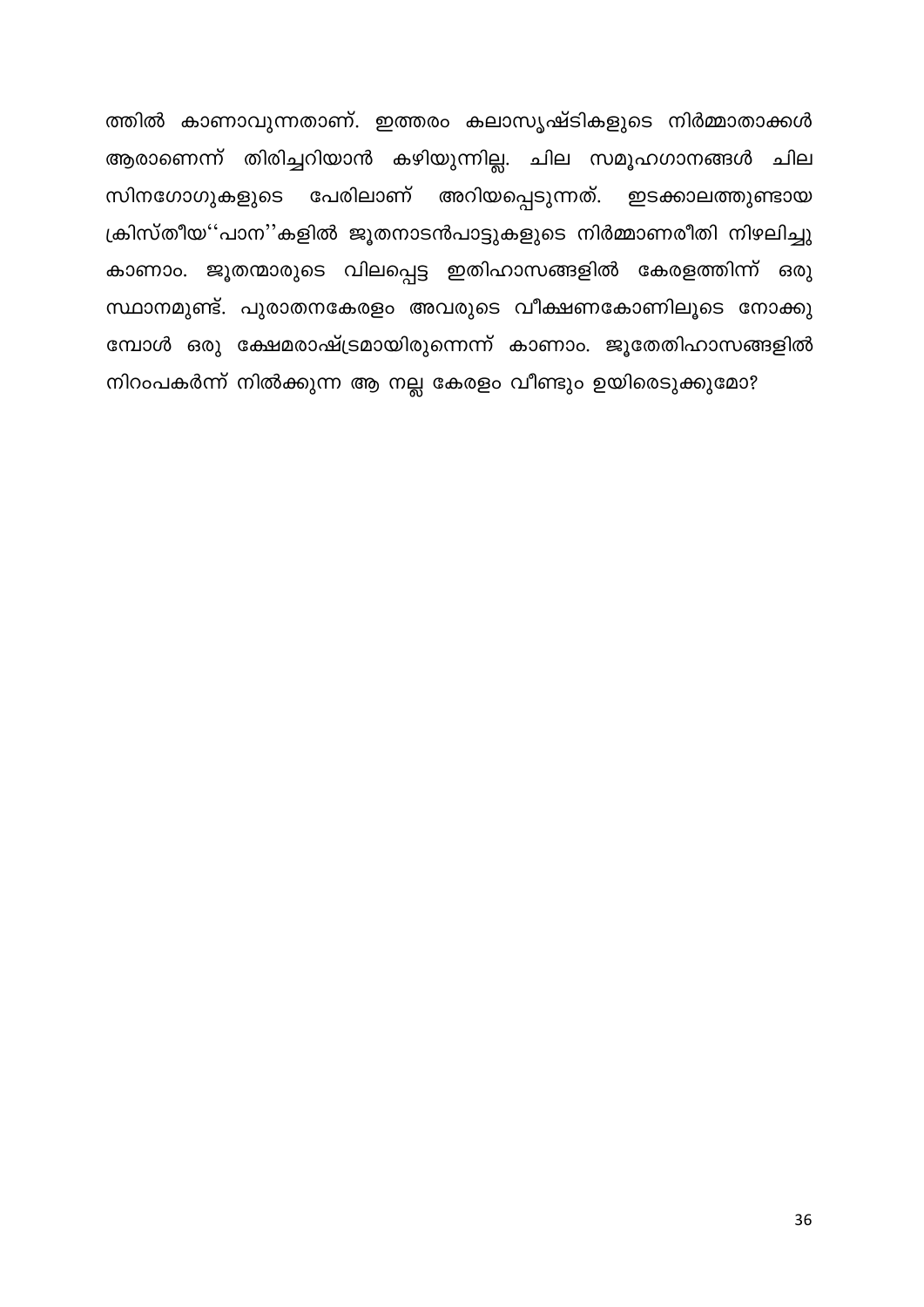ത്തിൽ കാണാവുന്നതാണ്. ഇത്തരം കലാസൃഷ്ടികളുടെ നിർമ്മാതാക്കൾ ആരാണെന്ന് തിരിച്ചറിയാൻ കഴിയുന്നില്ല. ചില സമൂഹഗാനങ്ങൾ ചില സിനഗോഗുകളുടെ പേരിലാണ് അറിയപ്പെടുന്നത്. ഇടക്കാലത്തുണ്ടായ ക്രിസ്തീയ''പാന''കളിൽ ജൂതനാടൻപാട്ടുകളുടെ നിർമ്മാണരീതി നിഴലിച്ചു കാണാം. ജൂതന്മാരുടെ വിലപ്പെട്ട ഇതിഹാസങ്ങളിൽ കേരളത്തിന് ഒരു സ്ഥാനമുണ്ട്. പുരാതനകേരളം അവരുടെ വീക്ഷണകോണിലൂടെ നോക്കുമ്പോൾ ഒരു ക്ഷേമരാഷ്ട്രമായിരുന്നെന്ന് കാണാം. ജൂതേതിഹാസങ്ങളിൽ നിറംപകർന്ന് നിൽക്കുന്ന ആ നല്ല കേരളം വീണ്ടും ഉയിരെടുക്കുമോ?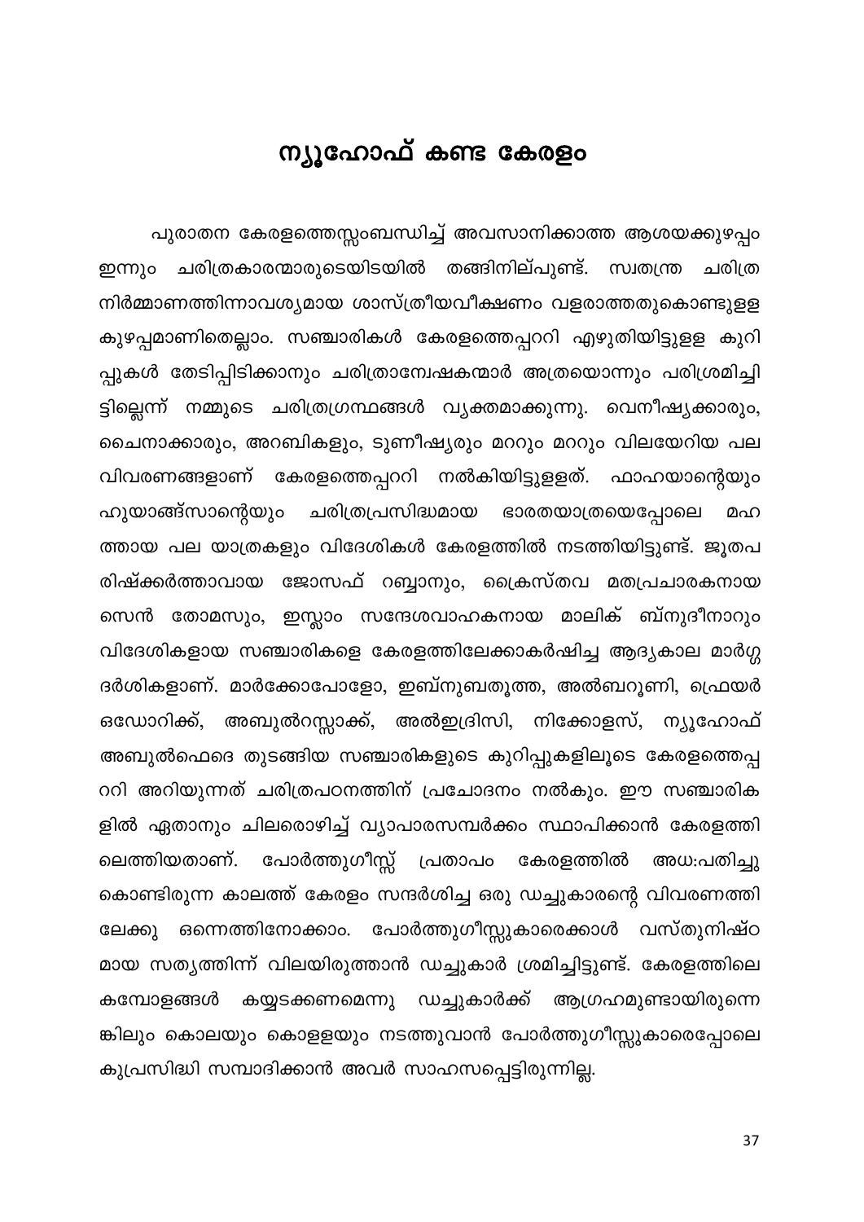# ന്യൂഹോഫ് കണ്ട കേരളം

പുരാതന കേരളത്തെസ്സംബന്ധിച്ച് അവസാനിക്കാത്ത ആശയക്കുഴപ്പം ഇന്നും ചരിത്രകാരന്മാരുടെയിടയിൽ തങ്ങിനില്പുണ്ട്. സ്വതന്ത്ര ചരിത്ര നിർമ്മാണത്തിന്നാവശ്യമായ ശാസ്ത്രീയവീക്ഷണം വളരാത്തതുകൊണ്ടുള്ള കുഴപ്പമാണിതെല്ലാം. സഞ്ചാരികൾ കേരളത്തെപ്പററി എഴുതിയിട്ടുള്ള കുറിപ്പുകൾ തേടിപ്പിടിക്കാനും ചരിത്രാന്വേഷകന്മാർ അത്രയൊന്നും പരിശ്രമിച്ചിട്ടില്ലെന്ന് നമ്മുടെ ചരിത്രഗ്രന്ഥങ്ങൾ വ്യക്തമാക്കുന്നു. വെനീഷ്യക്കാരും, ചൈനാക്കാരും, അറബികളും, ടുണീഷ്യരും മററും മററും വിലയേറിയ പല വിവരണങ്ങളാണ് കേരളത്തെപ്പററി നൽകിയിട്ടുള്ളത്. ഫാഹയാന്റെയും ഹുയാങ്ങ്സാന്റെയും ചരിത്രപ്രസിദ്ധമായ ഭാരതയാത്രയെപ്പോലെ മഹത്തായ പല യാത്രകളും വിദേശികൾ കേരളത്തിൽ നടത്തിയിട്ടുണ്ട്. ജൂതപരിഷ്ക്കർത്താവായ ജോസഫ് റബ്ബാനും, ക്രൈസ്തവ മതപ്രചാരകനായ സെൻ തോമസും, ഇസ്ലാം സന്ദേശവാഹകനായ മാലിക് ബ്നുദീനാറും വിദേശികളായ സഞ്ചാരികളെ കേരളത്തിലേക്കാകർഷിച്ച ആദ്യകാല മാർഗ്ഗദർശികളാണ്. മാർക്കോപോളോ, ഇബ്നുബതൂത്ത, അൽബറൂണി, ഫ്രെയർ ഒഡോറിക്ക്, അബുൽറസ്സാക്ക്, അൽഇദ്രിസി, നിക്കോളസ്, ന്യൂഹോഫ് അബുൽഫെദെ തുടങ്ങിയ സഞ്ചാരികളുടെ കുറിപ്പുകളിലൂടെ കേരളത്തെപ്പററി അറിയുന്നത് ചരിത്രപഠനത്തിന് പ്രചോദനം നൽകും. ഈ സഞ്ചാരികളിൽ ഏതാനും ചിലരൊഴിച്ച് വ്യാപാരസമ്പർക്കം സ്ഥാപിക്കാൻ കേരളത്തിലെത്തിയതാണ്. പോർത്തുഗീസ്സ് പ്രതാപം കേരളത്തിൽ അധ:പതിച്ചുകൊണ്ടിരുന്ന കാലത്ത് കേരളം സന്ദർശിച്ച ഒരു ഡച്ചുകാരന്റെ വിവരണത്തിലേക്കു ഒന്നെത്തിനോക്കാം. പോർത്തുഗീസ്സുകാരെക്കാൾ വസ്തുനിഷ്ഠമായ സത്യത്തിന്ന് വിലയിരുത്താൻ ഡച്ചുകാർ ശ്രമിച്ചിട്ടുണ്ട്. കേരളത്തിലെ കമ്പോളങ്ങൾ കയ്യടക്കണമെന്നു ഡച്ചുകാർക്ക് ആഗ്രഹമുണ്ടായിരുന്നെങ്കിലും കൊലയും കൊള്ളയും നടത്തുവാൻ പോർത്തുഗീസ്സുകാരെപ്പോലെ കുപ്രസിദ്ധി സമ്പാദിക്കാൻ അവർ സാഹസപ്പെട്ടിരുന്നില്ല.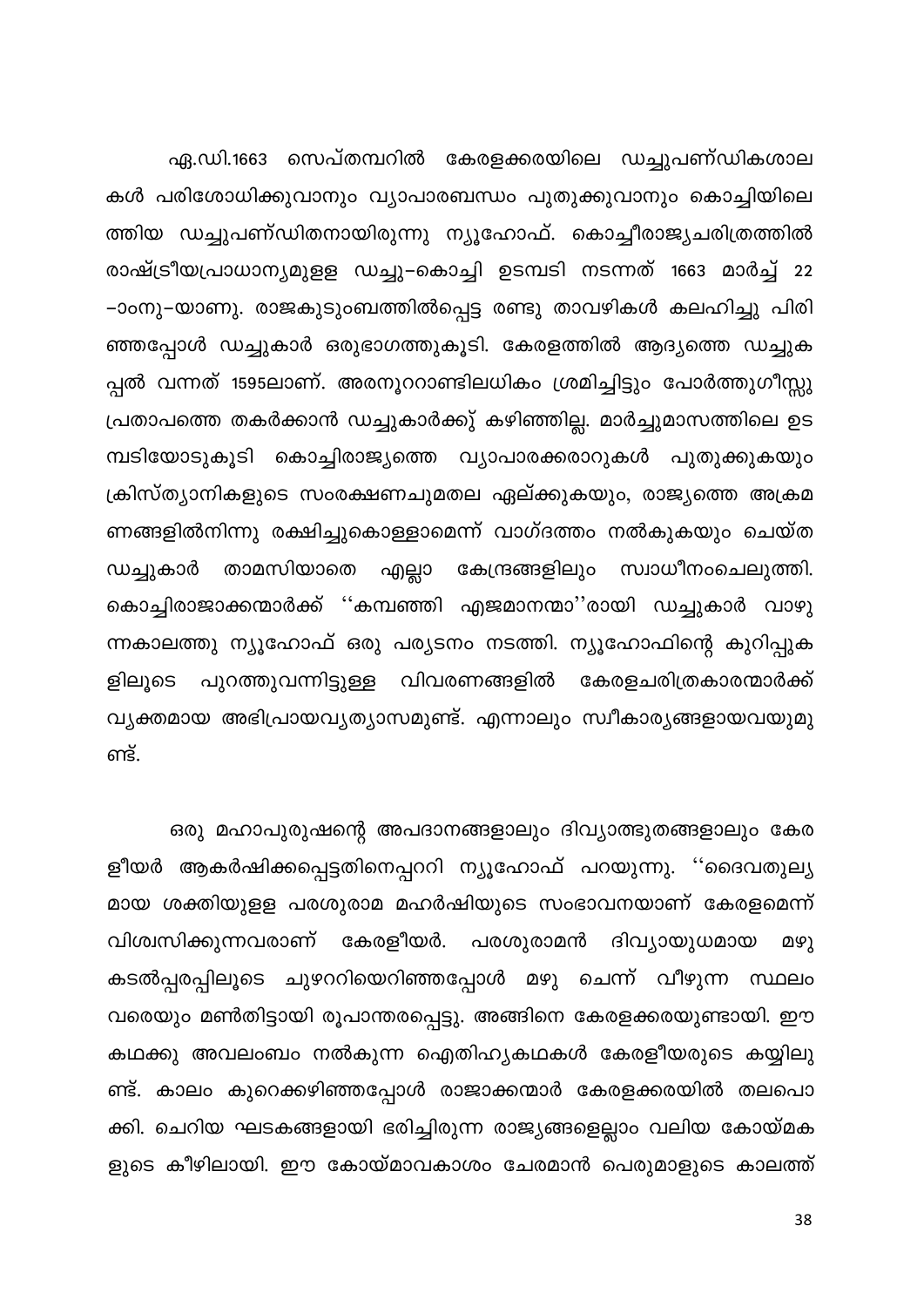ഏ.ഡി.1663 സെപ്തമ്പറിൽ കേരളക്കരയിലെ ഡച്ചുപണ്ഡികശാലകൾ പരിശോധിക്കുവാനും വ്യാപാരബന്ധം പുതുക്കുവാനും കൊച്ചിയിലെത്തിയ ഡച്ചുപണ്ഡിതനായിരുന്നു ന്യൂഹോഫ്. കൊച്ചീരാജ്യചരിത്രത്തിൽ രാഷ്ട്രീയപ്രാധാന്യമുളള ഡച്ചു–കൊച്ചി ഉടമ്പടി നടന്നത് 1663 മാർച്ച് 22–ാംനു–യാണു. രാജകുടുംബത്തിൽപ്പെട്ട രണ്ടു താവഴികൾ കലഹിച്ചു പിരിഞ്ഞപ്പോൾ ഡച്ചുകാർ ഒരുഭാഗത്തുകൂടി. കേരളത്തിൽ ആദ്യത്തെ ഡച്ചുകപ്പൽ വന്നത് 1595ലാണ്. അരനൂററാണ്ടിലധികം ശ്രമിച്ചിട്ടും പോർത്തുഗീസ്സു പ്രതാപത്തെ തകർക്കാൻ ഡച്ചുകാർക്കു് കഴിഞ്ഞില്ല. മാർച്ചുമാസത്തിലെ ഉടമ്പടിയോടുകൂടി കൊച്ചിരാജ്യത്തെ വ്യാപാരക്കരാറുകൾ പുതുക്കുകയും ക്രിസ്ത്യാനികളുടെ സംരക്ഷണചുമതല ഏല്ക്കുകയും, രാജ്യത്തെ അക്രമണങ്ങളിൽനിന്നു രക്ഷിച്ചുകൊള്ളാമെന്ന് വാഗ്ദത്തം നൽകുകയും ചെയ്ത ഡച്ചുകാർ താമസിയാതെ എല്ലാ കേന്ദ്രങ്ങളിലും സ്വാധീനംചെലുത്തി. കൊച്ചിരാജാക്കന്മാർക്ക് ''കമ്പഞ്ഞി എജമാനന്മാ''രായി ഡച്ചുകാർ വാഴുന്നകാലത്തു ന്യൂഹോഫ് ഒരു പര്യടനം നടത്തി. ന്യൂഹോഫിന്റെ കുറിപ്പുകളിലൂടെ പുറത്തുവന്നിട്ടുള്ള വിവരണങ്ങളിൽ കേരളചരിത്രകാരന്മാർക്ക് വ്യക്തമായ അഭിപ്രായവ്യത്യാസമുണ്ട്. എന്നാലും സ്വീകാര്യങ്ങളായവയുമുണ്ട്.

ഒരു മഹാപുരുഷന്റെ അപദാനങ്ങളാലും ദിവ്യാത്ഭുതങ്ങളാലും കേരളീയർ ആകർഷിക്കപ്പെട്ടതിനെപ്പററി ന്യൂഹോഫ് പറയുന്നു. ''ദൈവതുല്യമായ ശക്തിയുള്ള പരശുരാമ മഹർഷിയുടെ സംഭാവനയാണ് കേരളമെന്ന് വിശ്വസിക്കുന്നവരാണ് കേരളീയർ. പരശുരാമൻ ദിവ്യായുധമായ മഴു കടൽപ്പരപ്പിലൂടെ ചുഴററിയെറിഞ്ഞപ്പോൾ മഴു ചെന്ന് വീഴുന്ന സ്ഥലം വരെയും മൺതിട്ടായി രൂപാന്തരപ്പെട്ടു. അങ്ങിനെ കേരളക്കരയുണ്ടായി. ഈ കഥക്കു അവലംബം നൽകുന്ന ഐതിഹ്യകഥകൾ കേരളീയരുടെ കയ്യിലുണ്ട്. കാലം കുറെക്കഴിഞ്ഞപ്പോൾ രാജാക്കന്മാർ കേരളക്കരയിൽ തലപൊക്കി. ചെറിയ ഘടകങ്ങളായി ഭരിച്ചിരുന്ന രാജ്യങ്ങളെല്ലാം വലിയ കോയ്മകളുടെ കീഴിലായി. ഈ കോയ്മാവകാശം ചേരമാൻ പെരുമാളുടെ കാലത്ത്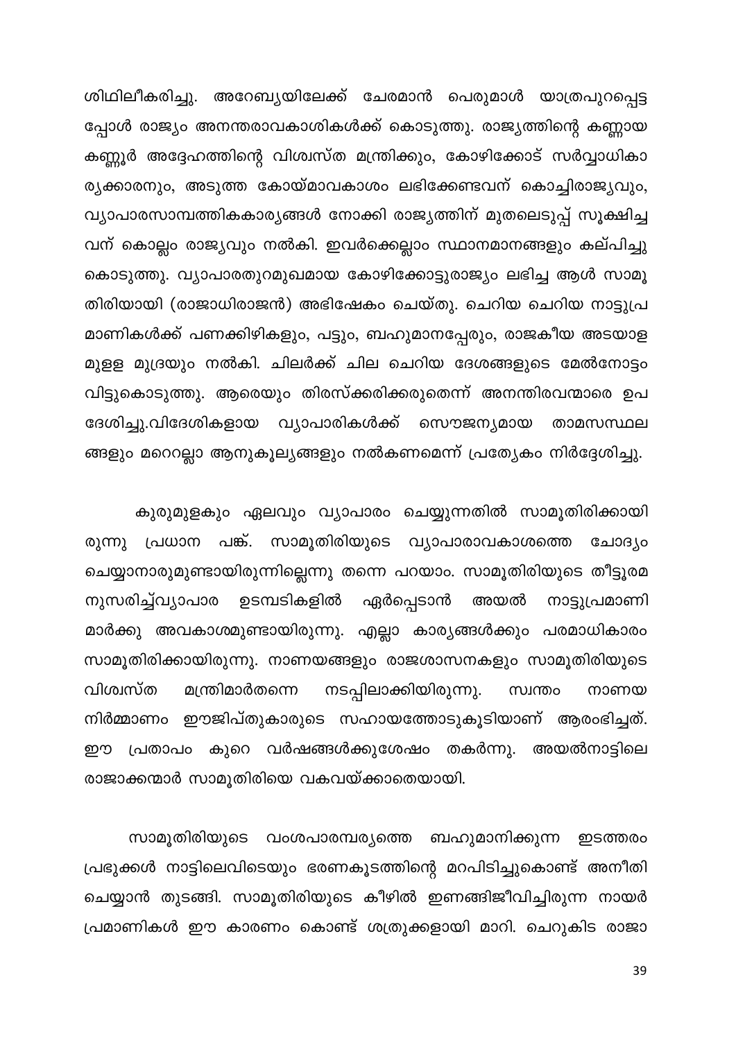ശിഥിലീകരിച്ചു. അറേബ്യയിലേക്ക് ചേരമാൻ പെരുമാൾ യാത്രപുറപ്പെട്ട പ്പോൾ രാജ്യം അനന്തരാവകാശികൾക്ക് കൊടുത്തു. രാജ്യത്തിന്റെ കണ്ണായ കണ്ണൂർ അദ്ദേഹത്തിന്റെ വിശ്വസ്ത മന്ത്രിക്കും, കോഴിക്കോട് സർവ്വാധികാ ര്യക്കാരനും, അടുത്ത കോയ്മാവകാശം ലഭിക്കേണ്ടവന് കൊച്ചിരാജ്യവും, വ്യാപാരസാമ്പത്തികകാര്യങ്ങൾ നോക്കി രാജ്യത്തിന് മുതലെടുപ്പ് സൂക്ഷിച്ച വന് കൊല്ലം രാജ്യവും നൽകി. ഇവർക്കെല്ലാം സ്ഥാനമാനങ്ങളും കല്പിച്ചു കൊടുത്തു. വ്യാപാരതുറമുഖമായ കോഴിക്കോട്ടുരാജ്യം ലഭിച്ച ആൾ സാമൂ തിരിയായി (രാജാധിരാജൻ) അഭിഷേകം ചെയ്തു. ചെറിയ ചെറിയ നാട്ടുപ്ര മാണികൾക്ക് പണക്കിഴികളും, പട്ടും, ബഹുമാനപ്പേരും, രാജകീയ അടയാള മുളള മുദ്രയും നൽകി. ചിലർക്ക് ചില ചെറിയ ദേശങ്ങളുടെ മേൽനോട്ടം വിട്ടുകൊടുത്തു. ആരെയും തിരസ്ക്കരിക്കരുതെന്ന് അനന്തിരവന്മാരെ ഉപ ദേശിച്ചു.വിദേശികളായ വ്യാപാരികൾക്ക് സൌജന്യമായ താമസസ്ഥല ങ്ങളും മറ്റെല്ലാ ആനുകൂല്യങ്ങളും നൽകണമെന്ന് പ്രത്യേകം നിർദ്ദേശിച്ചു.

കുരുമുളകും ഏലവും വ്യാപാരം ചെയ്യുന്നതിൽ സാമൂതിരിക്കായി രുന്നു പ്രധാന പങ്ക്. സാമൂതിരിയുടെ വ്യാപാരാവകാശത്തെ ചോദ്യം ചെയ്യാനാരുമുണ്ടായിരുന്നില്ലെന്നു തന്നെ പറയാം. സാമൂതിരിയുടെ തീട്ടൂരമ നുസരിച്ച്വ്യാപാര ഉടമ്പടികളിൽ ഏർപ്പെടാൻ അയൽ നാട്ടുപ്രമാണി മാർക്കു അവകാശമുണ്ടായിരുന്നു. എല്ലാ കാര്യങ്ങൾക്കും പരമാധികാരം സാമൂതിരിക്കായിരുന്നു. നാണയങ്ങളും രാജശാസനകളും സാമൂതിരിയുടെ വിശ്വസ്ത മന്ത്രിമാർതന്നെ നടപ്പിലാക്കിയിരുന്നു. സ്വന്തം നാണയ നിർമ്മാണം ഈജിപ്തുകാരുടെ സഹായത്തോടുകൂടിയാണ് ആരംഭിച്ചത്. ഈ പ്രതാപം കുറെ വർഷങ്ങൾക്കുശേഷം തകർന്നു. അയൽനാട്ടിലെ രാജാക്കന്മാർ സാമൂതിരിയെ വകവയ്ക്കാതെയായി.

സാമൂതിരിയുടെ വംശപാരമ്പര്യത്തെ ബഹുമാനിക്കുന്ന ഇടത്തരം പ്രഭുക്കൾ നാട്ടിലെവിടെയും ഭരണകൂടത്തിന്റെ മറപിടിച്ചുകൊണ്ട് അനീതി ചെയ്യാൻ തുടങ്ങി. സാമൂതിരിയുടെ കീഴിൽ ഇണങ്ങിജീവിച്ചിരുന്ന നായർ പ്രമാണികൾ ഈ കാരണം കൊണ്ട് ശത്രുക്കളായി മാറി. ചെറുകിട രാജാ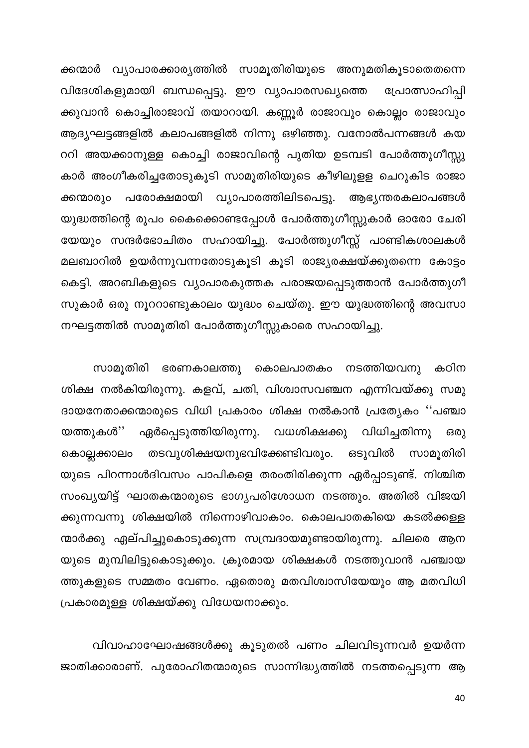ക്കന്മാർ വ്യാപാരക്കാര്യത്തിൽ സാമൂതിരിയുടെ അനുമതികൂടാതെതന്നെ വിദേശികളുമായി ബന്ധപ്പെട്ടു. ഈ വ്യാപാരസഖ്യത്തെ പ്രോത്സാഹിപ്പിക്കുവാൻ കൊച്ചിരാജാവ് തയാറായി. കണ്ണൂർ രാജാവും കൊല്ലം രാജാവും ആദ്യഘട്ടങ്ങളിൽ കലാപങ്ങളിൽ നിന്നു ഒഴിഞ്ഞു. വനോൽപന്നങ്ങൾ കയററി അയക്കാനുള്ള കൊച്ചി രാജാവിന്റെ പുതിയ ഉടമ്പടി പോർത്തുഗീസ്സുകാർ അംഗീകരിച്ചതോടുകൂടി സാമൂതിരിയുടെ കീഴിലുള്ള ചെറുകിട രാജാക്കന്മാരും പരോക്ഷമായി വ്യാപാരത്തിലിടപെട്ടു. ആഭ്യന്തരകലാപങ്ങൾ യുദ്ധത്തിന്റെ രൂപം കൈക്കൊണ്ടപ്പോൾ പോർത്തുഗീസ്സുകാർ ഓരോ ചേരിയേയും സന്ദർഭോചിതം സഹായിച്ചു. പോർത്തുഗീസ്സ് പാണ്ടികശാലകൾ മലബാറിൽ ഉയർന്നുവന്നതോടുകൂടി കൂടി രാജ്യരക്ഷയ്ക്കുതന്നെ കോട്ടം കെട്ടി. അറബികളുടെ വ്യാപാരകുത്തക പരാജയപ്പെടുത്താൻ പോർത്തുഗീസുകാർ ഒരു നൂററാണ്ടുകാലം യുദ്ധം ചെയ്തു. ഈ യുദ്ധത്തിന്റെ അവസാനഘട്ടത്തിൽ സാമൂതിരി പോർത്തുഗീസ്സുകാരെ സഹായിച്ചു.

സാമൂതിരി ഭരണകാലത്തു കൊലപാതകം നടത്തിയവനു കഠിന ശിക്ഷ നൽകിയിരുന്നു. കളവ്, ചതി, വിശ്വാസവഞ്ചന എന്നിവയ്ക്കു സമുദായനേതാക്കന്മാരുടെ വിധി പ്രകാരം ശിക്ഷ നൽകാൻ പ്രത്യേകം ''പഞ്ചായത്തുകൾ'' ഏർപ്പെടുത്തിയിരുന്നു. വധശിക്ഷക്കു വിധിച്ചതിന്നു ഒരു കൊല്ലക്കാലം തടവുശിക്ഷയനുഭവിക്കേണ്ടിവരും. ഒടുവിൽ സാമൂതിരിയുടെ പിറന്നാൾദിവസം പാപികളെ തരംതിരിക്കുന്ന ഏർപ്പാടുണ്ട്. നിശ്ചിത സംഖ്യയിട്ട് ഘാതകന്മാരുടെ ഭാഗ്യപരിശോധന നടത്തും. അതിൽ വിജയിക്കുന്നവന്നു ശിക്ഷയിൽ നിന്നൊഴിവാകാം. കൊലപാതകിയെ കടൽക്കള്ളന്മാർക്കു ഏല്പിച്ചുകൊടുക്കുന്ന സമ്പ്രദായമുണ്ടായിരുന്നു. ചിലരെ ആനയുടെ മുമ്പിലിട്ടുകൊടുക്കും. ക്രൂരമായ ശിക്ഷകൾ നടത്തുവാൻ പഞ്ചായത്തുകളുടെ സമ്മതം വേണം. ഏതൊരു മതവിശ്വാസിയേയും ആ മതവിധി പ്രകാരമുള്ള ശിക്ഷയ്ക്കു വിധേയനാക്കും.

വിവാഹാഘോഷങ്ങൾക്കു കൂടുതൽ പണം ചിലവിടുന്നവർ ഉയർന്ന ജാതിക്കാരാണ്. പുരോഹിതന്മാരുടെ സാന്നിദ്ധ്യത്തിൽ നടത്തപ്പെടുന്ന ആ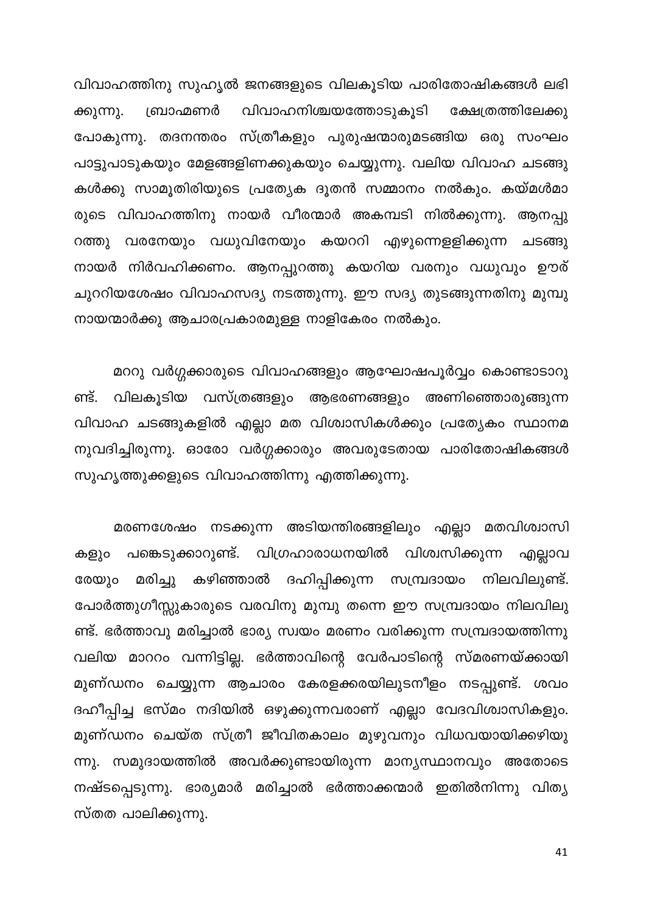വിവാഹത്തിനു സുഹൃൽ ജനങ്ങളുടെ വിലകൂടിയ പാരിതോഷികങ്ങൾ ലഭിക്കുന്നു. ബ്രാഹ്മണർ വിവാഹനിശ്ചയത്തോടുകൂടി ക്ഷേത്രത്തിലേക്കു പോകുന്നു. തദനന്തരം സ്ത്രീകളും പുരുഷന്മാരുമടങ്ങിയ ഒരു സംഘം പാട്ടുപാടുകയും മേളങ്ങളിണക്കുകയും ചെയ്യുന്നു. വലിയ വിവാഹ ചടങ്ങുകൾക്കു സാമൂതിരിയുടെ പ്രത്യേക ദൂതൻ സമ്മാനം നൽകും. കയ്മൾമാരുടെ വിവാഹത്തിനു നായർ വീരന്മാർ അകമ്പടി നിൽക്കുന്നു. ആനപ്പുറത്തു വരനേയും വധുവിനേയും കയററി എഴുന്നെള്ളിക്കുന്ന ചടങ്ങു നായർ നിർവഹിക്കണം. ആനപ്പുറത്തു കയറിയ വരനും വധുവും ഊര് ചുററിയശേഷം വിവാഹസദ്യ നടത്തുന്നു. ഈ സദ്യ തുടങ്ങുന്നതിനു മുമ്പു നായന്മാർക്കു ആചാരപ്രകാരമുള്ള നാളികേരം നൽകും.

മററു വർഗ്ഗക്കാരുടെ വിവാഹങ്ങളും ആഘോഷപൂർവ്വം കൊണ്ടാടാറുണ്ട്. വിലകൂടിയ വസ്ത്രങ്ങളും ആഭരണങ്ങളും അണിഞ്ഞൊരുങ്ങുന്ന വിവാഹ ചടങ്ങുകളിൽ എല്ലാ മത വിശ്വാസികൾക്കും പ്രത്യേകം സ്ഥാനമനുവദിച്ചിരുന്നു. ഓരോ വർഗ്ഗക്കാരും അവരുടേതായ പാരിതോഷികങ്ങൾ സുഹൃത്തുക്കളുടെ വിവാഹത്തിന്നു എത്തിക്കുന്നു.

മരണശേഷം നടക്കുന്ന അടിയന്തിരങ്ങളിലും എല്ലാ മതവിശ്വാസികളും പങ്കെടുക്കാറുണ്ട്. വിഗ്രഹാരാധനയിൽ വിശ്വസിക്കുന്ന എല്ലാവരേയും മരിച്ചു കഴിഞ്ഞാൽ ദഹിപ്പിക്കുന്ന സമ്പ്രദായം നിലവിലുണ്ട്. പോർത്തുഗീസ്സുകാരുടെ വരവിനു മുമ്പു തന്നെ ഈ സമ്പ്രദായം നിലവിലുണ്ട്. ഭർത്താവു മരിച്ചാൽ ഭാര്യ സ്വയം മരണം വരിക്കുന്ന സമ്പ്രദായത്തിന്നു വലിയ മാററം വന്നിട്ടില്ല. ഭർത്താവിന്റെ വേർപാടിന്റെ സ്മരണയ്ക്കായി മുണ്ഡനം ചെയ്യുന്ന ആചാരം കേരളക്കരയിലുടനീളം നടപ്പുണ്ട്. ശവം ദഹിപ്പിച്ച ഭസ്മം നദിയിൽ ഒഴുക്കുന്നവരാണ് എല്ലാ വേദവിശ്വാസികളും. മുണ്ഡനം ചെയ്ത സ്ത്രീ ജീവിതകാലം മുഴുവനും വിധവയായിക്കഴിയുന്നു. സമുദായത്തിൽ അവർക്കുണ്ടായിരുന്ന മാന്യസ്ഥാനവും അതോടെ നഷ്ടപ്പെടുന്നു. ഭാര്യമാർ മരിച്ചാൽ ഭർത്താക്കന്മാർ ഇതിൽനിന്നു വിത്യസ്തത പാലിക്കുന്നു.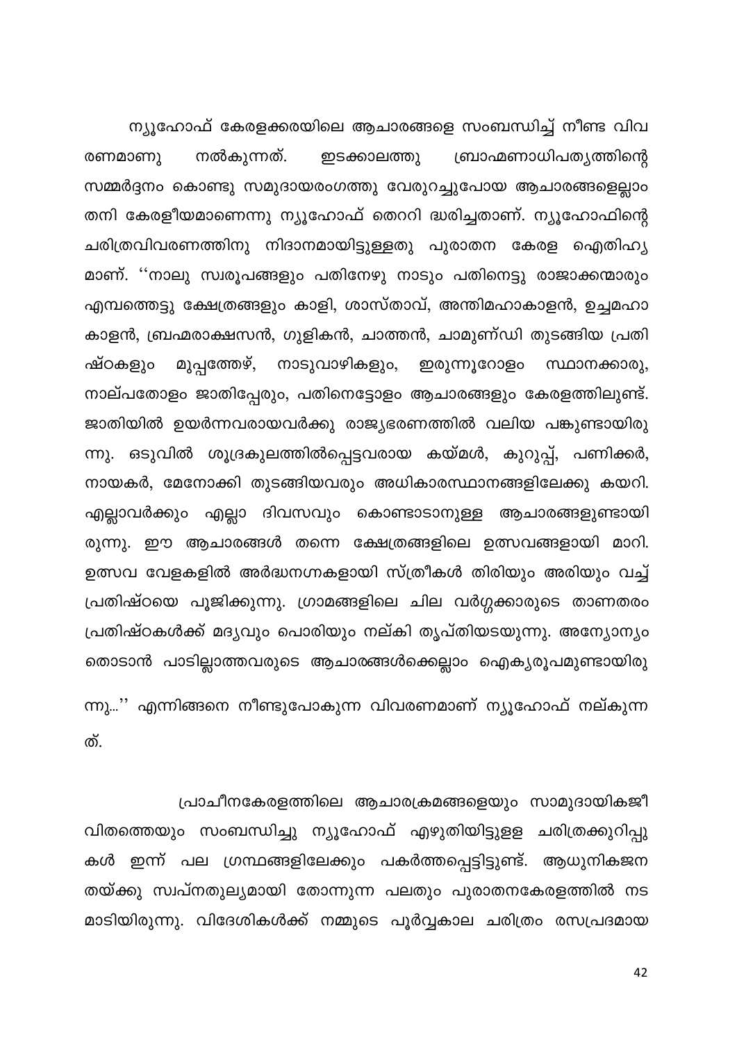ന്യൂഹോഫ് കേരളക്കരയിലെ ആചാരങ്ങളെ സംബന്ധിച്ച് നീണ്ട വിവരണമാണു നൽകുന്നത്. ഇടക്കാലത്തു ബ്രാഹ്മണാധിപത്യത്തിന്റെ സമ്മർദ്ദനം കൊണ്ടു സമുദായരംഗത്തു വേരുറച്ചുപോയ ആചാരങ്ങളെല്ലാം തനി കേരളീയമാണെന്നു ന്യൂഹോഫ് തെററി ദ്ധരിച്ചതാണ്. ന്യൂഹോഫിന്റെ ചരിത്രവിവരണത്തിനു നിദാനമായിട്ടുള്ളതു പുരാതന കേരള ഐതിഹ്യമാണ്. ''നാലു സ്വരൂപങ്ങളും പതിനേഴു നാടും പതിനെട്ടു രാജാക്കന്മാരും എമ്പത്തെട്ടു ക്ഷേത്രങ്ങളും കാളി, ശാസ്താവ്, അന്തിമഹാകാളൻ, ഉച്ചമഹാകാളൻ, ബ്രഹ്മരാക്ഷസൻ, ഗുളികൻ, ചാത്തൻ, ചാമുണ്ഡി തുടങ്ങിയ പ്രതിഷ്ഠകളും മുപ്പത്തേഴ്, നാടുവാഴികളും, ഇരുന്നൂറോളം സ്ഥാനക്കാരു, നാല്പതോളം ജാതിപ്പേരും, പതിനെട്ടോളം ആചാരങ്ങളും കേരളത്തിലുണ്ട്. ജാതിയിൽ ഉയർന്നവരായവർക്കു രാജ്യഭരണത്തിൽ വലിയ പങ്കുണ്ടായിരുന്നു. ഒടുവിൽ ശൂദ്രകുലത്തിൽപ്പെട്ടവരായ കയ്മൾ, കുറുപ്പ്, പണിക്കർ, നായകർ, മേനോക്കി തുടങ്ങിയവരും അധികാരസ്ഥാനങ്ങളിലേക്കു കയറി. എല്ലാവർക്കും എല്ലാ ദിവസവും കൊണ്ടാടാനുള്ള ആചാരങ്ങളുണ്ടായിരുന്നു. ഈ ആചാരങ്ങൾ തന്നെ ക്ഷേത്രങ്ങളിലെ ഉത്സവങ്ങളായി മാറി. ഉത്സവ വേളകളിൽ അർദ്ധനഗ്നകളായി സ്ത്രീകൾ തിരിയും അരിയും വച്ച് പ്രതിഷ്ഠയെ പൂജിക്കുന്നു. ഗ്രാമങ്ങളിലെ ചില വർഗ്ഗക്കാരുടെ താണതരം പ്രതിഷ്ഠകൾക്ക് മദ്യവും പൊരിയും നല്കി തൃപ്തിയടയുന്നു. അന്യോന്യം തൊടാൻ പാടില്ലാത്തവരുടെ ആചാരങ്ങൾക്കെല്ലാം ഐക്യരൂപമുണ്ടായിരുന്നു...'' എന്നിങ്ങനെ നീണ്ടുപോകുന്ന വിവരണമാണ് ന്യൂഹോഫ് നല്കുന്നത്.

പ്രാചീനകേരളത്തിലെ ആചാരക്രമങ്ങളെയും സാമുദായികജീവിതത്തെയും സംബന്ധിച്ചു ന്യൂഹോഫ് എഴുതിയിട്ടുള്ള ചരിത്രക്കുറിപ്പുകൾ ഇന്ന് പല ഗ്രന്ഥങ്ങളിലേക്കും പകർത്തപ്പെട്ടിട്ടുണ്ട്. ആധുനികജനതയ്ക്കു സ്വപ്നതുല്യമായി തോന്നുന്ന പലതും പുരാതനകേരളത്തിൽ നടമാടിയിരുന്നു. വിദേശികൾക്ക് നമ്മുടെ പൂർവ്വകാല ചരിത്രം രസപ്രദമായ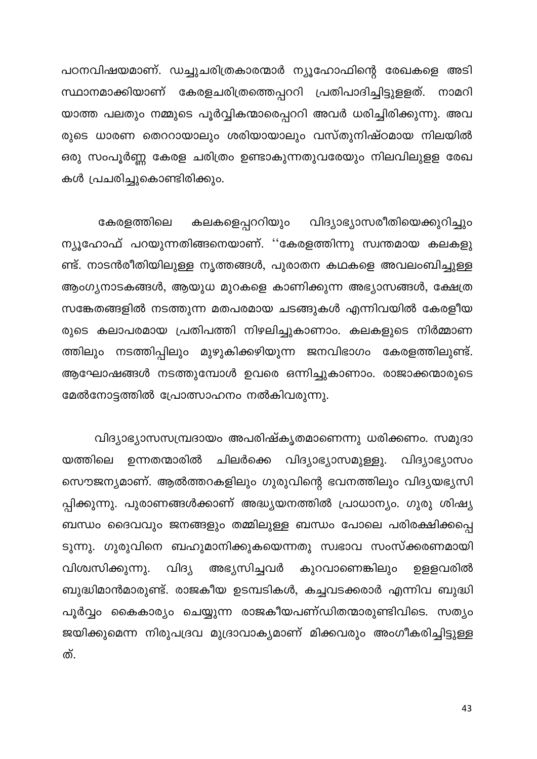പഠനവിഷയമാണ്. ഡച്ചുചരിത്രകാരന്മാർ ന്യൂഹോഫിന്റെ രേഖകളെ അടിസ്ഥാനമാക്കിയാണ് കേരളചരിത്രത്തെപ്പററി പ്രതിപാദിച്ചിട്ടുളളത്. നാമറിയാത്ത പലതും നമ്മുടെ പൂർവ്വികന്മാരെപ്പററി അവർ ധരിച്ചിരിക്കുന്നു. അവരുടെ ധാരണ തെററായാലും ശരിയായാലും വസ്തുനിഷ്ഠമായ നിലയിൽ ഒരു സംപൂർണ്ണ കേരള ചരിത്രം ഉണ്ടാകുന്നതുവരേയും നിലവിലുളള രേഖകൾ പ്രചരിച്ചുകൊണ്ടിരിക്കും.

കേരളത്തിലെ കലകളെപ്പററിയും വിദ്യാഭ്യാസരീതിയെക്കുറിച്ചും ന്യൂഹോഫ് പറയുന്നതിങ്ങനെയാണ്. ''കേരളത്തിന്നു സ്വന്തമായ കലകളുണ്ട്. നാടൻരീതിയിലുളള നൃത്തങ്ങൾ, പുരാതന കഥകളെ അവലംബിച്ചുള്ള ആംഗ്യനാടകങ്ങൾ, ആയുധ മുറകളെ കാണിക്കുന്ന അഭ്യാസങ്ങൾ, ക്ഷേത്രസങ്കേതങ്ങളിൽ നടത്തുന്ന മതപരമായ ചടങ്ങുകൾ എന്നിവയിൽ കേരളീയരുടെ കലാപരമായ പ്രതിപത്തി നിഴലിച്ചുകാണാം. കലകളുടെ നിർമ്മാണത്തിലും നടത്തിപ്പിലും മുഴുകിക്കഴിയുന്ന ജനവിഭാഗം കേരളത്തിലുണ്ട്. ആഘോഷങ്ങൾ നടത്തുമ്പോൾ ഉവരെ ഒന്നിച്ചുകാണാം. രാജാക്കന്മാരുടെ മേൽനോട്ടത്തിൽ പ്രോത്സാഹനം നൽകിവരുന്നു.

വിദ്യാഭ്യാസസമ്പ്രദായം അപരിഷ്കൃതമാണെന്നു ധരിക്കണം. സമുദായത്തിലെ ഉന്നതന്മാരിൽ ചിലർക്കെ വിദ്യാഭ്യാസമുള്ളു. വിദ്യാഭ്യാസം സൌജന്യമാണ്. ആൽത്തറകളിലും ഗുരുവിന്റെ ഭവനത്തിലും വിദ്യയഭ്യസിപ്പിക്കുന്നു. പുരാണങ്ങൾക്കാണ് അദ്ധ്യയനത്തിൽ പ്രാധാന്യം. ഗുരു ശിഷ്യബന്ധം ദൈവവും ജനങ്ങളും തമ്മിലുള്ള ബന്ധം പോലെ പരിരക്ഷിക്കപ്പെടുന്നു. ഗുരുവിനെ ബഹുമാനിക്കുകയെന്നതു സ്വഭാവ സംസ്ക്കരണമായി വിശ്വസിക്കുന്നു. വിദ്യ അഭ്യസിച്ചവർ കുറവാണെങ്കിലും ഉളളവരിൽ ബുദ്ധിമാൻമാരുണ്ട്. രാജകീയ ഉടമ്പടികൾ, കച്ചവടക്കരാർ എന്നിവ ബുദ്ധിപൂർവ്വം കൈകാര്യം ചെയ്യുന്ന രാജകീയപണ്ഡിതന്മാരുണ്ടിവിടെ. സത്യം ജയിക്കുമെന്ന നിരുപദ്രവ മുദ്രാവാക്യമാണ് മിക്കവരും അംഗീകരിച്ചിട്ടുള്ളത്.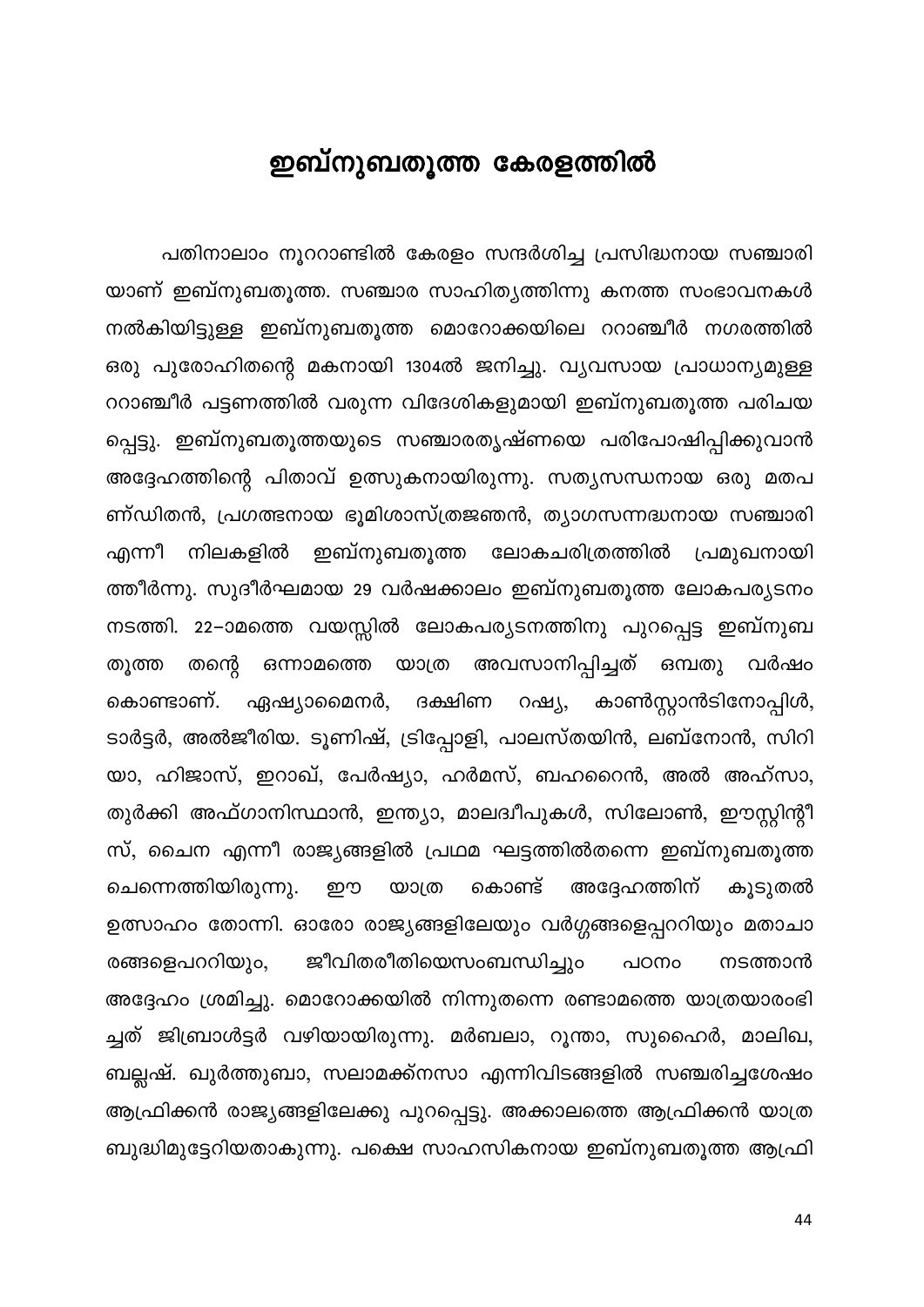# ഇബ്നുബതൂത്ത കേരളത്തിൽ

പതിനാലാം നൂററാണ്ടിൽ കേരളം സന്ദർശിച്ച പ്രസിദ്ധനായ സഞ്ചാരി യാണ് ഇബ്നുബതൂത്ത. സഞ്ചാര സാഹിത്യത്തിന്നു കനത്ത സംഭാവനകൾ നൽകിയിട്ടുള്ള ഇബ്നുബതൂത്ത മൊറോക്കയിലെ ററാഞ്ചീർ നഗരത്തിൽ ഒരു പുരോഹിതന്റെ മകനായി 1304ൽ ജനിച്ചു. വ്യവസായ പ്രാധാന്യമുള്ള ററാഞ്ചീർ പട്ടണത്തിൽ വരുന്ന വിദേശികളുമായി ഇബ്നുബതൂത്ത പരിചയ പ്പെട്ടു. ഇബ്നുബതൂത്തയുടെ സഞ്ചാരതൃഷ്ണയെ പരിപോഷിപ്പിക്കുവാൻ അദ്ദേഹത്തിന്റെ പിതാവ് ഉത്സുകനായിരുന്നു. സത്യസന്ധനായ ഒരു മതപ ണ്ഡിതൻ, പ്രഗത്ഭനായ ഭൂമിശാസ്ത്രജ്ഞൻ, ത്യാഗസന്നദ്ധനായ സഞ്ചാരി എന്നീ നിലകളിൽ ഇബ്നുബതൂത്ത ലോകചരിത്രത്തിൽ പ്രമുഖനായി ത്തീർന്നു. സുദീർഘമായ 29 വർഷക്കാലം ഇബ്നുബതൂത്ത ലോകപര്യടനം നടത്തി. 22–ാമത്തെ വയസ്സിൽ ലോകപര്യടനത്തിനു പുറപ്പെട്ട ഇബ്നുബ തൂത്ത തന്റെ ഒന്നാമത്തെ യാത്ര അവസാനിപ്പിച്ചത് ഒമ്പതു വർഷം കൊണ്ടാണ്. ഏഷ്യാമൈനർ, ദക്ഷിണ റഷ്യ, കാൺസ്റ്റാൻടിനോപ്പിൾ, ടാർട്ടർ, അൽജീരിയ. ടൂണിഷ്, ട്രിപ്പോളി, പാലസ്തയിൻ, ലബ്നോൻ, സിറി യാ, ഹിജാസ്, ഇറാഖ്, പേർഷ്യാ, ഹർമസ്, ബഹറൈൻ, അൽ അഹ്സാ, തുർക്കി അഫ്ഗാനിസ്ഥാൻ, ഇന്ത്യാ, മാലദ്വീപുകൾ, സിലോൺ, ഈസ്റ്റിന്റീ സ്, ചൈന എന്നീ രാജ്യങ്ങളിൽ പ്രഥമ ഘട്ടത്തിൽതന്നെ ഇബ്നുബതൂത്ത ചെന്നെത്തിയിരുന്നു. ഈ യാത്ര കൊണ്ട് അദ്ദേഹത്തിന് കൂടുതൽ ഉത്സാഹം തോന്നി. ഓരോ രാജ്യങ്ങളിലേയും വർഗ്ഗങ്ങളെപ്പററിയും മതാചാ രങ്ങളെപററിയും, ജീവിതരീതിയെസംബന്ധിച്ചും പഠനം നടത്താൻ അദ്ദേഹം ശ്രമിച്ചു. മൊറോക്കയിൽ നിന്നുതന്നെ രണ്ടാമത്തെ യാത്രയാരംഭി ച്ചത് ജിബ്രാൾട്ടർ വഴിയായിരുന്നു. മർബലാ, റൂന്താ, സുഹൈർ, മാലിഖ, ബല്ലഷ്. ഖുർത്തുബാ, സലാമക്ക്നസാ എന്നിവിടങ്ങളിൽ സഞ്ചരിച്ചശേഷം ആഫ്രിക്കൻ രാജ്യങ്ങളിലേക്കു പുറപ്പെട്ടു. അക്കാലത്തെ ആഫ്രിക്കൻ യാത്ര ബുദ്ധിമുട്ടേറിയതാകുന്നു. പക്ഷെ സാഹസികനായ ഇബ്നുബതൂത്ത ആഫ്രി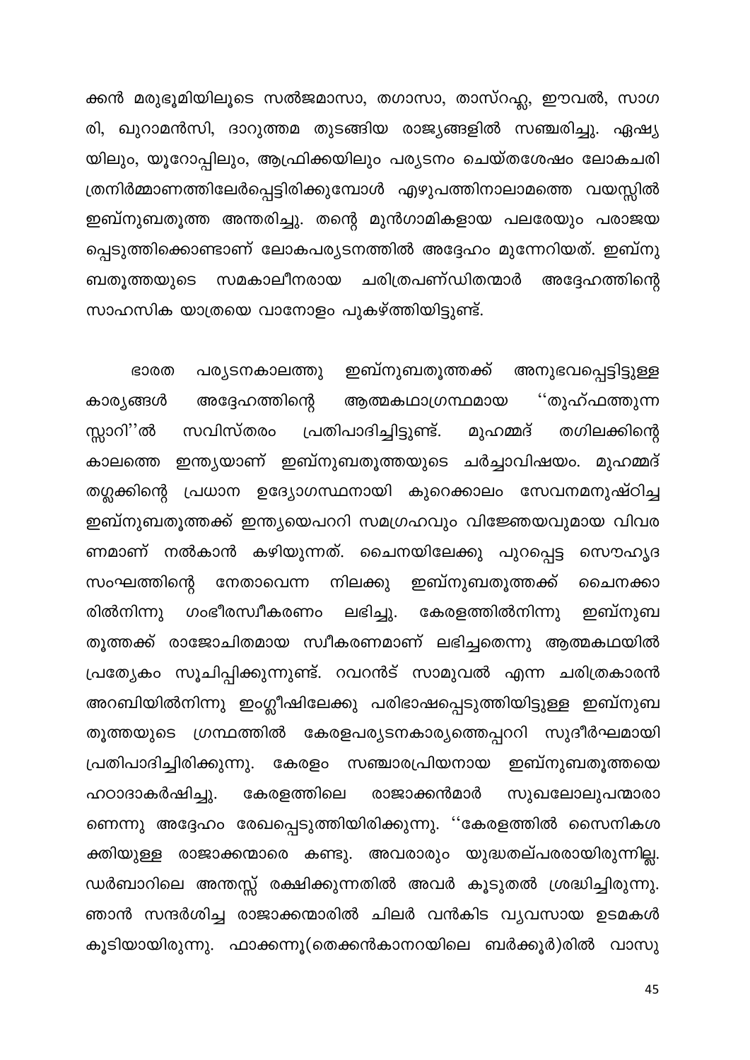ക്കൻ മരുഭൂമിയിലൂടെ സൽജമാസാ, തഗാസാ, താസ്റഹ്ല, ഈവൽ, സാഗരി, ഖുറാമൻസി, ദാറുത്തമ തുടങ്ങിയ രാജ്യങ്ങളിൽ സഞ്ചരിച്ചു. ഏഷ്യയിലും, യൂറോപ്പിലും, ആഫ്രിക്കയിലും പര്യടനം ചെയ്തശേഷം ലോകചരിത്രനിർമ്മാണത്തിലേർപ്പെട്ടിരിക്കുമ്പോൾ എഴുപത്തിനാലാമത്തെ വയസ്സിൽ ഇബ്നുബതൂത്ത അന്തരിച്ചു. തന്റെ മുൻഗാമികളായ പലരേയും പരാജയപ്പെടുത്തിക്കൊണ്ടാണ് ലോകപര്യടനത്തിൽ അദ്ദേഹം മുന്നേറിയത്. ഇബ്നുബതൂത്തയുടെ സമകാലീനരായ ചരിത്രപണ്ഡിതന്മാർ അദ്ദേഹത്തിന്റെ സാഹസിക യാത്രയെ വാനോളം പുകഴ്ത്തിയിട്ടുണ്ട്.

ഭാരത പര്യടനകാലത്തു ഇബ്നുബതൂത്തക്ക് അനുഭവപ്പെട്ടിട്ടുള്ള കാര്യങ്ങൾ അദ്ദേഹത്തിന്റെ ആത്മകഥാഗ്രന്ഥമായ ''തുഹ്ഫത്തുന്നസ്സാറി''ൽ സവിസ്തരം പ്രതിപാദിച്ചിട്ടുണ്ട്. മുഹമ്മദ് തഗിലക്കിന്റെ കാലത്തെ ഇന്ത്യയാണ് ഇബ്നുബതൂത്തയുടെ ചർച്ചാവിഷയം. മുഹമ്മദ് തഗ്ലക്കിന്റെ പ്രധാന ഉദ്യോഗസ്ഥനായി കുറെക്കാലം സേവനമനുഷ്ഠിച്ച ഇബ്നുബതൂത്തക്ക് ഇന്ത്യയെപറ്റി സമഗ്രഹവും വിജ്ഞേയവുമായ വിവരണമാണ് നൽകാൻ കഴിയുന്നത്. ചൈനയിലേക്കു പുറപ്പെട്ട സൌഹൃദ സംഘത്തിന്റെ നേതാവെന്ന നിലക്കു ഇബ്നുബതൂത്തക്ക് ചൈനക്കാരിൽനിന്നു ഗംഭീരസ്വീകരണം ലഭിച്ചു. കേരളത്തിൽനിന്നു ഇബ്നുബതൂത്തക്ക് രാജോചിതമായ സ്വീകരണമാണ് ലഭിച്ചതെന്നു ആത്മകഥയിൽ പ്രത്യേകം സൂചിപ്പിക്കുന്നുണ്ട്. റവറൻട് സാമുവൽ എന്ന ചരിത്രകാരൻ അറബിയിൽനിന്നു ഇംഗ്ലീഷിലേക്കു പരിഭാഷപ്പെടുത്തിയിട്ടുള്ള ഇബ്നുബതൂത്തയുടെ ഗ്രന്ഥത്തിൽ കേരളപര്യടനകാര്യത്തെപ്പറ്റി സുദീർഘമായി പ്രതിപാദിച്ചിരിക്കുന്നു. കേരളം സഞ്ചാരപ്രിയനായ ഇബ്നുബതൂത്തയെ ഹഠാദാകർഷിച്ചു. കേരളത്തിലെ രാജാക്കൻമാർ സുഖലോലുപന്മാരാണെന്നു അദ്ദേഹം രേഖപ്പെടുത്തിയിരിക്കുന്നു. ''കേരളത്തിൽ സൈനികശക്തിയുള്ള രാജാക്കന്മാരെ കണ്ടു. അവരാരും യുദ്ധതല്പരരായിരുന്നില്ല. ഡർബാറിലെ അന്തസ്സ് രക്ഷിക്കുന്നതിൽ അവർ കൂടുതൽ ശ്രദ്ധിച്ചിരുന്നു. ഞാൻ സന്ദർശിച്ച രാജാക്കന്മാരിൽ ചിലർ വൻകിട വ്യവസായ ഉടമകൾ കൂടിയായിരുന്നു. ഫാക്കന്നൂ(തെക്കൻകാനറയിലെ ബർക്കൂർ)രിൽ വാസു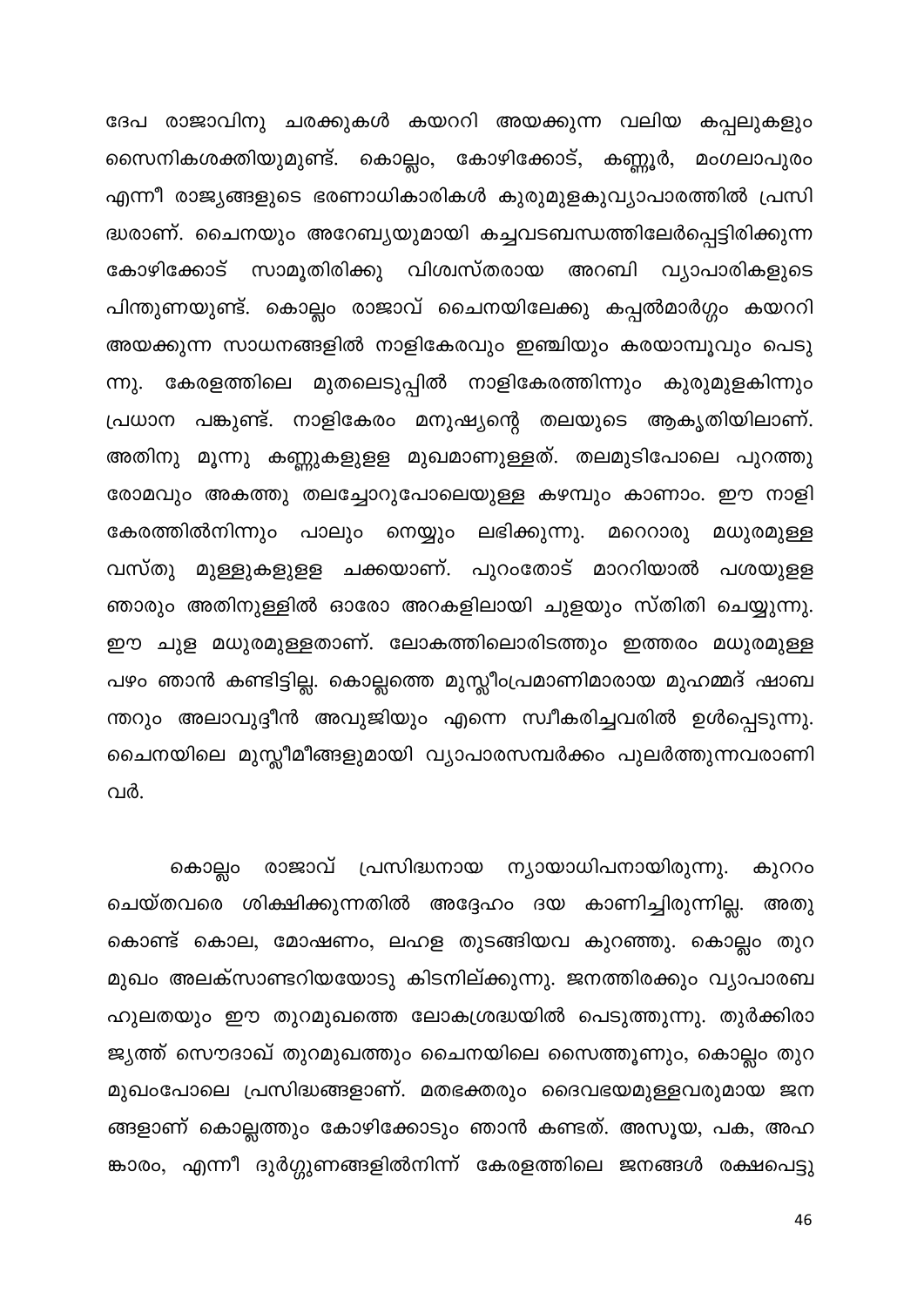ദേപ രാജാവിനു ചരക്കുകൾ കയററി അയക്കുന്ന വലിയ കപ്പലുകളും സൈനികശക്തിയുമുണ്ട്. കൊല്ലം, കോഴിക്കോട്, കണ്ണൂർ, മംഗലാപുരം എന്നീ രാജ്യങ്ങളുടെ ഭരണാധികാരികൾ കുരുമുളകുവ്യാപാരത്തിൽ പ്രസിദ്ധരാണ്. ചൈനയും അറേബ്യയുമായി കച്ചവടബന്ധത്തിലേർപ്പെട്ടിരിക്കുന്ന കോഴിക്കോട് സാമൂതിരിക്കു വിശ്വസ്തരായ അറബി വ്യാപാരികളുടെ പിന്തുണയുണ്ട്. കൊല്ലം രാജാവ് ചൈനയിലേക്കു കപ്പൽമാർഗ്ഗം കയററി അയക്കുന്ന സാധനങ്ങളിൽ നാളികേരവും ഇഞ്ചിയും കരയാമ്പൂവും പെടുന്നു. കേരളത്തിലെ മുതലെടുപ്പിൽ നാളികേരത്തിന്നും കുരുമുളകിന്നും പ്രധാന പങ്കുണ്ട്. നാളികേരം മനുഷ്യന്റെ തലയുടെ ആകൃതിയിലാണ്. അതിനു മൂന്നു കണ്ണുകളുള്ള മുഖമാണുള്ളത്. തലമുടിപോലെ പുറത്തു രോമവും അകത്തു തലച്ചോറുപോലെയുള്ള കഴമ്പും കാണാം. ഈ നാളികേരത്തിൽനിന്നും പാലും നെയ്യും ലഭിക്കുന്നു. മറെറാരു മധുരമുള്ള വസ്തു മുള്ളുകളുള്ള ചക്കയാണ്. പുറംതോട് മാററിയാൽ പശയുള്ള ഞാരും അതിനുള്ളിൽ ഓരോ അറകളിലായി ചുളയും സ്തിതി ചെയ്യുന്നു. ഈ ചുള മധുരമുള്ളതാണ്. ലോകത്തിലൊരിടത്തും ഇത്തരം മധുരമുള്ള പഴം ഞാൻ കണ്ടിട്ടില്ല. കൊല്ലത്തെ മുസ്ലീംപ്രമാണിമാരായ മുഹമ്മദ് ഷാബന്തറും അലാവുദ്ദീൻ അവുജിയും എന്നെ സ്വീകരിച്ചവരിൽ ഉൾപ്പെടുന്നു. ചൈനയിലെ മുസ്ലീമീങ്ങളുമായി വ്യാപാരസമ്പർക്കം പുലർത്തുന്നവരാണിവർ.

കൊല്ലം രാജാവ് പ്രസിദ്ധനായ ന്യായാധിപനായിരുന്നു. കുററം ചെയ്തവരെ ശിക്ഷിക്കുന്നതിൽ അദ്ദേഹം ദയ കാണിച്ചിരുന്നില്ല. അതുകൊണ്ട് കൊല, മോഷണം, ലഹള തുടങ്ങിയവ കുറഞ്ഞു. കൊല്ലം തുറമുഖം അലക്സാണ്ടറിയയോടു കിടനില്ക്കുന്നു. ജനത്തിരക്കും വ്യാപാരബഹുലതയും ഈ തുറമുഖത്തെ ലോകശ്രദ്ധയിൽ പെടുത്തുന്നു. തുർക്കിരാജ്യത്ത് സൌദാഖ് തുറമുഖത്തും ചൈനയിലെ സൈത്തൂണും, കൊല്ലം തുറമുഖംപോലെ പ്രസിദ്ധങ്ങളാണ്. മതഭക്തരും ദൈവഭയമുള്ളവരുമായ ജനങ്ങളാണ് കൊല്ലത്തും കോഴിക്കോടും ഞാൻ കണ്ടത്. അസൂയ, പക, അഹങ്കാരം, എന്നീ ദുർഗ്ഗുണങ്ങളിൽനിന്ന് കേരളത്തിലെ ജനങ്ങൾ രക്ഷപെട്ടു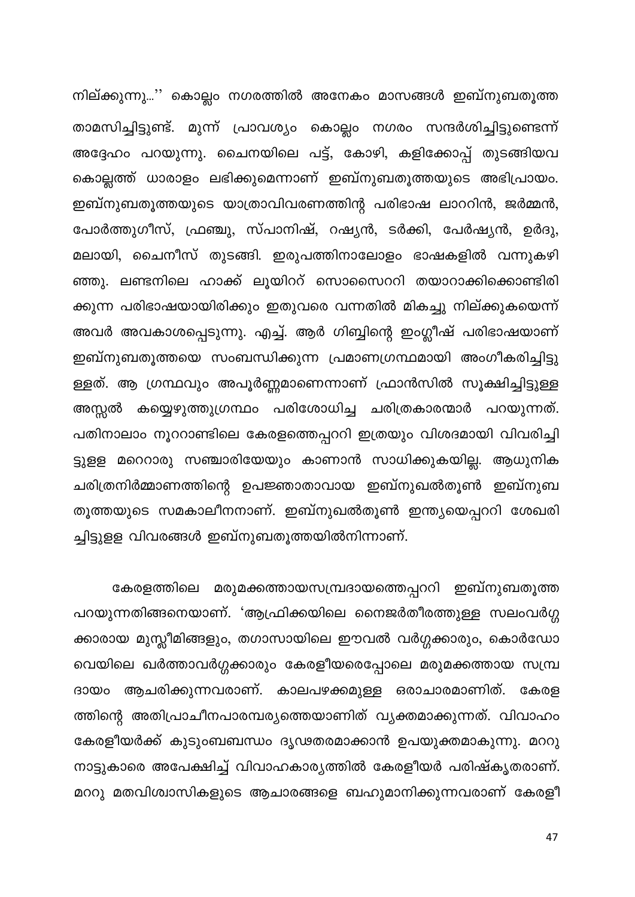നില്ക്കുന്നു...'' കൊല്ലം നഗരത്തിൽ അനേകം മാസങ്ങൾ ഇബ്നുബതൂത്ത താമസിച്ചിട്ടുണ്ട്. മൂന്ന് പ്രാവശ്യം കൊല്ലം നഗരം സന്ദർശിച്ചിട്ടുണ്ടെന്ന് അദ്ദേഹം പറയുന്നു. ചൈനയിലെ പട്ട്, കോഴി, കളിക്കോപ്പ് തുടങ്ങിയവ കൊല്ലത്ത് ധാരാളം ലഭിക്കുമെന്നാണ് ഇബ്നുബതൂത്തയുടെ അഭിപ്രായം. ഇബ്നുബതൂത്തയുടെ യാത്രാവിവരണത്തിന്റ പരിഭാഷ ലാററിൻ, ജർമ്മൻ, പോർത്തുഗീസ്, ഫ്രഞ്ചു, സ്പാനിഷ്, റഷ്യൻ, ടർക്കി, പേർഷ്യൻ, ഉർദു, മലായി, ചൈനീസ് തുടങ്ങി. ഇരുപത്തിനാലോളം ഭാഷകളിൽ വന്നുകഴി ഞ്ഞു. ലണ്ടനിലെ ഹാക്ക് ലൂയിററ് സൊസൈററി തയാറാക്കിക്കൊണ്ടിരി ക്കുന്ന പരിഭാഷയായിരിക്കും ഇതുവരെ വന്നതിൽ മികച്ചു നില്ക്കുകയെന്ന് അവർ അവകാശപ്പെടുന്നു. എച്ച്. ആർ ഗിബ്ബിന്റെ ഇംഗ്ലീഷ് പരിഭാഷയാണ് ഇബ്നുബതൂത്തയെ സംബന്ധിക്കുന്ന പ്രമാണഗ്രന്ഥമായി അംഗീകരിച്ചിട്ടു ള്ളത്. ആ ഗ്രന്ഥവും അപൂർണ്ണമാണെന്നാണ് ഫ്രാൻസിൽ സൂക്ഷിച്ചിട്ടുള്ള അസ്സൽ കയ്യെഴുത്തുഗ്രന്ഥം പരിശോധിച്ച ചരിത്രകാരന്മാർ പറയുന്നത്. പതിനാലാം നൂററാണ്ടിലെ കേരളത്തെപ്പററി ഇത്രയും വിശദമായി വിവരിച്ചി ട്ടുള്ള മറെറാരു സഞ്ചാരിയേയും കാണാൻ സാധിക്കുകയില്ല. ആധുനിക ചരിത്രനിർമ്മാണത്തിന്റെ ഉപജ്ഞാതാവായ ഇബ്നുഖൽതൂൺ ഇബ്നുബ തൂത്തയുടെ സമകാലീനനാണ്. ഇബ്നുഖൽതൂൺ ഇന്ത്യയെപ്പററി ശേഖരി ച്ചിട്ടുള്ള വിവരങ്ങൾ ഇബ്നുബതൂത്തയിൽനിന്നാണ്.

കേരളത്തിലെ മരുമക്കത്തായസമ്പ്രദായത്തെപ്പററി ഇബ്നുബതൂത്ത പറയുന്നതിങ്ങനെയാണ്. 'ആഫ്രിക്കയിലെ നൈജർതീരത്തുള്ള സലംവർഗ്ഗ ക്കാരായ മുസ്ലീമിങ്ങളും, തഗാസായിലെ ഈവൽ വർഗ്ഗക്കാരും, കൊർഡോ വെയിലെ ഖർത്താവർഗ്ഗക്കാരും കേരളീയരെപ്പോലെ മരുമക്കത്തായ സമ്പ്ര ദായം ആചരിക്കുന്നവരാണ്. കാലപഴക്കമുള്ള ഒരാചാരമാണിത്. കേരള ത്തിന്റെ അതിപ്രാചീനപാരമ്പര്യത്തെയാണിത് വ്യക്തമാക്കുന്നത്. വിവാഹം കേരളീയർക്ക് കുടുംബബന്ധം ദൃഢതരമാക്കാൻ ഉപയുക്തമാകുന്നു. മററു നാട്ടുകാരെ അപേക്ഷിച്ച് വിവാഹകാര്യത്തിൽ കേരളീയർ പരിഷ്കൃതരാണ്. മററു മതവിശ്വാസികളുടെ ആചാരങ്ങളെ ബഹുമാനിക്കുന്നവരാണ് കേരളീ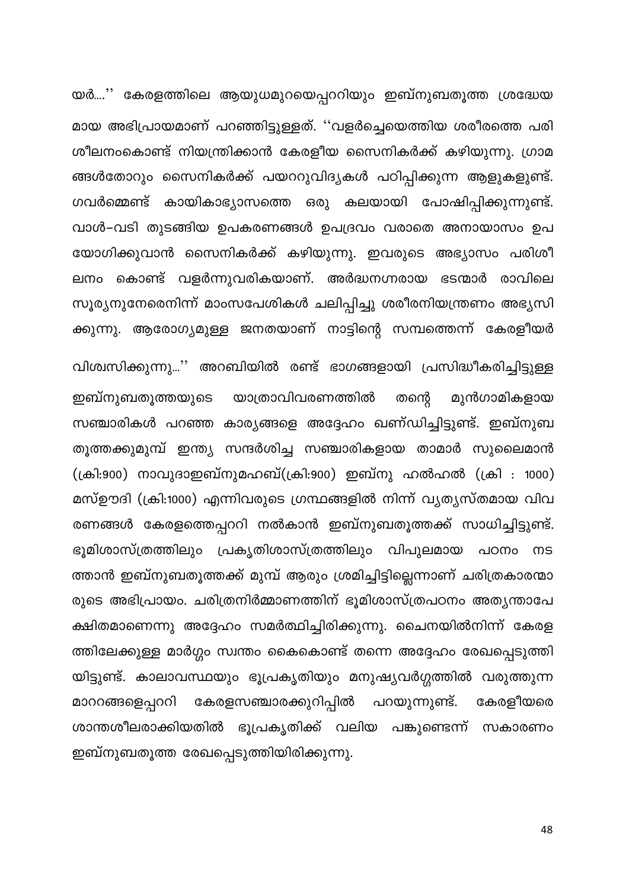യർ....'' കേരളത്തിലെ ആയുധമുറയെപ്പററിയും ഇബ്നുബതൂത്ത ശ്രദ്ധേയ മായ അഭിപ്രായമാണ് പറഞ്ഞിട്ടുള്ളത്. ''വളർച്ചെയെത്തിയ ശരീരത്തെ പരി ശീലനംകൊണ്ട് നിയന്ത്രിക്കാൻ കേരളീയ സൈനികർക്ക് കഴിയുന്നു. ഗ്രാമ ങ്ങൾതോറും സൈനികർക്ക് പയററുവിദ്യകൾ പഠിപ്പിക്കുന്ന ആളുകളുണ്ട്. ഗവർമ്മെണ്ട് കായികാഭ്യാസത്തെ ഒരു കലയായി പോഷിപ്പിക്കുന്നുണ്ട്. വാൾ–വടി തുടങ്ങിയ ഉപകരണങ്ങൾ ഉപദ്രവം വരാതെ അനായാസം ഉപ യോഗിക്കുവാൻ സൈനികർക്ക് കഴിയുന്നു. ഇവരുടെ അഭ്യാസം പരിശീ ലനം കൊണ്ട് വളർന്നുവരികയാണ്. അർദ്ധനഗ്നരായ ഭടന്മാർ രാവിലെ സൂര്യനുനേരെനിന്ന് മാംസപേശികൾ ചലിപ്പിച്ചു ശരീരനിയന്ത്രണം അഭ്യസി ക്കുന്നു. ആരോഗ്യമുള്ള ജനതയാണ് നാട്ടിന്റെ സമ്പത്തെന്ന് കേരളീയർ വിശ്വസിക്കുന്നു...'' അറബിയിൽ രണ്ട് ഭാഗങ്ങളായി പ്രസിദ്ധീകരിച്ചിട്ടുള്ള ഇബ്നുബതൂത്തയുടെ യാത്രാവിവരണത്തിൽ തന്റെ മുൻഗാമികളായ സഞ്ചാരികൾ പറഞ്ഞ കാര്യങ്ങളെ അദ്ദേഹം ഖണ്ഡിച്ചിട്ടുണ്ട്. ഇബ്നുബ തൂത്തക്കുമുമ്പ് ഇന്ത്യ സന്ദർശിച്ച സഞ്ചാരികളായ താമാർ സുലൈമാൻ (ക്രി:900) നാവുദാഇബ്നുമഹബ്(ക്രി:900) ഇബ്നു ഹൽഹൽ (ക്രി : 1000) മസ്ഊദി (ക്രി:1000) എന്നിവരുടെ ഗ്രന്ഥങ്ങളിൽ നിന്ന് വ്യത്യസ്തമായ വിവ രണങ്ങൾ കേരളത്തെപ്പററി നൽകാൻ ഇബ്നുബതൂത്തക്ക് സാധിച്ചിട്ടുണ്ട്. ഭൂമിശാസ്ത്രത്തിലും പ്രകൃതിശാസ്ത്രത്തിലും വിപുലമായ പഠനം നട ത്താൻ ഇബ്നുബതൂത്തക്ക് മുമ്പ് ആരും ശ്രമിച്ചിട്ടില്ലെന്നാണ് ചരിത്രകാരന്മാ രുടെ അഭിപ്രായം. ചരിത്രനിർമ്മാണത്തിന് ഭൂമിശാസ്ത്രപഠനം അത്യന്താപേ ക്ഷിതമാണെന്നു അദ്ദേഹം സമർത്ഥിച്ചിരിക്കുന്നു. ചൈനയിൽനിന്ന് കേരള ത്തിലേക്കുള്ള മാർഗ്ഗം സ്വന്തം കൈകൊണ്ട് തന്നെ അദ്ദേഹം രേഖപ്പെടുത്തി യിട്ടുണ്ട്. കാലാവസ്ഥയും ഭൂപ്രകൃതിയും മനുഷ്യവർഗ്ഗത്തിൽ വരുത്തുന്ന മാററങ്ങളെപ്പററി കേരളസഞ്ചാരക്കുറിപ്പിൽ പറയുന്നുണ്ട്. കേരളീയരെ ശാന്തശീലരാക്കിയതിൽ ഭൂപ്രകൃതിക്ക് വലിയ പങ്കുണ്ടെന്ന് സകാരണം ഇബ്നുബതൂത്ത രേഖപ്പെടുത്തിയിരിക്കുന്നു.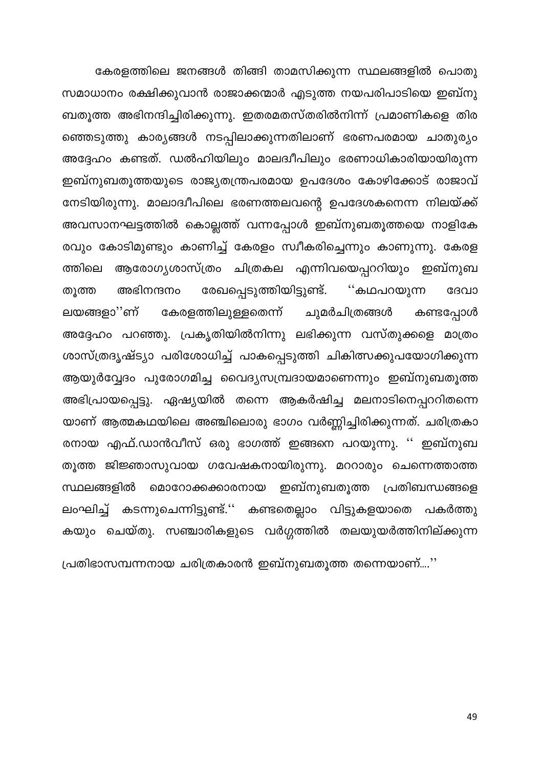കേരളത്തിലെ ജനങ്ങൾ തിങ്ങി താമസിക്കുന്ന സ്ഥലങ്ങളിൽ പൊതു സമാധാനം രക്ഷിക്കുവാൻ രാജാക്കന്മാർ എടുത്ത നയപരിപാടിയെ ഇബ്നുബതൂത്ത അഭിനന്ദിച്ചിരിക്കുന്നു. ഇതരമതസ്തരിൽനിന്ന് പ്രമാണികളെ തിരഞ്ഞെടുത്തു കാര്യങ്ങൾ നടപ്പിലാക്കുന്നതിലാണ് ഭരണപരമായ ചാതുര്യം അദ്ദേഹം കണ്ടത്. ഡൽഹിയിലും മാലദ്വീപിലും ഭരണാധികാരിയായിരുന്ന ഇബ്നുബതൂത്തയുടെ രാജ്യതന്ത്രപരമായ ഉപദേശം കോഴിക്കോട് രാജാവ് നേടിയിരുന്നു. മാലാദ്വീപിലെ ഭരണത്തലവന്റെ ഉപദേശകനെന്ന നിലയ്ക്ക് അവസാനഘട്ടത്തിൽ കൊല്ലത്ത് വന്നപ്പോൾ ഇബ്നുബതൂത്തയെ നാളികേരവും കോടിമുണ്ടും കാണിച്ച് കേരളം സ്വീകരിച്ചെന്നും കാണുന്നു. കേരളത്തിലെ ആരോഗ്യശാസ്ത്രം ചിത്രകല എന്നിവയെപ്പററിയും ഇബ്നുബതൂത്ത അഭിനന്ദനം രേഖപ്പെടുത്തിയിട്ടുണ്ട്. ''കഥപറയുന്ന ദേവാലയങ്ങളാ''ണ് കേരളത്തിലുള്ളതെന്ന് ചുമർചിത്രങ്ങൾ കണ്ടപ്പോൾ അദ്ദേഹം പറഞ്ഞു. പ്രകൃതിയിൽനിന്നു ലഭിക്കുന്ന വസ്തുക്കളെ മാത്രം ശാസ്ത്രദൃഷ്ട്യാ പരിശോധിച്ച് പാകപ്പെടുത്തി ചികിത്സക്കുപയോഗിക്കുന്ന ആയുർവ്വേദം പുരോഗമിച്ച വൈദ്യസമ്പ്രദായമാണെന്നും ഇബ്നുബതൂത്ത അഭിപ്രായപ്പെട്ടു. ഏഷ്യയിൽ തന്നെ ആകർഷിച്ച മലനാടിനെപ്പററിതന്നെയാണ് ആത്മകഥയിലെ അഞ്ചിലൊരു ഭാഗം വർണ്ണിച്ചിരിക്കുന്നത്. ചരിത്രകാരനായ എഫ്.ഡാൻവീസ് ഒരു ഭാഗത്ത് ഇങ്ങനെ പറയുന്നു. '' ഇബ്നുബതൂത്ത ജിജ്ഞാസുവായ ഗവേഷകനായിരുന്നു. മററാരും ചെന്നെത്താത്ത സ്ഥലങ്ങളിൽ മൊറോക്കക്കാരനായ ഇബ്നുബതൂത്ത പ്രതിബന്ധങ്ങളെ ലംഘിച്ച് കടന്നുചെന്നിട്ടുണ്ട്.'' കണ്ടതെല്ലാം വിട്ടുകളയാതെ പകർത്തുകയും ചെയ്തു. സഞ്ചാരികളുടെ വർഗ്ഗത്തിൽ തലയുയർത്തിനില്ക്കുന്ന പ്രതിഭാസമ്പന്നനായ ചരിത്രകാരൻ ഇബ്നുബതൂത്ത തന്നെയാണ്....''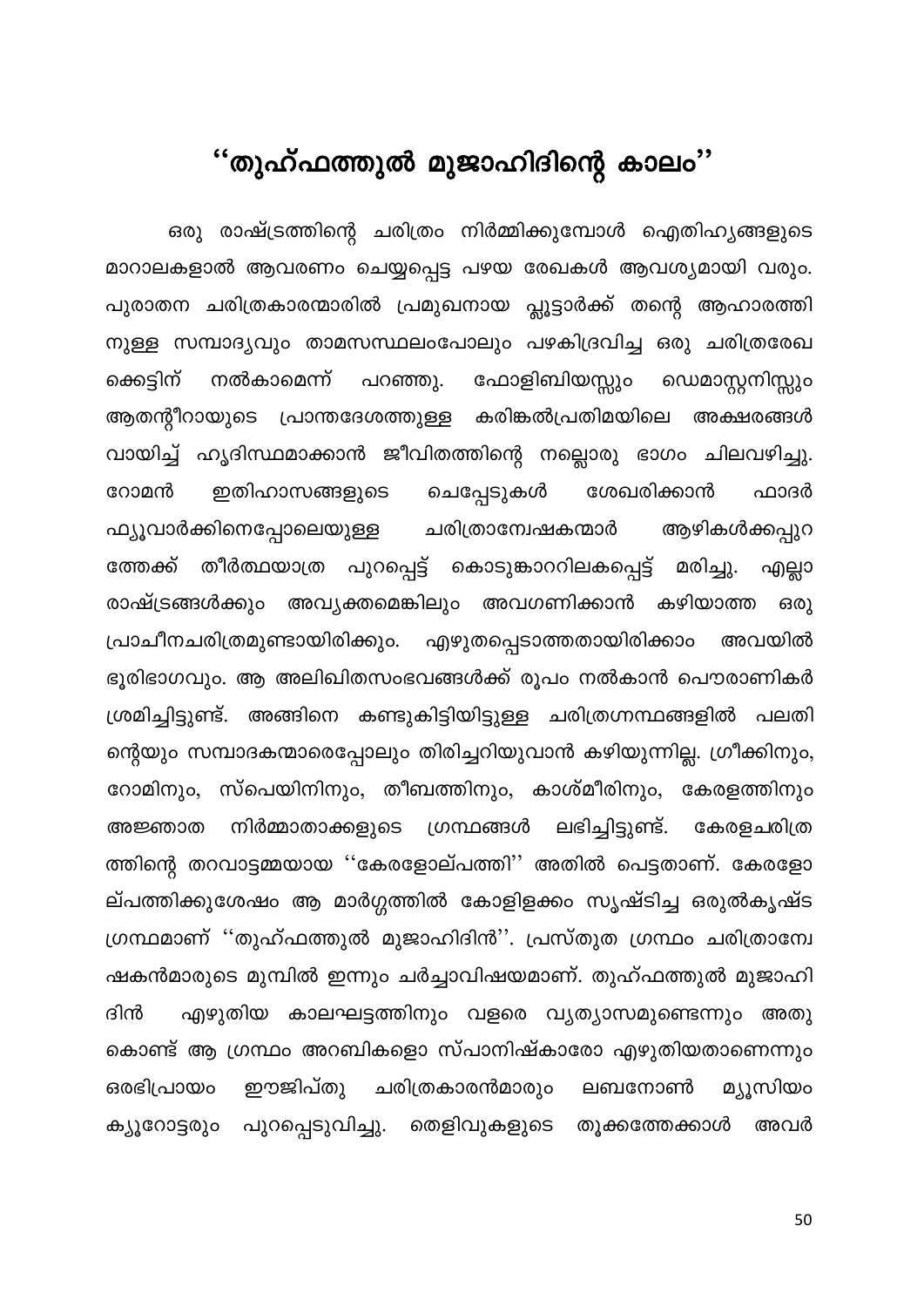# ''തുഹ്ഫത്തുൽ മുജാഹിദിന്റെ കാലം''

ഒരു രാഷ്ട്രത്തിന്റെ ചരിത്രം നിർമ്മിക്കുമ്പോൾ ഐതിഹ്യങ്ങളുടെ മാറാലകളാൽ ആവരണം ചെയ്യപ്പെട്ട പഴയ രേഖകൾ ആവശ്യമായി വരും. പുരാതന ചരിത്രകാരന്മാരിൽ പ്രമുഖനായ പ്ലൂട്ടാർക്ക് തന്റെ ആഹാരത്തിനുള്ള സമ്പാദ്യവും താമസസ്ഥലംപോലും പഴകിദ്രവിച്ച ഒരു ചരിത്രരേഖക്കെട്ടിന് നൽകാമെന്ന് പറഞ്ഞു. ഫോളിബിയസ്സും ഡെമാസ്റ്റനിസ്സും ആതന്റീറായുടെ പ്രാന്തദേശത്തുള്ള കരിങ്കൽപ്രതിമയിലെ അക്ഷരങ്ങൾ വായിച്ച് ഹൃദിസ്ഥമാക്കാൻ ജീവിതത്തിന്റെ നല്ലൊരു ഭാഗം ചിലവഴിച്ചു. റോമൻ ഇതിഹാസങ്ങളുടെ ചെപ്പേടുകൾ ശേഖരിക്കാൻ ഫാദർ ഫ്യൂവാർക്കിനെപ്പോലെയുള്ള ചരിത്രാന്വേഷകന്മാർ ആഴികൾക്കപ്പുറത്തേക്ക് തീർത്ഥയാത്ര പുറപ്പെട്ട് കൊടുങ്കാററിലകപ്പെട്ട് മരിച്ചു. എല്ലാ രാഷ്ട്രങ്ങൾക്കും അവ്യക്തമെങ്കിലും അവഗണിക്കാൻ കഴിയാത്ത ഒരു പ്രാചീനചരിത്രമുണ്ടായിരിക്കും. എഴുതപ്പെടാത്തതായിരിക്കാം അവയിൽ ഭൂരിഭാഗവും. ആ അലിഖിതസംഭവങ്ങൾക്ക് രൂപം നൽകാൻ പൌരാണികർ ശ്രമിച്ചിട്ടുണ്ട്. അങ്ങിനെ കണ്ടുകിട്ടിയിട്ടുള്ള ചരിത്രഗ്രന്ഥങ്ങളിൽ പലതിന്റെയും സമ്പാദകന്മാരെപ്പോലും തിരിച്ചറിയുവാൻ കഴിയുന്നില്ല. ഗ്രീക്കിനും, റോമിനും, സ്പെയിനിനും, തീബത്തിനും, കാശ്മീരിനും, കേരളത്തിനും അജ്ഞാത നിർമ്മാതാക്കളുടെ ഗ്രന്ഥങ്ങൾ ലഭിച്ചിട്ടുണ്ട്. കേരളചരിത്രത്തിന്റെ തറവാട്ടമ്മയായ ''കേരളോല്പത്തി'' അതിൽ പെട്ടതാണ്. കേരളോല്പത്തിക്കുശേഷം ആ മാർഗ്ഗത്തിൽ കോളിളക്കം സൃഷ്ടിച്ച ഒരുൽകൃഷ്ട ഗ്രന്ഥമാണ് ''തുഹ്ഫത്തുൽ മുജാഹിദിൻ''. പ്രസ്തുത ഗ്രന്ഥം ചരിത്രാന്വേഷകൻമാരുടെ മുമ്പിൽ ഇന്നും ചർച്ചാവിഷയമാണ്. തുഹ്ഫത്തുൽ മുജാഹിദിൻ എഴുതിയ കാലഘട്ടത്തിനും വളരെ വ്യത്യാസമുണ്ടെന്നും അതുകൊണ്ട് ആ ഗ്രന്ഥം അറബികളൊ സ്പാനിഷ്കാരോ എഴുതിയതാണെന്നും ഒരഭിപ്രായം ഈജിപ്തു ചരിത്രകാരൻമാരും ലബനോൺ മ്യൂസിയം ക്യൂറോട്ടരും പുറപ്പെടുവിച്ചു. തെളിവുകളുടെ തൂക്കത്തേക്കാൾ അവർ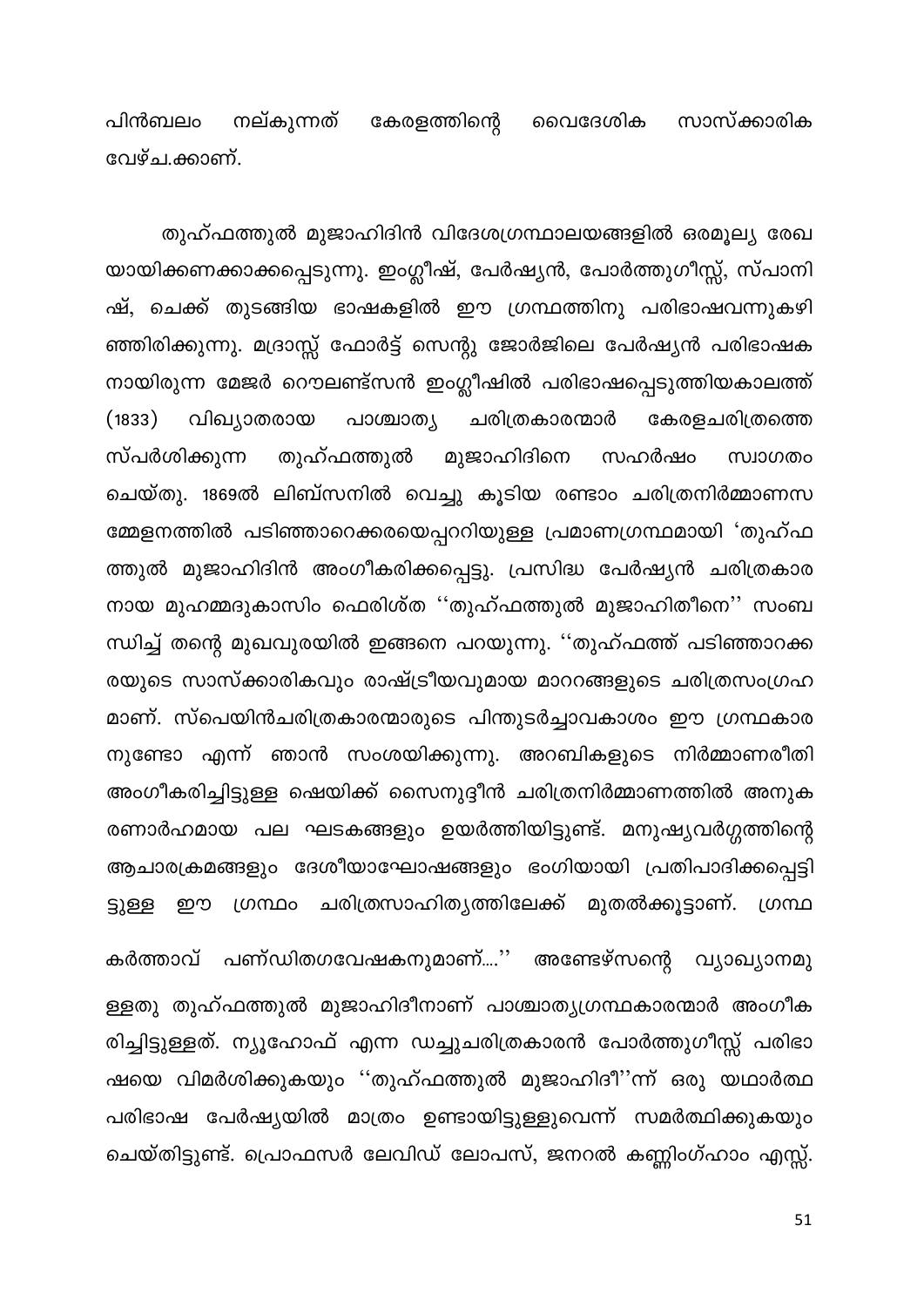പിൻബലം നല്കുന്നത് കേരളത്തിന്റെ വൈദേശിക സാസ്ക്കാരിക വേഴ്ച.ക്കാണ്.

തുഹ്ഫത്തുൽ മുജാഹിദിൻ വിദേശഗ്രന്ഥാലയങ്ങളിൽ ഒരമൂല്യ രേഖ യായിക്കണക്കാക്കപ്പെടുന്നു. ഇംഗ്ലീഷ്, പേർഷ്യൻ, പോർത്തുഗീസ്സ്, സ്പാനി ഷ്, ചെക്ക് തുടങ്ങിയ ഭാഷകളിൽ ഈ ഗ്രന്ഥത്തിനു പരിഭാഷവന്നുകഴി ഞ്ഞിരിക്കുന്നു. മദ്രാസ്സ് ഫോർട്ട് സെന്റു ജോർജിലെ പേർഷ്യൻ പരിഭാഷക നായിരുന്ന മേജർ റൌലണ്ട്സൻ ഇംഗ്ലീഷിൽ പരിഭാഷപ്പെടുത്തിയകാലത്ത് (1833) വിഖ്യാതരായ പാശ്ചാത്യ ചരിത്രകാരന്മാർ കേരളചരിത്രത്തെ സ്പർശിക്കുന്ന തുഹ്ഫത്തുൽ മുജാഹിദിനെ സഹർഷം സ്വാഗതം ചെയ്തു. 1869ൽ ലിബ്സനിൽ വെച്ചു കൂടിയ രണ്ടാം ചരിത്രനിർമ്മാണസ മ്മേളനത്തിൽ പടിഞ്ഞാറെക്കരയെപ്പററിയുള്ള പ്രമാണഗ്രന്ഥമായി 'തുഹ്ഫ ത്തുൽ മുജാഹിദിൻ അംഗീകരിക്കപ്പെട്ടു. പ്രസിദ്ധ പേർഷ്യൻ ചരിത്രകാര നായ മുഹമ്മദുകാസിം ഫെരിശ്ത ''തുഹ്ഫത്തുൽ മുജാഹിതീനെ'' സംബ ന്ധിച്ച് തന്റെ മുഖവുരയിൽ ഇങ്ങനെ പറയുന്നു. ''തുഹ്ഫത്ത് പടിഞ്ഞാറക്ക രയുടെ സാസ്ക്കാരികവും രാഷ്ട്രീയവുമായ മാററങ്ങളുടെ ചരിത്രസംഗ്രഹ മാണ്. സ്പെയിൻചരിത്രകാരന്മാരുടെ പിന്തുടർച്ചാവകാശം ഈ ഗ്രന്ഥകാര നുണ്ടോ എന്ന് ഞാൻ സംശയിക്കുന്നു. അറബികളുടെ നിർമ്മാണരീതി അംഗീകരിച്ചിട്ടുള്ള ഷെയിക്ക് സൈനുദ്ദീൻ ചരിത്രനിർമ്മാണത്തിൽ അനുക രണാർഹമായ പല ഘടകങ്ങളും ഉയർത്തിയിട്ടുണ്ട്. മനുഷ്യവർഗ്ഗത്തിന്റെ ആചാരക്രമങ്ങളും ദേശീയാഘോഷങ്ങളും ഭംഗിയായി പ്രതിപാദിക്കപ്പെട്ടി ട്ടുള്ള ഈ ഗ്രന്ഥം ചരിത്രസാഹിത്യത്തിലേക്ക് മുതൽക്കൂട്ടാണ്. ഗ്രന്ഥ കർത്താവ് പണ്ഡിതഗവേഷകനുമാണ്....'' അണ്ടേഴ്സന്റെ വ്യാഖ്യാനമു ള്ളതു തുഹ്ഫത്തുൽ മുജാഹിദീനാണ് പാശ്ചാത്യഗ്രന്ഥകാരന്മാർ അംഗീക രിച്ചിട്ടുള്ളത്. ന്യൂഹോഫ് എന്ന ഡച്ചുചരിത്രകാരൻ പോർത്തുഗീസ്സ് പരിഭാ ഷയെ വിമർശിക്കുകയും ''തുഹ്ഫത്തുൽ മുജാഹിദീ''ന്ന് ഒരു യഥാർത്ഥ പരിഭാഷ പേർഷ്യയിൽ മാത്രം ഉണ്ടായിട്ടുള്ളുവെന്ന് സമർത്ഥിക്കുകയും ചെയ്തിട്ടുണ്ട്. പ്രൊഫസർ ലേവിഡ് ലോപസ്, ജനറൽ കണ്ണിംഗ്ഹാം എസ്സ്.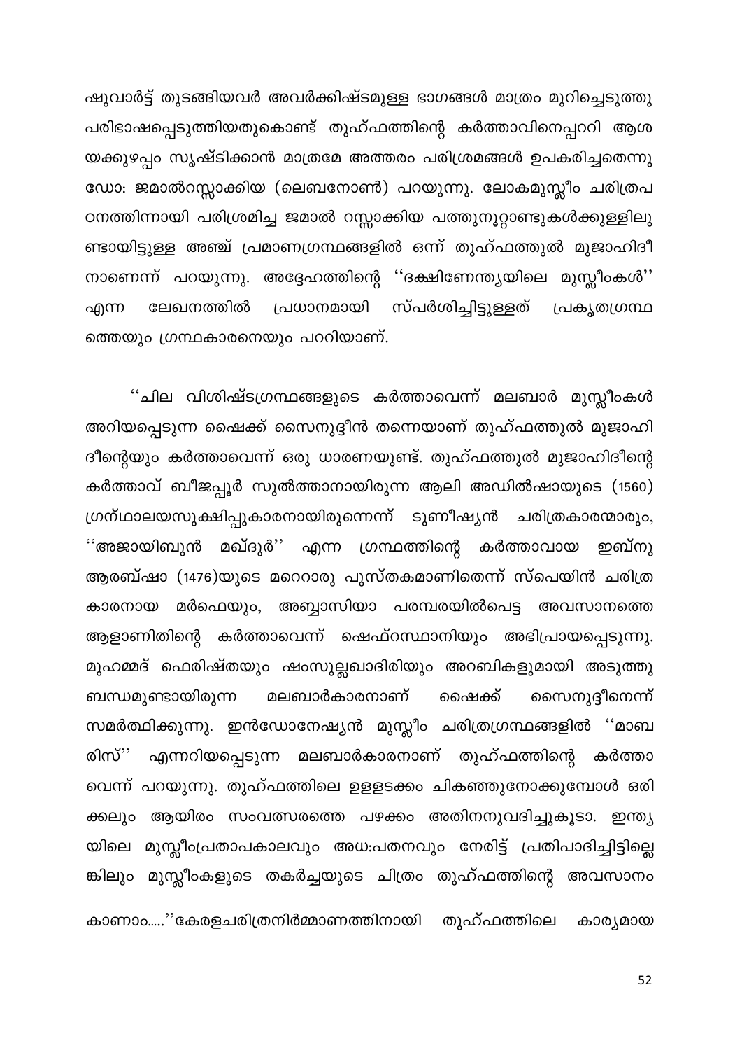ഷുവാർട്ട് തുടങ്ങിയവർ അവർക്കിഷ്ടമുള്ള ഭാഗങ്ങൾ മാത്രം മുറിച്ചെടുത്തു പരിഭാഷപ്പെടുത്തിയതുകൊണ്ട് തുഹ്ഫത്തിന്റെ കർത്താവിനെപ്പററി ആശയക്കുഴപ്പം സൃഷ്ടിക്കാൻ മാത്രമേ അത്തരം പരിശ്രമങ്ങൾ ഉപകരിച്ചതെന്നു ഡോ: ജമാൽറസ്സാക്കിയ (ലെബനോൺ) പറയുന്നു. ലോകമുസ്ലീം ചരിത്രപഠനത്തിന്നായി പരിശ്രമിച്ച ജമാൽ റസ്സാക്കിയ പത്തുനൂറ്റാണ്ടുകൾക്കുള്ളിലുണ്ടായിട്ടുള്ള അഞ്ച് പ്രമാണഗ്രന്ഥങ്ങളിൽ ഒന്ന് തുഹ്ഫത്തുൽ മുജാഹിദീനാണെന്ന് പറയുന്നു. അദ്ദേഹത്തിന്റെ ''ദക്ഷിണേന്ത്യയിലെ മുസ്ലീംകൾ'' എന്ന ലേഖനത്തിൽ പ്രധാനമായി സ്പർശിച്ചിട്ടുള്ളത് പ്രകൃതഗ്രന്ഥത്തെയും ഗ്രന്ഥകാരനെയും പററിയാണ്.

''ചില വിശിഷ്ടഗ്രന്ഥങ്ങളുടെ കർത്താവെന്ന് മലബാർ മുസ്ലീംകൾ അറിയപ്പെടുന്ന ഷൈക്ക് സൈനുദ്ദീൻ തന്നെയാണ് തുഹ്ഫത്തുൽ മുജാഹിദീന്റെയും കർത്താവെന്ന് ഒരു ധാരണയുണ്ട്. തുഹ്ഫത്തുൽ മുജാഹിദീന്റെ കർത്താവ് ബീജപ്പൂർ സുൽത്താനായിരുന്ന ആലി അഡിൽഷായുടെ (1560) ഗ്രന്ഥാലയസൂക്ഷിപ്പുകാരനായിരുന്നെന്ന് ടുണീഷ്യൻ ചരിത്രകാരന്മാരും, ''അജായിബുൻ മഖ്ദൂർ'' എന്ന ഗ്രന്ഥത്തിന്റെ കർത്താവായ ഇബ്നു ആരബ്ഷാ (1476)യുടെ മറെറാരു പുസ്തകമാണിതെന്ന് സ്പെയിൻ ചരിത്രകാരനായ മർഫെയും, അബ്ബാസിയാ പരമ്പരയിൽപെട്ട അവസാനത്തെ ആളാണിതിന്റെ കർത്താവെന്ന് ഷെഫ്റസ്ഥാനിയും അഭിപ്രായപ്പെടുന്നു. മുഹമ്മദ് ഫെരിഷ്തയും ഷംസുല്ലഖാദിരിയും അറബികളുമായി അടുത്തുബന്ധമുണ്ടായിരുന്ന മലബാർകാരനാണ് ഷൈക്ക് സൈനുദ്ദീനെന്ന് സമർത്ഥിക്കുന്നു. ഇൻഡോനേഷ്യൻ മുസ്ലീം ചരിത്രഗ്രന്ഥങ്ങളിൽ ''മാബരിസ്'' എന്നറിയപ്പെടുന്ന മലബാർകാരനാണ് തുഹ്ഫത്തിന്റെ കർത്താവെന്ന് പറയുന്നു. തുഹ്ഫത്തിലെ ഉള്ളടക്കം ചികഞ്ഞുനോക്കുമ്പോൾ ഒരിക്കലും ആയിരം സംവത്സരത്തെ പഴക്കം അതിനനുവദിച്ചുകൂടാ. ഇന്ത്യയിലെ മുസ്ലീംപ്രതാപകാലവും അധ:പതനവും നേരിട്ട് പ്രതിപാദിച്ചിട്ടില്ലെങ്കിലും മുസ്ലീംകളുടെ തകർച്ചയുടെ ചിത്രം തുഹ്ഫത്തിന്റെ അവസാനം കാണാം.....''കേരളചരിത്രനിർമ്മാണത്തിനായി തുഹ്ഫത്തിലെ കാര്യമായ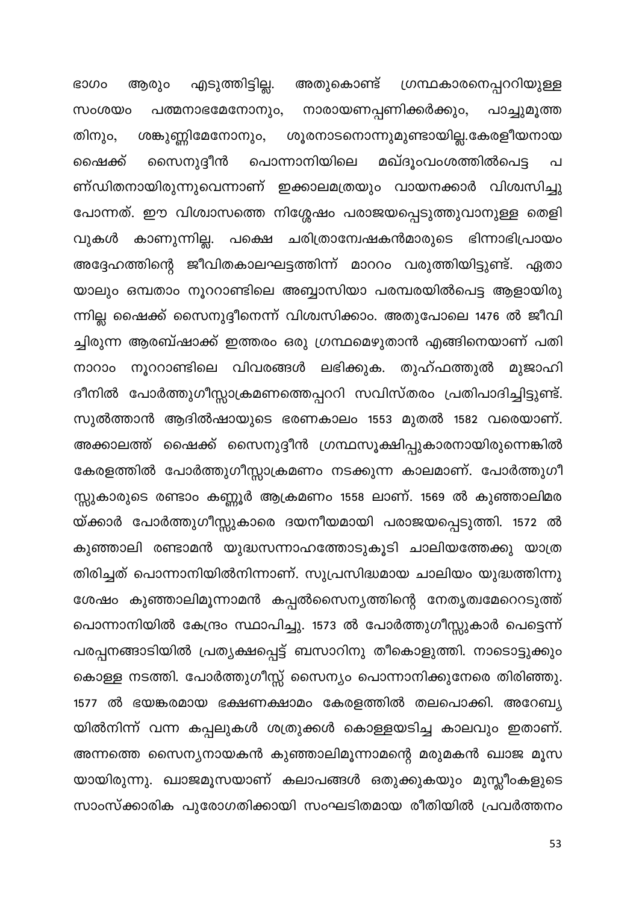ഭാഗം ആരും എടുത്തിട്ടില്ല. അതുകൊണ്ട് ഗ്രന്ഥകാരനെപ്പററിയുള്ള സംശയം പത്മനാഭമേനോനും, നാരായണപ്പണിക്കർക്കും, പാച്ചുമൂത്തതിനും, ശങ്കുണ്ണിമേനോനും, ശൂരനാടനൊന്നുമുണ്ടായില്ല.കേരളീയനായ ഷൈക്ക് സൈനുദ്ദീൻ പൊന്നാനിയിലെ മഖ്ദൂംവംശത്തിൽപെട്ട പണ്ഡിതനായിരുന്നുവെന്നാണ് ഇക്കാലമത്രയും വായനക്കാർ വിശ്വസിച്ചു പോന്നത്. ഈ വിശ്വാസത്തെ നിശ്ശേഷം പരാജയപ്പെടുത്തുവാനുള്ള തെളിവുകൾ കാണുന്നില്ല. പക്ഷെ ചരിത്രാന്വേഷകൻമാരുടെ ഭിന്നാഭിപ്രായം അദ്ദേഹത്തിന്റെ ജീവിതകാലഘട്ടത്തിന്ന് മാററം വരുത്തിയിട്ടുണ്ട്. ഏതായാലും ഒമ്പതാം നൂററാണ്ടിലെ അബ്ബാസിയാ പരമ്പരയിൽപെട്ട ആളായിരുന്നില്ല ഷൈക്ക് സൈനുദ്ദീനെന്ന് വിശ്വസിക്കാം. അതുപോലെ 1476 ൽ ജീവിച്ചിരുന്ന ആരബ്ഷാക്ക് ഇത്തരം ഒരു ഗ്രന്ഥമെഴുതാൻ എങ്ങിനെയാണ് പതിനാറാം നൂററാണ്ടിലെ വിവരങ്ങൾ ലഭിക്കുക. തുഹ്ഫത്തുൽ മുജാഹിദീനിൽ പോർത്തുഗീസ്സാക്രമണത്തെപ്പററി സവിസ്തരം പ്രതിപാദിച്ചിട്ടുണ്ട്. സുൽത്താൻ ആദിൽഷായുടെ ഭരണകാലം 1553 മുതൽ 1582 വരെയാണ്. അക്കാലത്ത് ഷൈക്ക് സൈനുദ്ദീൻ ഗ്രന്ഥസൂക്ഷിപ്പുകാരനായിരുന്നെങ്കിൽ കേരളത്തിൽ പോർത്തുഗീസ്സാക്രമണം നടക്കുന്ന കാലമാണ്. പോർത്തുഗീസ്സുകാരുടെ രണ്ടാം കണ്ണൂർ ആക്രമണം 1558 ലാണ്. 1569 ൽ കുഞ്ഞാലിമരയ്ക്കാർ പോർത്തുഗീസ്സുകാരെ ദയനീയമായി പരാജയപ്പെടുത്തി. 1572 ൽ കുഞ്ഞാലി രണ്ടാമൻ യുദ്ധസന്നാഹത്തോടുകൂടി ചാലിയത്തേക്കു യാത്ര തിരിച്ചത് പൊന്നാനിയിൽനിന്നാണ്. സുപ്രസിദ്ധമായ ചാലിയം യുദ്ധത്തിന്നു ശേഷം കുഞ്ഞാലിമൂന്നാമൻ കപ്പൽസൈന്യത്തിന്റെ നേതൃത്വമേറെറടുത്ത് പൊന്നാനിയിൽ കേന്ദ്രം സ്ഥാപിച്ചു. 1573 ൽ പോർത്തുഗീസ്സുകാർ പെട്ടെന്ന് പരപ്പനങ്ങാടിയിൽ പ്രത്യക്ഷപ്പെട്ട് ബസാറിനു തീകൊളുത്തി. നാടൊട്ടുക്കും കൊള്ള നടത്തി. പോർത്തുഗീസ്സ് സൈന്യം പൊന്നാനിക്കുനേരെ തിരിഞ്ഞു. 1577 ൽ ഭയങ്കരമായ ഭക്ഷണക്ഷാമം കേരളത്തിൽ തലപൊക്കി. അറേബ്യയിൽനിന്ന് വന്ന കപ്പലുകൾ ശത്രുക്കൾ കൊള്ളയടിച്ച കാലവും ഇതാണ്. അന്നത്തെ സൈന്യനായകൻ കുഞ്ഞാലിമൂന്നാമന്റെ മരുമകൻ ഖാജ മൂസയായിരുന്നു. ഖാജമൂസയാണ് കലാപങ്ങൾ ഒതുക്കുകയും മുസ്ലീംകളുടെ സാംസ്ക്കാരിക പുരോഗതിക്കായി സംഘടിതമായ രീതിയിൽ പ്രവർത്തനം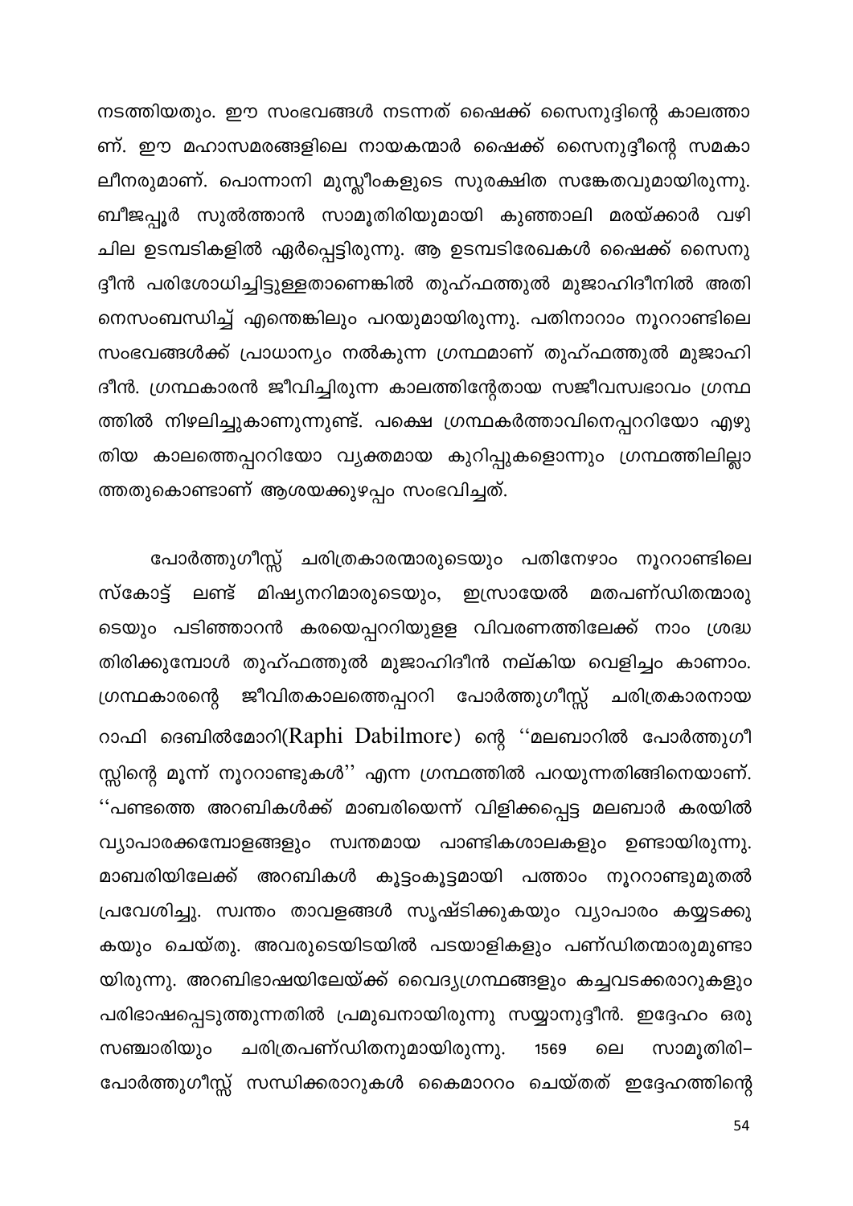നടത്തിയതും. ഈ സംഭവങ്ങൾ നടന്നത് ഷൈക്ക് സൈനുദ്ദിന്റെ കാലത്താണ്. ഈ മഹാസമരങ്ങളിലെ നായകന്മാർ ഷൈക്ക് സൈനുദ്ദീന്റെ സമകാലീനരുമാണ്. പൊന്നാനി മുസ്ലീംകളുടെ സുരക്ഷിത സങ്കേതവുമായിരുന്നു. ബീജപ്പൂർ സുൽത്താൻ സാമൂതിരിയുമായി കുഞ്ഞാലി മരയ്ക്കാർ വഴി ചില ഉടമ്പടികളിൽ ഏർപ്പെട്ടിരുന്നു. ആ ഉടമ്പടിരേഖകൾ ഷൈക്ക് സൈനുദ്ദീൻ പരിശോധിച്ചിട്ടുള്ളതാണെങ്കിൽ തുഹ്ഫത്തുൽ മുജാഹിദീനിൽ അതിനെസംബന്ധിച്ച് എന്തെങ്കിലും പറയുമായിരുന്നു. പതിനാറാം നൂററാണ്ടിലെ സംഭവങ്ങൾക്ക് പ്രാധാന്യം നൽകുന്ന ഗ്രന്ഥമാണ് തുഹ്ഫത്തുൽ മുജാഹിദീൻ. ഗ്രന്ഥകാരൻ ജീവിച്ചിരുന്ന കാലത്തിന്റേതായ സജീവസ്വഭാവം ഗ്രന്ഥത്തിൽ നിഴലിച്ചുകാണുന്നുണ്ട്. പക്ഷെ ഗ്രന്ഥകർത്താവിനെപ്പററിയോ എഴുതിയ കാലത്തെപ്പററിയോ വ്യക്തമായ കുറിപ്പുകളൊന്നും ഗ്രന്ഥത്തിലില്ലാത്തതുകൊണ്ടാണ് ആശയക്കുഴപ്പം സംഭവിച്ചത്.

പോർത്തുഗീസ്സ് ചരിത്രകാരന്മാരുടെയും പതിനേഴാം നൂററാണ്ടിലെ സ്കോട്ട് ലണ്ട് മിഷ്യനറിമാരുടെയും, ഇസ്രായേൽ മതപണ്ഡിതന്മാരുടെയും പടിഞ്ഞാറൻ കരയെപ്പററിയുള്ള വിവരണത്തിലേക്ക് നാം ശ്രദ്ധതിരിക്കുമ്പോൾ തുഹ്ഫത്തുൽ മുജാഹിദീൻ നല്കിയ വെളിച്ചം കാണാം. ഗ്രന്ഥകാരന്റെ ജീവിതകാലത്തെപ്പററി പോർത്തുഗീസ്സ് ചരിത്രകാരനായ റാഫി ദെബിൽമോറി(Raphi Dabilmore) ന്റെ ''മലബാറിൽ പോർത്തുഗീസ്സിന്റെ മൂന്ന് നൂററാണ്ടുകൾ'' എന്ന ഗ്രന്ഥത്തിൽ പറയുന്നതിങ്ങിനെയാണ്. ''പണ്ടത്തെ അറബികൾക്ക് മാബരിയെന്ന് വിളിക്കപ്പെട്ട മലബാർ കരയിൽ വ്യാപാരക്കമ്പോളങ്ങളും സ്വന്തമായ പാണ്ടികശാലകളും ഉണ്ടായിരുന്നു. മാബരിയിലേക്ക് അറബികൾ കൂട്ടംകൂട്ടമായി പത്താം നൂററാണ്ടുമുതൽ പ്രവേശിച്ചു. സ്വന്തം താവളങ്ങൾ സൃഷ്ടിക്കുകയും വ്യാപാരം കയ്യടക്കുകയും ചെയ്തു. അവരുടെയിടയിൽ പടയാളികളും പണ്ഡിതന്മാരുമുണ്ടായിരുന്നു. അറബിഭാഷയിലേയ്ക്ക് വൈദ്യഗ്രന്ഥങ്ങളും കച്ചവടക്കരാറുകളും പരിഭാഷപ്പെടുത്തുന്നതിൽ പ്രമുഖനായിരുന്നു സയ്യാനുദ്ദീൻ. ഇദ്ദേഹം ഒരു സഞ്ചാരിയും ചരിത്രപണ്ഡിതനുമായിരുന്നു. 1569 ലെ സാമൂതിരി–പോർത്തുഗീസ്സ് സന്ധിക്കരാറുകൾ കൈമാററം ചെയ്തത് ഇദ്ദേഹത്തിന്റെ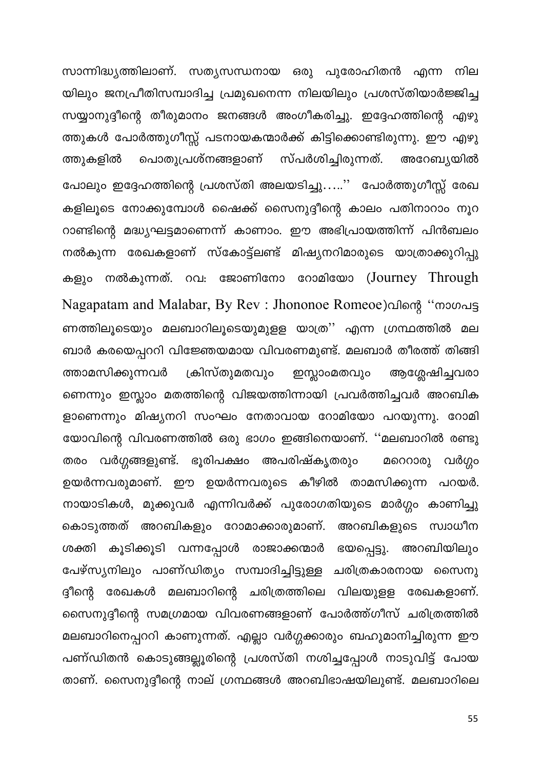സാന്നിദ്ധ്യത്തിലാണ്. സത്യസന്ധനായ ഒരു പുരോഹിതൻ എന്ന നിലയിലും ജനപ്രീതിസമ്പാദിച്ച പ്രമുഖനെന്ന നിലയിലും പ്രശസ്തിയാർജ്ജിച്ച സയ്യാനുദ്ദീന്റെ തീരുമാനം ജനങ്ങൾ അംഗീകരിച്ചു. ഇദ്ദേഹത്തിന്റെ എഴുത്തുകൾ പോർത്തുഗീസ്സ് പടനായകന്മാർക്ക് കിട്ടിക്കൊണ്ടിരുന്നു. ഈ എഴുത്തുകളിൽ പൊതുപ്രശ്നങ്ങളാണ് സ്പർശിച്ചിരുന്നത്. അറേബ്യയിൽ പോലും ഇദ്ദേഹത്തിന്റെ പ്രശസ്തി അലയടിച്ചു…..'' പോർത്തുഗീസ്സ് രേഖകളിലൂടെ നോക്കുമ്പോൾ ഷൈക്ക് സൈനുദ്ദീന്റെ കാലം പതിനാറാം നൂറ്റാണ്ടിന്റെ മദ്ധ്യഘട്ടമാണെന്ന് കാണാം. ഈ അഭിപ്രായത്തിന് പിൻബലം നൽകുന്ന രേഖകളാണ് സ്കോട്ട്ലണ്ട് മിഷ്യനറിമാരുടെ യാത്രാക്കുറിപ്പുകളും നൽകുന്നത്. റവ: ജോണിനോ റോമിയോ (Journey Through Nagapatam and Malabar, By Rev : Jhononoe Romeoe)വിന്റെ ''നാഗപട്ടണത്തിലൂടെയും മലബാറിലൂടെയുമുള്ള യാത്ര'' എന്ന ഗ്രന്ഥത്തിൽ മലബാർ കരയെപ്പറ്റി വിജ്ഞേയമായ വിവരണമുണ്ട്. മലബാർ തീരത്ത് തിങ്ങിത്താമസിക്കുന്നവർ ക്രിസ്തുമതവും ഇസ്ലാംമതവും ആശ്ലേഷിച്ചവരാണെന്നും ഇസ്ലാം മതത്തിന്റെ വിജയത്തിന്നായി പ്രവർത്തിച്ചവർ അറബികളാണെന്നും മിഷ്യനറി സംഘം നേതാവായ റോമിയോ പറയുന്നു. റോമിയോവിന്റെ വിവരണത്തിൽ ഒരു ഭാഗം ഇങ്ങിനെയാണ്. ''മലബാറിൽ രണ്ടു തരം വർഗ്ഗങ്ങളുണ്ട്. ഭൂരിപക്ഷം അപരിഷ്കൃതരും മററൊരു വർഗ്ഗം ഉയർന്നവരുമാണ്. ഈ ഉയർന്നവരുടെ കീഴിൽ താമസിക്കുന്ന പറയർ. നായാടികൾ, മുക്കുവർ എന്നിവർക്ക് പുരോഗതിയുടെ മാർഗ്ഗം കാണിച്ചു കൊടുത്തത് അറബികളും റോമാക്കാരുമാണ്. അറബികളുടെ സ്വാധീന ശക്തി കൂടിക്കൂടി വന്നപ്പോൾ രാജാക്കന്മാർ ഭയപ്പെട്ടു. അറബിയിലും പേഴ്സ്യനിലും പാണ്ഡിത്യം സമ്പാദിച്ചിട്ടുള്ള ചരിത്രകാരനായ സൈനുദ്ദീന്റെ രേഖകൾ മലബാറിന്റെ ചരിത്രത്തിലെ വിലയുള്ള രേഖകളാണ്. സൈനുദ്ദീന്റെ സമഗ്രമായ വിവരണങ്ങളാണ് പോർത്ത്ഗീസ് ചരിത്രത്തിൽ മലബാറിനെപ്പററി കാണുന്നത്. എല്ലാ വർഗ്ഗക്കാരും ബഹുമാനിച്ചിരുന്ന ഈ പണ്ഡിതൻ കൊടുങ്ങല്ലൂരിന്റെ പ്രശസ്തി നശിച്ചപ്പോൾ നാടുവിട്ട് പോയതാണ്. സൈനുദ്ദീന്റെ നാല് ഗ്രന്ഥങ്ങൾ അറബിഭാഷയിലുണ്ട്. മലബാറിലെ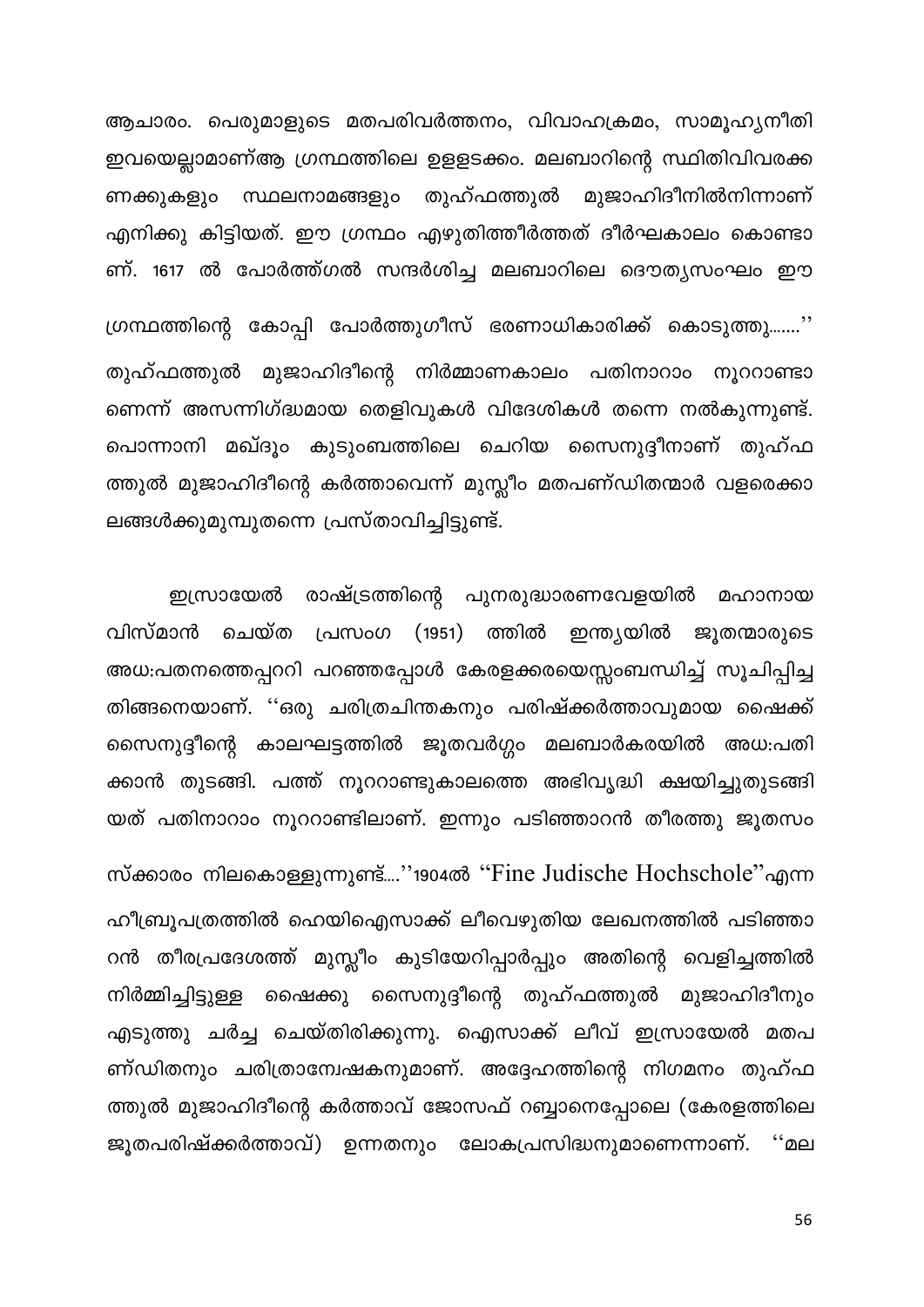ആചാരം. പെരുമാളുടെ മതപരിവർത്തനം, വിവാഹക്രമം, സാമൂഹ്യനീതി ഇവയെല്ലാമാണ്ആ ഗ്രന്ഥത്തിലെ ഉളളടക്കം. മലബാറിന്റെ സ്ഥിതിവിവരക്കണക്കുകളും സ്ഥലനാമങ്ങളും തുഹ്ഫത്തുൽ മുജാഹിദീനിൽനിന്നാണ് എനിക്കു കിട്ടിയത്. ഈ ഗ്രന്ഥം എഴുതിത്തീർത്തത് ദീർഘകാലം കൊണ്ടാണ്. 1617 ൽ പോർത്ത്ഗൽ സന്ദർശിച്ച മലബാറിലെ ദൌത്യസംഘം ഈ ഗ്രന്ഥത്തിന്റെ കോപ്പി പോർത്തുഗീസ് ഭരണാധികാരിക്ക് കൊടുത്തു......''

തുഹ്ഫത്തുൽ മുജാഹിദീന്റെ നിർമ്മാണകാലം പതിനാറാം നൂററാണ്ടാണെന്ന് അസന്നിഗ്ദ്ധമായ തെളിവുകൾ വിദേശികൾ തന്നെ നൽകുന്നുണ്ട്. പൊന്നാനി മഖ്ദൂം കുടുംബത്തിലെ ചെറിയ സൈനുദ്ദീനാണ് തുഹ്ഫത്തുൽ മുജാഹിദീന്റെ കർത്താവെന്ന് മുസ്ലീം മതപണ്ഡിതന്മാർ വളരെക്കാലങ്ങൾക്കുമുമ്പുതന്നെ പ്രസ്താവിച്ചിട്ടുണ്ട്.

ഇസ്രായേൽ രാഷ്ട്രത്തിന്റെ പുനരുദ്ധാരണവേളയിൽ മഹാനായ വിസ്മാൻ ചെയ്ത പ്രസംഗ (1951) ത്തിൽ ഇന്ത്യയിൽ ജൂതന്മാരുടെ അധഃപതനത്തെപ്പററി പറഞ്ഞപ്പോൾ കേരളക്കരയെസ്സംബന്ധിച്ച് സൂചിപ്പിച്ചതിങ്ങനെയാണ്. ''ഒരു ചരിത്രചിന്തകനും പരിഷ്ക്കർത്താവുമായ ഷൈക്ക് സൈനുദ്ദീന്റെ കാലഘട്ടത്തിൽ ജൂതവർഗ്ഗം മലബാർകരയിൽ അധഃപതിക്കാൻ തുടങ്ങി. പത്ത് നൂററാണ്ടുകാലത്തെ അഭിവൃദ്ധി ക്ഷയിച്ചുതുടങ്ങിയത് പതിനാറാം നൂററാണ്ടിലാണ്. ഇന്നും പടിഞ്ഞാറൻ തീരത്തു ജൂതസംസ്ക്കാരം നിലകൊള്ളുന്നുണ്ട്....''1904ൽ "Fine Judische Hochschole"എന്ന ഹീബ്രൂപത്രത്തിൽ ഹെയിഐസാക്ക് ലീവെഴുതിയ ലേഖനത്തിൽ പടിഞ്ഞാറൻ തീരപ്രദേശത്ത് മുസ്ലീം കുടിയേറിപ്പാർപ്പും അതിന്റെ വെളിച്ചത്തിൽ നിർമ്മിച്ചിട്ടുള്ള ഷൈക്കു സൈനുദ്ദീന്റെ തുഹ്ഫത്തുൽ മുജാഹിദീനും എടുത്തു ചർച്ച ചെയ്തിരിക്കുന്നു. ഐസാക്ക് ലീവ് ഇസ്രായേൽ മതപണ്ഡിതനും ചരിത്രാന്വേഷകനുമാണ്. അദ്ദേഹത്തിന്റെ നിഗമനം തുഹ്ഫത്തുൽ മുജാഹിദീന്റെ കർത്താവ് ജോസഫ് റബ്ബാനെപ്പോലെ (കേരളത്തിലെ ജൂതപരിഷ്ക്കർത്താവ്) ഉന്നതനും ലോകപ്രസിദ്ധനുമാണെന്നാണ്. ''മല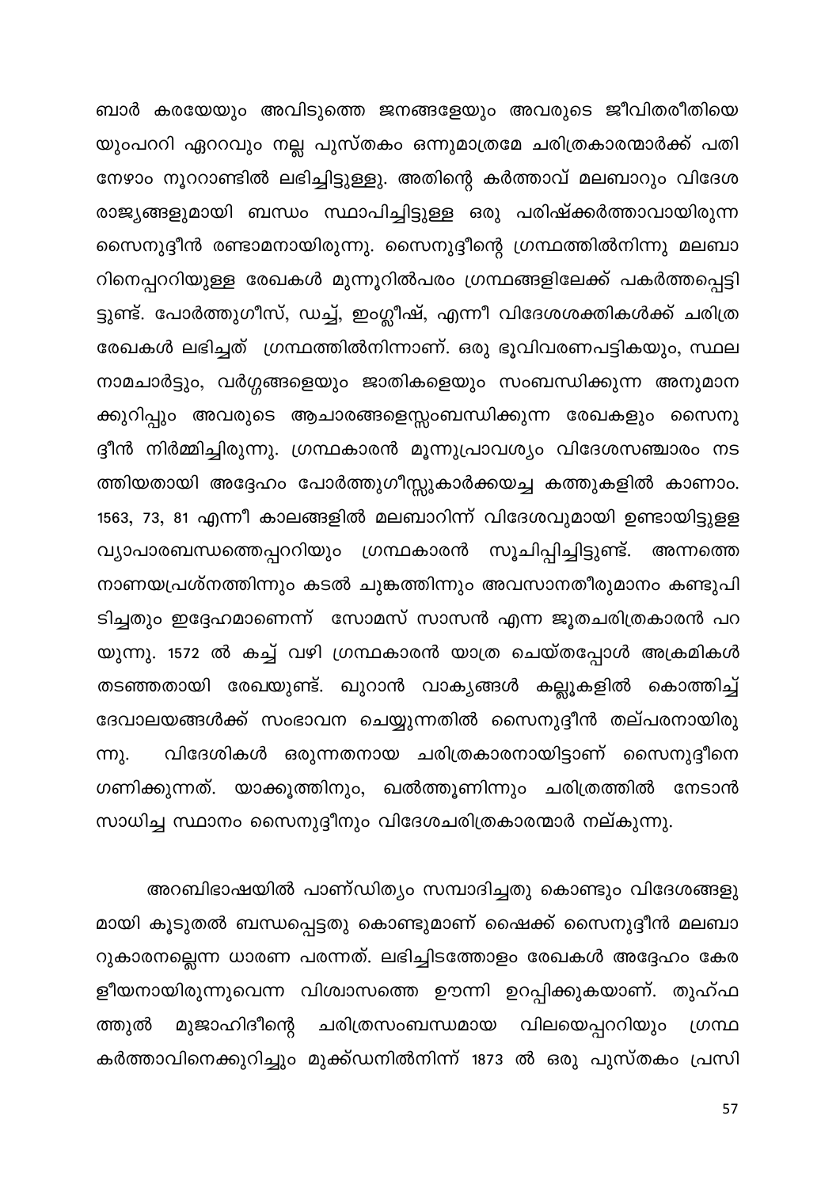ബാർ കരയേയും അവിടുത്തെ ജനങ്ങളേയും അവരുടെ ജീവിതരീതിയെ യുംപററി ഏററവും നല്ല പുസ്തകം ഒന്നുമാത്രമേ ചരിത്രകാരന്മാർക്ക് പതിനേഴാം നൂററാണ്ടിൽ ലഭിച്ചിട്ടുള്ളു. അതിന്റെ കർത്താവ് മലബാറും വിദേശ രാജ്യങ്ങളുമായി ബന്ധം സ്ഥാപിച്ചിട്ടുള്ള ഒരു പരിഷ്ക്കർത്താവായിരുന്ന സൈനുദ്ദീൻ രണ്ടാമനായിരുന്നു. സൈനുദ്ദീന്റെ ഗ്രന്ഥത്തിൽനിന്നു മലബാറിനെപ്പററിയുള്ള രേഖകൾ മുന്നൂറിൽപരം ഗ്രന്ഥങ്ങളിലേക്ക് പകർത്തപ്പെട്ടിട്ടുണ്ട്. പോർത്തുഗീസ്, ഡച്ച്, ഇംഗ്ലീഷ്, എന്നീ വിദേശശക്തികൾക്ക് ചരിത്ര രേഖകൾ ലഭിച്ചത് ഗ്രന്ഥത്തിൽനിന്നാണ്. ഒരു ഭൂവിവരണപട്ടികയും, സ്ഥല നാമചാർട്ടും, വർഗ്ഗങ്ങളെയും ജാതികളെയും സംബന്ധിക്കുന്ന അനുമാന ക്കുറിപ്പും അവരുടെ ആചാരങ്ങളെസ്സംബന്ധിക്കുന്ന രേഖകളും സൈനുദ്ദീൻ നിർമ്മിച്ചിരുന്നു. ഗ്രന്ഥകാരൻ മൂന്നുപ്രാവശ്യം വിദേശസഞ്ചാരം നടത്തിയതായി അദ്ദേഹം പോർത്തുഗീസ്സുകാർക്കയച്ച കത്തുകളിൽ കാണാം. 1563, 73, 81 എന്നീ കാലങ്ങളിൽ മലബാറിന്ന് വിദേശവുമായി ഉണ്ടായിട്ടുള്ള വ്യാപാരബന്ധത്തെപ്പററിയും ഗ്രന്ഥകാരൻ സൂചിപ്പിച്ചിട്ടുണ്ട്. അന്നത്തെ നാണയപ്രശ്നത്തിന്നും കടൽ ചുങ്കത്തിന്നും അവസാനതീരുമാനം കണ്ടുപിടിച്ചതും ഇദ്ദേഹമാണെന്ന് സോമസ് സാസൻ എന്ന ജൂതചരിത്രകാരൻ പറയുന്നു. 1572 ൽ കച്ച് വഴി ഗ്രന്ഥകാരൻ യാത്ര ചെയ്തപ്പോൾ അക്രമികൾ തടഞ്ഞതായി രേഖയുണ്ട്. ഖുറാൻ വാക്യങ്ങൾ കല്ലുകളിൽ കൊത്തിച്ച് ദേവാലയങ്ങൾക്ക് സംഭാവന ചെയ്യുന്നതിൽ സൈനുദ്ദീൻ തല്പരനായിരുന്നു. വിദേശികൾ ഒരുന്നതനായ ചരിത്രകാരനായിട്ടാണ് സൈനുദ്ദീനെ ഗണിക്കുന്നത്. യാക്കൂത്തിനും, ഖൽത്തൂണിന്നും ചരിത്രത്തിൽ നേടാൻ സാധിച്ച സ്ഥാനം സൈനുദ്ദീനും വിദേശചരിത്രകാരന്മാർ നല്കുന്നു.

അറബിഭാഷയിൽ പാണ്ഡിത്യം സമ്പാദിച്ചതു കൊണ്ടും വിദേശങ്ങളുമായി കൂടുതൽ ബന്ധപ്പെട്ടതു കൊണ്ടുമാണ് ഷൈക്ക് സൈനുദ്ദീൻ മലബാറുകാരനല്ലെന്ന ധാരണ പരന്നത്. ലഭിച്ചിടത്തോളം രേഖകൾ അദ്ദേഹം കേരളീയനായിരുന്നുവെന്ന വിശ്വാസത്തെ ഊന്നി ഉറപ്പിക്കുകയാണ്. തുഹ്ഫത്തുൽ മുജാഹിദീന്റെ ചരിത്രസംബന്ധമായ വിലയെപ്പററിയും ഗ്രന്ഥകർത്താവിനെക്കുറിച്ചും മുക്ക്ഡനിൽനിന്ന് 1873 ൽ ഒരു പുസ്തകം പ്രസി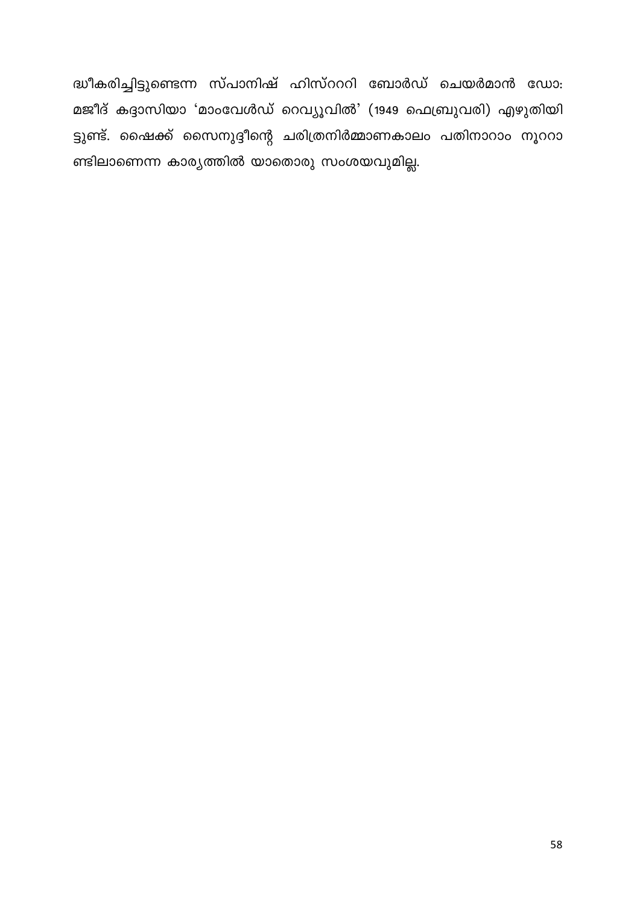ഢീകരിച്ചിട്ടുണ്ടെന്ന സ്പാനിഷ് ഹിസ്ററി ബോർഡ് ചെയർമാൻ ഡോ: മജീദ് കദ്ദാസിയാ 'മാംവേൾഡ് റെവ്യൂവിൽ' (1949 ഫെബ്രുവരി) എഴുതിയി ട്ടുണ്ട്. ഷൈക്ക് സൈനുദ്ദീന്റെ ചരിത്രനിർമ്മാണകാലം പതിനാറാം നൂററാ ണ്ടിലാണെന്ന കാര്യത്തിൽ യാതൊരു സംശയവുമില്ല.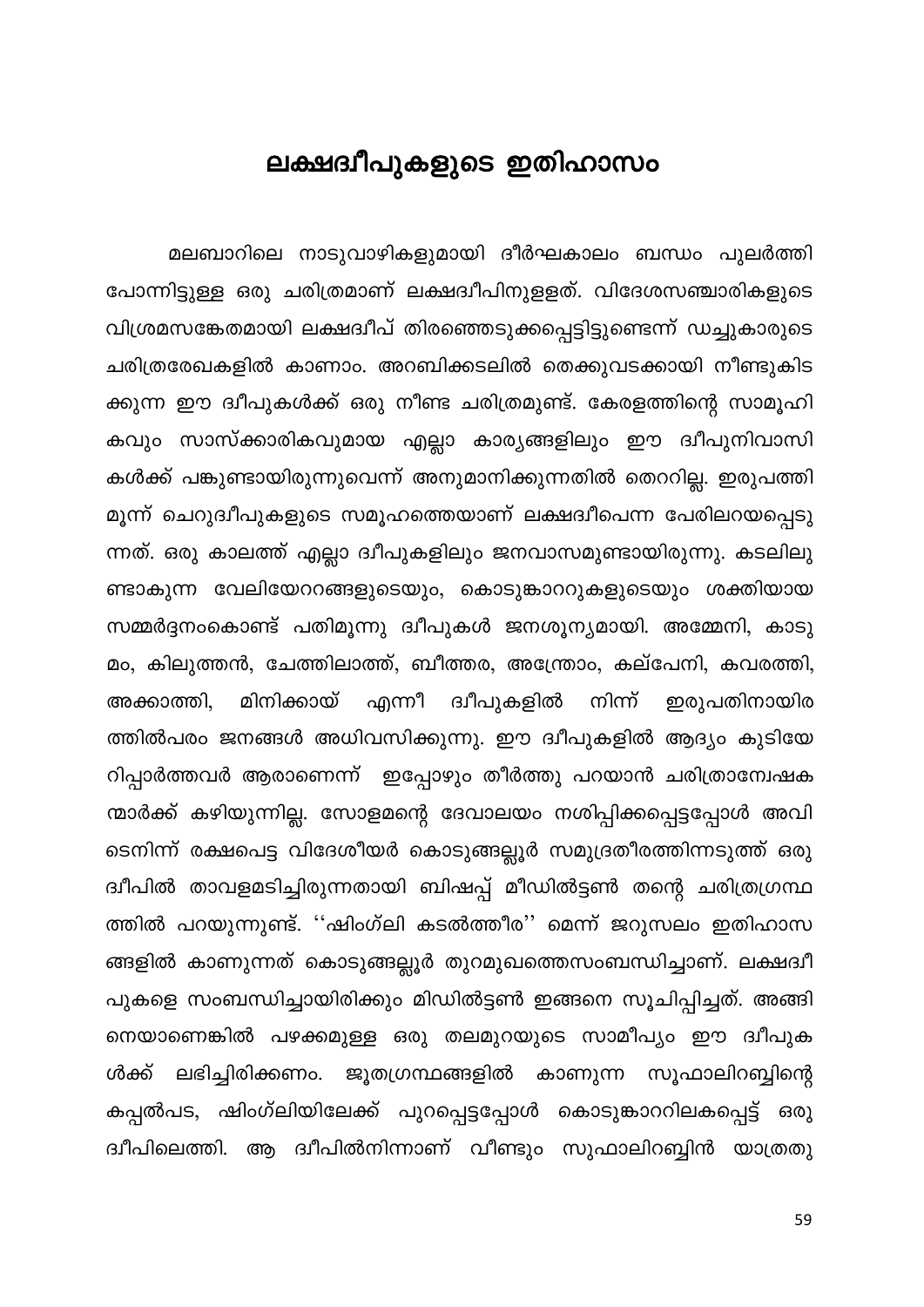# ലക്ഷദ്വീപുകളുടെ ഇതിഹാസം

മലബാറിലെ നാടുവാഴികളുമായി ദീർഘകാലം ബന്ധം പുലർത്തി പോന്നിട്ടുള്ള ഒരു ചരിത്രമാണ് ലക്ഷദ്വീപിനുള്ളത്. വിദേശസഞ്ചാരികളുടെ വിശ്രമസങ്കേതമായി ലക്ഷദ്വീപ് തിരഞ്ഞെടുക്കപ്പെട്ടിട്ടുണ്ടെന്ന് ഡച്ചുകാരുടെ ചരിത്രരേഖകളിൽ കാണാം. അറബിക്കടലിൽ തെക്കുവടക്കായി നീണ്ടുകിടക്കുന്ന ഈ ദ്വീപുകൾക്ക് ഒരു നീണ്ട ചരിത്രമുണ്ട്. കേരളത്തിന്റെ സാമൂഹികവും സാസ്ക്കാരികവുമായ എല്ലാ കാര്യങ്ങളിലും ഈ ദ്വീപുനിവാസികൾക്ക് പങ്കുണ്ടായിരുന്നുവെന്ന് അനുമാനിക്കുന്നതിൽ തെററില്ല. ഇരുപത്തിമൂന്ന് ചെറുദ്വീപുകളുടെ സമൂഹത്തെയാണ് ലക്ഷദ്വീപെന്ന പേരിലറയപ്പെടുന്നത്. ഒരു കാലത്ത് എല്ലാ ദ്വീപുകളിലും ജനവാസമുണ്ടായിരുന്നു. കടലിലുണ്ടാകുന്ന വേലിയേററങ്ങളുടെയും, കൊടുങ്കാററുകളുടെയും ശക്തിയായ സമ്മർദ്ദനംകൊണ്ട് പതിമൂന്നു ദ്വീപുകൾ ജനശൂന്യമായി. അമ്മേനി, കാടുമം, കിലുത്തൻ, ചേത്തിലാത്ത്, ബീത്തര, അന്ത്രോം, കല്പേനി, കവരത്തി, അക്കാത്തി, മിനിക്കായ് എന്നീ ദ്വീപുകളിൽ നിന്ന് ഇരുപതിനായിരത്തിൽപരം ജനങ്ങൾ അധിവസിക്കുന്നു. ഈ ദ്വീപുകളിൽ ആദ്യം കുടിയേറിപ്പാർത്തവർ ആരാണെന്ന് ഇപ്പോഴും തീർത്തു പറയാൻ ചരിത്രാന്വേഷകന്മാർക്ക് കഴിയുന്നില്ല. സോളമന്റെ ദേവാലയം നശിപ്പിക്കപ്പെട്ടപ്പോൾ അവിടെനിന്ന് രക്ഷപെട്ട വിദേശീയർ കൊടുങ്ങല്ലൂർ സമുദ്രതീരത്തിന്നടുത്ത് ഒരു ദ്വീപിൽ താവളമടിച്ചിരുന്നതായി ബിഷപ്പ് മീഡിൽട്ടൺ തന്റെ ചരിത്രഗ്രന്ഥത്തിൽ പറയുന്നുണ്ട്. ''ഷിംഗ്ലി കടൽത്തീര'' മെന്ന് ജറുസലം ഇതിഹാസങ്ങളിൽ കാണുന്നത് കൊടുങ്ങല്ലൂർ തുറമുഖത്തെസംബന്ധിച്ചാണ്. ലക്ഷദ്വീപുകളെ സംബന്ധിച്ചായിരിക്കും മിഡിൽട്ടൺ ഇങ്ങനെ സൂചിപ്പിച്ചത്. അങ്ങിനെയാണെങ്കിൽ പഴക്കമുള്ള ഒരു തലമുറയുടെ സാമീപ്യം ഈ ദ്വീപുകൾക്ക് ലഭിച്ചിരിക്കണം. ജൂതഗ്രന്ഥങ്ങളിൽ കാണുന്ന സൂഫാലിറബ്ബിന്റെ കപ്പൽപട, ഷിംഗ്ലിയിലേക്ക് പുറപ്പെട്ടപ്പോൾ കൊടുങ്കാററിലകപ്പെട്ട് ഒരു ദ്വീപിലെത്തി. ആ ദ്വീപിൽനിന്നാണ് വീണ്ടും സുഫാലിറബ്ബിൻ യാത്രതു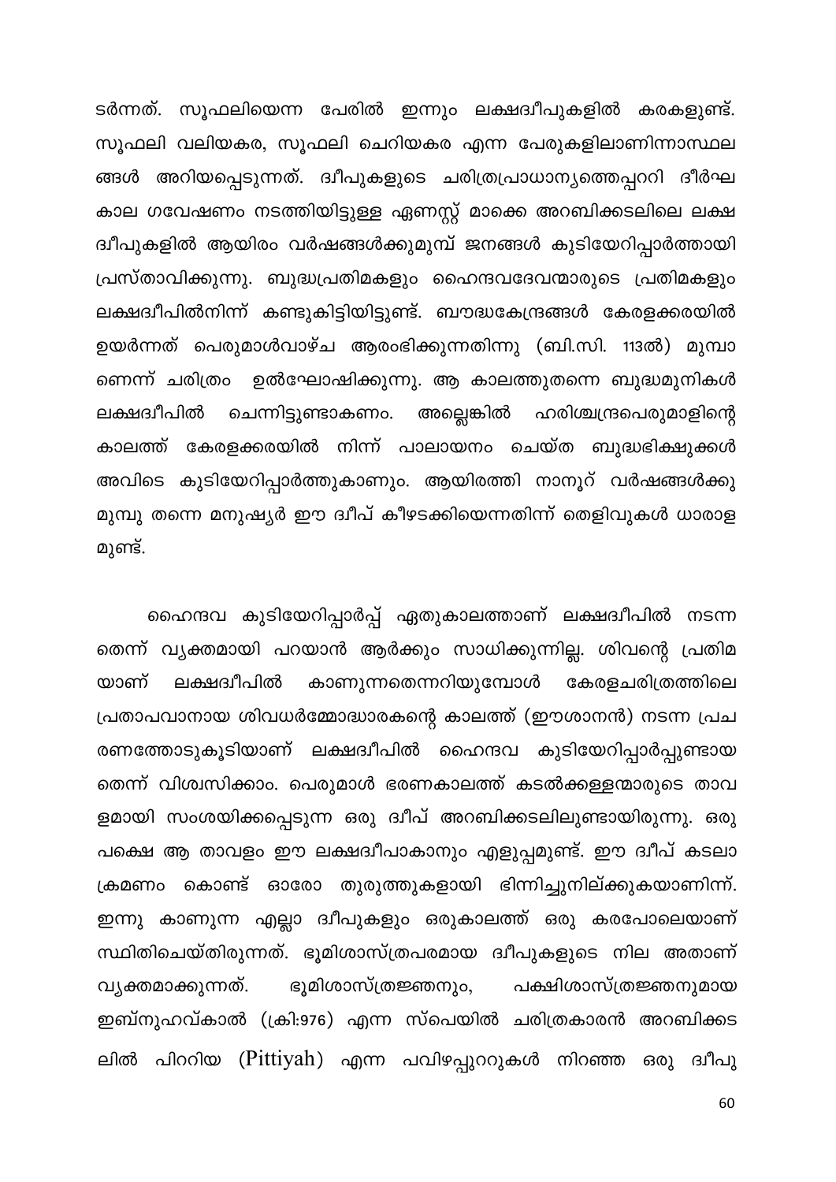ടർന്നത്. സൂഫലിയെന്ന പേരിൽ ഇന്നും ലക്ഷദ്വീപുകളിൽ കരകളുണ്ട്. സൂഫലി വലിയകര, സൂഫലി ചെറിയകര എന്ന പേരുകളിലാണിന്നാസ്ഥലങ്ങൾ അറിയപ്പെടുന്നത്. ദ്വീപുകളുടെ ചരിത്രപ്രാധാന്യത്തെപ്പററി ദീർഘകാല ഗവേഷണം നടത്തിയിട്ടുള്ള ഏണസ്റ്റ് മാക്കെ അറബിക്കടലിലെ ലക്ഷദ്വീപുകളിൽ ആയിരം വർഷങ്ങൾക്കുമുമ്പ് ജനങ്ങൾ കുടിയേറിപ്പാർത്തായി പ്രസ്താവിക്കുന്നു. ബുദ്ധപ്രതിമകളും ഹൈന്ദവദേവന്മാരുടെ പ്രതിമകളും ലക്ഷദ്വീപിൽനിന്ന് കണ്ടുകിട്ടിയിട്ടുണ്ട്. ബൗദ്ധകേന്ദ്രങ്ങൾ കേരളക്കരയിൽ ഉയർന്നത് പെരുമാൾവാഴ്ച ആരംഭിക്കുന്നതിന്നു (ബി.സി. 113ൽ) മുമ്പാണെന്ന് ചരിത്രം ഉൽഘോഷിക്കുന്നു. ആ കാലത്തുതന്നെ ബുദ്ധമുനികൾ ലക്ഷദ്വീപിൽ ചെന്നിട്ടുണ്ടാകണം. അല്ലെങ്കിൽ ഹരിശ്ചന്ദ്രപെരുമാളിന്റെ കാലത്ത് കേരളക്കരയിൽ നിന്ന് പാലായനം ചെയ്ത ബുദ്ധഭിക്ഷുക്കൾ അവിടെ കുടിയേറിപ്പാർത്തുകാണും. ആയിരത്തി നാനൂറ് വർഷങ്ങൾക്കു മുമ്പു തന്നെ മനുഷ്യർ ഈ ദ്വീപ് കീഴടക്കിയെന്നതിന്ന് തെളിവുകൾ ധാരാളമുണ്ട്.

ഹൈന്ദവ കുടിയേറിപ്പാർപ്പ് ഏതുകാലത്താണ് ലക്ഷദ്വീപിൽ നടന്നതെന്ന് വ്യക്തമായി പറയാൻ ആർക്കും സാധിക്കുന്നില്ല. ശിവന്റെ പ്രതിമയാണ് ലക്ഷദ്വീപിൽ കാണുന്നതെന്നറിയുമ്പോൾ കേരളചരിത്രത്തിലെ പ്രതാപവാനായ ശിവധർമ്മോദ്ധാരകന്റെ കാലത്ത് (ഈശാനൻ) നടന്ന പ്രചരണത്തോടുകൂടിയാണ് ലക്ഷദ്വീപിൽ ഹൈന്ദവ കുടിയേറിപ്പാർപ്പുണ്ടായതെന്ന് വിശ്വസിക്കാം. പെരുമാൾ ഭരണകാലത്ത് കടൽക്കള്ളന്മാരുടെ താവളമായി സംശയിക്കപ്പെടുന്ന ഒരു ദ്വീപ് അറബിക്കടലിലുണ്ടായിരുന്നു. ഒരു പക്ഷെ ആ താവളം ഈ ലക്ഷദ്വീപാകാനും എളുപ്പമുണ്ട്. ഈ ദ്വീപ് കടലാക്രമണം കൊണ്ട് ഓരോ തുരുത്തുകളായി ഭിന്നിച്ചുനില്ക്കുകയാണിന്ന്. ഇന്നു കാണുന്ന എല്ലാ ദ്വീപുകളും ഒരുകാലത്ത് ഒരു കരപോലെയാണ് സ്ഥിതിചെയ്തിരുന്നത്. ഭൂമിശാസ്ത്രപരമായ ദ്വീപുകളുടെ നില അതാണ് വ്യക്തമാക്കുന്നത്. ഭൂമിശാസ്ത്രജ്ഞനും, പക്ഷിശാസ്ത്രജ്ഞനുമായ ഇബ്നുഹവ്കാൽ (ക്രി:976) എന്ന സ്പെയിൽ ചരിത്രകാരൻ അറബിക്കടലിൽ പിററിയ (Pittiyah) എന്ന പവിഴപ്പുററുകൾ നിറഞ്ഞ ഒരു ദ്വീപു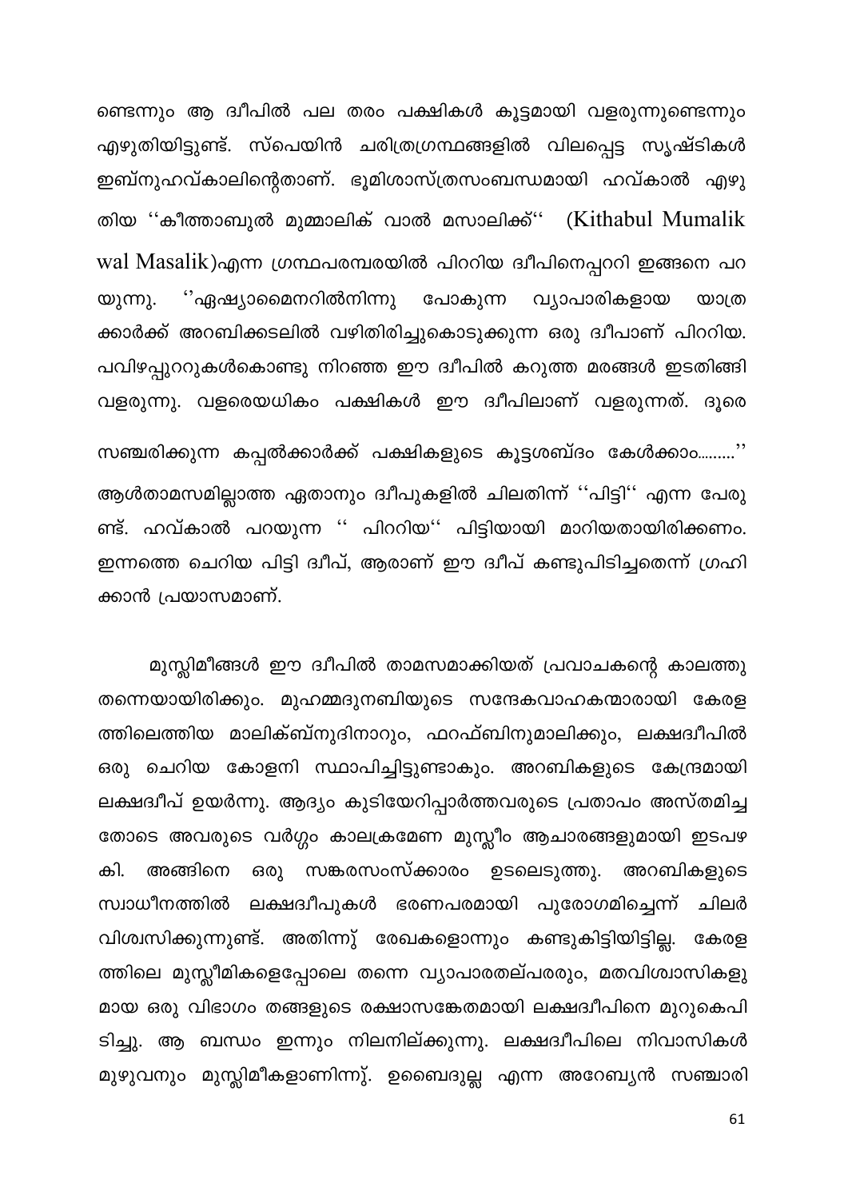ണ്ടെന്നും ആ ദ്വീപിൽ പല തരം പക്ഷികൾ കൂട്ടമായി വളരുന്നുണ്ടെന്നും എഴുതിയിട്ടുണ്ട്. സ്പെയിൻ ചരിത്രഗ്രന്ഥങ്ങളിൽ വിലപ്പെട്ട സൃഷ്ടികൾ ഇബ്നുഹവ്കാലിന്റെതാണ്. ഭൂമിശാസ്ത്രസംബന്ധമായി ഹവ്കാൽ എഴുതിയ ''കീത്താബുൽ മുമ്മാലിക് വാൽ മസാലിക്ക്'' (Kithabul Mumalik wal Masalik)എന്ന ഗ്രന്ഥപരമ്പരയിൽ പിററിയ ദ്വീപിനെപ്പററി ഇങ്ങനെ പറയുന്നു. ''ഏഷ്യാമൈനറിൽനിന്നു പോകുന്ന വ്യാപാരികളായ യാത്രക്കാർക്ക് അറബിക്കടലിൽ വഴിതിരിച്ചുകൊടുക്കുന്ന ഒരു ദ്വീപാണ് പിററിയ. പവിഴപ്പുററുകൾകൊണ്ടു നിറഞ്ഞ ഈ ദ്വീപിൽ കറുത്ത മരങ്ങൾ ഇടതിങ്ങി വളരുന്നു. വളരെയധികം പക്ഷികൾ ഈ ദ്വീപിലാണ് വളരുന്നത്. ദൂരെ സഞ്ചരിക്കുന്ന കപ്പൽക്കാർക്ക് പക്ഷികളുടെ കൂട്ടശബ്ദം കേൾക്കാം.........'' ആൾതാമസമില്ലാത്ത ഏതാനും ദ്വീപുകളിൽ ചിലതിന്ന് ''പിട്ടി'' എന്ന പേരുണ്ട്. ഹവ്കാൽ പറയുന്ന '' പിററിയ'' പിട്ടിയായി മാറിയതായിരിക്കണം. ഇന്നത്തെ ചെറിയ പിട്ടി ദ്വീപ്, ആരാണ് ഈ ദ്വീപ് കണ്ടുപിടിച്ചതെന്ന് ഗ്രഹിക്കാൻ പ്രയാസമാണ്.

മുസ്ലിമീങ്ങൾ ഈ ദ്വീപിൽ താമസമാക്കിയത് പ്രവാചകന്റെ കാലത്തു തന്നെയായിരിക്കും. മുഹമ്മദുനബിയുടെ സന്ദേശവാഹകന്മാരായി കേരളത്തിലെത്തിയ മാലിക്ബ്നുദിനാറും, ഫറഫ്ബിനുമാലിക്കും, ലക്ഷദ്വീപിൽ ഒരു ചെറിയ കോളനി സ്ഥാപിച്ചിട്ടുണ്ടാകും. അറബികളുടെ കേന്ദ്രമായി ലക്ഷദ്വീപ് ഉയർന്നു. ആദ്യം കുടിയേറിപ്പാർത്തവരുടെ പ്രതാപം അസ്തമിച്ചതോടെ അവരുടെ വർഗ്ഗം കാലക്രമേണ മുസ്ലീം ആചാരങ്ങളുമായി ഇടപഴകി. അങ്ങിനെ ഒരു സങ്കരസംസ്ക്കാരം ഉടലെടുത്തു. അറബികളുടെ സ്വാധീനത്തിൽ ലക്ഷദ്വീപുകൾ ഭരണപരമായി പുരോഗമിച്ചെന്ന് ചിലർ വിശ്വസിക്കുന്നുണ്ട്. അതിന്നു് രേഖകളൊന്നും കണ്ടുകിട്ടിയിട്ടില്ല. കേരളത്തിലെ മുസ്ലീമികളെപ്പോലെ തന്നെ വ്യാപാരതല്പരരും, മതവിശ്വാസികളുമായ ഒരു വിഭാഗം തങ്ങളുടെ രക്ഷാസങ്കേതമായി ലക്ഷദ്വീപിനെ മുറുകെപിടിച്ചു. ആ ബന്ധം ഇന്നും നിലനില്ക്കുന്നു. ലക്ഷദ്വീപിലെ നിവാസികൾ മുഴുവനും മുസ്ലിമീകളാണിന്നു്. ഉബൈദുല്ല എന്ന അറേബ്യൻ സഞ്ചാരി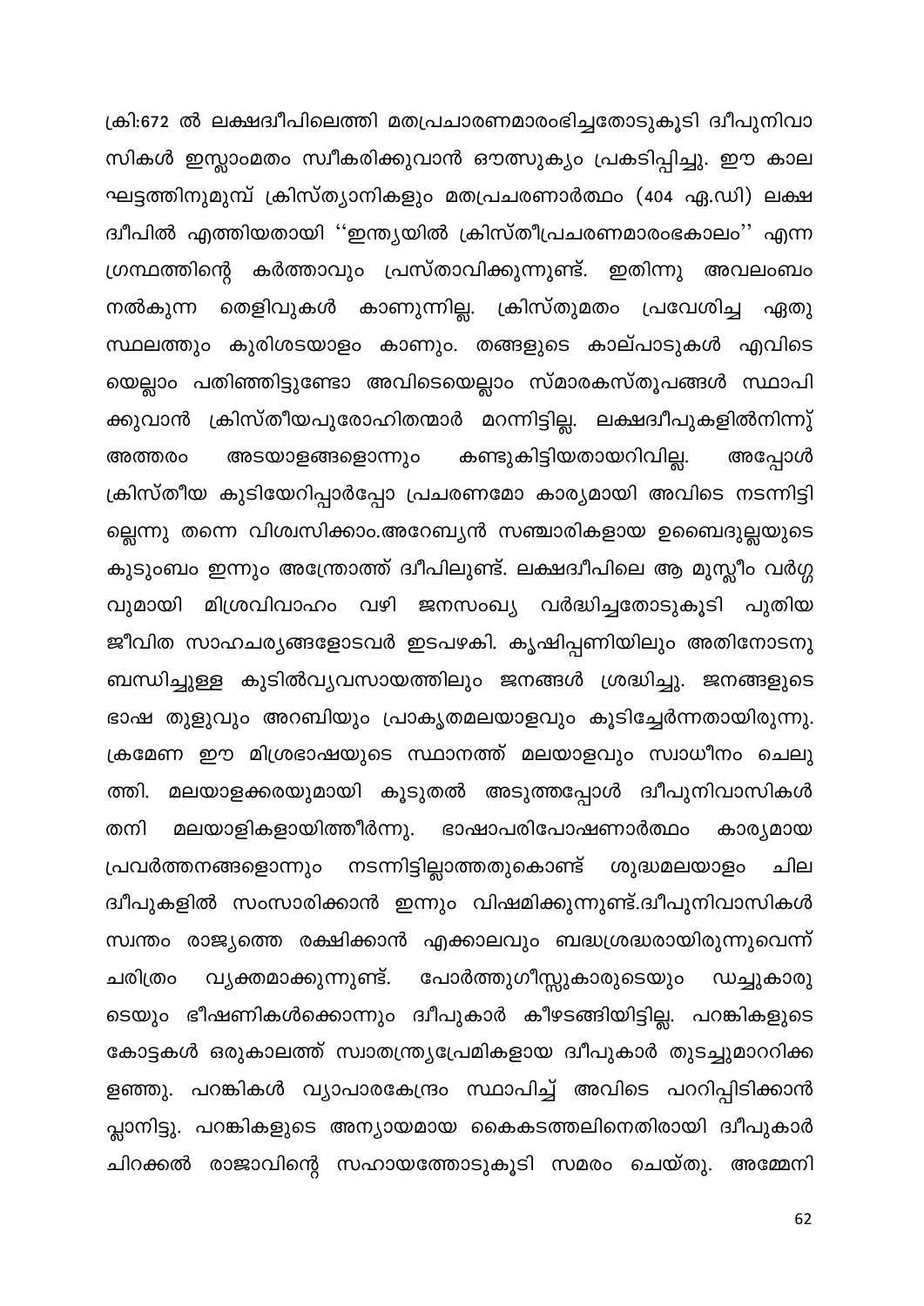ക്രി:672 ൽ ലക്ഷദ്വീപിലെത്തി മതപ്രചാരണമാരംഭിച്ചതോടുകൂടി ദ്വീപുനിവാസികൾ ഇസ്ലാംമതം സ്വീകരിക്കുവാൻ ഔത്സുക്യം പ്രകടിപ്പിച്ചു. ഈ കാലഘട്ടത്തിനുമുമ്പ് ക്രിസ്ത്യാനികളും മതപ്രചരണാർത്ഥം (404 ഏ.ഡി) ലക്ഷദ്വീപിൽ എത്തിയതായി ''ഇന്ത്യയിൽ ക്രിസ്തീപ്രചരണമാരംഭകാലം'' എന്ന ഗ്രന്ഥത്തിന്റെ കർത്താവും പ്രസ്താവിക്കുന്നുണ്ട്. ഇതിന്നു അവലംബം നൽകുന്ന തെളിവുകൾ കാണുന്നില്ല. ക്രിസ്തുമതം പ്രവേശിച്ച ഏതു സ്ഥലത്തും കുരിശടയാളം കാണും. തങ്ങളുടെ കാല്പാടുകൾ എവിടെയെല്ലാം പതിഞ്ഞിട്ടുണ്ടോ അവിടെയെല്ലാം സ്മാരകസ്തൂപങ്ങൾ സ്ഥാപിക്കുവാൻ ക്രിസ്തീയപുരോഹിതന്മാർ മറന്നിട്ടില്ല. ലക്ഷദ്വീപുകളിൽനിന്നു് അത്തരം അടയാളങ്ങളൊന്നും കണ്ടുകിട്ടിയതായറിവില്ല. അപ്പോൾ ക്രിസ്തീയ കുടിയേറിപ്പാർപ്പോ പ്രചരണമോ കാര്യമായി അവിടെ നടന്നിട്ടില്ലെന്നു തന്നെ വിശ്വസിക്കാം.അറേബ്യൻ സഞ്ചാരികളായ ഉബൈദുല്ലയുടെ കുടുംബം ഇന്നും അന്ത്രോത്ത് ദ്വീപിലുണ്ട്. ലക്ഷദ്വീപിലെ ആ മുസ്ലീം വർഗ്ഗവുമായി മിശ്രവിവാഹം വഴി ജനസംഖ്യ വർദ്ധിച്ചതോടുകൂടി പുതിയ ജീവിത സാഹചര്യങ്ങളോടവർ ഇടപഴകി. കൃഷിപ്പണിയിലും അതിനോടനുബന്ധിച്ചുള്ള കുടിൽവ്യവസായത്തിലും ജനങ്ങൾ ശ്രദ്ധിച്ചു. ജനങ്ങളുടെ ഭാഷ തുളുവും അറബിയും പ്രാകൃതമലയാളവും കൂടിച്ചേർന്നതായിരുന്നു. ക്രമേണ ഈ മിശ്രഭാഷയുടെ സ്ഥാനത്ത് മലയാളവും സ്വാധീനം ചെലുത്തി. മലയാളക്കരയുമായി കൂടുതൽ അടുത്തപ്പോൾ ദ്വീപുനിവാസികൾ തനി മലയാളികളായിത്തീർന്നു. ഭാഷാപരിപോഷണാർത്ഥം കാര്യമായ പ്രവർത്തനങ്ങളൊന്നും നടന്നിട്ടില്ലാത്തതുകൊണ്ട് ശുദ്ധമലയാളം ചില ദ്വീപുകളിൽ സംസാരിക്കാൻ ഇന്നും വിഷമിക്കുന്നുണ്ട്.ദ്വീപുനിവാസികൾ സ്വന്തം രാജ്യത്തെ രക്ഷിക്കാൻ എക്കാലവും ബദ്ധശ്രദ്ധരായിരുന്നുവെന്ന് ചരിത്രം വ്യക്തമാക്കുന്നുണ്ട്. പോർത്തുഗീസ്സുകാരുടെയും ഡച്ചുകാരുടെയും ഭീഷണികൾക്കൊന്നും ദ്വീപുകാർ കീഴടങ്ങിയിട്ടില്ല. പറങ്കികളുടെ കോട്ടകൾ ഒരുകാലത്ത് സ്വാതന്ത്ര്യപ്രേമികളായ ദ്വീപുകാർ തുടച്ചുമാററിക്കളഞ്ഞു. പറങ്കികൾ വ്യാപാരകേന്ദ്രം സ്ഥാപിച്ച് അവിടെ പററിപ്പിടിക്കാൻ പ്ലാനിട്ടു. പറങ്കികളുടെ അന്യായമായ കൈകടത്തലിനെതിരായി ദ്വീപുകാർ ചിറക്കൽ രാജാവിന്റെ സഹായത്തോടുകൂടി സമരം ചെയ്തു. അമ്മേനി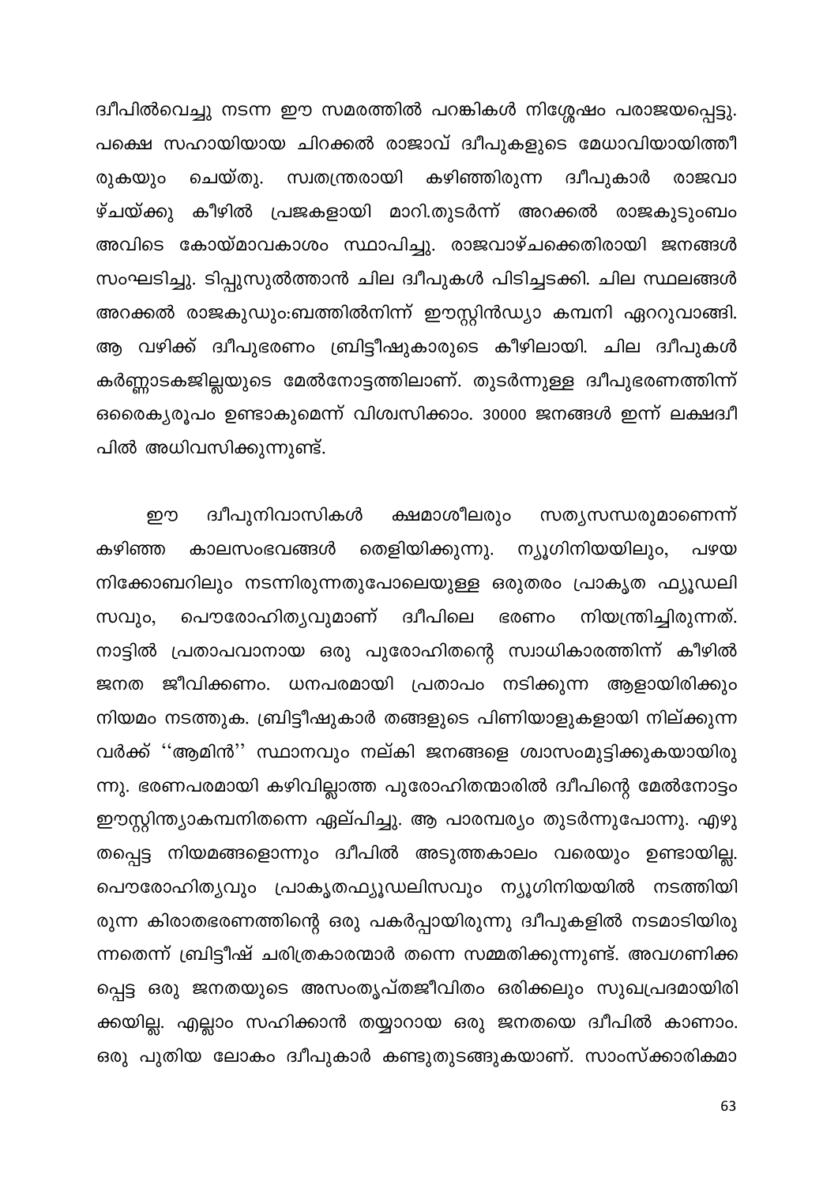ദ്വീപിൽവെച്ചു നടന്ന ഈ സമരത്തിൽ പറങ്കികൾ നിശ്ശേഷം പരാജയപ്പെട്ടു. പക്ഷെ സഹായിയായ ചിറക്കൽ രാജാവ് ദ്വീപുകളുടെ മേധാവിയായിത്തീരുകയും ചെയ്തു. സ്വതന്ത്രരായി കഴിഞ്ഞിരുന്ന ദ്വീപുകാർ രാജവാഴ്ചയ്ക്കു കീഴിൽ പ്രജകളായി മാറി.തുടർന്ന് അറക്കൽ രാജകുടുംബം അവിടെ കോയ്മാവകാശം സ്ഥാപിച്ചു. രാജവാഴ്ചക്കെതിരായി ജനങ്ങൾ സംഘടിച്ചു. ടിപ്പുസുൽത്താൻ ചില ദ്വീപുകൾ പിടിച്ചടക്കി. ചില സ്ഥലങ്ങൾ അറക്കൽ രാജകുഡും:ബത്തിൽനിന്ന് ഈസ്റ്റിൻഡ്യാ കമ്പനി ഏററുവാങ്ങി. ആ വഴിക്ക് ദ്വീപുഭരണം ബ്രിട്ടീഷുകാരുടെ കീഴിലായി. ചില ദ്വീപുകൾ കർണ്ണാടകജില്ലയുടെ മേൽനോട്ടത്തിലാണ്. തുടർന്നുള്ള ദ്വീപുഭരണത്തിന്ന് ഒരൈക്യരൂപം ഉണ്ടാകുമെന്ന് വിശ്വസിക്കാം. 30000 ജനങ്ങൾ ഇന്ന് ലക്ഷദ്വീപിൽ അധിവസിക്കുന്നുണ്ട്.

ഈ ദ്വീപുനിവാസികൾ ക്ഷമാശീലരും സത്യസന്ധരുമാണെന്ന് കഴിഞ്ഞ കാലസംഭവങ്ങൾ തെളിയിക്കുന്നു. ന്യൂഗിനിയയിലും, പഴയ നിക്കോബറിലും നടന്നിരുന്നതുപോലെയുള്ള ഒരുതരം പ്രാകൃത ഫ്യൂഡലിസവും, പൌരോഹിത്യവുമാണ് ദ്വീപിലെ ഭരണം നിയന്ത്രിച്ചിരുന്നത്. നാട്ടിൽ പ്രതാപവാനായ ഒരു പുരോഹിതന്റെ സ്വാധികാരത്തിന്ന് കീഴിൽ ജനത ജീവിക്കണം. ധനപരമായി പ്രതാപം നടിക്കുന്ന ആളായിരിക്കും നിയമം നടത്തുക. ബ്രിട്ടീഷുകാർ തങ്ങളുടെ പിണിയാളുകളായി നില്ക്കുന്നവർക്ക് ''ആമിൻ'' സ്ഥാനവും നല്കി ജനങ്ങളെ ശ്വാസംമുട്ടിക്കുകയായിരുന്നു. ഭരണപരമായി കഴിവില്ലാത്ത പുരോഹിതന്മാരിൽ ദ്വീപിന്റെ മേൽനോട്ടം ഈസ്റ്റിന്ത്യാകമ്പനിതന്നെ ഏല്പിച്ചു. ആ പാരമ്പര്യം തുടർന്നുപോന്നു. എഴുതപ്പെട്ട നിയമങ്ങളൊന്നും ദ്വീപിൽ അടുത്തകാലം വരെയും ഉണ്ടായില്ല. പൌരോഹിത്യവും പ്രാകൃതഫ്യൂഡലിസവും ന്യൂഗിനിയയിൽ നടത്തിയിരുന്ന കിരാതഭരണത്തിന്റെ ഒരു പകർപ്പായിരുന്നു ദ്വീപുകളിൽ നടമാടിയിരുന്നതെന്ന് ബ്രിട്ടീഷ് ചരിത്രകാരന്മാർ തന്നെ സമ്മതിക്കുന്നുണ്ട്. അവഗണിക്കപ്പെട്ട ഒരു ജനതയുടെ അസംതൃപ്തജീവിതം ഒരിക്കലും സുഖപ്രദമായിരിക്കയില്ല. എല്ലാം സഹിക്കാൻ തയ്യാറായ ഒരു ജനതയെ ദ്വീപിൽ കാണാം. ഒരു പുതിയ ലോകം ദ്വീപുകാർ കണ്ടുതുടങ്ങുകയാണ്. സാംസ്ക്കാരികമാ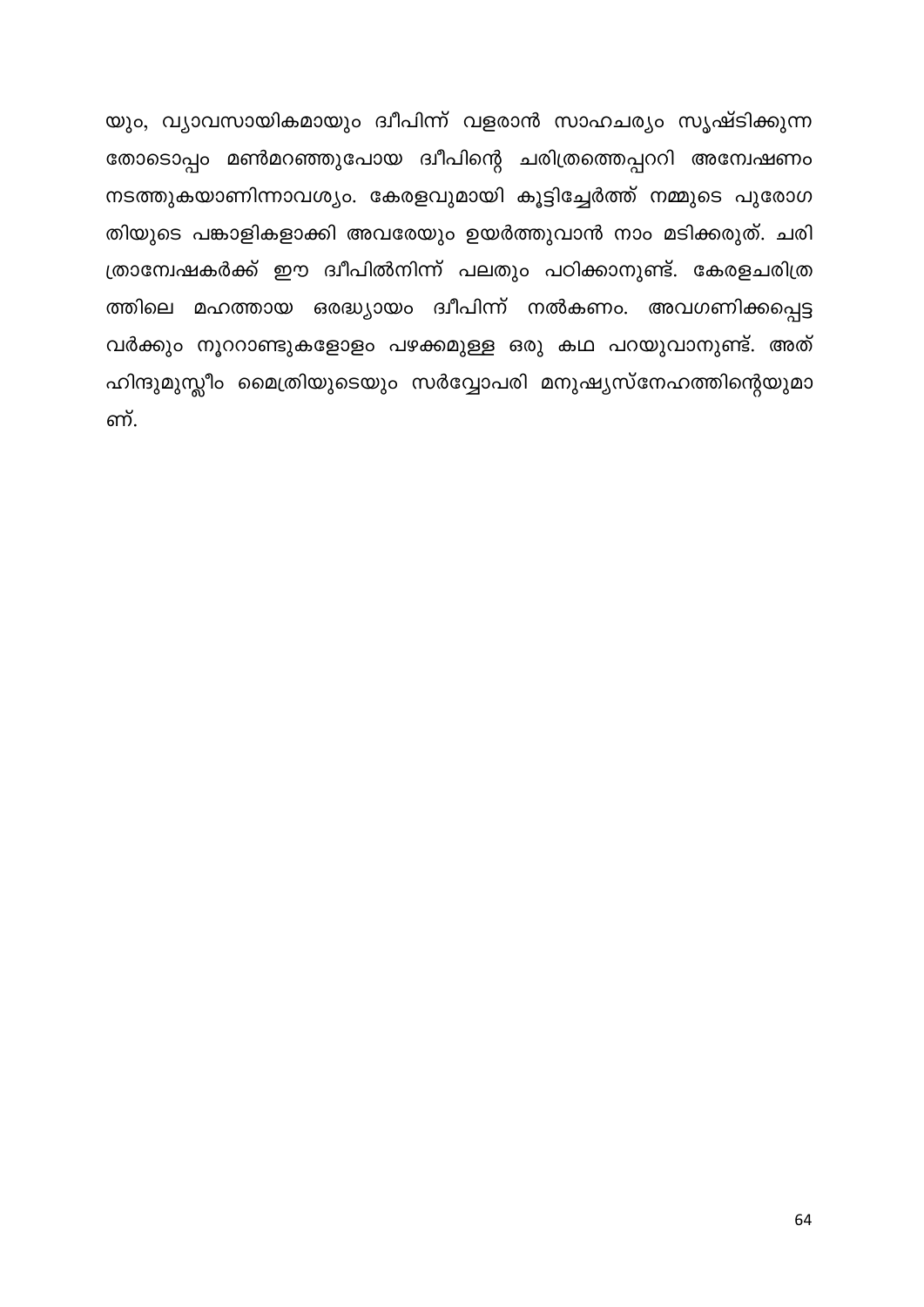യും, വ്യാവസായികമായും ദ്വീപിന്ന് വളരാൻ സാഹചര്യം സൃഷ്ടിക്കുന്ന തോടൊപ്പം മൺമറഞ്ഞുപോയ ദ്വീപിന്റെ ചരിത്രത്തെപ്പററി അന്വേഷണം നടത്തുകയാണിന്നാവശ്യം. കേരളവുമായി കൂട്ടിച്ചേർത്ത് നമ്മുടെ പുരോഗ തിയുടെ പങ്കാളികളാക്കി അവരേയും ഉയർത്തുവാൻ നാം മടിക്കരുത്. ചരി ത്രാന്വേഷകർക്ക് ഈ ദ്വീപിൽനിന്ന് പലതും പഠിക്കാനുണ്ട്. കേരളചരിത്ര ത്തിലെ മഹത്തായ ഒരദ്ധ്യായം ദ്വീപിന്ന് നൽകണം. അവഗണിക്കപ്പെട്ട വർക്കും നൂററാണ്ടുകളോളം പഴക്കമുള്ള ഒരു കഥ പറയുവാനുണ്ട്. അത് ഹിന്ദുമുസ്ലീം മൈത്രിയുടെയും സർവ്വോപരി മനുഷ്യസ്നേഹത്തിന്റെയുമാ ണ്.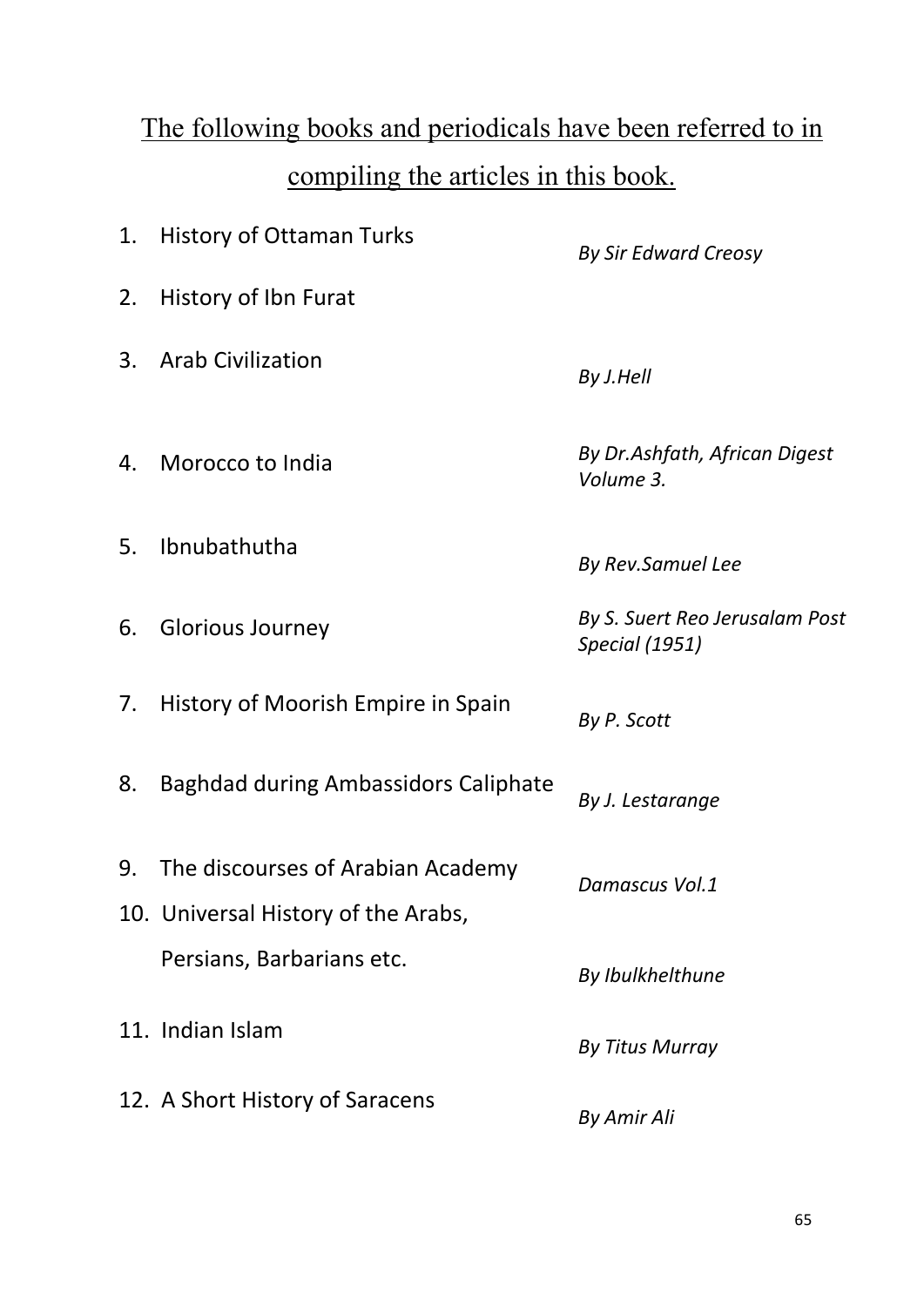The following books and periodicals have been referred to in compiling the articles in this book.

1. History of Ottaman Turks — *By Sir Edward Creosy*
2. History of Ibn Furat
3. Arab Civilization — *By J.Hell*
4. Morocco to India — *By Dr.Ashfath, African Digest Volume 3.*
5. Ibnubathutha — *By Rev.Samuel Lee*
6. Glorious Journey — *By S. Suert Reo Jerusalam Post Special (1951)*
7. History of Moorish Empire in Spain — *By P. Scott*
8. Baghdad during Ambassidors Caliphate — *By J. Lestarange*
9. The discourses of Arabian Academy — *Damascus Vol.1*
10. Universal History of the Arabs, Persians, Barbarians etc. — *By Ibulkhelthune*
11. Indian Islam — *By Titus Murray*
12. A Short History of Saracens — *By Amir Ali*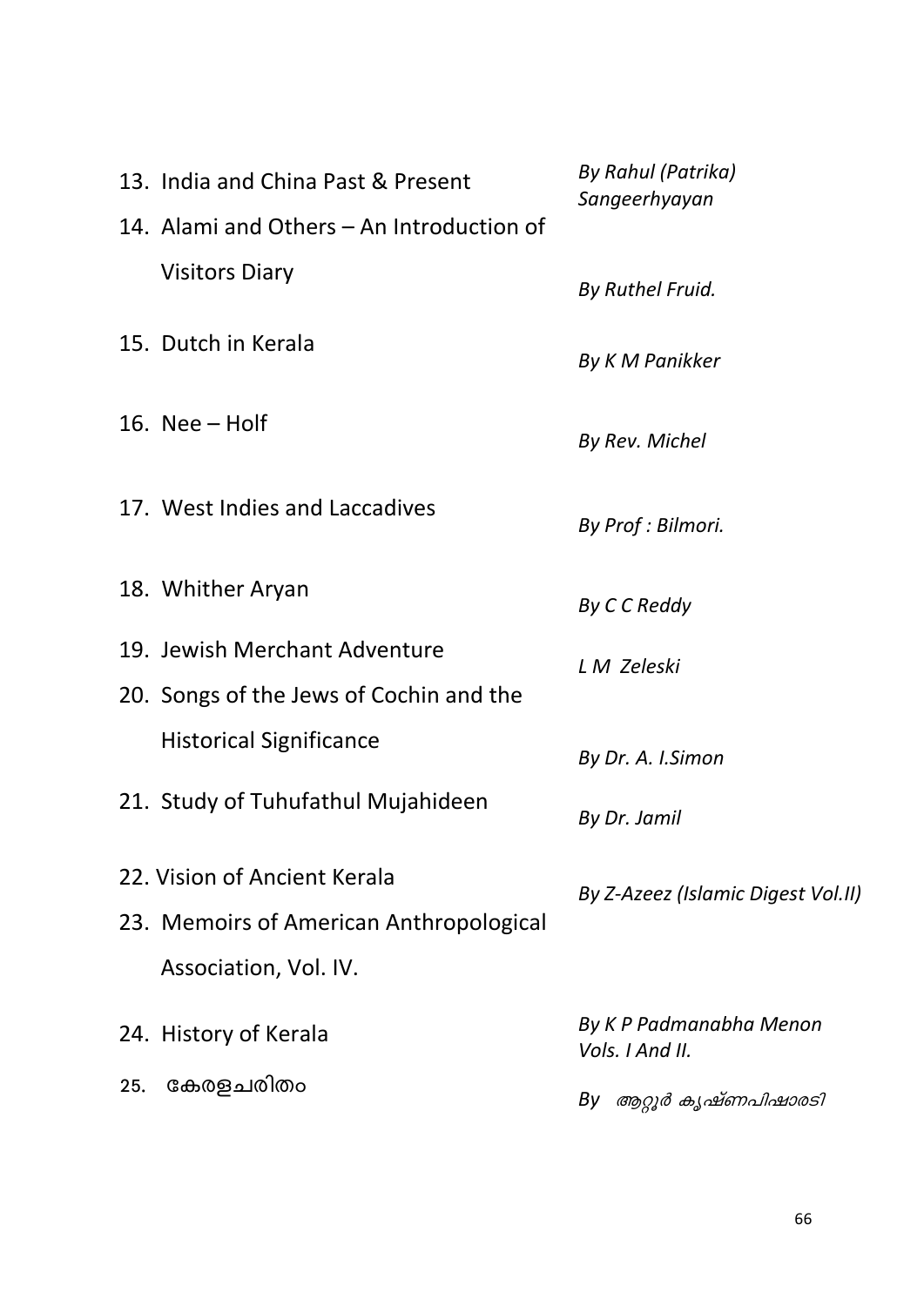13. India and China Past & Present — *By Rahul (Patrika) Sangeerhyayan*
14. Alami and Others – An Introduction of Visitors Diary — *By Ruthel Fruid.*
15. Dutch in Kerala — *By K M Panikker*
16. Nee – Holf — *By Rev. Michel*
17. West Indies and Laccadives — *By Prof : Bilmori.*
18. Whither Aryan — *By C C Reddy*
19. Jewish Merchant Adventure — *L M Zeleski*
20. Songs of the Jews of Cochin and the Historical Significance — *By Dr. A. I.Simon*
21. Study of Tuhufathul Mujahideen — *By Dr. Jamil*
22. Vision of Ancient Kerala — *By Z-Azeez (Islamic Digest Vol.II)*
23. Memoirs of American Anthropological Association, Vol. IV.
24. History of Kerala — *By K P Padmanabha Menon Vols. I And II.*
25. കേരളചരിതം — *By ആറ്റൂർ കൃഷ്ണപിഷാരടി*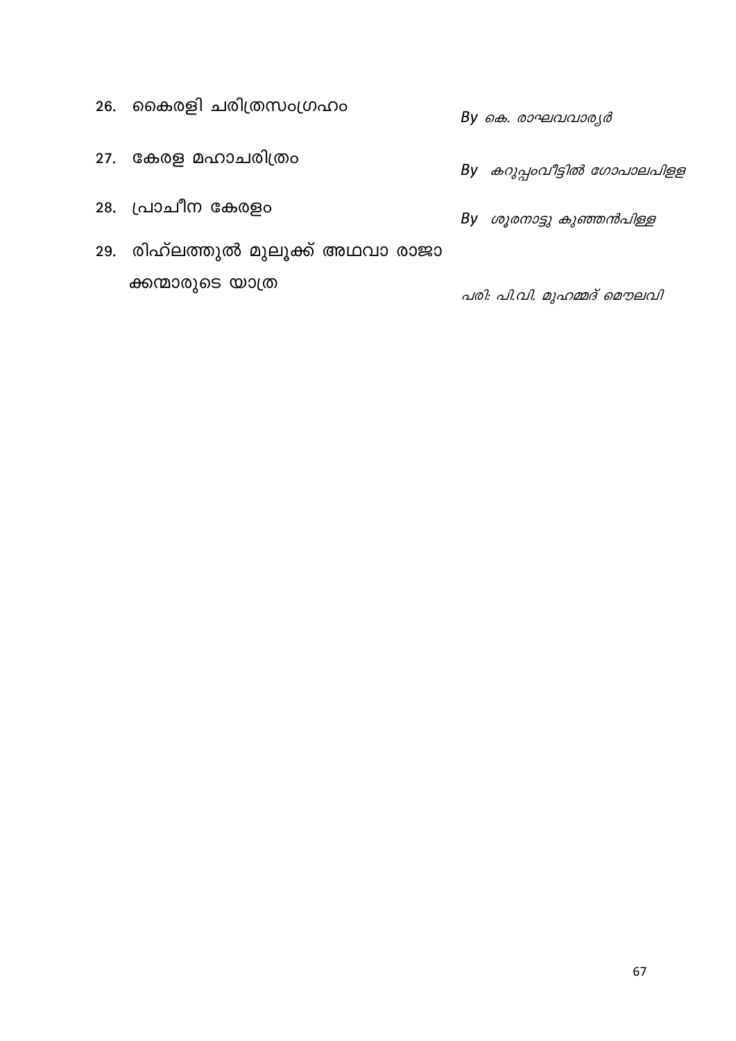26. കൈരളി ചരിത്രസംഗ്രഹം *By കെ. രാഘവവാര്യർ*

27. കേരള മഹാചരിത്രം *By കറുപ്പംവീട്ടിൽ ഗോപാലപിള്ള*

28. പ്രാചീന കേരളം *By ശൂരനാട്ടു കുഞ്ഞൻപിള്ള*

29. രിഹ്‌ലത്തുൽ മുലൂക്ക് അഥവാ രാജാക്കന്മാരുടെ യാത്ര *പരി: പി.വി. മുഹമ്മദ് മൌലവി*